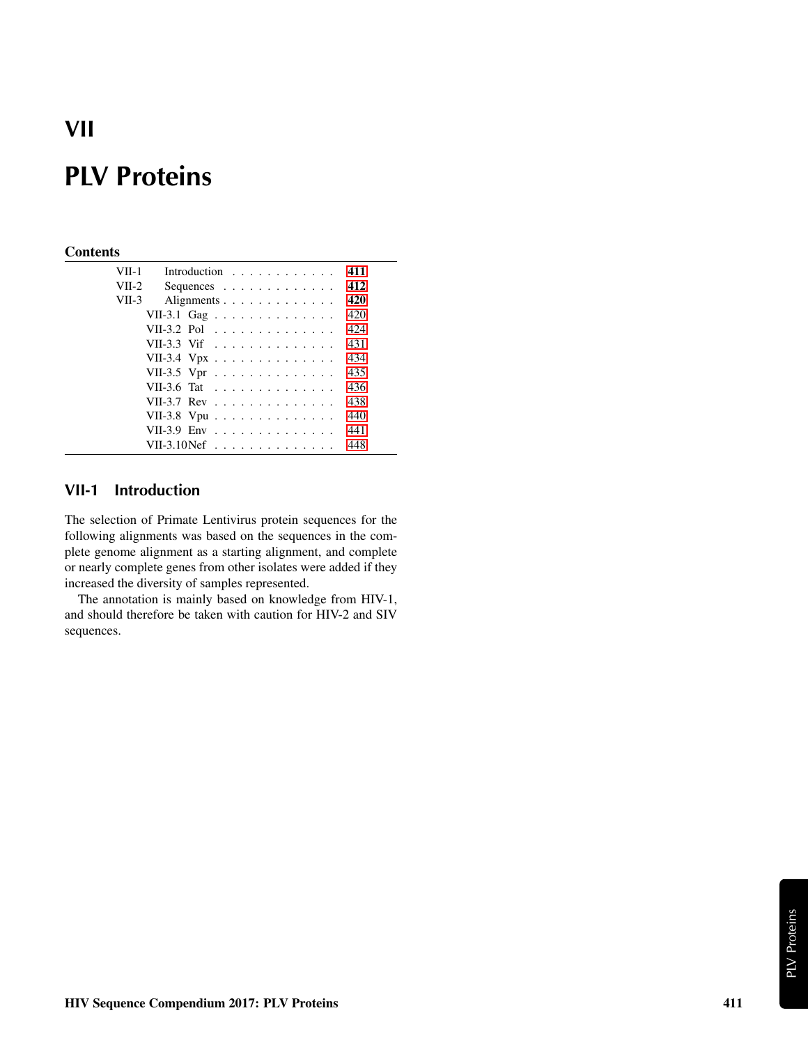# VII

# PLV Proteins

## Contents

| | | |
|---|---|---|
| VII-1 | Introduction | 411 |
| VII-2 | Sequences | 412 |
| VII-3 | Alignments | 420 |
| | VII-3.1 Gag | 420 |
| | VII-3.2 Pol | 424 |
| | VII-3.3 Vif | 431 |
| | VII-3.4 Vpx | 434 |
| | VII-3.5 Vpr | 435 |
| | VII-3.6 Tat | 436 |
| | VII-3.7 Rev | 438 |
| | VII-3.8 Vpu | 440 |
| | VII-3.9 Env | 441 |
| | VII-3.10 Nef | 448 |

## VII-1 Introduction

The selection of Primate Lentivirus protein sequences for the following alignments was based on the sequences in the complete genome alignment as a starting alignment, and complete or nearly complete genes from other isolates were added if they increased the diversity of samples represented.

The annotation is mainly based on knowledge from HIV-1, and should therefore be taken with caution for HIV-2 and SIV sequences.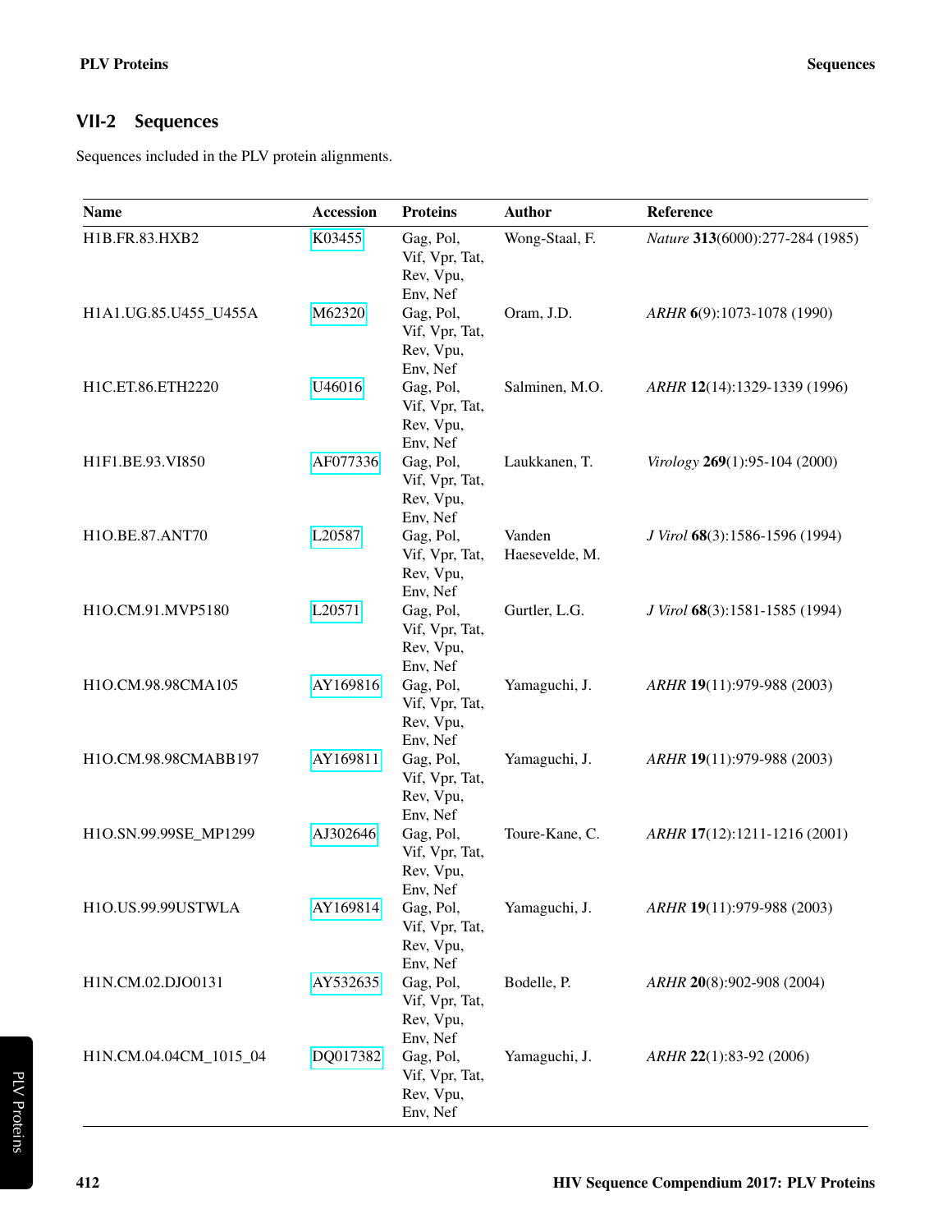## VII-2 Sequences

Sequences included in the PLV protein alignments.

| Name | Accession | Proteins | Author | Reference |
|---|---|---|---|---|
| H1B.FR.83.HXB2 | K03455 | Gag, Pol, Vif, Vpr, Tat, Rev, Vpu, Env, Nef | Wong-Staal, F. | *Nature* **313**(6000):277-284 (1985) |
| H1A1.UG.85.U455_U455A | M62320 | Gag, Pol, Vif, Vpr, Tat, Rev, Vpu, Env, Nef | Oram, J.D. | *ARHR* **6**(9):1073-1078 (1990) |
| H1C.ET.86.ETH2220 | U46016 | Gag, Pol, Vif, Vpr, Tat, Rev, Vpu, Env, Nef | Salminen, M.O. | *ARHR* **12**(14):1329-1339 (1996) |
| H1F1.BE.93.VI850 | AF077336 | Gag, Pol, Vif, Vpr, Tat, Rev, Vpu, Env, Nef | Laukkanen, T. | *Virology* **269**(1):95-104 (2000) |
| H1O.BE.87.ANT70 | L20587 | Gag, Pol, Vif, Vpr, Tat, Rev, Vpu, Env, Nef | Vanden Haesevelde, M. | *J Virol* **68**(3):1586-1596 (1994) |
| H1O.CM.91.MVP5180 | L20571 | Gag, Pol, Vif, Vpr, Tat, Rev, Vpu, Env, Nef | Gurtler, L.G. | *J Virol* **68**(3):1581-1585 (1994) |
| H1O.CM.98.98CMA105 | AY169816 | Gag, Pol, Vif, Vpr, Tat, Rev, Vpu, Env, Nef | Yamaguchi, J. | *ARHR* **19**(11):979-988 (2003) |
| H1O.CM.98.98CMABB197 | AY169811 | Gag, Pol, Vif, Vpr, Tat, Rev, Vpu, Env, Nef | Yamaguchi, J. | *ARHR* **19**(11):979-988 (2003) |
| H1O.SN.99.99SE_MP1299 | AJ302646 | Gag, Pol, Vif, Vpr, Tat, Rev, Vpu, Env, Nef | Toure-Kane, C. | *ARHR* **17**(12):1211-1216 (2001) |
| H1O.US.99.99USTWLA | AY169814 | Gag, Pol, Vif, Vpr, Tat, Rev, Vpu, Env, Nef | Yamaguchi, J. | *ARHR* **19**(11):979-988 (2003) |
| H1N.CM.02.DJO0131 | AY532635 | Gag, Pol, Vif, Vpr, Tat, Rev, Vpu, Env, Nef | Bodelle, P. | *ARHR* **20**(8):902-908 (2004) |
| H1N.CM.04.04CM_1015_04 | DQ017382 | Gag, Pol, Vif, Vpr, Tat, Rev, Vpu, Env, Nef | Yamaguchi, J. | *ARHR* **22**(1):83-92 (2006) |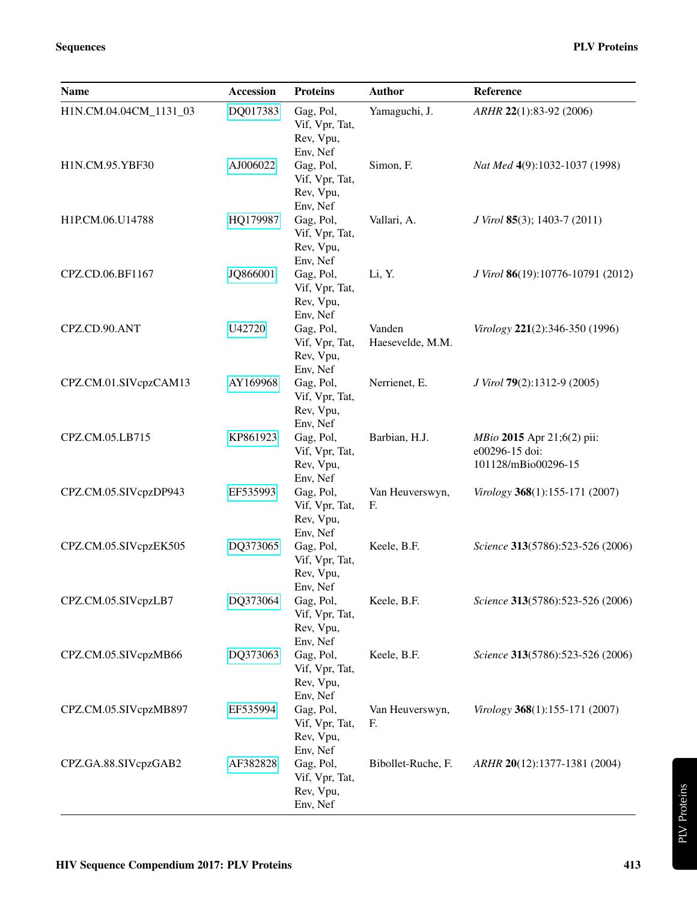| Name | Accession | Proteins | Author | Reference |
|---|---|---|---|---|
| H1N.CM.04.04CM_1131_03 | DQ017383 | Gag, Pol, Vif, Vpr, Tat, Rev, Vpu, Env, Nef | Yamaguchi, J. | *ARHR* **22**(1):83-92 (2006) |
| H1N.CM.95.YBF30 | AJ006022 | Gag, Pol, Vif, Vpr, Tat, Rev, Vpu, Env, Nef | Simon, F. | *Nat Med* **4**(9):1032-1037 (1998) |
| H1P.CM.06.U14788 | HQ179987 | Gag, Pol, Vif, Vpr, Tat, Rev, Vpu, Env, Nef | Vallari, A. | *J Virol* **85**(3); 1403-7 (2011) |
| CPZ.CD.06.BF1167 | JQ866001 | Gag, Pol, Vif, Vpr, Tat, Rev, Vpu, Env, Nef | Li, Y. | *J Virol* **86**(19):10776-10791 (2012) |
| CPZ.CD.90.ANT | U42720 | Gag, Pol, Vif, Vpr, Tat, Rev, Vpu, Env, Nef | Vanden Haesevelde, M.M. | *Virology* **221**(2):346-350 (1996) |
| CPZ.CM.01.SIVcpzCAM13 | AY169968 | Gag, Pol, Vif, Vpr, Tat, Rev, Vpu, Env, Nef | Nerrienet, E. | *J Virol* **79**(2):1312-9 (2005) |
| CPZ.CM.05.LB715 | KP861923 | Gag, Pol, Vif, Vpr, Tat, Rev, Vpu, Env, Nef | Barbian, H.J. | *MBio* **2015** Apr 21;6(2) pii: e00296-15 doi: 101128/mBio00296-15 |
| CPZ.CM.05.SIVcpzDP943 | EF535993 | Gag, Pol, Vif, Vpr, Tat, Rev, Vpu, Env, Nef | Van Heuverswyn, F. | *Virology* **368**(1):155-171 (2007) |
| CPZ.CM.05.SIVcpzEK505 | DQ373065 | Gag, Pol, Vif, Vpr, Tat, Rev, Vpu, Env, Nef | Keele, B.F. | *Science* **313**(5786):523-526 (2006) |
| CPZ.CM.05.SIVcpzLB7 | DQ373064 | Gag, Pol, Vif, Vpr, Tat, Rev, Vpu, Env, Nef | Keele, B.F. | *Science* **313**(5786):523-526 (2006) |
| CPZ.CM.05.SIVcpzMB66 | DQ373063 | Gag, Pol, Vif, Vpr, Tat, Rev, Vpu, Env, Nef | Keele, B.F. | *Science* **313**(5786):523-526 (2006) |
| CPZ.CM.05.SIVcpzMB897 | EF535994 | Gag, Pol, Vif, Vpr, Tat, Rev, Vpu, Env, Nef | Van Heuverswyn, F. | *Virology* **368**(1):155-171 (2007) |
| CPZ.GA.88.SIVcpzGAB2 | AF382828 | Gag, Pol, Vif, Vpr, Tat, Rev, Vpu, Env, Nef | Bibollet-Ruche, F. | *ARHR* **20**(12):1377-1381 (2004) |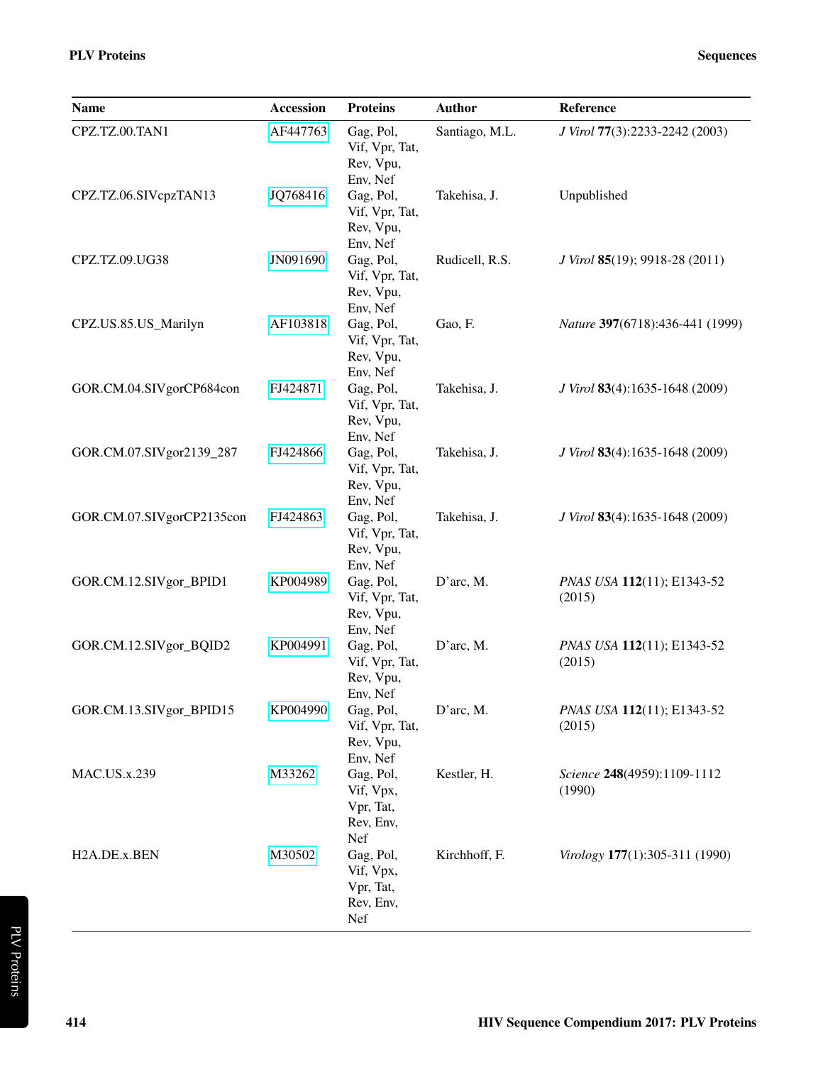| Name | Accession | Proteins | Author | Reference |
|---|---|---|---|---|
| CPZ.TZ.00.TAN1 | AF447763 | Gag, Pol, Vif, Vpr, Tat, Rev, Vpu, Env, Nef | Santiago, M.L. | *J Virol* **77**(3):2233-2242 (2003) |
| CPZ.TZ.06.SIVcpzTAN13 | JQ768416 | Gag, Pol, Vif, Vpr, Tat, Rev, Vpu, Env, Nef | Takehisa, J. | Unpublished |
| CPZ.TZ.09.UG38 | JN091690 | Gag, Pol, Vif, Vpr, Tat, Rev, Vpu, Env, Nef | Rudicell, R.S. | *J Virol* **85**(19); 9918-28 (2011) |
| CPZ.US.85.US_Marilyn | AF103818 | Gag, Pol, Vif, Vpr, Tat, Rev, Vpu, Env, Nef | Gao, F. | *Nature* **397**(6718):436-441 (1999) |
| GOR.CM.04.SIVgorCP684con | FJ424871 | Gag, Pol, Vif, Vpr, Tat, Rev, Vpu, Env, Nef | Takehisa, J. | *J Virol* **83**(4):1635-1648 (2009) |
| GOR.CM.07.SIVgor2139_287 | FJ424866 | Gag, Pol, Vif, Vpr, Tat, Rev, Vpu, Env, Nef | Takehisa, J. | *J Virol* **83**(4):1635-1648 (2009) |
| GOR.CM.07.SIVgorCP2135con | FJ424863 | Gag, Pol, Vif, Vpr, Tat, Rev, Vpu, Env, Nef | Takehisa, J. | *J Virol* **83**(4):1635-1648 (2009) |
| GOR.CM.12.SIVgor_BPID1 | KP004989 | Gag, Pol, Vif, Vpr, Tat, Rev, Vpu, Env, Nef | D'arc, M. | *PNAS USA* **112**(11); E1343-52 (2015) |
| GOR.CM.12.SIVgor_BQID2 | KP004991 | Gag, Pol, Vif, Vpr, Tat, Rev, Vpu, Env, Nef | D'arc, M. | *PNAS USA* **112**(11); E1343-52 (2015) |
| GOR.CM.13.SIVgor_BPID15 | KP004990 | Gag, Pol, Vif, Vpr, Tat, Rev, Vpu, Env, Nef | D'arc, M. | *PNAS USA* **112**(11); E1343-52 (2015) |
| MAC.US.x.239 | M33262 | Gag, Pol, Vif, Vpx, Vpr, Tat, Rev, Env, Nef | Kestler, H. | *Science* **248**(4959):1109-1112 (1990) |
| H2A.DE.x.BEN | M30502 | Gag, Pol, Vif, Vpx, Vpr, Tat, Rev, Env, Nef | Kirchhoff, F. | *Virology* **177**(1):305-311 (1990) |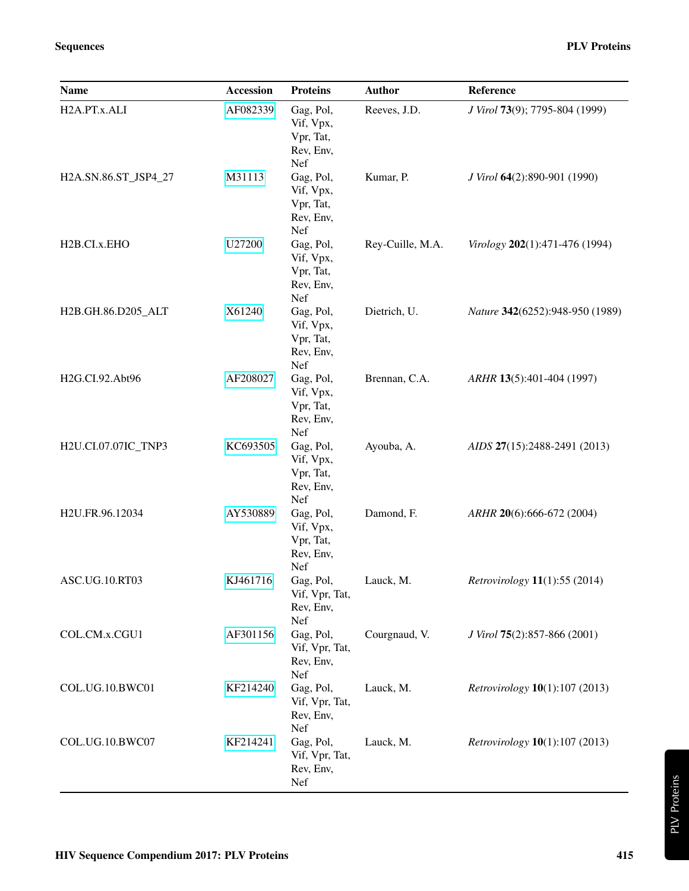| Name | Accession | Proteins | Author | Reference |
|---|---|---|---|---|
| H2A.PT.x.ALI | AF082339 | Gag, Pol, Vif, Vpx, Vpr, Tat, Rev, Env, Nef | Reeves, J.D. | *J Virol* **73**(9); 7795-804 (1999) |
| H2A.SN.86.ST_JSP4_27 | M31113 | Gag, Pol, Vif, Vpx, Vpr, Tat, Rev, Env, Nef | Kumar, P. | *J Virol* **64**(2):890-901 (1990) |
| H2B.CI.x.EHO | U27200 | Gag, Pol, Vif, Vpx, Vpr, Tat, Rev, Env, Nef | Rey-Cuille, M.A. | *Virology* **202**(1):471-476 (1994) |
| H2B.GH.86.D205_ALT | X61240 | Gag, Pol, Vif, Vpx, Vpr, Tat, Rev, Env, Nef | Dietrich, U. | *Nature* **342**(6252):948-950 (1989) |
| H2G.CI.92.Abt96 | AF208027 | Gag, Pol, Vif, Vpx, Vpr, Tat, Rev, Env, Nef | Brennan, C.A. | *ARHR* **13**(5):401-404 (1997) |
| H2U.CI.07.07IC_TNP3 | KC693505 | Gag, Pol, Vif, Vpx, Vpr, Tat, Rev, Env, Nef | Ayouba, A. | *AIDS* **27**(15):2488-2491 (2013) |
| H2U.FR.96.12034 | AY530889 | Gag, Pol, Vif, Vpx, Vpr, Tat, Rev, Env, Nef | Damond, F. | *ARHR* **20**(6):666-672 (2004) |
| ASC.UG.10.RT03 | KJ461716 | Gag, Pol, Vif, Vpr, Tat, Rev, Env, Nef | Lauck, M. | *Retrovirology* **11**(1):55 (2014) |
| COL.CM.x.CGU1 | AF301156 | Gag, Pol, Vif, Vpr, Tat, Rev, Env, Nef | Courgnaud, V. | *J Virol* **75**(2):857-866 (2001) |
| COL.UG.10.BWC01 | KF214240 | Gag, Pol, Vif, Vpr, Tat, Rev, Env, Nef | Lauck, M. | *Retrovirology* **10**(1):107 (2013) |
| COL.UG.10.BWC07 | KF214241 | Gag, Pol, Vif, Vpr, Tat, Rev, Env, Nef | Lauck, M. | *Retrovirology* **10**(1):107 (2013) |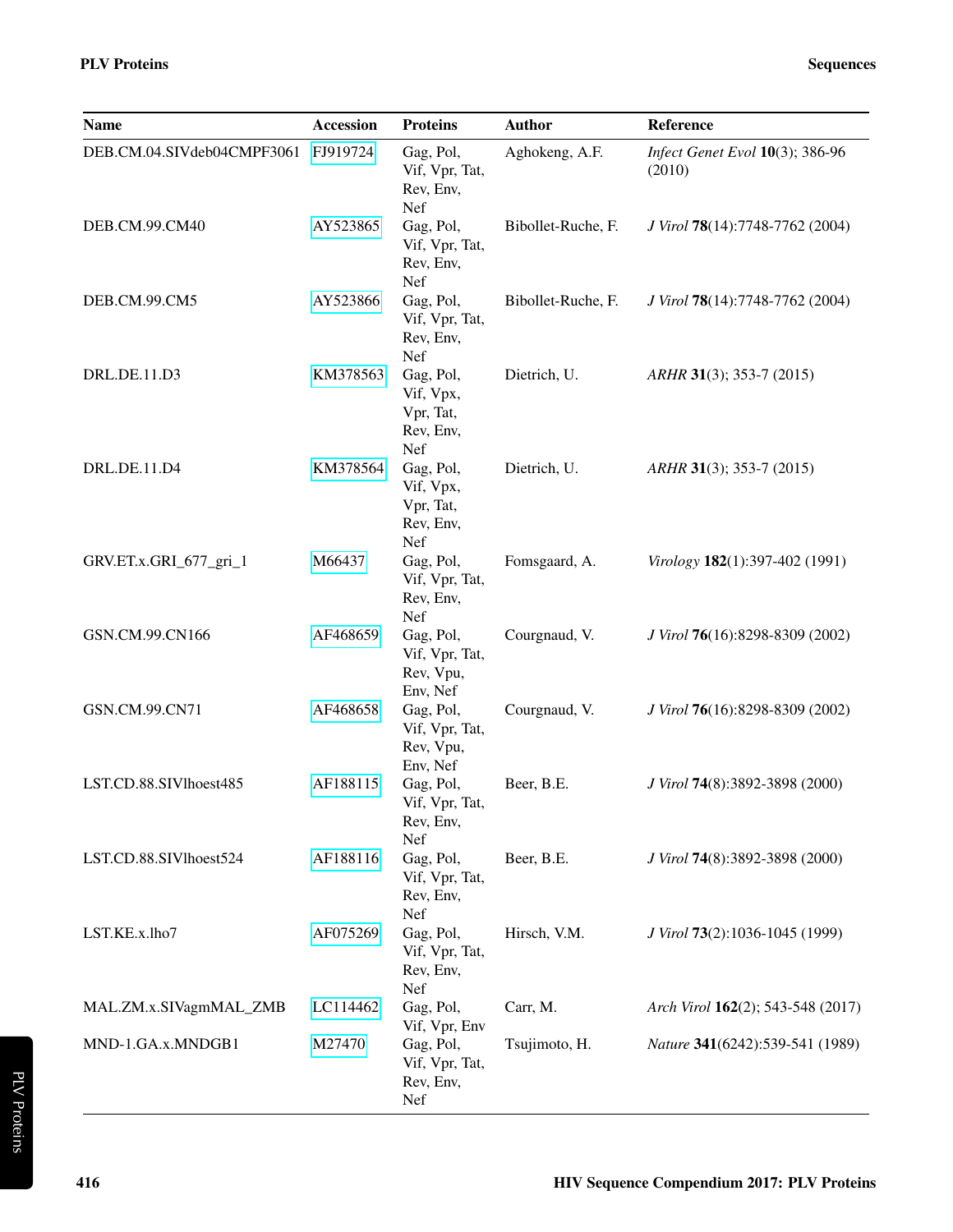| Name | Accession | Proteins | Author | Reference |
|---|---|---|---|---|
| DEB.CM.04.SIVdeb04CMPF3061 | FJ919724 | Gag, Pol, Vif, Vpr, Tat, Rev, Env, Nef | Aghokeng, A.F. | *Infect Genet Evol* **10**(3); 386-96 (2010) |
| DEB.CM.99.CM40 | AY523865 | Gag, Pol, Vif, Vpr, Tat, Rev, Env, Nef | Bibollet-Ruche, F. | *J Virol* **78**(14):7748-7762 (2004) |
| DEB.CM.99.CM5 | AY523866 | Gag, Pol, Vif, Vpr, Tat, Rev, Env, Nef | Bibollet-Ruche, F. | *J Virol* **78**(14):7748-7762 (2004) |
| DRL.DE.11.D3 | KM378563 | Gag, Pol, Vif, Vpx, Vpr, Tat, Rev, Env, Nef | Dietrich, U. | *ARHR* **31**(3); 353-7 (2015) |
| DRL.DE.11.D4 | KM378564 | Gag, Pol, Vif, Vpx, Vpr, Tat, Rev, Env, Nef | Dietrich, U. | *ARHR* **31**(3); 353-7 (2015) |
| GRV.ET.x.GRI_677_gri_1 | M66437 | Gag, Pol, Vif, Vpr, Tat, Rev, Env, Nef | Fomsgaard, A. | *Virology* **182**(1):397-402 (1991) |
| GSN.CM.99.CN166 | AF468659 | Gag, Pol, Vif, Vpr, Tat, Rev, Vpu, Env, Nef | Courgnaud, V. | *J Virol* **76**(16):8298-8309 (2002) |
| GSN.CM.99.CN71 | AF468658 | Gag, Pol, Vif, Vpr, Tat, Rev, Vpu, Env, Nef | Courgnaud, V. | *J Virol* **76**(16):8298-8309 (2002) |
| LST.CD.88.SIVlhoest485 | AF188115 | Gag, Pol, Vif, Vpr, Tat, Rev, Env, Nef | Beer, B.E. | *J Virol* **74**(8):3892-3898 (2000) |
| LST.CD.88.SIVlhoest524 | AF188116 | Gag, Pol, Vif, Vpr, Tat, Rev, Env, Nef | Beer, B.E. | *J Virol* **74**(8):3892-3898 (2000) |
| LST.KE.x.lho7 | AF075269 | Gag, Pol, Vif, Vpr, Tat, Rev, Env, Nef | Hirsch, V.M. | *J Virol* **73**(2):1036-1045 (1999) |
| MAL.ZM.x.SIVagmMAL_ZMB | LC114462 | Gag, Pol, Vif, Vpr, Env | Carr, M. | *Arch Virol* **162**(2); 543-548 (2017) |
| MND-1.GA.x.MNDGB1 | M27470 | Gag, Pol, Vif, Vpr, Tat, Rev, Env, Nef | Tsujimoto, H. | *Nature* **341**(6242):539-541 (1989) |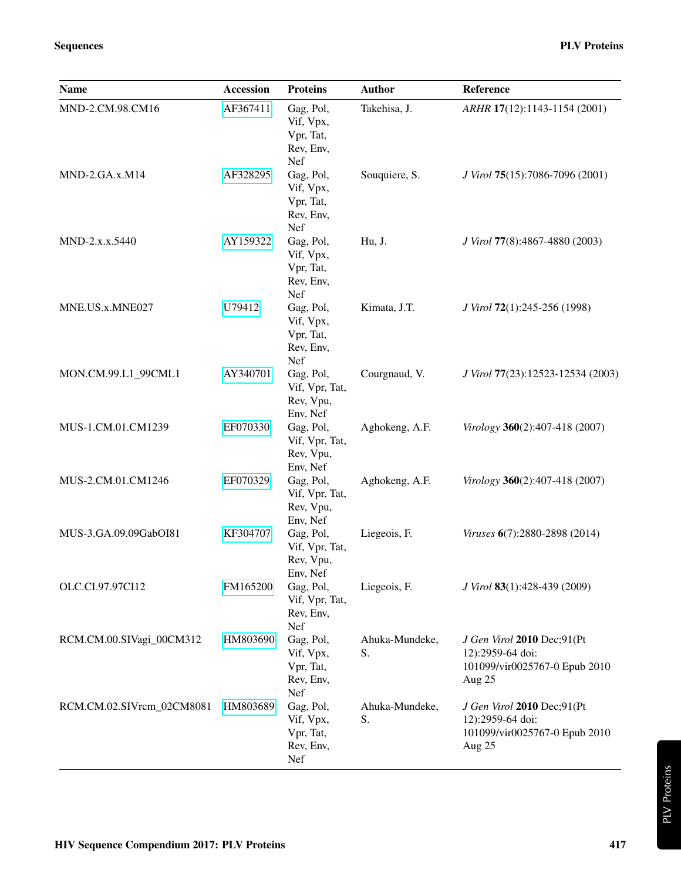| Name | Accession | Proteins | Author | Reference |
|---|---|---|---|---|
| MND-2.CM.98.CM16 | AF367411 | Gag, Pol, Vif, Vpx, Vpr, Tat, Rev, Env, Nef | Takehisa, J. | *ARHR* **17**(12):1143-1154 (2001) |
| MND-2.GA.x.M14 | AF328295 | Gag, Pol, Vif, Vpx, Vpr, Tat, Rev, Env, Nef | Souquiere, S. | *J Virol* **75**(15):7086-7096 (2001) |
| MND-2.x.x.5440 | AY159322 | Gag, Pol, Vif, Vpx, Vpr, Tat, Rev, Env, Nef | Hu, J. | *J Virol* **77**(8):4867-4880 (2003) |
| MNE.US.x.MNE027 | U79412 | Gag, Pol, Vif, Vpx, Vpr, Tat, Rev, Env, Nef | Kimata, J.T. | *J Virol* **72**(1):245-256 (1998) |
| MON.CM.99.L1_99CML1 | AY340701 | Gag, Pol, Vif, Vpr, Tat, Rev, Vpu, Env, Nef | Courgnaud, V. | *J Virol* **77**(23):12523-12534 (2003) |
| MUS-1.CM.01.CM1239 | EF070330 | Gag, Pol, Vif, Vpr, Tat, Rev, Vpu, Env, Nef | Aghokeng, A.F. | *Virology* **360**(2):407-418 (2007) |
| MUS-2.CM.01.CM1246 | EF070329 | Gag, Pol, Vif, Vpr, Tat, Rev, Vpu, Env, Nef | Aghokeng, A.F. | *Virology* **360**(2):407-418 (2007) |
| MUS-3.GA.09.09GabOI81 | KF304707 | Gag, Pol, Vif, Vpr, Tat, Rev, Vpu, Env, Nef | Liegeois, F. | *Viruses* **6**(7):2880-2898 (2014) |
| OLC.CI.97.97CI12 | FM165200 | Gag, Pol, Vif, Vpr, Tat, Rev, Env, Nef | Liegeois, F. | *J Virol* **83**(1):428-439 (2009) |
| RCM.CM.00.SIVagi_00CM312 | HM803690 | Gag, Pol, Vif, Vpx, Vpr, Tat, Rev, Env, Nef | Ahuka-Mundeke, S. | *J Gen Virol* **2010** Dec;91(Pt 12):2959-64 doi: 101099/vir0025767-0 Epub 2010 Aug 25 |
| RCM.CM.02.SIVrcm_02CM8081 | HM803689 | Gag, Pol, Vif, Vpx, Vpr, Tat, Rev, Env, Nef | Ahuka-Mundeke, S. | *J Gen Virol* **2010** Dec;91(Pt 12):2959-64 doi: 101099/vir0025767-0 Epub 2010 Aug 25 |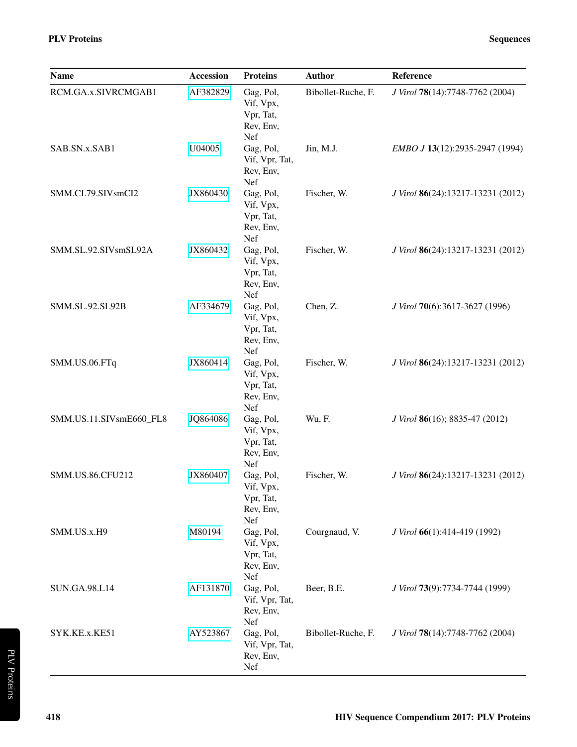| Name | Accession | Proteins | Author | Reference |
|---|---|---|---|---|
| RCM.GA.x.SIVRCMGAB1 | AF382829 | Gag, Pol, Vif, Vpx, Vpr, Tat, Rev, Env, Nef | Bibollet-Ruche, F. | *J Virol* **78**(14):7748-7762 (2004) |
| SAB.SN.x.SAB1 | U04005 | Gag, Pol, Vif, Vpr, Tat, Rev, Env, Nef | Jin, M.J. | *EMBO J* **13**(12):2935-2947 (1994) |
| SMM.CI.79.SIVsmCI2 | JX860430 | Gag, Pol, Vif, Vpx, Vpr, Tat, Rev, Env, Nef | Fischer, W. | *J Virol* **86**(24):13217-13231 (2012) |
| SMM.SL.92.SIVsmSL92A | JX860432 | Gag, Pol, Vif, Vpx, Vpr, Tat, Rev, Env, Nef | Fischer, W. | *J Virol* **86**(24):13217-13231 (2012) |
| SMM.SL.92.SL92B | AF334679 | Gag, Pol, Vif, Vpx, Vpr, Tat, Rev, Env, Nef | Chen, Z. | *J Virol* **70**(6):3617-3627 (1996) |
| SMM.US.06.FTq | JX860414 | Gag, Pol, Vif, Vpx, Vpr, Tat, Rev, Env, Nef | Fischer, W. | *J Virol* **86**(24):13217-13231 (2012) |
| SMM.US.11.SIVsmE660_FL8 | JQ864086 | Gag, Pol, Vif, Vpx, Vpr, Tat, Rev, Env, Nef | Wu, F. | *J Virol* **86**(16); 8835-47 (2012) |
| SMM.US.86.CFU212 | JX860407 | Gag, Pol, Vif, Vpx, Vpr, Tat, Rev, Env, Nef | Fischer, W. | *J Virol* **86**(24):13217-13231 (2012) |
| SMM.US.x.H9 | M80194 | Gag, Pol, Vif, Vpx, Vpr, Tat, Rev, Env, Nef | Courgnaud, V. | *J Virol* **66**(1):414-419 (1992) |
| SUN.GA.98.L14 | AF131870 | Gag, Pol, Vif, Vpr, Tat, Rev, Env, Nef | Beer, B.E. | *J Virol* **73**(9):7734-7744 (1999) |
| SYK.KE.x.KE51 | AY523867 | Gag, Pol, Vif, Vpr, Tat, Rev, Env, Nef | Bibollet-Ruche, F. | *J Virol* **78**(14):7748-7762 (2004) |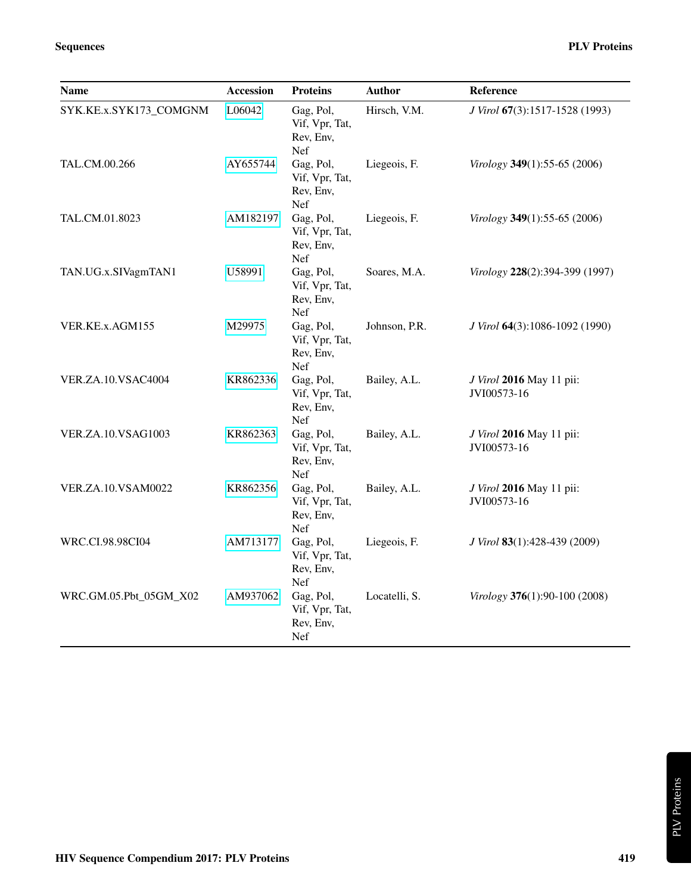| Name | Accession | Proteins | Author | Reference |
|---|---|---|---|---|
| SYK.KE.x.SYK173_COMGNM | L06042 | Gag, Pol, Vif, Vpr, Tat, Rev, Env, Nef | Hirsch, V.M. | *J Virol* **67**(3):1517-1528 (1993) |
| TAL.CM.00.266 | AY655744 | Gag, Pol, Vif, Vpr, Tat, Rev, Env, Nef | Liegeois, F. | *Virology* **349**(1):55-65 (2006) |
| TAL.CM.01.8023 | AM182197 | Gag, Pol, Vif, Vpr, Tat, Rev, Env, Nef | Liegeois, F. | *Virology* **349**(1):55-65 (2006) |
| TAN.UG.x.SIVagmTAN1 | U58991 | Gag, Pol, Vif, Vpr, Tat, Rev, Env, Nef | Soares, M.A. | *Virology* **228**(2):394-399 (1997) |
| VER.KE.x.AGM155 | M29975 | Gag, Pol, Vif, Vpr, Tat, Rev, Env, Nef | Johnson, P.R. | *J Virol* **64**(3):1086-1092 (1990) |
| VER.ZA.10.VSAC4004 | KR862336 | Gag, Pol, Vif, Vpr, Tat, Rev, Env, Nef | Bailey, A.L. | *J Virol* **2016** May 11 pii: JVI00573-16 |
| VER.ZA.10.VSAG1003 | KR862363 | Gag, Pol, Vif, Vpr, Tat, Rev, Env, Nef | Bailey, A.L. | *J Virol* **2016** May 11 pii: JVI00573-16 |
| VER.ZA.10.VSAM0022 | KR862356 | Gag, Pol, Vif, Vpr, Tat, Rev, Env, Nef | Bailey, A.L. | *J Virol* **2016** May 11 pii: JVI00573-16 |
| WRC.CI.98.98CI04 | AM713177 | Gag, Pol, Vif, Vpr, Tat, Rev, Env, Nef | Liegeois, F. | *J Virol* **83**(1):428-439 (2009) |
| WRC.GM.05.Pbt_05GM_X02 | AM937062 | Gag, Pol, Vif, Vpr, Tat, Rev, Env, Nef | Locatelli, S. | *Virology* **376**(1):90-100 (2008) |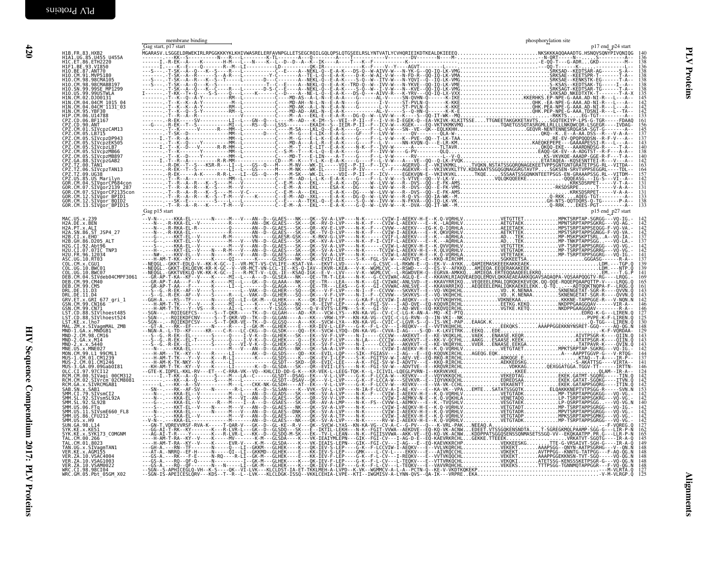# PLV Proteins

```
                      membrane binding                                                                              phosphorylation site
                      Gag start, p17 start                                                                                       p17 end_p24 start
H1B.FR.83.HXB2              MGARASV.LSGGELDRWEKIRLRPGGKKKYKLKHIVWASRELERFAVNPGLLETSEGCRQILGQLQPSLQTGSEELRSLYNTVATLYCVHQRIEIKDTKEALDKIEEEQ......NKSKKKAQQAAADTG.HSNQVSQNYPIVQNIQG  140
H1A1.UG.85.U455_U455A                                                                                                                                       136
H1C.ET.86.ETH2220                                                                                                                                           138
H1F1.BE.93.VI850                                                                                                                                            136
H1O.BE.87.ANT70                                                                                                                                             138
H1O.CM.91.MVP5180                                                                                                                                           138
H1O.CM.98.98CMA105                                                                                                                                          138
H1O.CM.98.98CMABB197                                                                                                                                        138
H1O.SN.99.99SE_MP1299                                                                                                                                       138
H1O.US.99.99USTWLA                                                                                                                                          135
H1N.CM.02.DJO0131                                                                                                                                           145
H1N.CM.04.04CM_1015_04                                                                                                                                      142
H1N.CM.04.04CM_1131_03                                                                                                                                      142
H1N.CM.95.YBF30                                                                                                                                             142
H1P.CM.06.U14788                                                                                                                                            133
CPZ.CD.06.BF1167                                                                                                                                            161
CPZ.CD.90.ANT                                                                                                                                               156
CPZ.CM.01.SIVcpzCAM13                                                                                                                                       145
CPZ.CM.05.LB715                                                                                                                                             137
CPZ.CM.05.SIVcpzDP943                                                                                                                                       137
CPZ.CM.05.SIVcpzEK505                                                                                                                                       143
CPZ.CM.05.SIVcpzLB7                                                                                                                                         140
CPZ.CM.05.SIVcpzMB66                                                                                                                                        138
CPZ.CM.05.SIVcpzMB897                                                                                                                                       140
CPZ.GA.88.SIVcpzGAB2                                                                                                                                        142
CPZ.TZ.00.TAN1                                                                                                                                              163
CPZ.TZ.06.SIVcpzTAN13                                                                                                                                       164
CPZ.TZ.09.UG38                                                                                                                                              157
CPZ.US.85.US_Marilyn                                                                                                                                        142
GOR.CM.04.SIVgorCP684con                                                                                                                                    131
GOR.CM.07.SIVgor2139_287                                                                                                                                    131
GOR.CM.07.SIVgorCP2135con                                                                                                                                   131
GOR.CM.12.SIVgor_BPID1                                                                                                                                      133
GOR.CM.12.SIVgor_BQID2                                                                                                                                      138
GOR.CM.13.SIVgor_BPID15                                                                                                                                     133

                      Gag p15 start                                                                                              p15 end_p27 start
MAC.US.x.239                                                                                                                                                142
H2A.DE.x.BEN                                                                                                                                                142
H2A.PT.x.ALI                                                                                                                                                142
H2A.SN.86.ST_JSP4_27                                                                                                                                        142
H2B.CI.x.EHO                                                                                                                                                142
H2B.GH.86.D205_ALT                                                                                                                                          137
H2G.CI.92.Abt96                                                                                                                                             142
H2U.CI.07.07IC_TNP3                                                                                                                                         142
H2U.FR.96.12034                                                                                                                                             141
ASC.UG.10.RT03                                                                                                                                              137
COL.CM.x.CGU1                                                                                                                                               139
COL.UG.10.BWC01                                                                                                                                             139
COL.UG.10.BWC07                                                                                                                                             141
DEB.CM.04.SIVdeb04CMPF3061                                                                                                                                  169
DEB.CM.99.CM40                                                                                                                                              165
DEB.CM.99.CM5                                                                                                                                               161
DRL.DE.11.D3                                                                                                                                                143
DRL.DE.11.D4                                                                                                                                                143
GRV.ET.x.GRI_677_gri_1                                                                                                                                      148
GSN.CM.99.CN166                                                                                                                                             146
GSN.CM.99.CN71                                                                                                                                              146
LST.CD.88.SIVlhoest485                                                                                                                                      127
LST.CD.88.SIVlhoest524                                                                                                                                      125
LST.KE.x.lho7                                                                                                                                               130
MAL.ZM.x.SIVagmMAL_ZMB                                                                                                                                      148
MND-1.GA.x.MNDGB1                                                                                                                                           129
MND-2.CM.98.CM16                                                                                                                                            143
MND-2.GA.x.M14                                                                                                                                              143
MND-2.x.x.5440                                                                                                                                              143
MNE.US.x.MNE027                                                                                                                                             142
MON.CM.99.L1_99CML1                                                                                                                                         144
MUS-1.CM.01.CM1239                                                                                                                                          137
MUS-2.CM.01.CM1246                                                                                                                                          141
MUS-3.GA.09.09GabOI81                                                                                                                                       146
OLC.CI.97.97CI12                                                                                                                                            124
RCM.CM.00.SIVagi_00CM312                                                                                                                                    142
RCM.CM.02.SIVrcm_02CM8081                                                                                                                                   142
RCM.GA.x.SIVRCMGAB1                                                                                                                                         142
SAB.SN.x.SAB1                                                                                                                                               153
SMM.CI.79.SIVsmCI2                                                                                                                                          142
SMM.SL.92.SIVsmSL92A                                                                                                                                        142
SMM.SL.92.SL92B                                                                                                                                             140
SMM.US.06.FTq                                                                                                                                               142
SMM.US.11.SIVsmE660_FL8                                                                                                                                     142
SMM.US.86.CFU212                                                                                                                                            142
SMM.US.x.H9                                                                                                                                                 142
SUN.GA.98.L14                                                                                                                                               127
SYK.KE.x.KE51                                                                                                                                               162
SYK.KE.x.SYK173_COMGNM                                                                                                                                      165
TAL.CM.00.266                                                                                                                                               145
TAL.CM.01.8023                                                                                                                                              149
TAN.UG.x.SIVagmTAN1                                                                                                                                         148
VER.KE.x.AGM155                                                                                                                                             148
VER.ZA.10.VSAC4004                                                                                                                                          148
VER.ZA.10.VSAG1003                                                                                                                                          148
VER.ZA.10.VSAM0022                                                                                                                                          148
WRC.CI.98.98CI04                                                                                                                                            127
WRC.GM.05.Pbt_05GM_X02                                                                                                                                      125
```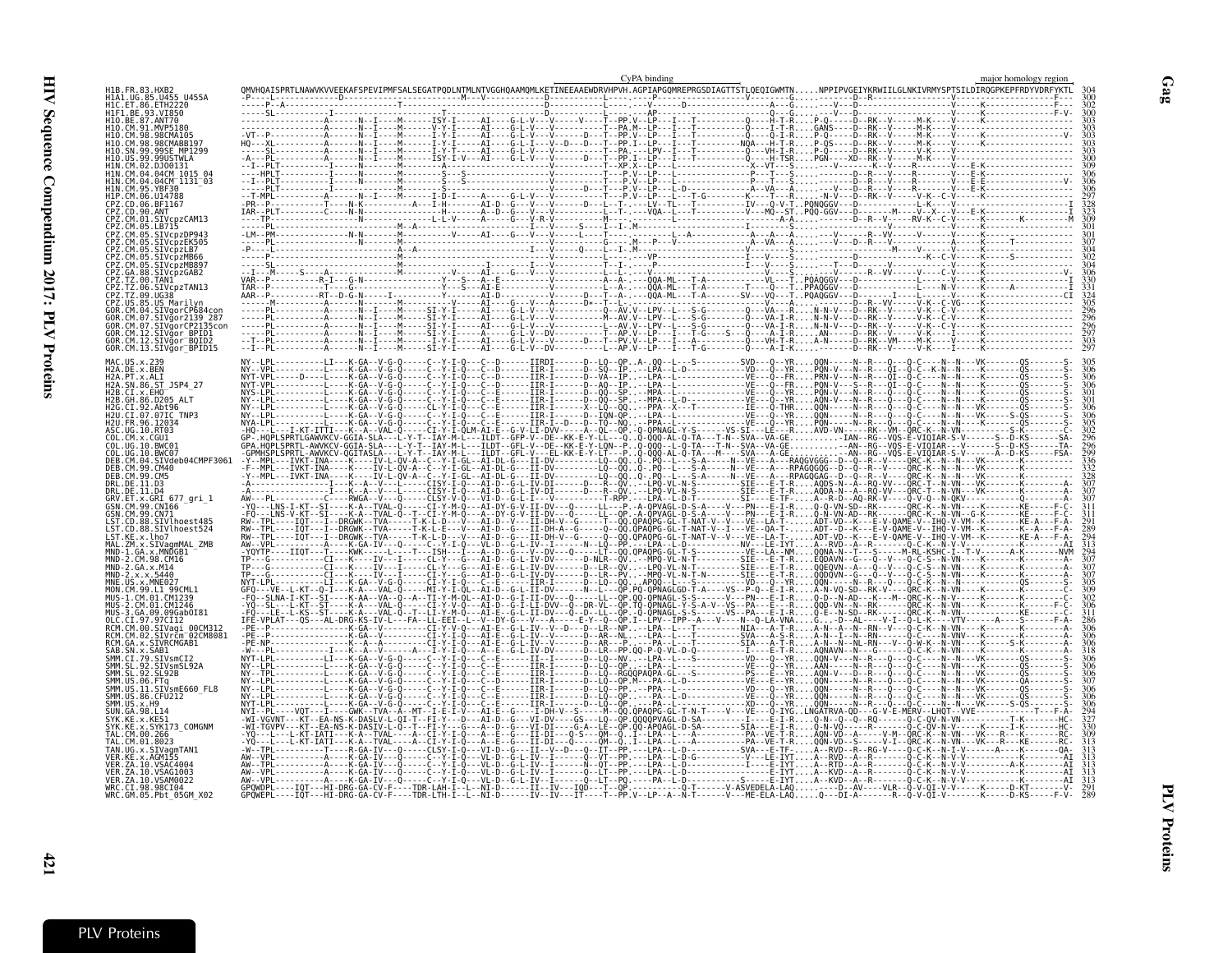# PLV Proteins

**Gag**

```
                                                                                      CyPA binding                                                                major homology region
H1B.FR.83.HXB2             QMVHQAISPRTLNAWVKVVEEKAFSPEVIPMFSALSEGATPQDLNTMLNTVGGHQAAMQMLKETINEEAAEWDRVHPVH.AGPIAPGQMREPRGSDIAGTTSTLQEQIGWMTN.....NPPIPVGEIYKRWIILGLNKIVRMYSPTSILDIRQGPKEPFRDYVDRFYKTL  304
H1A1.UG.85.U455_U455A      300
H1C.ET.86.ETH2220          302
H1F1.BE.93.VI850           300
H1O.BE.87.ANT70            303
H1O.CM.91.MVP5180          303
H1O.CM.98.98CMA105         303
H1O.CM.98.98CMABB197       303
H1O.SN.99.99SE_MP1299      303
H1O.US.99.99USTWLA         303
H1N.CM.02.DJO0131          309
H1N.CM.04.04CM_1015_04     306
H1N.CM.04.04CM_1131_03     306
H1N.CM.95.YBF30            306
H1P.CM.06.U14788           297
CPZ.CD.06.BF1167           328
CPZ.CD.90.ANT              323
CPZ.CM.01.SIVcpzCAM13      309
CPZ.CM.05.LB715            301
CPZ.CM.05.SIVcpzDP943      301
CPZ.CM.05.SIVcpzEK505      307
CPZ.CM.05.SIVcpzLB7        304
CPZ.CM.05.SIVcpzMB66       302
CPZ.CM.05.SIVcpzMB897      304
CPZ.GA.88.SIVcpzGAB2       306
CPZ.TZ.00.TAN1             330
CPZ.TZ.06.SIVcpzTAN13      331
CPZ.TZ.09.UG38             324
CPZ.US.85.US_Marilyn       305
GOR.CM.04.SIVgorCP684con   296
GOR.CM.07.SIVgor2139_287   296
GOR.CM.07.SIVgorCP2135con  296
GOR.CM.12.SIVgor_BPID1     297
GOR.CM.12.SIVgor_BQID2     303
GOR.CM.13.SIVgor_BPID15    297

MAC.US.x.239               305
H2A.DE.x.BEN               306
H2A.PT.x.ALI               306
H2A.SN.86.ST_JSP4_27       306
H2B.CI.x.EHO               301
H2B.GH.86.D205_ALT         301
H2G.CI.92.Abt96            306
H2U.CI.07.07IC_TNP3        306
H2U.FR.96.12034            305
ASC.UG.10.RT03             302
COL.CM.x.CGU1              296
COL.UG.10.BWC01            296
COL.UG.10.BWC07            299
DEB.CM.04.SIVdeb04CMPF3061 336
DEB.CM.99.CM40             332
DEB.CM.99.CM5              328
DRL.DE.11.D3               307
DRL.DE.11.D4               307
GRV.ET.x.GRI_677_gri_1     307
GSN.CM.99.CN166            311
GSN.CM.99.CN71             311
LST.CD.88.SIVlhoest485     291
LST.CD.88.SIVlhoest524     289
LST.KE.x.lho7              294
MAL.ZM.x.SIVagmMAL_ZMB     313
MND-1.GA.x.MNDGB1          294
MND-2.CM.98.CM16           307
MND-2.GA.x.M14             307
MND-2.x.x.5440             307
MNE.US.x.MNE027            305
MON.CM.99.L1_99CML1        309
MUS-1.CM.01.CM1239         302
MUS-2.CM.01.CM1246         306
MUS-3.GA.09.09GabOI81      311
OLC.CI.97.97CI12           286
RCM.CM.00.SIVagi_00CM312   306
RCM.CM.02.SIVrcm_02CM8081  306
RCM.GA.x.SIVRCMGAB1        306
SAB.SN.x.SAB1              318
SMM.CI.79.SIVsmCI2         306
SMM.SL.92.SIVsmSL92A       306
SMM.SL.92.SL92B            306
SMM.US.06.FTq              307
SMM.US.11.SIVsmE660_FL8    306
SMM.US.86.CFU212           306
SMM.US.x.H9                306
SUN.GA.98.L14              294
SYK.KE.x.KE51              327
SYK.KE.x.SYK173_COMGNM     330
TAL.CM.00.266              309
TAL.CM.01.8023             313
TAN.UG.x.SIVagmTAN1        313
VER.KE.x.AGM155            313
VER.ZA.10.VSAC4004         313
VER.ZA.10.VSAG1003         313
VER.ZA.10.VSAM0022         313
WRC.CI.98.98CI04           291
WRC.GM.05.Pbt_05GM_X02     289
```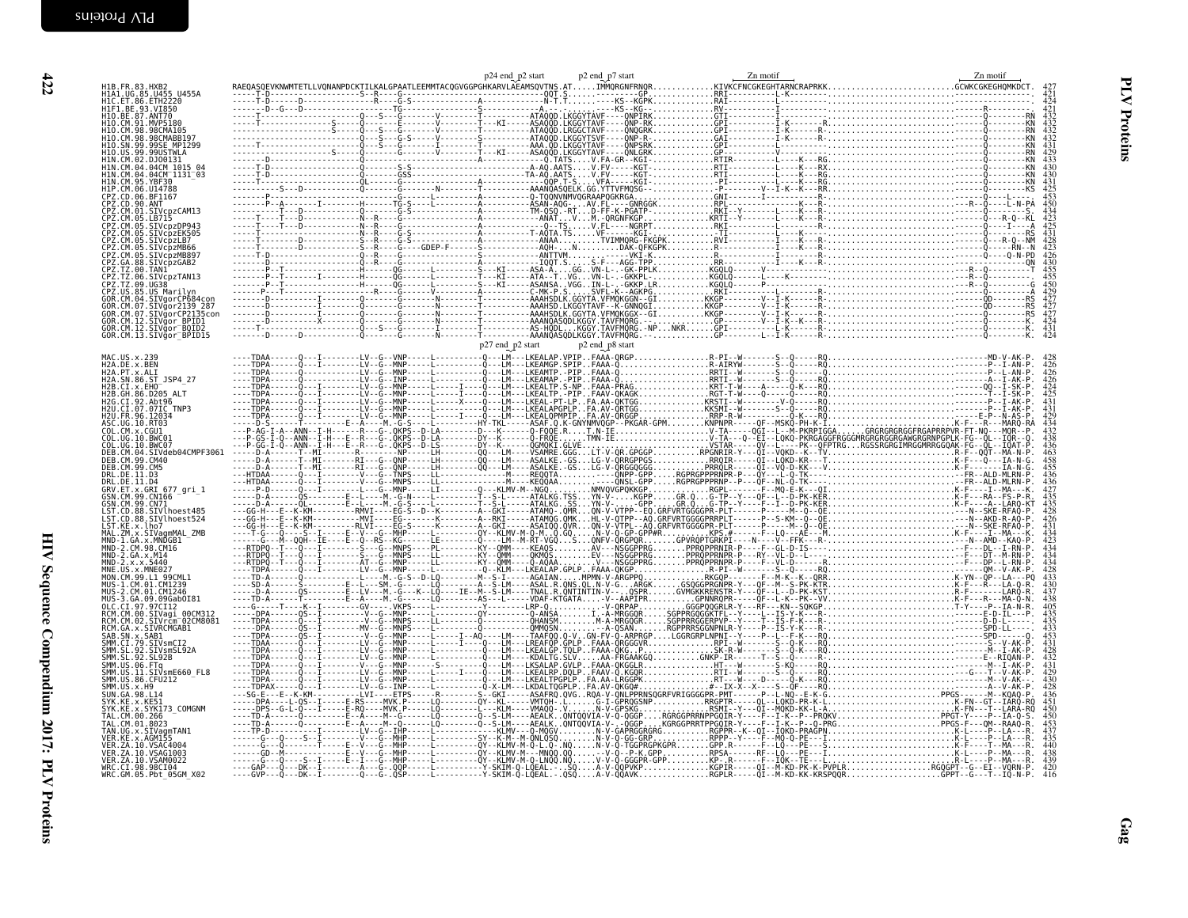p24 end_p2 start — p2 end_p7 start — Zn motif — Zn motif

```
H1B.FR.83.HXB2                  RAEQASQEVKNWMTETLLVQNANPDCKTILKALGPAATLEEMMTACQGVGGPGHKARVLAEAMSQVTNS.AT....IMMQRGNFRNQR.............KIVKCFNCGKEGHTARNCRAPRKK...........................GCWKCGKEGHQMKDCT.  427
H1A1.UG.85.U455_U455A           421
H1C.ET.86.ETH2220               424
H1F1.BE.93.VI850                421
H1O.BE.87.ANT70                 432
H1O.CM.91.MVP5180               432
H1O.CM.98.98CMA105              432
H1O.CM.98.98CMABB197            432
H1O.SN.99.99SE_MP1299           431
H1O.US.99.99USTWLA              429
H1N.CM.02.DJO0131               433
H1N.CM.04.04CM_1015_04          430
H1N.CM.04.04CM_1131_03          430
H1N.CM.95.YBF30                 431
H1P.CM.06.U14788                425
CPZ.CD.06.BF1167                453
CPZ.CD.90.ANT                   450
CPZ.CM.01.SIVcpzCAM13           434
CPZ.CM.05.LB715                 423
CPZ.CM.05.SIVcpzDP943           425
CPZ.CM.05.SIVcpzEK505           431
CPZ.CM.05.SIVcpzLB7             428
CPZ.CM.05.SIVcpzMB66            423
CPZ.CM.05.SIVcpzMB897           426
CPZ.GA.88.SIVcpzGAB2            430
CPZ.TZ.00.TAN1                  455
CPZ.TZ.06.SIVcpzTAN13           455
CPZ.TZ.09.UG38                  450
CPZ.US.85.US_Marilyn            429
GOR.CM.04.SIVgorCP684con        427
GOR.CM.07.SIVgor2139_287        427
GOR.CM.07.SIVgorCP2135con       427
GOR.CM.12.SIVgor_BPID1          424
GOR.CM.12.SIVgor_BQID2          431
GOR.CM.13.SIVgor_BPID15         424
```

p27 end_p2 start — p2 end_p8 start

```
MAC.US.x.239                    428
H2A.DE.x.BEN                    426
H2A.PT.x.ALI                    426
H2A.SN.86.ST_JSP4_27            426
H2B.CI.x.EHO                    424
H2B.GH.86.D205_ALT              425
H2G.CI.92.Abt96                 431
H2U.CI.07.07IC_TNP3             431
H2U.FR.96.12034                 429
ASC.UG.10.RT03                  434
COL.CM.x.CGU1                   432
COL.UG.10.BWC01                 438
COL.UG.10.BWC07                 436
DEB.CM.04.SIVdeb04CMPF3061      463
DEB.CM.99.CM40                  458
DEB.CM.99.CM5                   455
DRL.DE.11.D3                    436
DRL.DE.11.D4                    436
GRV.ET.x.GRI_677_gri_1          427
GSN.CM.99.CN166                 435
GSN.CM.99.CN71                  436
LST.CD.88.SIVlhoest485          428
LST.CD.88.SIVlhoest524          426
LST.KE.x.lho7                   431
MAL.ZM.x.SIVagmMAL_ZMB          434
MND-1.GA.x.MNDGB1               427
MND-2.CM.98.CM16                434
MND-2.GA.x.M14                  434
MND-2.x.x.5440                  434
MNE.US.x.MNE027                 428
MON.CM.99.L1_99CML1             433
MUS-1.CM.01.CM1239              430
MUS-2.CM.01.CM1246              437
MUS-3.GA.09.09GabOI81           438
OLC.CI.97.97CI12                405
RCM.CM.00.SIVagi_00CM312        435
RCM.CM.02.SIVrcm_02CM8081       435
RCM.GA.x.SIVRCMGAB1             433
SAB.SN.x.SAB1                   453
SMM.CI.79.SIVsmCI2              431
SMM.SL.92.SIVsmSL92A            428
SMM.SL.92.SL92B                 432
SMM.US.06.FTq                   431
SMM.US.11.SIVsmE660_FL8         429
SMM.US.86.CFU212                430
SMM.US.x.H9                     428
SUN.GA.98.L14                   436
SYK.KE.x.KE51                   451
SYK.KE.x.SYK173_COMGNM          450
TAL.CM.00.266                   450
TAL.CM.01.8023                  453
TAN.UG.x.SIVagmTAN1             437
VER.KE.x.AGM155                 435
VER.ZA.10.VSAC4004              440
VER.ZA.10.VSAG1003              438
VER.ZA.10.VSAM0022              439
WRC.CI.98.98CI04                420
WRC.GM.05.Pbt_05GM_X02          416
```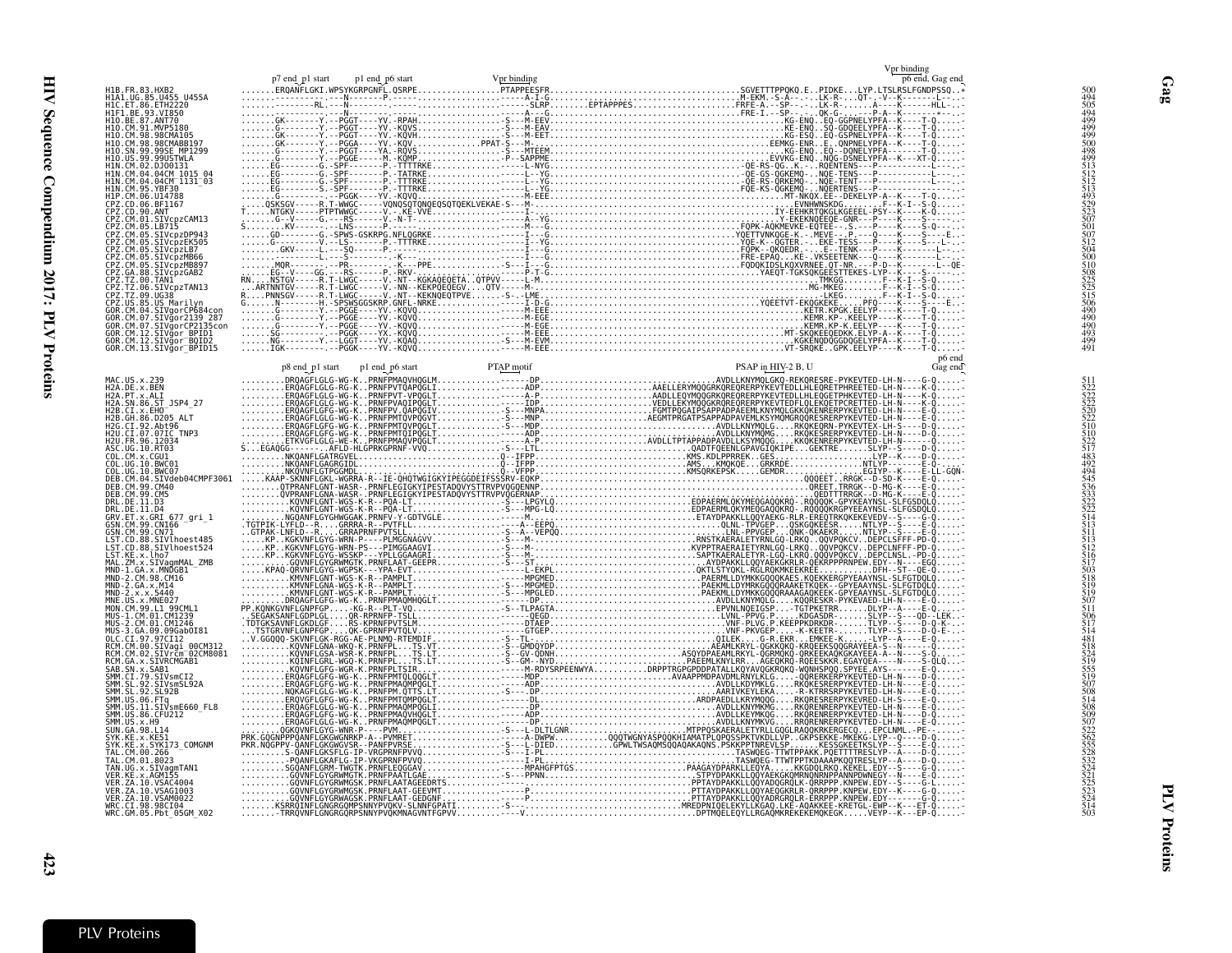```
                                   p7 end_p1 start    p1 end_p6 start        Vpr binding                                                    Vpr binding
                                                                                                                                          p6 end, Gag end
H1B.FR.83.HXB2              .......ERQANFLGKI.WPSYKGRPGNFL.QSRPE.................PTAPPEESFR......................................SGVETTTPPQKQ.E..PIDKE...LYP.LTSLRSLFGNDPSSQ..*   500
H1A1.UG.85.U455_U455A       ...................---N--------P..........................-----A-I-G....................................M-EKM..S-A--.-..LK-R-...QT-..-V---K-------L---.-   494
H1C.ET.86.ETH2220           ...............-RL.---N--------P..........................-----SLRP.........EPTAPPPES....................FRFE-A.--SP--.-..LK-R-......A----K-------HLL-..-   505
H1F1.BE.93.VI850            ...................---N--------P..........................-----A---G....................................FRE-I.--SP--.-..QK-G-......P-A--K-------------..-   494
H1O.BE.87.ANT70             .......GK-------Y.--PGGT----YV.-RPAH......................-S---M-EEV........................................KG-ENQ..EQ-GGPNELYPFA--K----T-Q......-   499
H1O.CM.91.MVP5180           .......G--------Y.--PGGT----YV.-KQVS......................-S---M-EAV........................................KE-ENQ..SQ-GDQEELYPFA--K----T-Q......-   499
H1O.CM.98.98CMA105          .......GK-------Y.--PGGT----YV.-KQVH......................-S---M-EET........................................KG-ESQ..EQ-GSPNELYPFA--K----T-Q......-   499
H1O.CM.98.98CMABB197        .......GK-------Y.--PGGA----YV.-KQV.............PPAT-S---M-....................................EEMKG-ENR..E..QNPNELYPFA--K----T-Q......-   500
H1O.SN.99.99SE_MP1299       .......G--------Y.--PGGT----YA.-RQVS......................-S---MTEEM........................................KG-ENQ..EQ--DQNELYPFA--K----T-Q......-   498
H1O.US.99.99USTWLA          .......G--------Y.--PGGE----M.-KQMP.......................-P---SAPPME....................................EVVKG-ENQ..NQG-DSNELYPFA--K---XT-Q......-   499
H1N.CM.02.DJO0131           .......EG-------G.-SPF-------P.-TTTRKE....................-----L-NYG..................................-QE-RS-QG..K..-.RQENTENS---P-----------L---.-   513
H1N.CM.04.04CM_1015_04      .......EG-------G.-SPF-------P.-TATRKE....................-----L--YG..................................-QE-GS-QGKEMQ-..NQE-TENS---P-----------L---.-   512
H1N.CM.04.04CM_1131_03      .......EG-------G.-SPF-------P.-TTTRKE....................-----L--YG..................................-QE-RS-QRKEMQ-..NQE-TENT---P-----------L---.-   513
H1N.CM.95.YBF30             .......EG-------S.-SPF-------P.-TTTRKE....................-----L--YG..................................FQE-KS-QGKEMQ-..NQERTENS---P-----------L---.-   513
H1P.CM.06.U14788            .......G--------..--PGGK----YV.-KQVQ......................-----M-EEE........................................MT-NKQX.EE--DEKELYP-A--K----T-Q......-   493
CPZ.CD.06.BF1167            .......QSKSGV-----R.T-WWGC-----VQNQSQTQNQEQSQTQEKLVEKAE-S---M-.................................EVNHWNSKDG.........F--K-I--S-Q......-   529
CPZ.CD.90.ANT               T.....NTGKV-----PTPTWWGC-----V.-.KE-VVE...................-----I-..................................IY-EEHKRTQKGLKGEEEL-PSY--K----K-Q......-   523
CPZ.CM.01.SIVcpzCAM13       .......G--V-----G.---RS------V.-N-T-......................-----A--YG......................................Y-EKEKNQEEQE-GNR---P----K----S-.....-   507
CPZ.CM.05.LB715             S.....KV--------.--LNS------P..............................-----M--G...............................FQPK-AQKMEVKE-EQTEE--.S.---P----K----S-Q......-   501
CPZ.CM.05.SIVcpzDP943       ......GD--------G.-SPWS-GSKRPG.NFLQGRKE...................-----I---G..............................YQETTVNKQGE-K.-.MEVE--.P.---Q----K----S----E..-   507
CPZ.CM.05.SIVcpzEK505       .......G--------V.--LS-------P.-TTTRKE....................-----I--YG...............................YQE-K--QGTER.-..EKE-TESS---P----K----S---L..-   512
CPZ.CM.05.SIVcpzLB7         .......GKV------..--SQ-------P.-.................................-----I--G.................................FQPK--QKQEDR.-..E--TENK---P----K----S-Q......-   504
CPZ.CM.05.SIVcpzMB66        .......G--------L.---S-------..-K-.........................-----I--G.................................FRE-EPAQ...KE-.VKSEETENK---Q----K-------L---.-   500
CPZ.CM.05.SIVcpzMB897       .......MQR-------.--PR-------..-K---PPE...................-S---I--G...............................FQDQKIDSLKQXVRNEE.QT-NR...--P-D--K-------L--QE-   510
CPZ.GA.88.SIVcpzGAB2        .......EG--V----GG.--RS------P.-RKV........................-----P-T-G...................................YAEQT-TGKSQKGEESTTEKES-LYP--K----S-.....-   508
CPZ.TZ.00.TAN1              RN....NSTGV-----R.T-LWGC-----V.-NT--KGKAQEQETA..QTPVV-----L-M.....................................TMKGG.........F--K-I--S-Q......-   525
CPZ.TZ.06.SIVcpzTAN13       ......ARTNNTGV----R.T-LWGC-----V.-NN--KEKPQEQEGV....QTV-----M-...................................MG-MKEG.........F--K-I--S-Q......-   525
CPZ.TZ.09.UG38              R.....PNNSGV-----R.T-LWGC-----V.-NT--KEKNQEQTPVE.....-S---LME.........................................-LKEG.........F--K-I--S-Q......-   515
CPZ.US.85.US_Marilyn        G.....N--------H.-SPSWSGGSKRP.GNFL-NRKE...................-----I-D-G..............................YQEETVT-EKQGKEKE....PFQ----K----S----E..-   506
GOR.CM.04.SIVgorCP684con    .......G--------Y.--PGGE----YV.-KQVQ......................-----M-EEE........................................KETR.KPGK.EELYP--K----T-Q......-   490
GOR.CM.07.SIVgor2139_287    .......G--------Y.--PGGE----YV.-KQVQ......................-----M-EGE........................................KEMR.KP-.KEELYP--K----T-Q......-   490
GOR.CM.07.SIVgorCP2135con   .......G--------Y.--PGGE----YV.-KQVQ......................-----M-EGE........................................KEMR.KP-K.-KELYP--K----T-Q......-   490
GOR.CM.12.SIVgor_BPID1      .......SG--------..--PGGE----YX.-KQVQ......................-----M-EEE..................................MT-SKQKEEQEDKK.EELYP-A--K----T-Q......-   493
GOR.CM.12.SIVgor_BQID2      .......NG-------Y.--LGGT----YV.-KQAQ......................-----M-EVM..................................KGKENQDQGGDQGELYPFA--K----T-Q......-   499
GOR.CM.13.SIVgor_BPID15     .......IGK-------..--PGGK----YV.-KQVQ......................-----M-EEE..................................VT-SRQKE..GPK.EELYP----K----T-Q......-   491

                                   p8 end_p1 start    p1 end_p6 start        PTAP motif                                PSAP in HIV-2 B, U      p6 end
                                                                                                                                              Gag end
MAC.US.x.239                ........DRQAGFLGLG-WG-K..PRNFPMAQVHQGLM............------DP...............................AVDLLKNYMQLGKQ-REKQRESRE-PYKEVTED-LH-N----G-Q......-   511
H2A.DE.x.BEN                ........ERQAGFLGLG-WG-K..PRNFPVTQAPQGLI............------ADP.................AAELLERYMQQGRKQREQRERPYKEVTEDLLHLEQRETPHREETED-LH-N----K-Q......-   522
H2A.PT.x.ALI                ........ERQAGFLGLG-WG-K..PRNFPVT-VPQGLT............------A-P.................AADLLEQYMQQGRKQREQRERPYKEVTEDLLHLEQGETPHKEVTED-LH-N----K-Q......-   522
H2A.SN.86.ST_JSP4_27        ........ERQAGFLGLG-WG-K..PRNFPVAQIPQGLT............------IDP.................VEDLLEKYMQQGRKQREQRERPYKEVTEDLFQLEKQETPCREVTED-LH-N----K-Q......-   522
H2B.CI.x.EHO                ........ERQAGFLGFG-WG-K..PRNFPMT.QAPQGIV...........-S----MNPA.................FGMTPQGAIPSAPPADPAEEMLKNYMQLGKKQKENRERPYKEVTEDLH-N----E-Q......-   520
H2B.GH.86.D205_ALT          ........ERQAGFLGFG-WG-K..PRNFPMTQVPQGVT............-S----MNP.................AEGMTPRGATPSAPPADPAVEMLKSYMQMGRQREESRERPYKEVTED-LH-N----E-Q......-   522
H2G.CI.92.Abt96             ........ERQAGFLGLG-WG-K..PRNFPMTQVPQGLT............-S----MDP...............................AVDLLKNYMQLG....RKQKEQRN-PYKEVTEX-LH-S----D-Q......-   510
H2U.CI.07.07IC_TNP3         ........ERQAGFLGFG-WG-K..PRNFPMTQIPQGLT............------ADP...............................AVDLLKNYMQMG....RKQKESRERPYKEVTED-LH-N----E-Q......-   510
H2U.FR.96.12034             ........ETKVGFLGLG-WE-K..PRNFPMAQVPQGLT............------A-P.................AVDLLTPTAPPADPAVDLLKSYMQQG....KKQKENRERPYKEVTED-LH-N----E-Q......-   522
ASC.UG.10.RT03              S...EGAQGG-------..AFLD-HLGPRKGPRNF-VVQ.............-S----LTL..................................QADTFQEENLGPAVGIQKIPE....GEKTRE......SLYP--S----D-Q......-   517
COL.CM.x.CGU1               ........NKQANFLGATRGVEL.............................Q--IFPP.........................................KMS.KDLPPRREK...GES......................LYP--K----D-Q......-   483
COL.UG.10.BWC01             ........NKQANFLGAGRGIDL.............................Q--IFPP.........................................AMS...KMQKQE...GRKRDE..................NTLYP------E-Q......-   492
COL.UG.10.BWC07             ........NKQVNFLGTPGGMDL.............................Q--VFPP.........................................KMSQRKEPSK.....GEMDR...................EGIYP--K----E-LL-GQN-   494
DEB.CM.04.SIVdeb04CMPF3061  .....KAAP-SKNNFLGKL-WGRRA-R--IE-QHQTWGIGKYIPEGGDEIFSSSRV-EQKP.............................................QQQEET..RRGK--D-SD-K----E-Q......-   545
DEB.CM.99.CM40              ........QTPRANFLGNT-WASR-.PRNFLEGIGKYIPESTADQVYSTTRVPVQGQENNP.....................................QREET.TRRGK--D-MG-K----E-Q......-   536
DEB.CM.99.CM5               ........QVPRANFLGNA-WASR-.PRNFLEGIGKYIPESTADQVYSTTRVPVQGERNAP.....................................QEDTTTRRGK--D-MG-K----E-Q......-   533
DRL.DE.11.D3                ........KQVNFLGNT-WGS-K-R--PQA-LT...................-S----LPGYLQ..................EDPAERMLQKYMEQGAQKRQ-.RQQQQK-GPYKEAYNSL-SLFGSDQLQ......-   522
DRL.DE.11.D4                ........KQVNFLGNT-WGS-K-R--PQA-LT...................-S----MPG-LQ..................EDPAERMLQKYMEQGAQKRQ-.RQQQQKRGPYEEAYNSL-SLFGSDQLQ......-   522
GRV.ET.x.GRI_677_gri_1      ........NGQANFLGYGHWGGAK.PRNFV-Y-GDTVGLE............------M...................ETAYDPAKKLLQQYAEKG-RLR-EREQTRKQKEKEVEDV--S----G-Q......-   514
GSN.CM.99.CN166             .TGTPIK-LYFLD--R-.GRRRA-R--PVTFLL..................----A--EEPQ........................................QLNL-TPVGEP....QSKGQKEESR.....NTLYP--S----E-Q......-   513
GSN.CM.99.CN71              ..GTPAK-LNFLD--R...GRRAPRNFPVTSLL..................-S--A--VEPQQ........................................LNL-PPVGEP....QNK-QKAEKR.....NTLYP--S----E-Q......-   511
LST.CD.88.SIVlhoest485      .....KP..KGKVNFLGYG-WRN-P-----PLMGGNAGVV............-S---M-..................RNSTKAERALETYRNLGQ-LRKQ..QQVPQKCV..DEPCLSFFF-PD-Q......-   511
LST.CD.88.SIVlhoest524      .....KP..KGKVNFLGYG-WRN-PS---PIMGGAAGVI............-S---M-..................KVPPTRAERAIETYRNLGQ-LRKQ..QQVPQKCV..DEPCLNFFF-PD-Q......-   512
LST.KE.x.lho7               .....KP..KGKVNFLGYG-WSSKP---YPLLGGAAGRI............-S---M-..................SAPTKAERALETYR-LGQ-LRKQ.QQVPQKCV..DEPCLNSL.-PD-Q......-   516
MAL.ZM.x.SIVagmMAL_ZMB      ........GQVNFLGYGRWMGTK.PRNFLAAT-GEEPR............-S----ST......................AYDPAKKLLQQYAEKGKRLR-QEKRPPPRNPEW.EDY--S----EGQ......-   517
MND-1.GA.x.MNDGB1           .....KPAQ-QRVNFLGYG-WGPSK---YPA-EVT.................------L-EKPL...................QKTLSTYQKL-RGLRQKMKEEKREE................DFH--ST--QE-Q......-   503
MND-2.CM.98.CM16            ........KMVNFLGNT-WGS-K-R--PAMPLT...................------MPGMED...................PAERMLLDYMKKGQQQKAES.KQEKKERGPYEEAAYNSL-SLFGTDQLQ......-   518
MND-2.GA.x.M14              ........KMVNFLGNA-WGS-K-R--PAMPLT...................------MPGMED...................PAEKMLLDYMRKGQQQRAAKETKQEK--GPYEEAAYNSL-SLFGTDQLQ......-   519
MND-2.x.x.5440              ........KMVNFLGNT-WGS-K-R--PAMPLT...................-S----MPGLED...................PAEKMLLDYMKKGQQQRAAGAQKEEK-GPYEEAAYNSL-SLFGTDQLQ......-   519
MNE.US.x.MNE027             ........DRQAGFLGFG-WG-K..PRNFPMAQMHQGLT............------DP...............................AVDLLKNYMQLG....KQQRESKR-PYKEVAED-LH-N----E-Q......-   507
MON.CM.99.L1_99CML1         PP.KQNKGVNFLGNPFGP.....-KG-R--PLT-VQ...............-S--TLPAGTA..................................EPVNLNQEIGSP....TGTPKETRR.......DLYP--A----E-Q......-   511
MUS-1.CM.01.CM1239          ..SEGAKSANFLGDPLGL....QR-RPRNFP-TSLL...............------QEGD.......................................LVNL-PPVG.P.....KDGASDR-.......SLYP--S---QD--LEK..-   506
MUS-2.CM.01.CM1246          .TDTGKSAVNFLGKDLGF....RS-RPRNFPVTSLM...............------DTAEP.....................................VNF-PLVG.P.KEEPPKDRKDR-........TLYP--S----D-Q-K..-   517
MUS-3.GA.09.09GabOI81       ..TSTGRVNFLGNPFGP.....QK-GRPNFPVTQLV...............------GTGEP.....................................VNF-PKVGEP.....-K-KEETR-........TLYP--S----D-Q-E..-   514
OLC.CI.97.97CI12            ..V.GGQQQ-SKVNFLGK-RGG-AE-PLNMQ-RTEMDIF............-S--TL-............................................QILEK.....G-R.EKR...EMKEE-K.....-LYP--A----E-Q......-   481
RCM.CM.00.SIVagi_00CM312    ..........KQVNFLGNA-WKQ-K.PRNFPL...TS.VT............-S--GMDQYDP......................AEAMLKRYL-QGKKQKQ-KRQEEKSSQQGRAYEEA-S---E-Q......-   518
RCM.CM.02.SIVrcm_02CM8081   ..........KQVNFLGSA-WSR-K.PRNFPL...TS.LT............-S--GV-QDNH......................ASQYDPAEAMLRKYL-QGRMQKQ-QRKEEKAQKGKAYEEA-A--N----S-Q......-   524
RCM.GA.x.SIVRCMGAB1         ..........KQINFLGRL-WGQ-K.PRNFPL...TS.LT............-S--GM--NYD......................PAEEMLKNYLRR..AGEQKRQ-RQEESKKR.EGAYQEA----N----S-QLQ...-   519
SAB.SN.x.SAB1               ..........KQVNFLGFG-WGR-K.PRNFPLTSIR................------M-RDYSRPEENWYA...........DRRPTRGPGDDPATALLKQYAVQGKRQKQ-WQNHSPQQ.SPYEE.AYS------E-Q......-   555
SMM.CI.79.SIVsmCI2          ........ERQAGFLGFG-WG-K..PRNFPMTQLQQGLT............------MDP.....................AVAAPPMDPAVDMLRNYLKLG....QQREKERPYKEVTED-LH-N----E-Q......-   519
SMM.SL.92.SIVsmSL92A        ........ERQAGFLGYG-WG-K..PRNFPMAQMPQGLT............------DP...............................AVDLLKDYMKLG....RKQKESRERPYKEVTED-LH-N----E-Q......-   507
SMM.SL.92.SL92B             ........NQKAGFLGLG-WG-K..PRNFPM.QTTS.LT............-S----DP...............................AARIVKEYLEKA......-R-KTRRSRPYKEVTED-LH-N----E-Q......-   508
SMM.US.06.FTq               ........ERQVGFLGFG-WG-K..PRNFPMTQMPQGLT............------DL...............................ARDPAEDLLKRYMQQG....RKQRESRERPYKEVAED-LH-S----E-Q......-   514
SMM.US.11.SIVsmE660_FL8     ........ERQAGFLGFG-WG-K..PRNFPMAQMPQGLI............------DP...............................AVDLLKNYMKMG....RKQRENRERPYKEVTED-LH-N----E-Q......-   508
SMM.US.86.CFU212            ........ERQAGFLGYG-WG-K..PRNFPMAQVHQGLT............------ADP...............................AVDLLKEYMKQG....RKQRENRERPYKEVTED-LH-N----E-Q......-   509
SMM.US.x.H9                 ........ERQAGFLGLG-WG-K..PRNFPMAQMPQGLT............------DP...............................AVDLLKNYMKVG....RRQRENRERPYKEVTED-LH-N----E-Q......-   507
SUN.GA.98.L14               ........QGKQVNFLGYG-WNR-P----PVM....................-S---L-DLTLGNR.......................MTPPQSKAERALETYRLLGQGLRAQQKRKERGECQ....EPCLNML.-PE-.......-   522
SYK.KE.x.KE51               PRK.GQGNPPPQANFLGKGWGNRKP-A--PVMRET.................------A-DWPW............QQQTWGNYASPQQKHIAMATPLQPQSSPKTVKDLLVP..GKPSEKKE-MKEKG-LYP--Q----D-Q......-   562
SYK.KE.x.SYK173_COMGNM      PKR.NQGPPV-QANFLGKGWGVSR--PANFPVRSE.................-S---L-DIED...........GPWLTWSAQMSQQAQAKAQNS.PSKKPPTNREVLSP.....KESSGKEETKSLYP--S----E-Q......-   555
TAL.CM.00.266               ........S-QANFLGKSFLG-IP-VRGPRNFPVVQ................-S---I-PL.................................TASWQEG-TTWTPPAKK.PQETTTTRESLYP--A----D-Q......-   528
TAL.CM.01.8023              ........-PQANFLGKAFLG-IP-VKGPRNFPVVQ................------I-PL.................................TASWQEG-TTWTPPTKDAAAPKQQTRESLYP--A----D-Q......-   532
TAN.UG.x.SIVagmTAN1         ........SGQANFLGRM-TWGTK.PRNFLEQGGAV................------MPAHGFPTGS.............PAAGAYDPARKLLEQYA.....KKGDQLRKQ.KEKEL.EDY--S----G-Q......-   524
VER.KE.x.AGM155             ........GQVNFLGYGRWMGTK.PRNFPAATLGAE................-S---PPNN..................STPYDPAKKLLQQYAEKGKQMRNQNRNPPANNPDWNEGY--N----E-Q......-   521
VER.ZA.10.VSAC4004          ........GQVNFLGYGRWMGSK.PRNFLAATAGEEDRTS...........------........................PPTAYDPAKKLLQQYADQGRQLR-QRRPPP.KNPEW.EDY--S----G-L......-   525
VER.ZA.10.VSAG1003          ........GQVNFLGYGRWMGSK.PRNFLAAT-GEEVMT............------P......................PTTAYDPAKKLLQQYAEQGKRLR-QRRPPP.KNPEW.EDY--K----G-Q......-   523
VER.ZA.10.VSAM0022          ........GQVNFLGYGRWAGSK.PRNFLAAT-GEDGNF............------P......................PTTAYDPAKKLLQQYADRGRQLR-ERRPPP.KNPEW.EDY-------G-Q......-   524
WRC.CI.98.98CI04            .......KSRRQINFLGNGRGQMPSNNYPVQKV-SLNNFGPATI........-S---.........................MREDPNIQELEKYLLKGAQ.LKE-AQAKKEE-KRETGL-EWP--K---ET-Q......-   514
WRC.GM.05.Pbt_05GM_X02      .......-TRRQVNFLGNGRGQRPSNNYPVQKMNAGVNTFGPVV.........----V................................DPTMQELEQYLLRGAQMKREKEKEMQKEGK......VEYP--K---EP-Q......-   503
```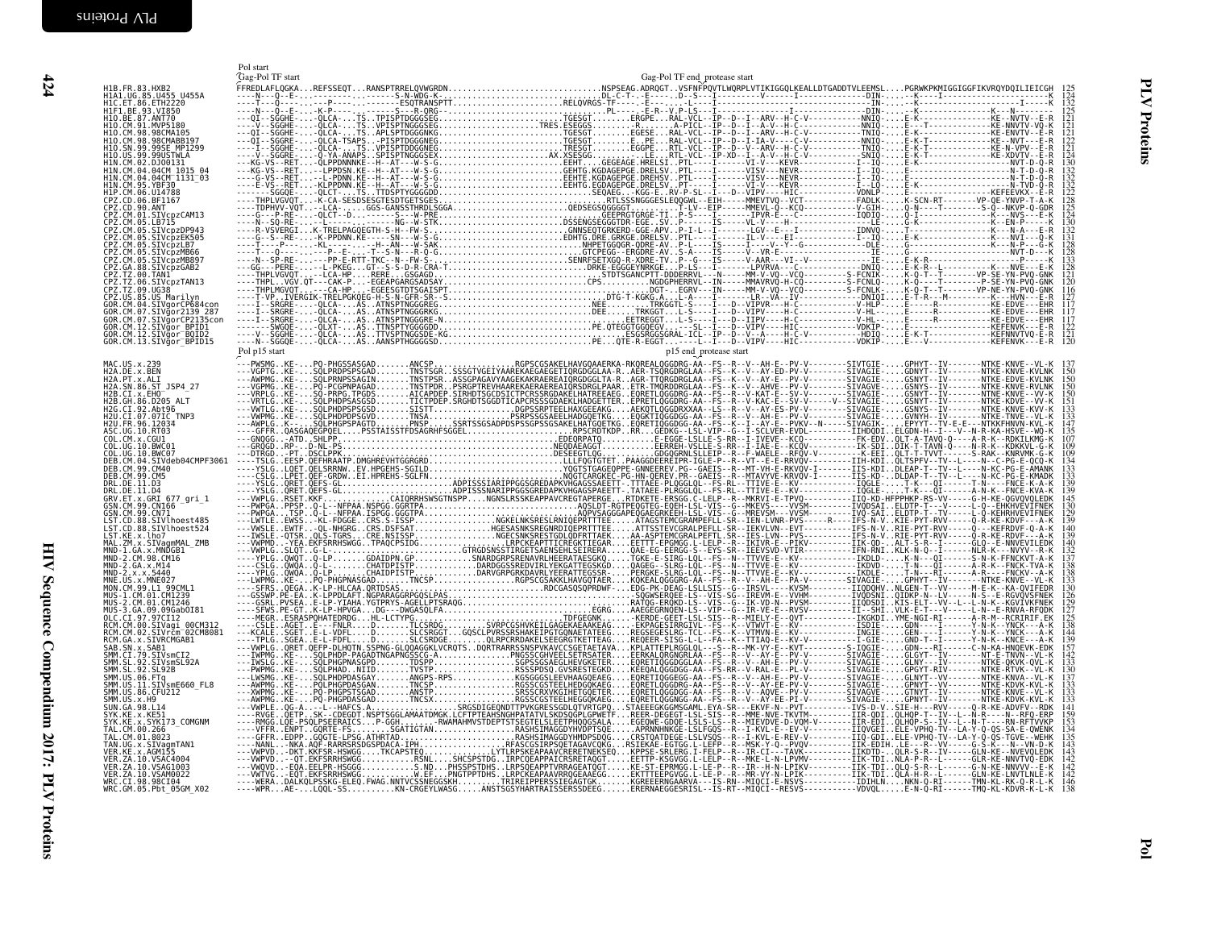```
                        Pol start
                        Gag-Pol TF start                                               Gag-Pol TF end_protease start
H1B.FR.83.HXB2               FFREDLAFLQGKA...REFSSEQT...RANSPTRRELQVWGRDN.......NSPSEAG.ADRQGT..VSFNFPQVTLWQRPLVTIKIGGQLKEALLDTGADDTVLEEMSL....PGRWKPKMIGGIGGFIKVRQYDQILIEICGH   125
H1A1.UG.85.U455_U455A        124
H1C.ET.86.ETH2220            132
H1F1.BE.93.VI850             125
H1O.BE.87.ANT70              121
H1O.CM.91.MVP5180            121
H1O.CM.98.98CMA105           121
H1O.CM.98.98CMABB197         121
H1O.SN.99.99SE_MP1299        121
H1O.US.99.99USTWLA           124
H1N.CM.02.DJO0131            130
H1N.CM.04.04CM_1015_04       132
H1N.CM.04.04CM_1131_03       132
H1N.CM.95.YBF30              132
H1P.CM.06.U14788             125
CPZ.CM.06.BF1167             125
CPZ.CD.90.ANT                125
CPZ.CM.01.SIVcpzCAM13        124
CPZ.CM.05.LB715              130
CPZ.CM.05.SIVcpzDP943        132
CPZ.CM.05.SIVcpzEK505        131
CPZ.CM.05.SIVcpzLB7          128
CPZ.CM.05.SIVcpzMB66         128
CPZ.CM.05.SIVcpzMB897        133
CPZ.GA.88.SIVcpzGAB2         128
CPZ.TZ.00.TAN1               121
CPZ.TZ.06.SIVcpzTAN13        128
CPZ.TZ.09.UG38               116
CPZ.US.85.US_Marilyn         127
GOR.CM.04.SIVgorCP684con     116
GOR.CM.07.SIVgor2139_287     117
GOR.CM.07.SIVgorCP2135con    117
GOR.CM.12.SIVgor_BPID1       122
GOR.CM.12.SIVgor_BQID2       121
GOR.CM.13.SIVgor_BPID15      120

                        Pol p15 start                                                  p15 end_protease start
MAC.US.x.239                 137
H2A.DE.x.BEN                 150
H2A.PT.x.ALI                 150
H2A.SN.86.ST_JSP4_27         150
H2B.CI.x.EHO                 150
H2B.GH.86.D205_ALT           151
H2G.CI.92.Abt96              133
H2U.CI.07.07IC_TNP3          133
H2U.FR.96.12034              147
ASC.UG.10.RT03               135
COL.CM.x.CGU1                107
COL.UG.10.BWC01              109
COL.UG.10.BWC07              109
DEB.CM.04.SIVdeb04CMPF3061   134
DEB.CM.99.CM40               133
DEB.CM.99.CM5                133
DRL.DE.11.D3                 139
DRL.DE.11.D4                 139
GRV.ET.x.GRI_677_gri_1       145
GSN.CM.99.CN166              130
GSN.CM.99.CN71               136
LST.CD.88.SIVlhoest485       139
LST.CD.88.SIVlhoest524       140
LST.KE.x.lho7                139
MAL.ZM.x.SIVagmMAL_ZMB       140
MND-1.GA.x.MNDGB1            132
MND-2.CM.98.CM16             137
MND-2.GA.x.M14               138
MND-2.x.x.5440               138
MNE.US.x.MNE027              133
MON.CM.99.L1_99CML1          128
MUS-1.CM.01.CM1239           126
MUS-2.CM.01.CM1246           129
MUS-3.GA.09.09Gab0I81        127
OLC.CI.97.97CI12             125
RCM.CM.00.SIVagi_00CM312     144
RCM.CM.02.SIVrcm_02CM8081    144
RCM.GA.x.SIVRCMGAB1          139
SAB.SN.x.SAB1                130
SMM.CI.79.SIVsmCI2           142
SMM.SL.92.SIVsmSL92A         133
SMM.SL.92.SL92B              130
SMM.US.06.FTq                137
SMM.US.11.SIVsmE660_FL8      133
SMM.US.86.CFU212             133
SMM.US.x.H9                  133
SUN.GA.98.L14                141
SYK.KE.x.KE51                159
SYK.KE.x.SYK173_COMGNM       153
TAL.CM.00.266                134
TAL.CM.01.8023               135
TAN.UG.x.SIVagmTAN1          143
VER.KE.x.AGM155              143
VER.ZA.10.VSAC4004           142
VER.ZA.10.VSAG1003           142
VER.ZA.10.VSAM0022           142
WRC.CI.98.98CI04             146
WRC.GM.05.Pbt_05GM_X02       138
```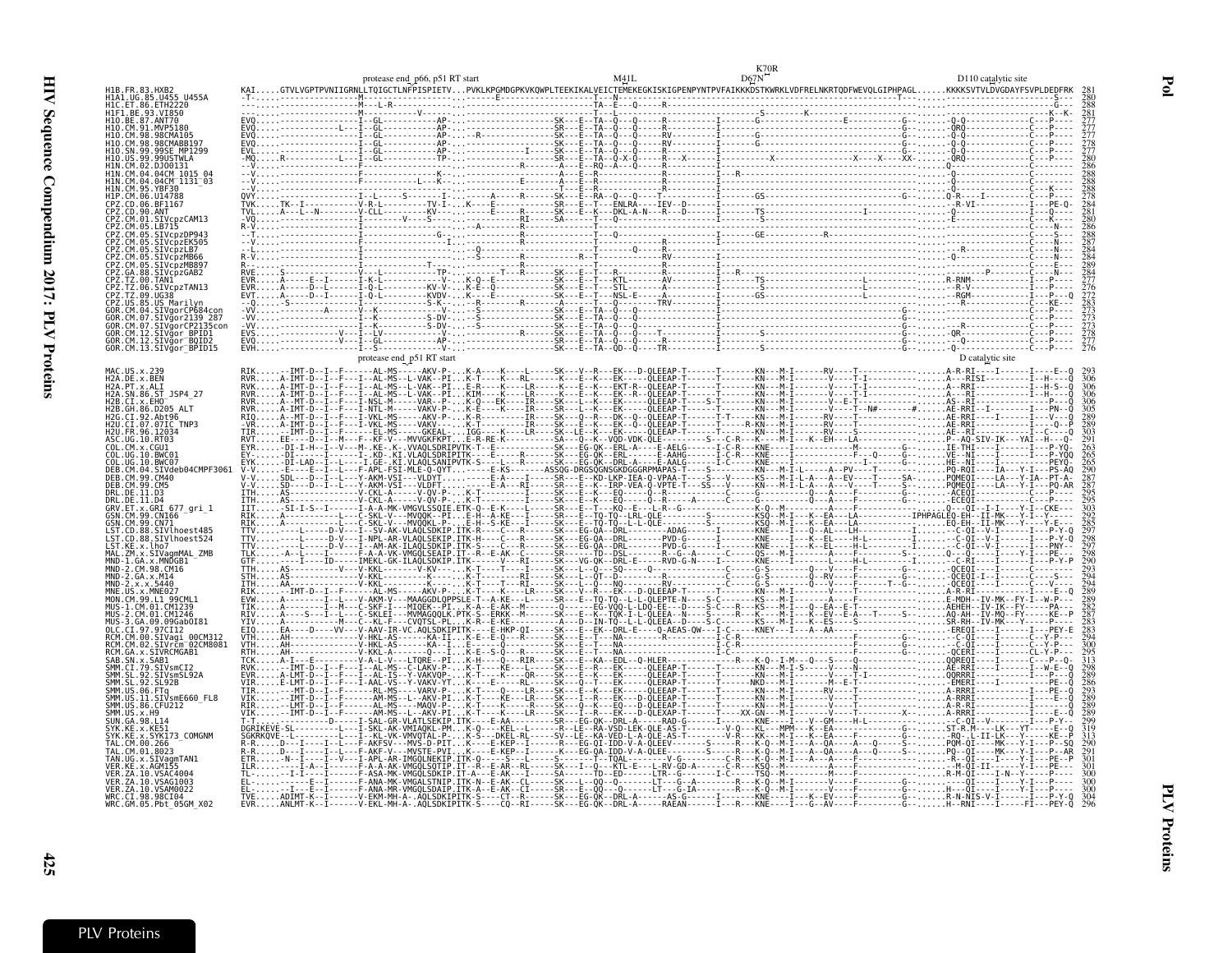# Pol

## PLV Proteins

```
                                   protease end_p66, p51 RT start                       M41L          K70R
                                                                                                    D67N                                            D110 catalytic site
H1B.FR.83.HXB2                KAI.....GTVLVGPTPVNIIGRNLLTQIGCTLNFPISPIETV...PVKLKPGMDGPKVKQWPLTEEKIKALVEICTEMEKEGKISKIGPENPYNTPVFAIKKKDSTKWRKLVDFRELNKRTQDFWEVQLGIPHPAGL......KKKKSVTVLDVGDAYFSVPLDEDFRK  281
H1A1.UG.85.U455_U455A                                                                                                                                                    280
H1C.ET.86.ETH2220                                                                                                                                                        288
H1F1.BE.93.VI850                                                                                                                                                         281
H1O.BE.87.ANT70                                                                                                                                                          277
H1O.CM.91.MVP5180                                                                                                                                                        277
H1O.CM.98.98CMA105                                                                                                                                                       277
H1O.CM.98.98CMABB197                                                                                                                                                     278
H1O.SN.99.99SE_MP1299                                                                                                                                                    277
H1O.US.99.99USTWLA                                                                                                                                                       280
H1N.CM.02.DJO0131                                                                                                                                                        286
H1N.CM.04.04CM_1015_04                                                                                                                                                   288
H1N.CM.04.04CM_1131_03                                                                                                                                                   288
H1N.CM.95.YBF30                                                                                                                                                          288
H1P.CM.06.U14788                                                                                                                                                         278
CPZ.CD.06.BF1167                                                                                                                                                         284
CPZ.CD.90.ANT                                                                                                                                                            281
CPZ.CM.01.SIVcpzCAM13                                                                                                                                                    280
CPZ.CM.05.LB715                                                                                                                                                          286
CPZ.CM.05.SIVcpzDP943                                                                                                                                                    288
CPZ.CM.05.SIVcpzEK505                                                                                                                                                    287
CPZ.CM.05.SIVcpzLB7                                                                                                                                                      284
CPZ.CM.05.SIVcpzMB66                                                                                                                                                     284
CPZ.CM.05.SIVcpzMB897                                                                                                                                                    289
CPZ.GA.88.SIVcpzGAB2                                                                                                                                                     284
CPZ.TZ.00.TAN1                                                                                                                                                           277
CPZ.TZ.06.SIVcpzTAN13                                                                                                                                                    276
CPZ.TZ.09.UG38                                                                                                                                                           272
CPZ.US.85.US_Marilyn                                                                                                                                                     283
GOR.CM.04.SIVgorCP684con                                                                                                                                                 273
GOR.CM.07.SIVgor2139_287                                                                                                                                                 273
GOR.CM.07.SIVgorCP2135con                                                                                                                                                273
GOR.CM.12.SIVgor_BPID1                                                                                                                                                   278
GOR.CM.12.SIVgor_BQID2                                                                                                                                                   277
GOR.CM.13.SIVgor_BPID15                                                                                                                                                  276

                                   protease end_p51 RT start                                                                                        D catalytic site
MAC.US.x.239                                                                                                                                                             293
H2A.DE.x.BEN                                                                                                                                                             306
H2A.PT.x.ALI                                                                                                                                                             306
H2A.SN.86.ST_JSP4_27                                                                                                                                                     306
H2B.CI.x.EHO                                                                                                                                                             300
H2B.GH.86.D205_ALT                                                                                                                                                       305
H2G.CI.92.Abt96                                                                                                                                                          289
H2U.CI.07.07IC_TNP3                                                                                                                                                      290
H2U.FR.96.12034                                                                                                                                                          303
ASC.UG.10.RT03                                                                                                                                                           291
COL.CM.x.CGU1                                                                                                                                                            263
COL.UG.10.BWC01                                                                                                                                                          265
COL.UG.10.BWC07                                                                                                                                                          265
DEB.CM.04.SIVdeb04CMPF3061                                                                                                                                               290
DEB.CM.99.CM40                                                                                                                                                           287
DEB.CM.99.CM5                                                                                                                                                            287
DRL.DE.11.D3                                                                                                                                                             295
DRL.DE.11.D4                                                                                                                                                             295
GRV.ET.x.GRI_677_gri_1                                                                                                                                                   303
GSN.CM.99.CN166                                                                                                                                                          292
GSN.CM.99.CN71                                                                                                                                                           295
LST.CD.88.SIVlhoest485                                                                                                                                                   297
LST.CD.88.SIVlhoest524                                                                                                                                                   298
LST.KE.x.lho7                                                                                                                                                            297
MAL.ZM.x.SIVagmMAL_ZMB                                                                                                                                                   298
MND-1.GA.x.MNDGB1                                                                                                                                                        290
MND-2.CM.98.CM16                                                                                                                                                         293
MND-2.GA.x.M14                                                                                                                                                           294
MND-2.x.x.5440                                                                                                                                                           294
MNE.US.x.MNE027                                                                                                                                                          289
MON.CM.99.L1_99CML1                                                                                                                                                      289
MUS-1.CM.01.CM1239                                                                                                                                                       282
MUS-2.CM.01.CM1246                                                                                                                                                       287
MUS-3.GA.09.09GabOI81                                                                                                                                                    283
OLC.CI.97.97CI12                                                                                                                                                         283
RCM.CM.00.SIVagi_00CM312                                                                                                                                                 294
RCM.CM.02.SIVrcm_02CM8081                                                                                                                                                300
RCM.GA.x.SIVRCMGAB1                                                                                                                                                      301
SAB.SN.x.SAB1                                                                                                                                                            313
SMM.CI.79.SIVsmCI2                                                                                                                                                       298
SMM.SL.92.SIVsmSL92A                                                                                                                                                     289
SMM.SL.92.SL92B                                                                                                                                                          286
SMM.US.06.FTq                                                                                                                                                            293
SMM.US.11.SIVsmE660_FL8                                                                                                                                                  289
SMM.US.86.CFU212                                                                                                                                                         289
SMM.US.x.H9                                                                                                                                                              289
SUN.GA.98.L14                                                                                                                                                            299
SYK.KE.x.KE51                                                                                                                                                            319
SYK.KE.x.SYK173_COMGNM                                                                                                                                                   313
TAL.CM.00.266                                                                                                                                                            290
TAL.CM.01.8023                                                                                                                                                           291
TAN.UG.x.SIVagmTAN1                                                                                                                                                      301
VER.KE.x.AGM155                                                                                                                                                          301
VER.ZA.10.VSAC4004                                                                                                                                                       300
VER.ZA.10.VSAG1003                                                                                                                                                       300
VER.ZA.10.VSAM0022                                                                                                                                                       300
WRC.CI.98.98CI04                                                                                                                                                         304
WRC.GM.05.Pbt_05GM_X02                                                                                                                                                   296
```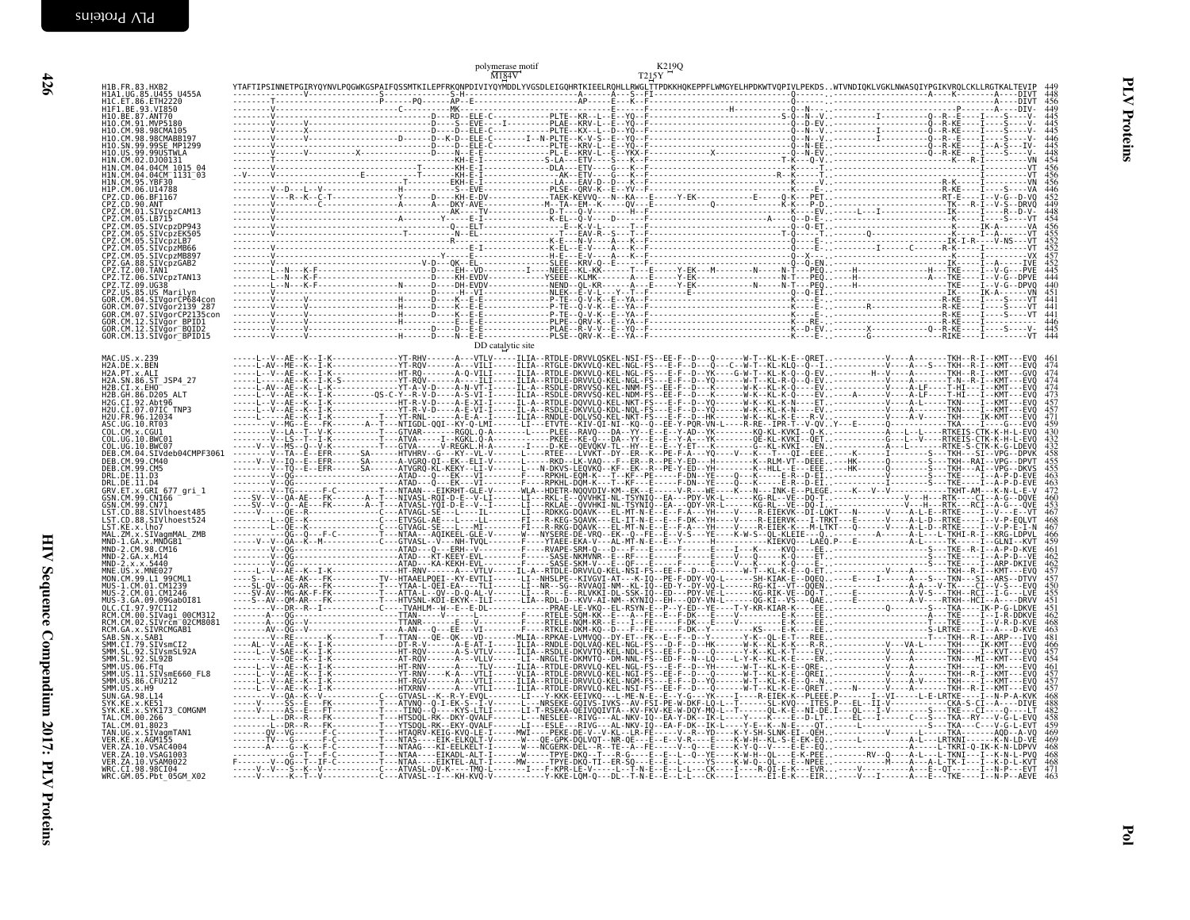```
                                polymerase motif                                  K219Q
                                     M184V                                   T215Y
H1B.FR.83.HXB2               YTAFTIPSINNETPGIRYQYNVLPQGWKGSPAIFQSSMTKILEPFRKQNPDIVIYQYMDDLYVGSDLEIGQHRTKIEELRQHLLRWGLTTPDKKHQKEPPFLWMGYELHPDKWTVQPIVLPEKDS.WTVNDIQKLVGKLNWASQIYPGIKVRQLCKLLRGTKALTEVIP 449
H1A1.UG.85.U455_U455A        448
H1C.ET.86.ETH2220            456
H1F1.BE.93.VI850             449
H1O.BE.87.ANT70              445
H1O.CM.91.MVP5180            445
H1O.CM.98.98CMA105           445
H1O.CM.98.98CMABB197         446
H1O.SN.99.99SE_MP1299        445
H1O.US.99.99USTWLA           448
H1N.CM.02.DJO0131            454
H1N.CM.04.04CM_1015_04       456
H1N.CM.04.04CM_1131_03       456
H1N.CM.95.YBF30              456
H1P.CM.06.U14788             446
CPZ.CD.06.BF1167             452
CPZ.CD.90.ANT                449
CPZ.CM.01.SIVcpzCAM13        448
CPZ.CM.05.LB715              454
CPZ.CM.05.SIVcpzDP943        456
CPZ.CM.05.SIVcpzEK505        455
CPZ.CM.05.SIVcpzLB7          452
CPZ.CM.05.SIVcpzMB66         452
CPZ.CM.05.SIVcpzMB897        457
CPZ.GA.88.SIVcpzGAB2         452
CPZ.TZ.00.TAN1               445
CPZ.TZ.06.SIVcpzTAN13        444
CPZ.TZ.09.UG38               440
CPZ.US.85.US_Marilyn         451
GOR.CM.04.SIVgorCP684con     441
GOR.CM.07.SIVgor2139_287     441
GOR.CM.07.SIVgorCP2135con    441
GOR.CM.12.SIVgor_BPID1       446
GOR.CM.12.SIVgor_BQID2       445
GOR.CM.13.SIVgor_BPID15      444

                                        DD catalytic site
MAC.US.x.239                 461
H2A.DE.x.BEN                 474
H2A.PT.x.ALI                 474
H2A.SN.86.ST_JSP4_27         474
H2B.CI.x.EHO                 474
H2B.GH.86.D205_ALT           473
H2G.CI.92.Abt96              457
H2U.CI.07.07IC_TNP3          457
H2U.FR.96.12034              471
ASC.UG.10.RT03               459
COL.CM.x.CGU1                430
COL.UG.10.BWC01              432
COL.UG.10.BWC07              432
DEB.CM.04.SIVdeb04CMPF3061   458
DEB.CM.99.CM40               455
DEB.CM.99.CM5                455
DRL.DE.11.D3                 463
DRL.DE.11.D4                 463
GRV.ET.x.GRI_677_gri_1       472
GSN.CM.99.CN166              460
GSN.CM.99.CN71               455
LST.CD.88.SIVlhoest485       467
LST.CD.88.SIVlhoest524       468
LST.KE.x.lho7                467
MAL.ZM.x.SIVagmMAL_ZMB       466
MND-1.GA.x.MNDGB1            459
MND-2.CM.98.CM16             461
MND-2.GA.x.M14               462
MND-2.x.x.5440               462
MNE.US.x.MNE027              457
MON.CM.99.L1_99CML1          457
MUS-1.CM.01.CM1239           450
MUS-2.CM.01.CM1246           455
MUS-3.GA.09.09GabOI81        451
OLC.CI.97.97CI12             451
RCM.CM.00.SIVagi_00CM312     462
RCM.CM.02.SIVrcm_02CM8081    463
RCM.GA.x.SIVRCMGAB1          463
SAB.SN.x.SAB1                481
SMM.CI.79.SIVsmCI2           466
SMM.SL.92.SIVsmSL92A         457
SMM.SL.92.SL92B              454
SMM.US.06.FTq                461
SMM.US.11.SIVsmE660_FL8      457
SMM.US.86.CFU212             457
SMM.US.x.H9                  457
SUN.GA.98.L14                468
SYK.KE.x.KE51                488
SYK.KE.x.SYK173_COMGNM       482
TAL.CM.00.266                458
TAL.CM.01.8023               459
TAN.UG.x.SIVagmTAN1          469
VER.KE.x.AGM155              469
VER.ZA.10.VSAC4004           468
VER.ZA.10.VSAG1003           468
VER.ZA.10.VSAM0022           468
WRC.CI.98.98CI04             471
WRC.GM.05.Pbt_05GM_X02       463
```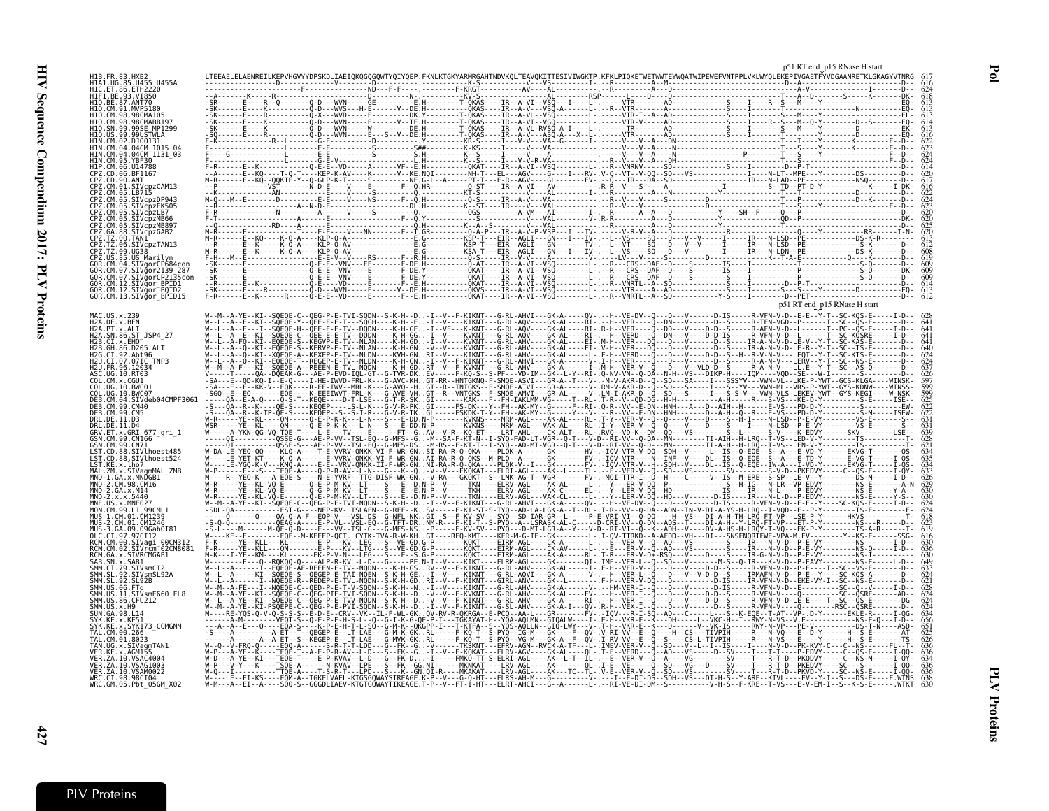p51 RT end_p15 RNase H start

```
H1B.FR.83.HXB2                LTEEAELELAENREILKEPVHGVYYDPSKDLIAEIQKQGQGQWTYQIYQEP.FKNLKTGKYARMRGAHTNDVKQLTEAVQKITTESIVIWGKTP.KFKLPIQKETWETWWTEYWQATWIPEWEFVNTPPLVKLWYQLEKEPIVGAETFYVDGAANRETKLGKAGYVTNRG  617
H1A1.UG.85.U455_U455A                                                                                                                                                              616
H1C.ET.86.ETH2220                                                                                                                                                                  624
H1F1.BE.93.VI850                                                                                                                                                                   618
H1O.BE.87.ANT70                                                                                                                                                                    613
H1O.CM.91.MVP5180                                                                                                                                                                  613
H1O.CM.98.98CMA105                                                                                                                                                                 613
H1O.CM.98.98CMABB197                                                                                                                                                               614
H1O.SN.99.99SE_MP1299                                                                                                                                                              613
H1O.US.99.99USTWLA                                                                                                                                                                 616
H1N.CM.02.DJO0131                                                                                                                                                                  622
H1N.CM.04.04CM_1015_04                                                                                                                                                             623
H1N.CM.04.04CM_1131_03                                                                                                                                                             624
H1N.CM.95.YBF30                                                                                                                                                                    624
H1P.CM.06.U14788                                                                                                                                                                   614
CPZ.CD.06.BF1167                                                                                                                                                                   620
CPZ.CD.90.ANT                                                                                                                                                                      617
CPZ.CM.01.SIVcpzCAM13                                                                                                                                                              616
CPZ.CM.05.LB715                                                                                                                                                                    622
CPZ.CM.05.SIVcpzDP943                                                                                                                                                              624
CPZ.CM.05.SIVcpzEK505                                                                                                                                                              623
CPZ.CM.05.SIVcpzLB7                                                                                                                                                                620
CPZ.CM.05.SIVcpzMB66                                                                                                                                                               620
CPZ.CM.05.SIVcpzMB897                                                                                                                                                              625
CPZ.GA.88.SIVcpzGAB2                                                                                                                                                               620
CPZ.TZ.00.TAN1                                                                                                                                                                     613
CPZ.TZ.06.SIVcpzTAN13                                                                                                                                                              615
CPZ.TZ.09.UG38                                                                                                                                                                     608
CPZ.US.85.US_Marilyn                                                                                                                                                               619
GOR.CM.04.SIVgorCP684con                                                                                                                                                           609
GOR.CM.07.SIVgor2139_287                                                                                                                                                           609
GOR.CM.07.SIVgorCP2135con                                                                                                                                                          609
GOR.CM.12.SIVgor_BPID1                                                                                                                                                             614
GOR.CM.12.SIVgor_BQID2                                                                                                                                                             613
GOR.CM.13.SIVgor_BPID15                                                                                                                                                            612
```

p51 RT end_p15 RNase H start

```
MAC.US.x.239                  W--M--A-YE--KI--SQEQE-C--QEG-P-E-TVI-SQDN--S-K-H--D..-I--V--F-KIKNT---G-RL-AHVI---GK-A-----QV-.-H--VE-DV--Q---D---V------D-IS------R-VFN-V-D--E-E--Y-T--SC-KQS-E-----I-D--  628
H2A.DE.x.BEN                                                                                                                                                                       628
H2A.PT.x.ALI                                                                                                                                                                       641
H2A.SN.86.ST_JSP4_27                                                                                                                                                               641
H2B.CI.x.EHO                                                                                                                                                                       641
H2B.GH.86.D205_ALT                                                                                                                                                                 640
H2G.CI.92.Abt96                                                                                                                                                                    624
H2U.CI.07.07IC_TNP3                                                                                                                                                                637
H2U.FR.96.12034                                                                                                                                                                    626
ASC.UG.10.RT03                                                                                                                                                                     599
COL.CM.x.CGU1                                                                                                                                                                      620
COL.UG.10.BWC01                                                                                                                                                                    599
COL.UG.10.BWC07                                                                                                                                                                    599
DEB.CM.04.SIVdeb04CMPF3061                                                                                                                                                         625
DEB.CM.99.CM40                                                                                                                                                                     622
DEB.CM.99.CM5                                                                                                                                                                      622
DRL.DE.11.D3                                                                                                                                                                       631
DRL.DE.11.D4                                                                                                                                                                       631
GRV.ET.x.GRI_677_gri_1                                                                                                                                                             639
GSN.CM.99.CN166                                                                                                                                                                    628
GSN.CM.99.CN71                                                                                                                                                                     621
LST.CD.88.SIVlhoest485                                                                                                                                                             634
LST.CD.88.SIVlhoest524                                                                                                                                                             635
LST.KE.x.lho7                                                                                                                                                                      634
MAL.ZM.x.SIVagmMAL_ZMB                                                                                                                                                             633
MND-1.GA.x.MNDGB1                                                                                                                                                                  626
MND-2.CM.98.CM16                                                                                                                                                                   629
MND-2.GA.x.M14                                                                                                                                                                     630
MND-2.x.x.5440                                                                                                                                                                     630
MNE.US.x.MNE027                                                                                                                                                                    624
MON.CM.99.L1_99CML1                                                                                                                                                                624
MUS-1.CM.01.CM1239                                                                                                                                                                 618
MUS-2.CM.01.CM1246                                                                                                                                                                 623
MUS-3.GA.09.09Gab0I81                                                                                                                                                              619
OLC.CI.97.97CI12                                                                                                                                                                   616
RCM.CM.00.SIVagi_00CM312                                                                                                                                                           626
RCM.CM.02.SIVrcm_02CM8081                                                                                                                                                          626
RCM.GA.x.SIVRCMGAB1                                                                                                                                                                630
SAB.SN.x.SAB1                                                                                                                                                                      649
SMM.CI.79.SIVsmCI2                                                                                                                                                                 633
SMM.SL.92.SIVsmSL92A                                                                                                                                                               624
SMM.SL.92.SL92B                                                                                                                                                                    621
SMM.US.06.FTq                                                                                                                                                                      628
SMM.US.11.SIVsmE660_FL8                                                                                                                                                            624
SMM.US.86.CFU212                                                                                                                                                                   624
SMM.US.x.H9                                                                                                                                                                        624
SUN.GA.98.L14                                                                                                                                                                      634
SYK.KE.x.KE51                                                                                                                                                                      656
SYK.KE.x.SYK173_COMGNM                                                                                                                                                             651
TAL.CM.00.266                                                                                                                                                                      625
TAL.CM.01.8023                                                                                                                                                                     626
TAN.UG.x.SIVagmTAN1                                                                                                                                                                636
VER.KE.x.AGM155                                                                                                                                                                    636
VER.ZA.10.VSAC4004                                                                                                                                                                 634
VER.ZA.10.VSAG1003                                                                                                                                                                 636
VER.ZA.10.VSAM0022                                                                                                                                                                 636
WRC.CI.98.98CI04                                                                                                                                                                   638
WRC.GM.05.Pbt_05GM_X02                                                                                                                                                             630
```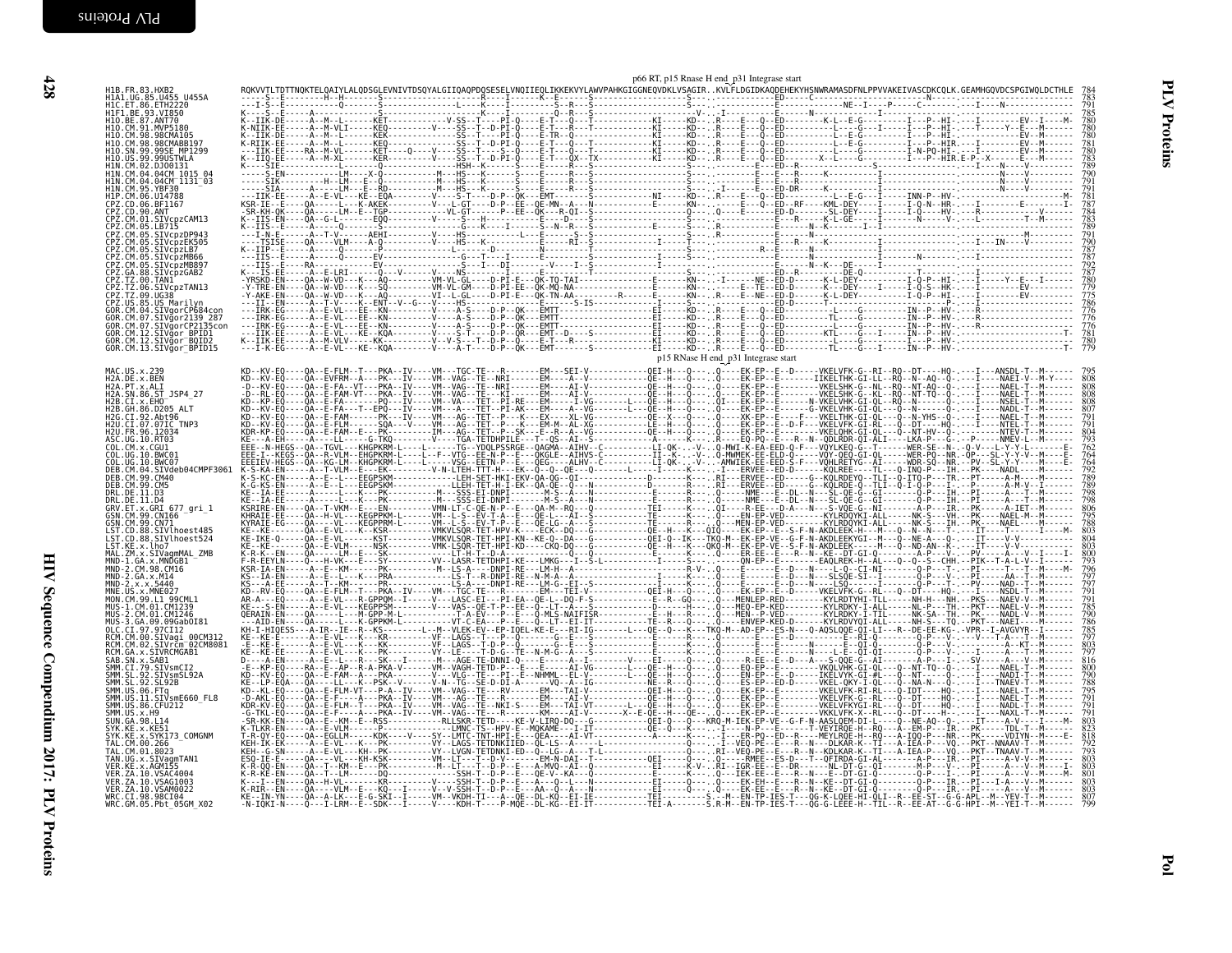```
                              p66 RT, p15 Rnase H end_p31 Integrase start
H1B.FR.83.HXB2               RQKVVTLTDTTNQKTELQAIYLALQDSGLEVNIVTDSQYALGIIQAQPDQSESELVNQIIEQLIKKEKVYLAWVPAHKGIGGNEQVDKLVSAGIR..KVLFLDGIDKAQDEHEKYHSNWRAMASDFNLPPVVAKEIVASCDKCQLK.GEAMHGQVDCSPGIWQLDCTHLE  784
H1A1.UG.85.U455_U455A        783
H1C.ET.86.ETH2220            791
H1F1.BE.93.VI850             785
H1O.BE.87.ANT70              780
H1O.CM.91.MVP5180            780
H1O.CM.98.98CMA105           780
H1O.CM.98.98CMABB197         781
H1O.SN.99.99SE_MP1299        780
H1O.US.99.99USTWLA           783
H1N.CM.02.DJO0131            789
H1N.CM.04.04CM_1015_04       790
H1N.CM.04.04CM_1131_03       790
H1N.CM.95.YBF30              791
H1P.CM.06.U14788             781
CPZ.CD.06.BF1167             787
CPZ.CD.90.ANT                784
CPZ.CM.01.SIVcpzCAM13        783
CPZ.CM.05.LB715              789
CPZ.CM.05.SIVcpzDP943        791
CPZ.CM.05.SIVcpzEK505        790
CPZ.CM.05.SIVcpzLB7          787
CPZ.CM.05.SIVcpzMB66         787
CPZ.CM.05.SIVcpzMB897        792
CPZ.GA.88.SIVcpzGAB2         787
CPZ.TZ.00.TAN1               780
CPZ.TZ.06.SIVcpzTAN13        779
CPZ.TZ.09.UG38               775
CPZ.US.85.US_Marilyn         786
GOR.CM.04.SIVgorCP684con     776
GOR.CM.07.SIVgor2139_287     776
GOR.CM.07.SIVgorCP2135con    776
GOR.CM.12.SIVgor_BPID1       781
GOR.CM.12.SIVgor_BQID2       780
GOR.CM.13.SIVgor_BPID15      779

                              p15 RNase H end_p31 Integrase start
MAC.US.x.239                 KD--KV-EQ----QA--E-FLM--T---PKA--IV----VM---TGC-TE---R-------EM----SEI-V-----------QEI-H---Q---.Q-----EK-EP--E--D-----VKELVFK-G--RI--RQ--DT----HQ-.---I---ANSDL-T--M------  795
H2A.DE.x.BEN                 808
H2A.PT.x.ALI                 808
H2A.SN.86.ST_JSP4_27         808
H2B.CI.x.EHO                 808
H2B.GH.86.D205_ALT           807
H2G.CI.92.Abt96              791
H2U.CI.07.07IC_TNP3          791
H2U.FR.96.12034              804
ASC.UG.10.RT03               793
COL.CM.x.CGU1                762
COL.UG.10.BWC01              764
COL.UG.10.BWC07              764
DEB.CM.04.SIVdeb04CMPF3061   792
DEB.CM.99.CM40               789
DEB.CM.99.CM5                789
DRL.DE.11.D3                 798
DRL.DE.11.D4                 798
GRV.ET.x.GRI_677_gri_1       806
GSN.CM.99.CN166              795
GSN.CM.99.CN71               788
LST.CD.88.SIVlhoest485       803
LST.CD.88.SIVlhoest524       804
LST.KE.x.lho7                803
MAL.ZM.x.SIVagmMAL_ZMB       800
MND-1.GA.x.MNDGB1            793
MND-2.CM.98.CM16             796
MND-2.GA.x.M14               797
MND-2.x.x.5440               797
MNE.US.x.MNE027              791
MON.CM.99.L1_99CML1          791
MUS-1.CM.01.CM1239           785
MUS-2.CM.01.CM1246           790
MUS-3.GA.09.09Gab0I81        786
OLC.CI.97.97CI12             785
RCM.CM.00.SIVagi_00CM312     797
RCM.CM.02.SIVrcm_02CM8081    803
RCM.GA.x.SIVRCMGAB1          797
SAB.SN.x.SAB1                816
SMM.CI.79.SIVsmCI2           800
SMM.SL.92.SIVsmSL92A         790
SMM.SL.92.SL92B              788
SMM.US.06.FTq                795
SMM.US.11.SIVsmE660_FL8      791
SMM.US.86.CFU212             791
SMM.US.x.H9                  791
SUN.GA.98.L14                803
SYK.KE.x.KE51                823
SYK.KE.x.SYK173_COMGNM       818
TAL.CM.00.266                792
TAL.CM.01.8023               793
TAN.UG.x.SIVagmTAN1          803
VER.KE.x.AGM155              803
VER.ZA.10.VSAC4004           801
VER.ZA.10.VSAG1003           803
VER.ZA.10.VSAM0022           803
WRC.CI.98.98CI04             807
WRC.GM.05.Pbt_05GM_X02       799
```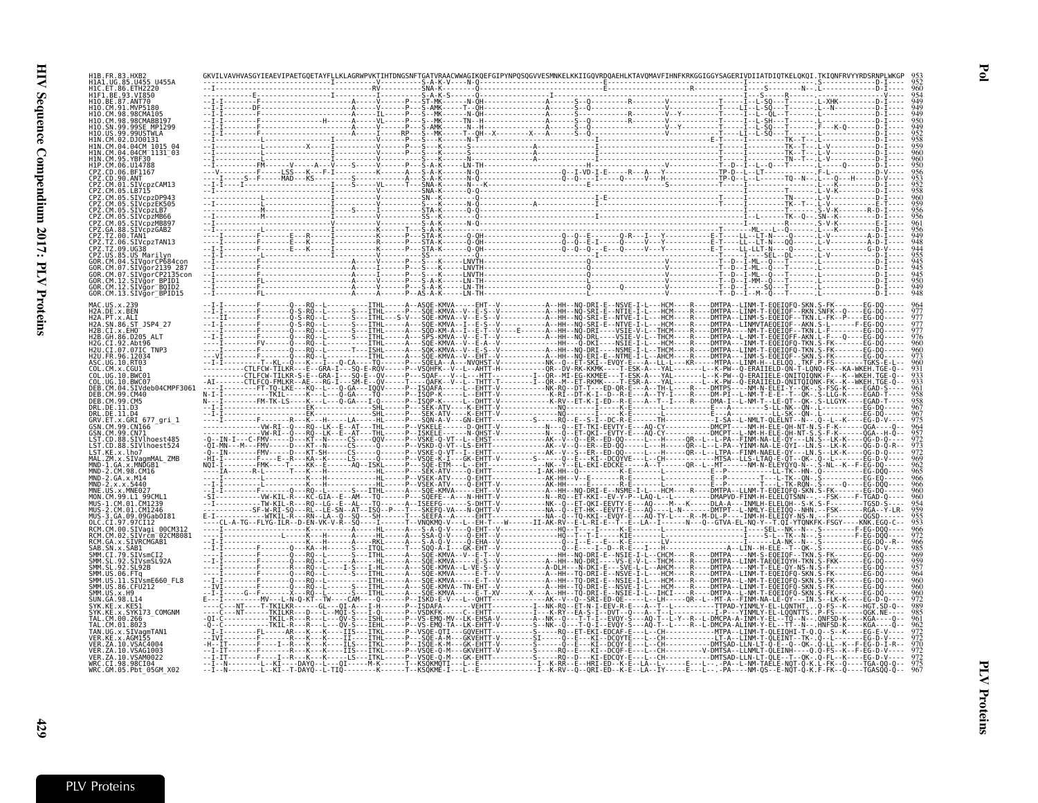```
H1B.FR.83.HXB2              GKVILVAVHVASGYIEAEVIPAETGQETAYFLLKLAGRWPVKTIHTDNGSNFTGATVRAACWWAGIKQEFGIPYNPQSQGVVESMNKELKKIIGQVRDQAEHLKTAVQMAVFIHNFKRKGGIGGYSAGERIVDIIATDIQTKELQKQI.TKIQNFRVYYRDSRNPLWKGP  953
H1A1.UG.85.U455_U455A       --------------------------------I----------V---------S-A-K-V----N-Q-----------------------------E----------------------------------------I----------------S-----------D-I----  952
H1C.ET.86.ETH2220           --I---------------------------------------RV---------SNA-K--------Q-------------------------------E------------------------R-----------I----S-------N---L-----------D-I----  960
H1F1.BE.93.VI850            ----------E---------------I----------I--------------S-A-K-S------Q-Q-------------------I------------------------------------------------I---S------R---------------V----  954
H1O.BE.87.ANT70             --I-I-------F-------------------A-----V------P---ST-MK-----N-QH-------------A-----S--Q------R--------V-------------T-----I--L-SQ--T-------L-XHK---------D-I----  949
H1O.CM.91.MVP5180           --I-I-------DF------------------A-----V------P---S-AMK-----T--QH------------A-----S--Q----------------V------------T-----LI--L-SQ--T-------L--N---------D-I----  949
H1O.CM.98.98CMA105          --I-I-------F-------------------A-----I------P---S--MK-----N-QH-------------A-----S--Q------------------V--Y--------T-----I--L--QL--T-------L-----------D-I----  949
H1O.CM.98.98CMABB197        --I-I-------F------------H------A-----VL-----P---S--MK-----TN--H------------A-----S--Q------R---------V------------T-----I--L-SH--T-------L-----------D-I----  950
H1O.SN.99.99SE_MP1299       --I-I-------F-------------------A-----V------P---S-AMK-----N--H-------------A-----S--Q----------------V--Y---------T-----I--L-SQ--T-------F---K-Q-------D-I----  949
H1O.US.99.99USTWLA          --I-I-------F-------------------A-----V-----RP---S--MK-----T--QH--X-----X---A-----S--Q----------------V------------T-----LI--L-SQ--T-------L-----------D-I----  952
H1N.CM.02.DJO0131           --I-----------------------------------V------P---S--K------N-T-------------------------------------------------------E-T-----I-------------TK--T---L-----------D-I----  958
H1N.CM.04.04CM_1015_04      --I-----------L---------X-------I-----V------P---S--K------S-----------------A-----------------------------------------T-----I-------------TK--T---L-V---------D-I----  959
H1N.CM.04.04CM_1131_03      --I-----------L-----------------I-----V------P---S--K------S-----------------A-----------------------------------------T-----I-------------TK--T---L-V---------D-I----  960
H1N.CM.95.YBF30             --I-----------L-----------------I-----V------P---S--K------S-----------------A-----------------------------------------T-----I-------------TN--T---L-V---------D-I----  960
H1P.CM.06.U14788            --I---------FM-------V------A---V-----S------P---S-A-K-----LN-TH------------------------------H----------------V-------------T--D--I--L--Q---T-------L-----Q---------D-I----  950
CPZ.CD.06.BF1167            ----V---------F------LSS---K---F-I-----K-----A---S-A-K-----N-Q-----------------Q--I-VD-I-E-----R---A---Y---------TP-D---L--LT--------------F-L-------------D-V----  956
CPZ.CD.90.ANT               ----I-----S--F------MAD---KS--------S-----A---S-A-K------N-Q-------------------Q--Q----I-----Q------V---H----------TP-Q---L--L------TQ--N---L----Q----H------D-V----  953
CPZ.CM.01.SIVcpzCAM13       --I-I---I---------------I-------S-----VL-----T---SNA-K-----N---K----------------------E---------------------S------------T-----I----------------L-V-K---------D-I----  952
CPZ.CM.05.LB715             --I--------------------------------V-----------SNA-K------Q-Q-------------------------------------------------------T-----I----------------L-V-K---------D-I----  958
CPZ.CM.05.SIVcpzDP943       ----------------------------------V-----------SN--K------Q-Q------------------------I-E------------------------------T-----I--------------TN------L-V---------D-I----  960
CPZ.CM.05.SIVcpzEK505       --I---------------------------------V-----------S--K------N-Q-------------A--------------------------------------------T-----I--------------TK--T---L-V---------D-I----  959
CPZ.CM.05.SIVcpzLB7         ----------M-------------------I-----S-----T---STA-K-----Q-Q----------------------------------------------------------T-----I------------------S-V-K-------R-D-I----  956
CPZ.CM.05.SIVcpzMB66        --I-------M-----------------------V-----------SS--K------Q-Q----------------------------------------------------------I--L-----TK--Q---SN--K-----------D-I----  956
CPZ.CM.05.SIVcpzMB897       --I----------------------------------V-----------S-A-K-----N-Q----------------------------------------------------------T-----I------------R------S-V-K---------E-I----  961
CPZ.GA.88.SIVcpzGAB2        --I---------------------------------K------T---S-A-K------------------------------------------------------------------------ML---L--Q--------L---K---------D-I----  956
CPZ.TZ.00.TAN1              ----I-------F-------E---R-----I-----K-----P---STA-K-----Q-QH-----------------Q--Q--E------Q-R---I---Y-----------E-T-----LL--LT-N---Q-------L-V---------A-D-I----  949
CPZ.TZ.06.SIVcpzTAN13       ----I-------F-------E---K-----I-----K-----P---STA-K-----Q-QH-----------------Q--Q--E-I------Q-----V---Y-----------E-T-----LL--LT-N---QQ------L-V---------A-D-I----  948
CPZ.TZ.09.UG38              --I-I-------F-------E---K-----I-----K-----P---STA-K-----Q-QH-----------------Q--Q--Q---E---Q-----V---Y-----------E-T-----LL-LLT-N---Q-------L-----------G-D-V----  944
CPZ.US.85.US_Marilyn        --I-I-------------------------I-----V-----------SS-----------Q------------------------------------------------------T-----I---SEL--DL--------L-V---------D-I----  955
GOR.CM.04.SIVgorCP684con    --I-----------------------------A-----I------P---S--K-----LNVTH--------------------------------------------V------------T--D--I-ML--Q---T-------L-----------D-I----  945
GOR.CM.07.SIVgor2139_287    --I-----------------------------A-----I------P---S--K-----LNVTH--------------------------------------------V------------T--D--I-ML--Q---T-------L-----------D-I----  945
GOR.CM.07.SIVgorCP2135con   --I-----------------------------A-----I------P---S--K-----LNVTH--------------------------------------------V------------T--D--I-ML--Q---T-------L-----------D-I----  945
GOR.CM.12.SIVgor_BPID1      --I---------FL------------------A-----V------P---S-A-K-----LN-TH---------------Q--------------------------V------------T--D--I-MM--Q---T-------L-----------D-I----  950
GOR.CM.12.SIVgor_BQID2      --I-----------------------------A-----V------P---S-A-K-----LN-TH---------------Q-------------------------V------------T--D--I--SQ--T-------L-----------D-I----  949
GOR.CM.13.SIVgor_BPID15     --I---------FL------------------A-----V------P---AS-A-K----LN-TH---------------Q--------------------------V------------T--D--I--M--Q--T-------L-----------D-I----  948

MAC.US.x.239                --I-I-------F-------Q---RQ--L----------ITHL------A--ASQE-KMVA------EHT--V-----------A--HH--NQ-DRI-E--NSVE-I-L---HCM----R----DMTPA--LINM-T-EQEIQFQ-SKN.S-FK--------EG-DQ-----  964
H2A.DE.x.BEN                --I-I-------F-------Q-S-RQ--L-------S---ITHL------A---SQE-KMVA--V--E-S--V-----------A--HH--NQ-SRI-E--NTIE-I-L---HCM----R----DMTPA--LINM-T-EQEIQF--RKN.SNFK--Q-----EG-DQ-----  977
H2A.PT.x.ALI                -----II-----F-------Q-S-RQ--L-------S---ITHL---S-V---SQE-KMVA--V--E-S--V-----------A--HH--NQ-SRI-E--NTVE-I-L---HCM----R----DMTPA--LINM-S-EQEIQFQ--TKN.L-FK--P-----EG-DQ-----  975
H2A.SN.86.ST_JSP4_27        --I-I-------F-------Q-S-RQ--L-------S---ITHL------A---SQE-KMVA--I--E-S--V-----------A--HH--NQ-SRI-E--NTVE-I-L---HCM----R----DMTPA--LINMVTAEQEIQF--AKN.S-L--------F-EG-DQ-----  977
H2B.CI.x.EHO                --I-I-------F-------Q---RQ--L-------S---ITHL------A---SQD-KM-A--I--E-T--V----E-------A--HH--NQ-DRI-----VSIE-V-L---THCM----R----DMTPA---NM-T-EQEIQF--TKN.L-F--------EG-DQ-----  977
H2B.GH.86.D205_ALT          --I-I-------F-------Q---RQ--L-------S---ITHL------A---SPS-KMVA--V--E-T--V-----------A--HH--NQ-DRI-----VSIE-V-L---THCM----R----DMTPA--LINM-T-EQEIQFF-AKN.L-F--Q-----EG-DQ-----  976
H2G.CI.92.Abt96             --I-I-------FV------Q---RQ--L----------ITHL------A---SQE-KMVA--V--E-A--V-----------A--HH--Q-DKI-----NSIE-I-L---THCM----R----DMTPA--LINM-T-EQEIQFQ-TKN.S-FK--------EG-DQ-----  960
H2U.CI.07.07IC_TNP3         --I-I-------F-------Q---RQ--L-------T---ISHL------A---SQE-KMVA--V--E-S--V-----------A--HH--NQ-DRI-----NSME-I-L---THCM----R----DMTPA--LINM-T-EQEIQFQ-TKN.S-FK--------EG-DQ-----  960
H2U.FR.96.12034             ----V-------F-------Q---RQ--L----------ITHL------A---SQE-KMVA--V--EHT--V-----------K-RI--DT-K-I--D-RE-I-L---AHCM----R----DMTPA--LINM-S-EQEIQF--SKN.S-FK--------EG-DQ-----  973
ASC.UG.10.RT03              --I-I-------T--KL---Q---K---I---Q-CA---TQ------P---SQELA--A---NVQHST-V-----------NK--Q--ET-SKI--EVQY-E---A--LL-L---KR------MTPA--LINM-H--LELQQ..TKF.P-FS--------TGKS-E-L--  960
COL.CM.x.CGU1               -----------CTLFCW-TILKR---E--GRA-I---SQ-E-RQV-----P--VSQHFK--V--L--AHTT-H-----------QR--DV--K-KKMK------T-ESK-A---YAL-------L---K-PW--Q-ERAIIELD-QN-T-LQNQ-FK--KA-WKEH.TGE-Q--  931
COL.UG.10.BWC01             -----------CTLFCW-TILKR-S-E--GRA-I---SQ-E--QV-----P---SQAFK--V--L--E-TT-V-------I--QR--MI-EG-KKMEE----T-ESK-A---YAL-------L---K-PW--Q-ERAIIELE-QNITQIQNK-F---K--WKEH.TGE-Q--  933
COL.UG.10.BWC07             -AI--------CTLFCQ-FMLKR--AE---RG-I---SM-E--QV-----T---QAFK--V--L--THTT-V-------I--QR--M-ET-RKMK----T-ESR-A---YAL-------L---K-PW--Q-ERAIIELD-QNITQIQNK-FK--K--WKEH.TGE-Q--  933
DEB.CM.04.SIVdeb04CMPF3061  ----I-------FT-TQ-LKE---KQ--L---Q-GA---IQQV------P--ISQAFA------L--EHTT-V-----------NK-RQ--DT-T---ED-QR-E---A--TH-L----R----DMTPS-----NM-N-ELEI-Y--QK-.S-FSG-K-----EGAD-S---  961
DEB.CM.99.CM40              N-I-----------TKIL------K---L---Q-GA---TQ------P---ISQP-K-------L---EHTT-V-----------K-RI--DT-K-I--E-R-E---A--TY-I----R----DM-PI--L-NM-T-E-E--T--QK-.S-LLG-K-----EGAD-T---  958
DEB.CM.99.CM5               N---I-------FM-TK-LS-----K---L---Q-GA---I-Q------P---ISQP-K-----L--DHTT-V-----------K-RV--ET-K-I-ED--R-E---A--T--I----R----DMA-I--L-NM-T--LE-QT--QK-.S-LLGYK-----EGAD-T---  958
DRL.DE.11.D3                --I-I---------------EK------------------SHL------P---SEK-ATV-----K-EHTT-V-----------NQ-------I-----K-E--------L-------------E----A---------S-LL-NK--QN--L----------EG-DQ-----  967
DRL.DE.11.D4                --I-I---------------EK------------------SHL------P---SEK-ATV-----K-EHTT-V-----------NQ-------I-----K-E--------L-------------E-----------LL-SK--QN--L----------EG-DQ-----  967
GRV.ET.x.GRI_677_gri_1      ----I-------F-------R---K---H-----LA----HL------P---SQN-A-V---GN-EHTT-----------S-----RQ--E--S-I--DC-R-E------TH---------I-SA--L-NMLT-QLELNT--N--.Q--L--K-----EG-D-V----  975
GSN.CM.99.CNI66             -----------VW-RI---Q---RQ--LK--E--AT---THL------P---VSKELE------Q-QHTT-V-----------N----Q--ET-TKI-EEVTY-E----AQ-CY-----------DMCPT------NM-H-ELE-QH-NT-N.S-F-K-------QGA----Q--  964
GSN.CM.99.CN71              -----------VW-KI---Q---RQ--LK--E--AT---THL------P---ISKELE------N-QHST-V-----------N----Q--ET-QKI--EVTY-E----AQ-CY-----------DMCPT------NM-H-ELE-QH-NT-S.S-F-K-------QGA--H-Q--  957
LST.CD.88.SIVlhoest485      -Q--IN-I---C-FMV-----D---KT--N------CS----QQV-----P---VSKE-Q-VT--L--EHST-----------AK--V--Q--ER--ED-QQ-----L---H-----QR--L--L-PA--FINM-NA-LE-QY---LN.S--LK-K-----QG-D-Q---  972
LST.CD.88.SIVlhoest524      -QI-MN---M---FMV-----D---KT--N------CS-----Q------P---VSKD-Q-VT--LS-EHTT-----------AK--V--Q--ER--ED-QQ-----L---H-----QR--L--L-PA--YINM-NA-LE-QYI--LN.S--LK-K-----QG-D-Q-R-  973
LST.KE.x.lho7               -Q--IN---------FMV-----D---KT-SH-----CS-----Q------P---VSKE-Q-VT--I--EHTT-----------AK--V--S--ER--ED-QQ-----L---H-----QR--L--LTPA--FINM-NAELE-QY---LN.S--LK-K-----QG-D-Q---  972
MAL.ZM.x.SIVagmMAL_ZMB      -HI-I--------F----E--R----KA--K-----LS-----Q------P---VSQE-K-I---GK-EHTT-V--------S-----Q--E----KI--DCQYVE---L--CH------------MTSA--LLS-LTAQ-E-QT--QK-.Q--L-----------EG-D-V----  969
MND-1.GA.x.MNDGB1           NQI-I-------FMK----T-----KK--E------AQ--ISKL-----P---SQE-ETM----L--EHTT-V------------NK--Y--EL-EKI-EDCKE-------A--T-------QR--L---MT------NM-N-ELEYQYQ-N---S-NL--K--F-EG-DQ-----  962
MND-2.CM.98.CM16            ------IA--------R-------T----K--H--------HL------P---SEK-ATV-----Q-EHTT-V---------I-AK-HH--Q------------K-E----------L-------------E--P--------------LL-TK--HN--Q-----------EG-DQQ----  965
MND-2.GA.x.M14              -----I-----------L-----------K--H-------HL------P---VSEK-ATV-----Q-EHTT-V-----------AK-HH--V--E--------R-E----------L---------E--P------------T----L-TK--QN--S-----------EG-EQ-----  966
MND-2.x.x.5440              -----I-----------L-----------K--H-------HL------P---VSEK-ATV-----Q-EHTT-V-----------AK-HH-----E--------R-E----------L---------E--P------------T----L-TK-RQN--S-----------EG-DQQ----  966
MNE.US.x.MNE027             --I-I-------F-------Q---RQ--L----------ITHL------A---SQE-KMVA------EHT--V-----------A--HH--NQ-DRI-E--NSME-I-L---HCM----R----DMTPA--LLNM-T-EQEIQFQ-SKN.S-FK--------EG-DQ-----  960
MON.CM.99.L1_99CML1         -SI------------VW-KIL-R---KC-GIA--E--AM---TQ-----P---SQEFE--A---N-HHTT-V-----------N--RQ--ET-KKI--EV-Y-P--LAQ-L--L-------DMAPVD-FINM-H-ELELQTSNN----FSK----F-TGAD-Q-----  960
MUS-1.CM.01.CM1239          --I-------------TW-KIL-R---RQ--LG--E--AL---TQ------A---ISEEFG-------S-DHTT-V-----------NK--Q--ET-QKI-EEVTY-E---AQ----M---K-----DLA-A---INMLH-ELELQH--S-K.S-F--------TGSD-S----  954
MUS-2.CM.01.CM1246          -----------SF-W-RI-SQ---RL--LE-SN--AT--ISQ--P--T---SKEFQ-VA---N-QHTT-V-----------NA--Q--ET-HK-EEVTY-E---AQ----L-N------DMTPT--L-NMLY-ELEIQQ--NHN.--FSK-------RGA--Y-LR-  959
MUS-3.GA.09.09GabOI81       E-I-------------WTKIL-R---RN--LA--Q--SQ---SH------T---SEEFA--A-----EHTT-----------NA--Q--TQ-KKI--EVQY-E---AQ-TY-L----R--M-DL-P----INM-H-ELEIQY-NS-N.--F----------QGSD------  955
OLC.CI.97.97CI12            ----CL-A-TG--FLYG-ILR--D-EN-VK-V-R--SQ----I-------T--VNQKHQ-V---L--EH-T---W-------II-AK-RV--E-L-RI-E--T--E--LA--I------N---Q--GTVA-EL-NQ-Y--T.QI-YTQNKFK-FSGY-----KNK.EGQ-C--  953
RCM.CM.00.SIVagi_00CM312    ----I-----------------------H-------A-----HL------A---S-A-Q-V-----Q-EHT--V-----------HQ--T----I------K-E-------L-------------I-----SEL--NK--N---S---------F-EG-DQQ----  966
RCM.CM.02.SIVrcm_02CM8081   ----I-----------------L----K--H-----A-----HL------A---SSA-Q-V-----Q-EHT--V-----------HQ--T--T-I-----KIE-------L-------------I-----S-L--TK--N---S---------F-EG-DQQ----  972
RCM.GA.x.SIVRCMGAB1         ----I-----------------------H-------A-----RKL------A---SSE-Q-V-----Q-EHA--V-----------NQ--T--I-----E--E-------LV-------------I-----LA-NK--N---S-------------EG-DQ--R-  966
SAB.SN.x.SAB1               --I-I-------F-------Q---KA--H-------S---ITQL------T---SQQ-A-I---GK-EHT--V-----------Q----E----I--D--R-E---I---H-------------A--LIN--H-ELE--T--QK-.S---------------EG-D-V----  985
SMM.CI.79.SIVsmCI2          --I-I-------F-------Q---RQ--L-------S---ITHL------A---SQE-KMVA--V--E-T--V-----------HH--NQ-DRI-E--NSIE-I-L---CHCM----R----DMTPA--LINM-S-EQEIQF--TKN.S-FK--------EG-DQ-----  969
SMM.SL.92.SIVsmSL92A        --I-I-------F-------Q---RQ--L----------ITHL------A---SQE-KMVA------E-S--V-----------A--HH--NQ-DRI-E--NSVE-V-L---THCM----R----DMTPA--LINM-TAEQEIQYH-TKN.S-FKK-------EG-DQ-----  959
SMM.SL.92.SL92B             --I-I-------F-------R---RQ--L-----I-S---I-HL------A---SQE-KMVA--L-VE-S--V-----------A-DLH---N-DKI-E---SVE-L-L---AHCM----R----DMTPA--L-NM-T-ELE-QY-NS-N.S-F--------EG-DQ-----  957
SMM.US.06.FTq               --I-I-------F-------Q---RQ--L-------S---ITHL------A---SQE-KMVA------E-T--V-----------A--HH--TQ-DRI-E--NSVE-I-L---HCM----R----DMTPA--LINM-T-EQEIQFQ-SKN.S-FK--------EG-DQ-----  964
SMM.US.11.SIVsmE660_FL8     --I-I-------F-------Q---RQ--L----------ITHL------A---SQE-KMVA------E-T--V-----------A--HH--TQ-DRI-E--NSVE-I-L---HCM----R----DMTPA--LINM-T-EQEIQFQ-SKN.S-FK--------EG-DQ-----  960
SMM.US.86.CFU212            --IVI-------F-------Q---RQ--L-------S---ITHL------A---SQE-KMVA--TN-EHT--V-----------A--HH--TQ-DRI-E--NSVE-I-L---HCM----R----DMTPA--LINM-T-EQEIQFQ-SKN.S-FK--------EG-DQ-----  960
SMM.US.x.H9                 --I-I------G--F-------X---RQ--L-------S---ITHL------A---SQE-KMVA------E-T-XV-------X---A--HH--TQ-DRI-E--NSIE-I-L---IHCI----R----DMTPA--L-NM-T-EQEIQFQ-SKN.S-FK--------EG-DQ-----  960
SUN.GA.98.L14               E---I-------MV----L-N-Q-KT--TW----CAM----Q-------P---ISKD-E-V---L--QHTT-----------AK--V--Q--ERI-SD-QE-----LL-LH-----QR--L--MT-A--FINM-NA-LE-QY---IN.S--LK-K-----EG-D-Q---  972
SYK.KE.x.KE51               ----C---NT-----T-TKILKR-------GL---QI-A---I-H------P---ISDAFA-------VEHTT---------I--NK-RQ--ET-N-I-EEV-R-E---A--T--L----------TTPAD-YINMLY-EL-LQNTHT..-Q-FS--K-----HGT.SD-Q--  989
SYK.KE.x.SYK173_COMGNM      ----C---NT-----TKILKR---D---L--MQI-S---I-Q------P---VSDKFK-------C--EHTT-----------I---K-RY--EA-S-I--DVT--Q---A--T--L----------I-P----YINMLY-EL-LQQNTTS..P-FS--------QGK.NE---  985
TAL.CM.00.266               -QI-C-----------TKIL-R---R---L---QV-S---ISHL------P---VS-EMQ-MV--LK-EHSA-V-----------A--NK--Q--T-T-I--EVQY-S---AQ-T--L-Y--R--L-DMCPA-A-INM-Y-EL--TQ--N---QNFSD-K-----KGA----Q--  961
TAL.CM.01.8023              -Q--C-----------TKIL-R---R---L---QV-S---IEHL------P---VS-EMQ-TA--LK-EHTT-V-----------S--NK--Q--T-Q-I--EVQY-S---AQ-T--L----R--L-DMCPA-ALINM-Y-EL---TT--N---HNFSD-K-----KGA----Q--  962
TAN.UG.x.SIVagmTAN1         --I-I------FL-------AR---K---K---IIS---ITKL------P---VSQE-QTI---GQVEHTT-----------S-----RQ--ET-EKI-EDCAF-E---L--CH-------------MTPA--LINM-T-QLEIQHI-T-Q.Q--S--K-----EG-E-V----  972
VER.KE.x.AGM155             --IVI-------F-------R---K---K---II------ITHL------P---SQE-A-M---GK-EHTT-V-----------SI-----Q--E----KI--DCQYTE---L--CH------------LT-A--LINM-T-QLEINT--TK-.Q--L-----------EG-D-V----  972
VER.ZA.10.VSAC4004          -H--IT------F----I--R---K---K---ILS---ITKL------P---ISQE-K-M---GK-EHTT-V-----------S-----Q--E----KI--DCQY-E---L--CH------------DMTSAD-LLN-LT-Q-E--Q--QK-.Q-LL--K--F-EG-D-I-R--  970
VER.ZA.10.VSAG1003          --I-IT------F-------R---K---K---IIS---ITKL------P---VSQE-Q-M---GKVEHTT-V-----------S-----RQ--E----KI--DCQF-E---L--CH-----------V-DMTSA--LLNMLT-QLEINH-----Q.Q-FS--K--F-EG-D-V----  972
VER.ZA.10.VSAM0022          --I-IT------F-------I--R---K---K---LS---ITKL------P---VSQE-Q-M---GK-EHTT-----------S-----RQ--D----KI-EDCQY-E---L--CH------------DMTSAD-LLN-LT-QLE--T--QK-.Q-FL--K-----EG-D-V----  972
WRC.CI.98.98CI04            --I--N-------L--KI---DAYQ--L---QI-----M-K-----T---KSQKMQTI----L--E-----------I--K-RR--E--HRI-ED--K-E--LA--L-----E---L---PA---L-NM-TAELE-NQT-Q-K.F-FK--Q-----TGA-QQ-Q--  975
WRC.GM.05.Pbt_05GM_X02      --I--N--------L--KI--T-DAYQ--L-TIQ--------K------T---KSQKME-I---L--E-----------I--K-RV--Q--DRI-ED--K-E--LA--IY-----E---L---PA----NM-QS--E-NQT-Q-K.F-FK--Q-----TGASQQ-Q--  967
```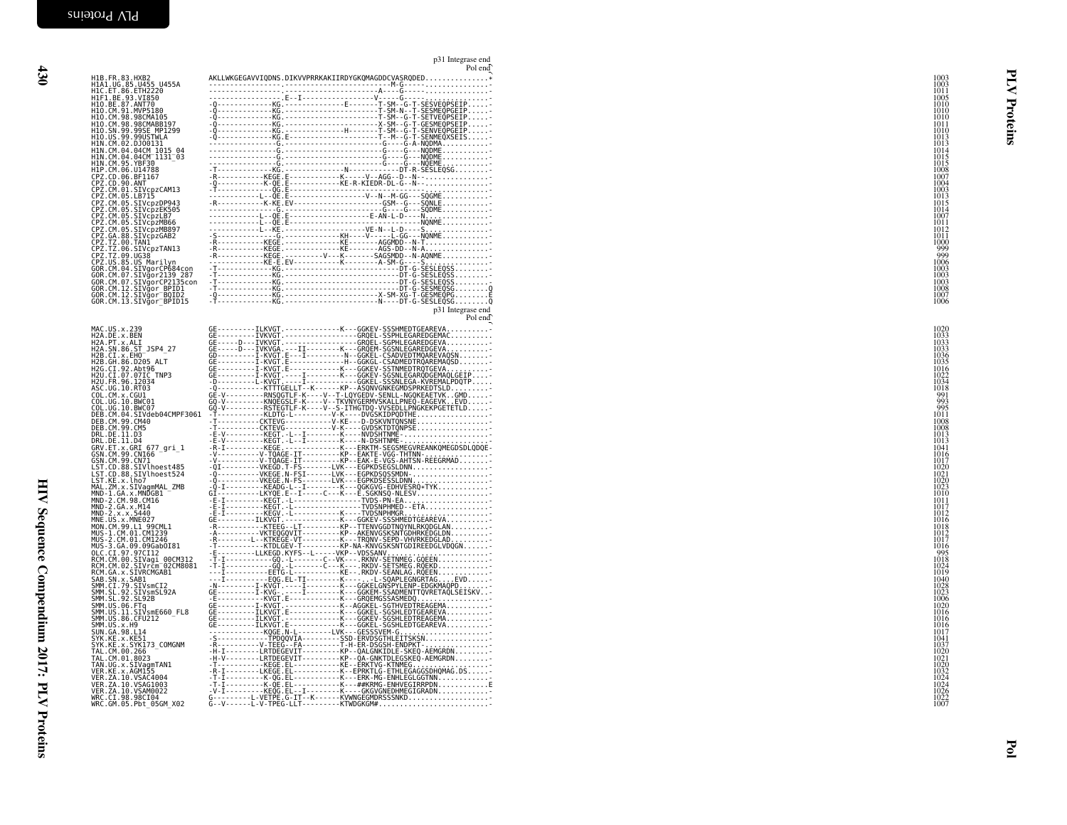```
                                              p31 Integrase end
                                                        Pol end
H1B.FR.83.HXB2            AKLLWKGEGAVVIQDNS.DIKVVPRRKAKIIRDYGKQMAGDDCVASRQDED...............*  1003
H1A1.UG.85.U455_U455A     -----------------.------------------------M-G-----...............-  1003
H1C.ET.86.ETH2220         -----------------.-------------------A----G-----...............-  1011
H1F1.BE.93.VI850          ------------E--I-----------------V-----G-----...............-  1005
H1O.BE.87.ANT70           -Q------------KG.---------------E-------T-SM--G-T-SESVEQPSEIP.....-  1010
H1O.CM.91.MVP5180         -Q------------KG.------------------------T-SM-N--T-SESMEQPGEIP.....-  1010
H1O.CM.98.98CMA105        -Q------------KG.------------------------T-SM--G-T-SETVEQPSEIP.....-  1010
H1O.CM.98.98CMABB197      -Q------------KG.------------------------X-SM--G-T-SESMEQPSEIP.....-  1011
H1O.SN.99.99SE_MP1299     -Q------------KG.-----------------H-------T-SM--G-T-SENVEQPGEIP.....-  1010
H1O.US.99.99USTWLA        -Q------------KG.E-----------------------T--M--G-T-SENMEQXSEIS.....-  1013
H1N.CM.02.DJO0131         ---------------G.------------------------G----G-A-NQDMA...........-  1013
H1N.CM.04.04CM_1015_04    ---------------G.------------------------G----G---NQDME...........-  1014
H1N.CM.04.04CM_1131_03    ---------------G.------------------------G----G---NQDME...........-  1015
H1N.CM.95.YBF30           ---------------G.------------------------G----G---NQEME...........-  1015
H1P.CM.06.U14788          -T------------KG.---------------N------------DT-R-SESLEQSG........-  1008
CPZ.CD.06.BF1167          -R------------KEGE.E-------------K------V--AGG--D--N--...............-  1007
CPZ.CD.90.ANT             -Q------------K-QE.E-------------KE-R-KIEDR-DL-G--N--...............-  1004
CPZ.CM.01.SIVcpzCAM13     -T--------------QG.E------------------------------...............-  1003
CPZ.CM.05.LB715           -------------L--QE.E----------------------V--N--M-GG---SQGME..........-  1013
CPZ.CM.05.SIVcpzDP943     -R------------K-KE.EV---------------------GSM--G---SQNLE..........-  1015
CPZ.CM.05.SIVcpzEK505     ---------------G.---------------------------G----G---SQDME..........-  1014
CPZ.CM.05.SIVcpzLB7       -------------L--QE.E-----------------------E-AN-L-D----N..............-  1007
CPZ.CM.05.SIVcpzMB66      -------------L--QE.E--------------------------------NQNME..........-  1011
CPZ.CM.05.SIVcpzMB897     -------------L--KE.-----------------------VE-N--L-D----S..............-  1012
CPZ.GA.88.SIVcpzGAB2      -S---------------G.--------------KH-----V-----L-GG---NQNME..........-  1011
CPZ.TZ.00.TAN1            -R------------KEGE.--------------KE---------AGGMDD--N-T...............-  1000
CPZ.TZ.06.SIVcpzTAN13     -R------------KEGE.--------------KE---------AGS-DD--N-A...............-  999
CPZ.TZ.09.UG38            -R------------KEGE.---------V---K---------SAGSMDD--N-AQNME..........-  999
CPZ.US.85.US_Marilyn      ---------------KE-E.EV-----------K---------A-SM-G----S..............-  1006
GOR.CM.04.SIVgorCP684con  -T--------------KG.-----------------------------DT-G-SESLEQSS.........-  1003
GOR.CM.07.SIVgor2139_287  -T--------------KG.-----------------------------DT-G-SESLEQSS.........-  1003
GOR.CM.07.SIVgorCP2135con -T--------------KG.-----------------------------DT-G-SESLEQSS.........-  1003
GOR.CM.12.SIVgor_BPID1    -T--------------KG.-----------------------------DT-G-SESMEQSG........Q  1008
GOR.CM.12.SIVgor_BQID2    -Q--------------KG.-------------------------X-SM-XG-T-GESMEQPG........E  1007
GOR.CM.13.SIVgor_BPID15   -T--------------KG.-------------------------N----DT-G-SESLEQSG........Q  1006
                                              p31 Integrase end
                                                        Pol end

MAC.US.x.239              GE---------ILKVGT.--------------K---GGKEV-SSSHMEDTGEAREVA...........-  1020
H2A.DE.x.BEN              GE---------IVKVGT.------------------GRQEL-SSPHLEGAREDGEMAC..........-  1033
H2A.PT.x.ALI              GE-----D---IVKVGT.------------------GRQEL-SGPHLEGAREDGEVA...........-  1033
H2A.SN.86.ST_JSP4_27      GE-----D---IVKVGA.----II---------K---GRQEM-SGSNLEGAREDGEVA...........-  1033
H2B.CI.x.EHO              GD---------I-KVGT.E-------------N--GGKEL-CSADVEDTMQAREVAQSN........-  1036
H2B.GH.86.D205_ALT        GE---------I-KVGT.E-------------H--GGKGL-CSADMEDTRQAREMAQSD........-  1035
H2G.CI.92.Abt96           GE---------I-KVGT.E-------------K---GGKEV-SSTNMEDTRQTGEVA...........-  1016
H2U.CI.07.07IC_TNP3       GE---------I-KVGT.----I---------K---GGKEV-SGSNLEGARQDGEMAQLGEIP.....-  1022
H2U.FR.96.12034           -D---------L-KVGT.----I---------GGKEL-SSSNLEGA-KVREMALPDQTP.....-  1034
ASC.UG.10.RT03            -Q---------KTTTGELLT-K-------KP--ASQNVGNKEGMDSPRKEDTSLD............-  1018
COL.CM.x.CGU1             GE-V---------RNSQGTLF-K-----V--T-LQYGEDV-SENLL-NGQKEAETVK..GMD.......-  991
COL.UG.10.BWC01           GQ-V---------KNQEGSLF-K-----V--TKVNYGERMVSKALLPNEQ-EAGEVK..EVD.......-  993
COL.UG.10.BWC07           GQ-V---------RSTEGTLF-K-----V--S-ITHGTDQ-VVSEDLLPNGKEKPGETETLD.......-  995
DEB.CM.04.SIVdeb04CMPF3061 -T-------------KLDTG-L---------V-K---DVGSKIDPQDTHE.................-  1011
DEB.CM.99.CM40            -T-------------CKTEVG-----------V-KE---D-DSKVNTQNSNE.................-  1008
DEB.CM.99.CM5             -T-------------CKTEVG-----------V-K---GVDSKTDTQNPSE.................-  1008
DRL.DE.11.D3              -E-V---------KEGT.-L--I---------K---NVDSHTNME-......................-  1013
DRL.DE.11.D4              -E-V---------KEGT.-L--I---------N-DSHTNME-........................-  1013
GRV.ET.x.GRI_677_gri_1    -R-I---------KEGE.--------------K---ERKTM-SEGSMEGVREANKQMEGDSDLQDQE-  1041
GSN.CM.99.CN166           -V-----------V-TQAGE-IT---------KP--EAKTE-VGG-THTNN-................-  1016
GSN.CM.99.CN71            -V-----------V-TQAGE-IT---------KP--EAK-E-VGS-AHTSN-REEGRMAD........-  1017
LST.CD.88.SIVlhoest485    -QI----------VKEGD.T-FS--------LVK---EGPKDSEGSLDNN..................-  1020
LST.CD.88.SIVlhoest524    -Q-----------VKEGE.N-FSI-------LVK---EGPKDSQSSMDN-..................-  1021
LST.KE.x.lho7             -Q-----------VKEGE.N-FS--------LVK---EGPKDSESSLDNN..................-  1020
MAL.ZM.x.SIVagmMAL_ZMB    -Q-I---------KEADG-L--I---------K---QGKGVG-EDHVESRQ+TYK.............-  1023
MND-1.GA.x.MNDGB1         GI-----------LKYQE.E--I-----C---K---E.SGKNSQ-NLESV..................-  1010
MND-2.CM.98.CM16          -E-I---------KEGT.-L--------------TVDS-PN-EA........................-  1011
MND-2.GA.x.M14            -E-I---------KEGT.-L--------------TVDSNPHMED--ETA...................-  1017
MND-2.x.x.5440            -E-I---------KEGV.-L--------------K---TVDSNPHMGR....................-  1012
MNE.US.x.MNE027           GE-----------ILKVGT.-------------K---GGKEV-SSSHMEDTGEAREVA...........-  1016
MON.CM.99.L1_99CML1       -R-----------KTEEG--LT----------KP--TTENVGGDTNQYNLRKQDGLAN..........-  1018
MUS-1.CM.01.CM1239        -A-----------VKTEQGQVIT---------KP--AKENVGSKSNTGDHRKEDGLDN..........-  1012
MUS-2.CM.01.CM1246        -R-----------L--KTKEGE-VT---------K---TRQNV-SEPD-VHVRKEDGLAD........-  1017
MUS-3.GA.09.09GabOI81     -T-----------KTDLGEV-T-----------KP-NA-KNVGSKSNTGDIREEDGLVDQGN.......-  1016
OLC.CI.97.97CI12          -E-----------LLKEGD.KYFS--L-----VKP--VDSSANV.........................-  995
RCM.CM.00.SIVagi_00CM312  -T-I---------GQ.-L--------C--VK---RKNV-SETNMEG.GQEEN................-  1018
RCM.CM.02.SIVrcm_02CM8081 -T-I---------GQ.-L--------C--K---RKDV-SETSMEG.RQEKD................-  1024
RCM.GA.x.SIVRCMGAB1       ---I---------EETG-L-------------KE---RKDV-SEANLAG.RQEEN................-  1019
SAB.SN.x.SAB1             ---I---------EQQ.EL-TI---------K-----L-SQAPLEGNGRTAG....EVD.........-  1040
SMM.CI.79.SIVsmCI2        -N-----------I-KVGT.------------K---GGKELGNSPYLENP-EDGKMAQPD........-  1028
SMM.SL.92.SIVsmSL92A      GE---------I-KVG-.-----I---------K---GGKEM-SSADMENTTQVRETAQLSEISKV.-  1023
SMM.SL.92.SL92B           -E-----------KVGT.E-------------K---GRQEMGSSASMEDQ...................-  1006
SMM.US.06.FTq             GE---------I-KVGT.--------------K---AGGKEL-SGTHVEDTREAGEMA...........-  1020
SMM.US.11.SIVsmE660_FL8   GE---------ILKVGT.E-------------K---GGKEL-SGSHLEDTGEAREVA...........-  1016
SMM.US.86.CFU212          GE---------ILKVGT.--------------K---GGKEV-SGSHLEDTREAGEMA...........-  1016
SMM.US.x.H9               GE---------ILKVGT.E-------------K---GGKEL-SGSHLEDTGEAREVA...........-  1016
SUN.GA.98.L14             -------------KQGE.N-L----------LVK---GESSSVEM-G.....................-  1017
SYK.KE.x.KE51             -S-----------TPDQQVIA-----------SSD-ERVDSGTHLEITSKSN.................-  1041
SYK.KE.x.SYK173_COMGNM    -R-----------V-TEEG--FA---------T-H-ER-DSGSH-ENDPKT-.................-  1037
TAL.CM.00.266             -H-I---------LRTDEGEVIT---------KP--QALGNKIDLE-SKEQ-AEMGRDN.........-  1020
TAL.CM.01.8023            -H-V---------LRTDEGEVIT---------KP--QA-GNKTDLEGSKEQ-AEMGRDN.........-  1021
TAN.UG.x.SIVagmTAN1       -T-----------KEGE.EL-------------KE--ERKTVG-KTNMEG...................-  1020
VER.KE.x.AGM155           -R-I---------LKEGE.EL------------K--EPRKTLG-ETHLEGAGGSDHQMAG.DS......-  1032
VER.ZA.10.VSAC4004        -T-I---------K-QG.EL-------------K---ERK-MG-ENHLEGLGGTNN............-  1024
VER.ZA.10.VSAG1003        -T-I---------K-QE.EL-------------K---##KRMG-ENHVEGIRRPDN............E  1024
VER.ZA.10.VSAM0022        -V-I---------KEQG.EL---I---------K---GKGVGNEDHMEGIGRADN.............-  1026
WRC.CI.98.98CI04          G-----------L-VETPE.G-IT--K------KVWNGEGMDRSSSNKD...................-  1022
WRC.GM.05.Pbt_05GM_X02    G--V-------L-V-TPEG-LLT---------KTWDGKGM#...........................-  1007
```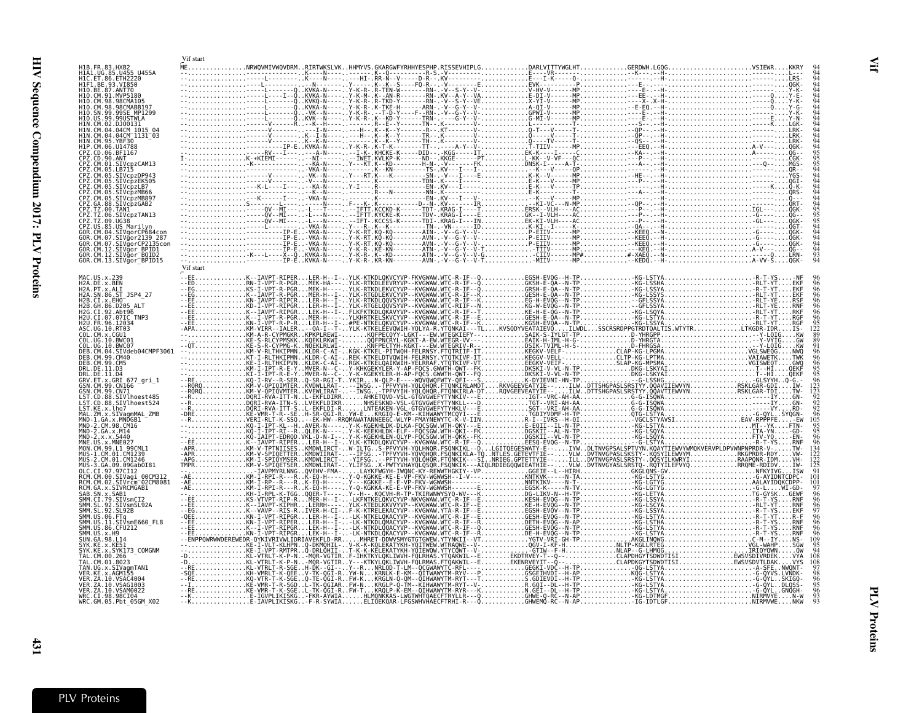```
                           Vif start
H1B.FR.83.HXB2             ME...............NRWQVMIVWQVDRM..RIRTWKSLVK..HHMYVS.GKARGWFYRHHYESPHP.RISSEVHIPLG.............DARLVITTYWGLHT.............GERDWH.LGQG........................VSIEWR....KKRY   94
H1A1.UG.85.U455_U455A      --...............--------------..K----N-----..-------.K--Q----------R-S.-V-----------.............E----VR-------.............-K------H-----........................------....L---   94
H1C.ET.86.ETH2220          --...............-----L-------..K----N-----..--HI-.RR-N--V-----D-R--.KV-----------.............E---I-K-------.............Q-------H-----........................------....LRS-   94
H1F1.BE.93.VI850           --...............-----L-------..--N--------..Y-----.K--K--S-----FQ-R-.--V----------.............EVK-----------.............-P------E-----........................------....QGK-   94
H1O.BE.87.ANT70            --...............-----L-----Q..KVKA-N-----..Y-K-R-.R-TEN-W------RN--.-V--S-Y--V----.............V-HV-V--------MP...........--------E---H-........................------....Y-K-   94
H1O.CM.91.MVP5180          --...............-----L----I--Q..KVKA-N-----..Y-K-M-.K--AN-R-------RN-.KV--A-Y--VA----.............E-DI-V-------MP...........--------EE---H-........................-----Q....Y-E-   94
H1O.CM.98.98CMA105         --...............-----L-------Q..KVKQ-N-----..Y-K-R-.R-TKD-Y------RN--.-V--S-Y--VE---.............X-YI-V-------MP...........--------X-.X-H-........................-----Q....Y-K-   94
H1O.CM.98.98CMABB197       --...............-----L-------Q..KVKA-N-----..Y-K-R-.K-TKE-H------ARN-.-V--G-Y--V----.............A-QI-V-------MP...........-----E-EQ---H-........................-----Q....Y-G-   94
H1O.SN.99.99SE_MP1299      --...............-----L-------Q..-VK--N-----..Y-K-R-.--T-D-Y------F--RN-.-V--G-Y--V----.............GPWI-V--------MP...........--------E---H-........................------....Y-K-   94
H1O.US.99.99USTWLA         --...............-----L-------Q..KVK--N-----..Y-K-R-.K--KD-Y------TRN-.-----G-Y--V----.............G-MI-V--------MP...........--------E---H-........................-----E....Y-K-   94
H1N.CM.02.DJO0131          --...............-----V-------R..--K--H-----..-------.R--E--Y------TN--.K--------------.............L-----------T-...........--------S---H-........................-----K....LGK-   94
H1N.CM.04.04CM_1015_04     --...............-----V-------..---I-N-----..--H-----.K--K--Y------R-.-KT-----------.............Q-T---V------T-...........-----QP---H-........................------....LRK-   94
H1N.CM.04.04CM_1131_03     --...............-----V-------..K--I-N-----..--K-----.K--K--Y------TR-.-K------------.............Q-----V------T-...........-----QP---H-........................------....LRK-   94
H1N.CM.95.YBF30            --...............-----V-------..K--K-N-----..--------.K--K--Y------TH-.-K------------.............Q-----TV------T-...........-----QS---H-........................------....LRK-   94
H1P.CM.06.U14788           --...............------------IP-E..KVKA-N-----..Y-K-R-.R-T-K-----------TT-.-----A-Y--V-----.............T-TIIV-------MP...........-----EEQ---H-........................A-V------....QGK-   94
CPZ.CD.06.BF1167           --...............------RV--I---..--A-N-----..--I-K-.KHCKE-K------DID-.--KGG------IT--.............EK-K-----I-----C...........--------KA---H-........................A-----....QG--   95
CPZ.CD.90.ANT              I-...............K-*KIEMI-----..--NI-------..-IWET.KVLKP-K------ND--.KKGE------PT----.............L-KK--V-VF---QC...........--------P---H-........................------....CGK-   95
CPZ.CM.01.SIVcpzCAM13      --...............-K-----------..--KA-N-----..Y---KT.K--KD--------H-N-.-V----------FK---.............DNSK-I-----A-T-...........--------A---H-........................----Q---....MGS-   95
CPZ.CM.05.LB715            --...............-------------..-VKA-N-----..--K-KN-----------TS-.KV----I--------.............-K---V-----QP...........--------P---H-........................------....QR--   94
CPZ.CM.05.SIVcpzDP943      --...............------V------..-VK--N-----..Y---RT.K--K--------SN-.-V---I----E----.............K-K--V------MP...........-----HE----H-........................------....YGS-   94
CPZ.CM.05.SIVcpzEK505      --...............------V------..-V---N-----..--------.K----------TDN-.K----I----------.............E-K---V-----MP...........--------P---H-........................------....QGI-   94
CPZ.CM.05.SIVcpzLB7        --...............---K-L----I---..-KA-N-----..Y-I---.R---------------EN-.KV---I-----------.............E-K---V-----MP...........--------P---H-........................-----K....Q-K-   94
CPZ.CM.05.SIVcpzMB66       --...............-------------..--K--N-----..--------.R---N---------NN-.K--------------.............E-K---------T-...........--------A---H-........................------....QRS-   94
CPZ.CM.05.SIVcpzMB897      --...............---K-----I---..-VKA-N-----..--------.K----------EN-.KV---I----V-----.............-K---V-----MP...........--------P---H-........................------....Q---   94
CPZ.GA.88.SIVcpzGAB2       --...............S------I-----..--A-N-----..F---K-.K--------------D--N-.KV---------IR---.............-KI-VC---N-MP...........-----QP---H-........................------....QRT-   94
CPZ.TZ.00.TAN1             --...............-----QV--MI---..-L---T-----..-IFTT.KCCKD-K------TDT-.KRAG-I-----T----.............ERSK--VLH-----AC...........--------P---H-........................IGL-----....QGK-   95
CPZ.TZ.06.SIVcpzTAN13      --...............-----QV--MI---..--L--N-----..-IFTT.KCCKE-K------TDV-.KRAG-I-----E----.............GK---VLH-----AC...........--------P---H-........................-G------....QG--   95
CPZ.TZ.09.UG38             --...............-----QV--MI---..--L--N-----..-IFT-.KCCSS-K------TDI-.KRAG-I----IN----.............EK-KI-VLH-----AC...........--------P---H-........................-GL-----....QGK-   95
CPZ.US.85.US_Marilyn       --...............-----L-------..-VKA-N-----..Y---R-.K--K--------TN-.-VN------ID-----.............K-KI--I----K-----...........--------QA----H-........................------....QGT-   95
GOR.CM.04.SIVgorCP684con   --...............------IP-E..-VKA-N-----..Y-K-RT.KQ-KQ-------AIN-.-V--G-Y--V----.............P-EIIV------MP...........-----KEEQ---H-........................-G------....QGK-   94
GOR.CM.07.SIVgor2139_287   --...............------IP-E..-VKA-N-----..Y-K-RT.KQ-KQ-------AVN-.-V--G-Y--V----.............P-EIIV------MP...........-----KEEQ---H-........................-G------....QGK-   94
GOR.CM.07.SIVgorCP2135con  --...............------IP-E..-VKA-N-----..Y-K-RT.KQ-KQ-------AVN-.-V--G-Y--V----.............P-EIIV------MP...........-----KEEQ---H-........................-G------....QGK-   94
GOR.CM.12.SIVgor_BPID1     --...............------IP-E..-VKA-N-----..Y-K-R-.KE-KN-------ATN-.-V--G-Y--V-T-.............--TIIV------MP...........-----KEEQ---H-........................A-V------....QG--   94
GOR.CM.12.SIVgor_BQID2     --...............-K---L----X--Q..KVKA-N-----..Y-K-R-.K--KD-------ATN-.-V--G-Y--V-G---.............-CIIV------MP#...........#-XAEQ---H-........................---Q------....LRN-   93
GOR.CM.13.SIVgor_BPID15    --...............------IP-E..KVKA-N-----..Y-K-R-.KR-KN-------AVN-.-V--G-Y--V-T---.............-MIIV------MP...........-----KEDQ---H-........................A-VV-S----....QGK-   94
                           Vif start
MAC.US.x.239               --EE..............K--IAVPT-RIPER...LER-H--I-..YLK-KTKDLQKVCYVP-FKVGWAWWTC-R-IF--Q...........EGSH-EVQG--H-TP.................-KG-LSTYA.............................-R-T-YS.....NF    96
H2A.DE.x.BEN               --ED..............RN-I-VPT-R-PGR...MEK-HA---..YLK-KTKDLEEVRYVP--KVGWAWWTC-R-IF--Q...........GRSH-E-QA--N-TP.................-KG-LSSHA.............................-RLT-YT.....EKF    96
H2A.PT.x.ALI               --EG..............KS-I-VPT-R-PGR...MEK-H----..YLK-KTKDLEKVCYVP--KVGWAWWTC-R-IF--Q...........GRSH-E-QA--N-TP.................-KG-LSSYA.............................-R-T-YT.....EKF    96
H2A.SN.86.ST_JSP4_27       --EG..............K--IAVPT-R-PGR...MER-H--I-..YLK-KTKDLEKVCYVP--KVGWAWWTC-R-IF--K...........GESH-E-QA--N-TP.................-KG-LSSYS.............................-RLT-YT.....EKF    96
H2B.CI.x.EHO               --EE..............KN-IAVPT-RIPGR...LER-H--I-..YLK-RTGDLQQVSYVP--KVGWAWWTC-R-IF--K...........EG-H-EVQG--N-TP.................--GFLSSYA.............................-RLT-YE.....RSF    96
H2B.GH.86.D205_ALT         --EE..............KD-I-VPT-RIPGR...LER-H--I-..YLK-RTGELQQVSYVP--KVGWAWWTC-RIIF--N...........KG-W-EVQG--N-TP.................--GFLSSYA.............................-RLT-YE.....RNF    96
H2G.CI.92.Abt96            --EE..............K--IAVPT-RIPGR...LEK-H--I-..FLKFKTKDLQKAVYVP--KVGWAWWTC-R-IF--T...........KE-H-E-QG--N-TP.................-KG-LSQYA.............................-RLT-YT.....RKF    96
H2U.CI.07.07IC_TNP3        --EE..............K--I-VPT-R-PGR...MER-H----..YLKHTKTEDLSKVCYVP--KVGWAWWTC-R-IF--E...........GESH-E-QA--N-TP.................-KG-LSQYA.............................-RLT-YT.....RGF    96
H2U.FR.96.12034            --EE..............KN-I-VPT-R-P-R...LER-H--I-..#PE-NTKELQKVCYVP--KVGWAWWTC-R-IF--K...........KGSH-EVQA--N-TP.................-KG-LSSYA.............................-RLT-YT.....RGF    95
ASC.UG.10.RT03             --APA.............KM-VIRR--IALER...-QA-I--T-..YLK-KTKELEEVQWVH-YQLYA-R.YTQNKAI---TL....KVSQDYVEATAIEVQ....ILWDL...SSCRSRDPPGTRDTQALTIS.WTYTR.............LTKGDR-IDR....IS-   122
COL.CM.x.CGU1              --................KM-A-R-CYPMGKR...KPKPLREWI-.......KQFPECQYY-LGKT---EW.WTEGKIEFY--..........SAIK-S-IYLGT-TP.................D-YHRGPP.............................--Y-LQIG....KW    89
COL.UG.10.BWC01            --................KE-S-RLCYPMSKK...KQEKLRKWI-.......QQFPNCRYL-KGKT-A-EW.WTEGR-VV---..........EAIK-H-IML-H-G-.................D-YHRGTA.............................--Y-VIG.....GW    89
COL.UG.10.BWC07            --QT..............KE-S-R-CYPMG-K...NQEKLRLWI-.......KNFPECTYH-KGKT---EW.WTEGRIV-N--..........DSIK-TVIML-H-S-.................D-FHRGSA.............................--Y-LQIG....KW    91
DEB.CM.04.SIVdeb04CMPF3061 --................KM-V-RLTHKIPMN...KLDR-C-AI-..KGK-KTKEL-PITWQH-FELRNSY.FTQTRIIF-IT..........KEGKV-VELF-......................CLAP-KG-LPGMA.............................VGLSWEQG....NWQ    96
DEB.CM.99.CM40             --................KT-I-RLTHKIPMN...KLDR-C-AI-..REK-KTKELDTVQWIH-FELRNSY.YTQTKIVF-IT..........KEGGV-VELL-......................CLTP-KG-LPTMA.............................VAIAWETK....TWK    96
DEB.CM.99.CM5              --................KE-I-RLTHKIPVN...KLDK-C-AI-..RGK-KTKELQAIKWIH-YELRRAF.YTQTKIVF-IT..........EEGKV-VEIF-......................SLAP-KG-MPSMA.............................VGISWEQT....GWQ    96
DRL.DE.11.D3               --................KM-I-IPT-R-E-Y..MVER-N--C-..Y-KHKGEKYLER-Y-AP-FQCS.GWWTH-QWT--FK..........DKSKI-V-VL-N-TP.................DKG-LSKYA.............................-T--HI.....QEKF   95
DRL.DE.11.D4               --................KI-I-IPT-R-E-Y..MVER-N--C-..Y-K-KGEKYLER-Y-AP-FQCS.GWWTH-QWT--FQ..........DKSKI-V-VL-N-TP.................DKG-LSKYAI.............................T--HI.....QEKF   95
GRV.ET.x.GRI_677_gri_1     --RE..............KQ-I-RV--R-SER..Q-SR-RGI-T..YKIR....N-QLP-E-----WQVQWQFWTY-QFI---S..........K-DYIEVNI-HN-TP.................-G-LSSHG.............................-GLSYYH..Q-G-   96
GSN.CM.99.CN166            --RQRQ............KM-V-QPIQIMTER..KVDWLLRAT-..--IWSG...TPFVYVH-YQLQHQR.FTQNKIRLAMDT....RKVGEEVEATYIE-..-...ILW..DTTSHGPASLSRSTYY.QQAVIIEWVYN..............RSKLGAR-GDI....IW-   123
GSN.CM.99.CN71             --RQRQ............KM-V-QPIQVMTER..KVEWLIRAT-..--IWSG...TPFVYIH-YQLQHQR.FTQNKIRLA-DT....RQVGEEVEATYIE-..-...ILW..DTTSHGPASLSRSTYY.QQAVTIEWVYN..............RSKLGAR-TDI....TW-   123
LST.CD.88.SIVlhoest485     --R...............DQRI-RVA-ITT-N..L-EKFLDIRR......AHKETQVD-VSL-GTGVGWEFYTYNKIV---E...........IGT--VRC-AH-AA......................G-G-ISQWA.............................----IY.....GN-   92
LST.CD.88.SIVlhoest524     --R...............DQRI-RVA-ITN-S..LVEKFLDIKR......RNSESKNQ-VSL-GTGVGWEFYTYNKLV---E...........TGT--VRI-AH-AA......................G-G-ISQWA.............................----IY.....GN-   92
LST.KE.x.lho7              --R...............DQRI-RVA-ITT-S..L-EKFLDI-R......LNTEAKEN-VGL-GTGVGWEFYTYHKLV---E...........SGT--VRI-AH-AA......................G-G-ISQWA.............................----VY.....RD-   92
MAL.ZM.x.SIVagmMAL_ZMB     --DRE.............KE-VMR-T-R--SE..H-SR-QGI-R..YW-E....KRGIQ-E-KM--KIHWAWYTMCQYI---E...........TGDIYVDMF-H-TP.................QTG-LSTYA.............................-G-QYL..SYQGN-   96
MND-1.GA.x.MNDGB1          --R...............KERI-RLT-K-SSQ..--EK-HW--RRQMAWATANKEEGC-WLYP-FMAYNEWYTC-K-V-IIN...........R.I--IVRS---H-QI.................-VGCLSTYAVSI.........................EAV-RPPPFE....EW   105
MND-2.CM.98.CM16           --................KQ-I-IPT-KL--H..AVER-N----..Y-K-KGEKHLDK-DLKA-FQCSGW.WTH-QKY---E...........E-EQII--IL-N-TP.................-KG-LSTYA.............................MT--YK.....FTN-   95
MND-2.GA.x.M14             --................KQ-I-IPT-RI--R..QLEK-N----..Y-K-KEEKHLDK-ELF--FQCSGW.WTH-QKI--FK...........DGSKII--AL-N-TP.................-KG-LSQYA.............................ITA-YN.....-GD-   95
MND-2.x.x.5440             --................KQ-IAIPT-EDRQD.VKL-D-N-I-..Y-K-KGEKHLEN-QLYP-FQCSGW.WTH-QKK--FK...........DGSKII--VL-N-TP.................-KG-LSQYA.............................FTV-YQ.....-EN-   96
MNE.US.x.MNE027            --EE..............K--IAVPT-RIPER...LER-H--I-..YLK-KTKDLQKVCYVP--KVGWAWWTC-R-IF--Q...........EESQ-EVQG--N-TP.................--G-LSTYA.............................-R-T-YS.....RNF    96
MON.CM.99.L1_99CML1        --APR.............KM-V-TPTNIISES..KMDWLIRCT-..W-ILTG...S-PFVYVH-YQLHNQR.FSQNKIKL--D...LGITQEGESWATY-E--.-...IYW..DLTNVGPSALSPTVYN.KQAYTIEWVYWMQKVERVPLDPVWNPNPRDR-V....TW-   134
MUS-1.CM.01.CM1239         --APR.............KM-V-SPIQETTER..KMDWIIRAT-..--IFSG...-TPFVYVH-YQVQHQR.FSQNKIKLA-TQ..NTLES.GETEVTFIE--.-...VLW..DVTNVGPASLSKSTY-.KQSYILEWVYM..............RKGPRDR-RDY....VW-   122
MUS-2.CM.01.CM1246         --APG.............KM-I-SPIQYMSER..KMDWLIRCT-..-YIFSG...-PFTYVH-YQLQHQR.FSQNKIK--SI..NRIEG.GPTETTYIE--.-...ILW..DVTNVGPASLSKSTY-.QQSYILKWRYI..............RAAPQNR-IDM....VH-   122
MUS-3.GA.09.09GabOI81      --TMPR............KM-V-SPIQETSER..KMDWLIRAT-..YLIFSG..X-PWTYVHAYQLQSQR.FSQNKIK--AIQLRDIEGQQWIEATHIE--.-...VLW..DVTNVGPASLSRSTQ.RQTYILEFVYQ..............RRQME-RDIDV....IW-   125
OLC.CI.97.97CI12           --................-IAVPMYRLNNG..QVEHV-FMA-..LAYKFWGYH-IWQNC-KY-REWHTHGKIY--VP...........GGEIE--L--HIRH.................GKGLQNS-GV.............................NFKYIVG....ISW    91
RCM.CM.00.SIVagi_00CM312   --AE..............KH-I-RPI-R---R..K-EQ-H----..Y-Q-KGKKE-KE-E-VP-FKV-WGWWSH--I-V-...........KNTKVK-----N-TA.................-KG-LGTYG.............................-G-AYIDNTCDPC-   101
RCM.CM.02.SIVrcm_02CM8081  --AE..............KH-I-RP--R---R..K-EQ-H----..Y---KGKKE-KE-E-VP-FKV-WGWWSH----------...........NNTKIKV-----N-TA.................-KG-LGTYG.............................AALAYIDQKCDPP-   101
RCM.GA.x.SIVRCMGAB1        --AE..............KH-I-RPI-R---R..K-EQ-H----..Y-Q-KGKKA-KE-E-VP-FKV-WGWWSH-------------...........EGSK-K-----N-TV.................-KG-LGTYG.............................-G-L.....WI-GD-   97
SAB.SN.x.SAB1              --................KH-I-RPL-K-TGG..QQER-T----..Y--H---KQCVH-R-TP-TKIRWNWYSYQ-WV---K...........DG-LIKV-N--H-TP.................-KG-LGTYG.............................TG-GYSK....GEWF   96
SMM.CI.79.SIVsmCI2         --EE..............KS-VTVPT-RIP-R...MER-H--I-..LKFNTKELQKVCYVP-NKVGWAWWTC-R-IF--E...........KESH-EVQG--N-TP.................-KG-LSSYA.............................-R-T-YS.....RNF    96
SMM.SL.92.SIVsmSL92A       --EE..............K--IAVPT-KIPHR...LERRH----..YLK-KTEDLKKVYVP--KVGWAWWTC-R-IF--E...........KE-H-EVQG--N-TP.................-KG-LSCYA.............................-RLT-YT.....RNF    96
SMM.SL.92.SL92B            --EG..............K--VAVP--RIS-R..IVER-H-CI-..F-K-KTRELEKACYVP--KVGWAWWA.YTA-R-IF--E...........EGSH-EVQV--N-TP.................-KG-LSSYA.............................-R-T-YS.....EKF    97
SMM.US.06.FTq              --QEE.............KN-I-VPT-RIPGR...LEK-H--I-..-LK-NTKDLQKACYVP--KVGWAWWTC-R-IF--E...........GESH-EVQG--N-TP.................-KG-LSTYA.............................-R-T-YT.....R-F    96
SMM.US.11.SIVsmE660_FL8    --EE..............KN-I-VPT-RIPER...LER-H--I-..-LK-NTKDLQMACYVP--KVGWAWWTC-R-IF--E...........DETH-EVQG--N-AP.................-KG-LSTHA.............................-R-T-YS.....RNF    96
SMM.US.86.CFU212           --EE..............K--I-VPT-RIPGR...LEK-H--I-..-LK-NTKDLQQACYVP--KVGWAWWTC-R-IF--Q...........GESH-EVQG--N-TP.................-KG-LSTYA.............................-R-T-YS.....RNF    96
SMM.US.x.H9                --EE..............KN-I-VPT-RIPGR...LEK-H--I-..-LK-NTKDLQKACYVP--KVGWAWWTC-R-IF--R...........DE-H-EVQG--N-TP.................-KG-LSTYA.............................-R-T-YS.....RNF    96
SUN.GA.98.L14              --ENPPQWRWWDEREWEDR-QYKIVRIVWLIDRIAVEKFLD-RR......MHRET-DDWVSMYGTGTGWEW.YTYNKII--VT...........YGTV-ERI-GH-TP.................AKGLINQWG.............................C-M--IY.....NS-   109
SYK.KE.x.KE51              --................KE-I-VLT-KLHPN..Q-DKMQHIL-..V-K-K-KQLEKATYKH-YQITWEW.WTRAQWE--V-...........QGV-I-KF-H-........................NLTP-KGLLRTEG.............................VGL-WAHP....SGW    95
SYK.KE.x.SYK173_COMGNM     --................KE-I-VPT-RMTPR..Q-DRLQHIT-..T-K-K-KELEKATYKH-YQIEWQW.YTYCQWT--V-...........-GTIW--F-H-........................NLAP--G-LHMQG.............................IRIQYQWN....QW    94
TAL.CM.00.266              --D...............KL-VTRLT-K-P-N..-MQR-VGTIR..F-IHKTKYLQKLIWVH-FQLRHAS.YTQAKWIL--E...........EKDTRVEY-T--Q--...........CLAPDHGYTSDWDTISI.........................EWSVSDIVRDEK....VYA   108
TAL.CM.01.8023             --D...............KL-VTRLT-K-P-N..-MQR-VGTIR..Y---KTKYLQKLIWVH-FQLRMAS.FTQAKWIL--E...........EKENRVEYIT--Q--...........CLAPDKGYTSDWDTISI.........................EWSVSDVTLDAK....VYS   108
TAN.UG.x.SIVagmTAN1        --RE..............KL-VTRLT-R-SGE..H-DK--GI--..Y--R....NRLQD-T-LM--QCGWAWYTC-RFL---...........GEGKI-VDC--H-TP.................-QG-LSTYA.............................-A-SFE..NWQNT-   97
VER.KE.x.AGM155            --SQE.............KH-VMRLT-K-QEE..-V-TK-QGI-R..YW-N....KRNLK-E-KM--QIHWAWYTM-RYV---P...........GSGEIHVDI--H-AP.................KQG-LSTYA.............................-G-QYVS.LVNDK-   98
VER.ZA.10.VSAC4004         --RE..............KQ-VTR-T-K-SGE..Q-TE-QGI-R..FW-K....KRGLN-Q-QM--QIHWAWYTM-RYT---T...........S.GDIEVDI--H-TP.................-KG-LSTYA.............................-G-QYL..SKIGQ-   96
VER.ZA.10.VSAG1003         --I...............KE-VMR-T-R-SGD..L-TK-QGIAR..FW-N....KRGLP-Q-TM--QIHWAWYTM-RYT---V...........R.GQI--DL--H-TP.................-KG-LSTYA.............................-G-QYL..DLQSS-   95
VER.ZA.10.VSAM0022         --RE..............KE-VMR-T-K-SGE..L-TK-QGI-R..FW-T....KRQLP-K-EM--QIHWAWYTM-RYR---K...........N.GEI--DL--H-TP.................-KG-LSTYA.............................-G-QYL..GNQGH-   96
WRC.CI.98.98CI04           --K...............E-IGVPLIKISKG..-FKR-AYWIA......HLMQNKKAS-LWGTWHTQAECFTRYLLR---Q...........GHWE-Q-RC--N-AP.................-KG-LDTMGF.............................NIRMVYE....N-W    93
WRC.GM.05.Pbt_05GM_X02     --K...............E-IAVPLIKISKG..-F-R-SYWIA......ELIQEKQAR-LFGSWHVHAECFTRHI-R---Q...........GHWEMQ-RC--N-AP.................-IG-IDTLGF.............................NIRMVWE....NKW    93
```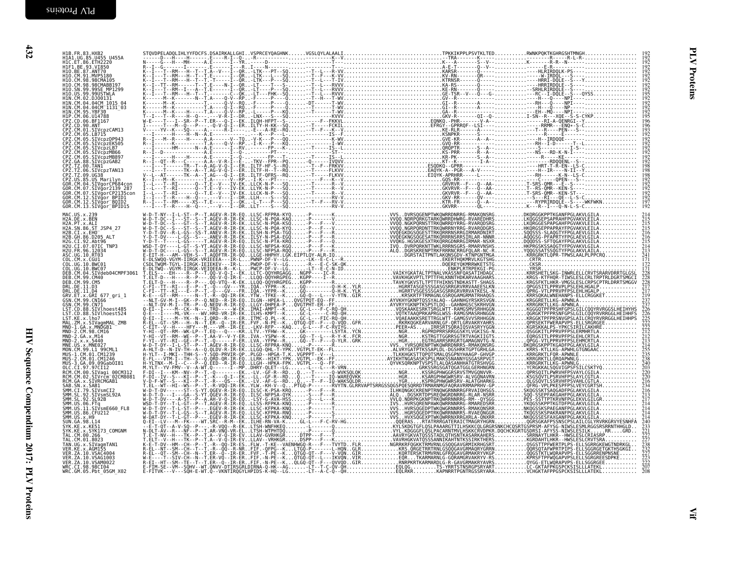```
H1B.FR.83.HXB2           STQVDPELADQLIHLYYFDCFS.DSAIRKALLGHI..VSPRCEYQAGHNK.....VGSLQYLALAALI...................................TPKKIKPPLPSVTKLTED...........RWNKPQKTKGHRGSHTMNGH.................  192
H1A1.UG.85.U455_U455A    ------D---H----H-------E-----R-I--Q-..-R---------------------------K--V.................................-TRA-------K-----.............................-R----R-L-R-.................  192
H1C.ET.86.ETH2220        N-----G---H---MH-------A.E------I--YR..------D------------------T---...................................K---A--------S--V-...........K--------R-R--N-------..............  192
H1F1.BE.93.VI850         R--I--G-------I-------.E-----I--R..I-----N---------------------T----...................................A-E-T--------Q--V-...................E-R---------..............  192
H1O.BE.87.ANT70          K--I---T--RM---H--T--T.A--V---I--QR..-LTK---PT--SQ.......--T--L---R-VV..............................KARSR--------Q---.................-HLRIRDQLK-PS---.............  192
H1O.CM.91.MVP5180        K--I---T--RM---H--T--T.E------I--QR..-LTK---L---SQ.......--T--F---K-VV..............................KV-RN--------QR---................--W-IRDQL---S---.............  192
H1O.CM.98.98CMA105       K--I---T--RM---H--T--T.-----I--QR..-LTK---P---SQ.......--T--L---T-IV..............................KTRNSR-------Q---.................HRRI-DQLE--S--Y.............  192
H1O.CM.98.98CMABB197     K--I--TT--RM------T--T.E----N-I--QR..-LT----T---S-.......--T--L---RVVV..............................KA-RS--------Q---.................--HRRIRDQLE--S---.............  192
H1O.SN.99.99SE_MP1299    K--I---T--RM--I---A--T.E--------I--QR..-LT----P---SQ.......--T--L---RVVV..............................KE-RN--------Q---.................-SRHLRIRDQLE--S---.............  192
H1O.US.99.99USTWLA       K--I---T--RM---H--T--T.------C--QR..-LT---FHK--SQ.......--T--L---RVVV..............................GE-TSR--V----Q---G-..............--RC--I-DQLE--S---QYSS.........  195
H1N.CM.02.DJO0131        K-------M--K---------N--T.A----Q-V--RP..-F-----P----Q.......--T--H---T-WV..............................GV--R--------Q---...................H----Q----NPI-----.............  192
H1N.CM.04.04CM_1015_04   K-------M--K---------T.----Q-V--RQ..-F-----P----Q......-DT------T-WV..............................GI--R--------A-----..............--RH---Q----NPI-----.............  192
H1N.CM.04.04CM_1131_03   K-------M--K---------T.A----Q-I--RQ..-F-----P----Q.......--------T-WV..............................GI--R--------A-----..............--H---Q----NP-----.............  192
H1N.CM.95.YBF30          K-------M--K-----H----T.A----Q-V--RP..-L-----P----KQ.......--T--F---T-WV..............................GA--R--------Q---.................-EH--MQ----NPI-----.............  192
H1P.CM.06.U14788         T--I---T--R---H--Q-------V-R-I--DR..LNX---S---SQ.......------------VV..............................GKV-R--------QI--Q-...............I-SN--R---XQE--S-S-CYKP........  195
CPZ.CD.06.BF1167         W-E-----T--SR---P--T.ER-----I--ER..ILQH-HFPT--S-.......-------F-FKKVL..............................EQNKQ--PHR-------V-A---..........-------RI-A-QENRGI--Y-............  196
CPZ.CD.90.ANT            I-------T---M--Q---P----.Q-V-Q-I--ER..ILTF-H-KK--SQ.......--T-----FCKIL..............................EFRGY--GPRRQF--LSI----.............-RRMR---ENQ*-S-C-............  196
CPZ.CM.01.SIVcpzCAM13    V------YV--K---SQ-----A------R-I-------.E---A-RE--RQ.......--T--F---K--V..............................KE-RLR------A-------...............-T--R-----PEN---S--.............  193
CPZ.CM.05.LB715          ---I-----H-----H--N--A.E------------.-K---P---L-.......--------IS--F..............................KSNPKR-------S--.................----R-----E----...............  192
CPZ.CM.05.SIVcpzDP943    R--I---M--R----H-----A.A-----V--TQ..-V-K---P---QQ.......----------K-WV..............................GVE-KR------A--A--.................--H--IRDQQE-------.............  192
CPZ.CM.05.SIVcpzEK505    R--I------K----------T.A----Q-V--RP..-I-K---P---KQ.......----------I-WV..............................GVQ-RR-------Q---.................-RH--I-D------T--L.............  192
CPZ.CM.05.SIVcpzLB7      ---I-----HM------N--A.E------I--RV..-------FP---K-.......--T-----IS--L..............................QRQPTR-------S--A-.................--S-----------I-S---.............  192
CPZ.CM.05.SIVcpzMB66     R--I--D--------------A.E------I--Q-..-------P---Q.......----------ST--..............................KS-PRR------R--A-.................--NS---RD-K-N-I----.............  192
CPZ.CM.05.SIVcpzMB897    T--I-----H-----H-----A.E------I--Q-..-------FP---T-.......--T-----IS--L..............................KR-PK--------S--A--.................---------R-----KE------.............  192
CPZ.GA.88.SIVcpzGAB2     R--I--QT--R---C-------A.A--V-R-I--E-..-TKV--FPR--PQ.......-Q------IVQVV..............................KT--K--------I-A---...............--------RDQQENL--S---.............  192
CPZ.TZ.00.TAN1           ---I-------TR--T--A-AG-V-Q-I--ER..ILTF-HF-S--RQ.......--T--F-FRKVV..............................ESQDKQ--GPRR--------..............-HRT-T-R-EN--LS-C-.............  198
CPZ.TZ.06.SIVcpzTAN13    ---I-------TK--A--T-AG-V-Q-I--ER..ILTF-H---T--RQ.......--T---F-FLKVV..............................EAQYK-A--PGR----A-V-----.........--H--IR-----N-II--Y-.............  198
CPZ.TZ.09.UG38           V--L--AT-------TK--A--T.AG---Q-I--ER..ILTF-QFRS--RQ.......--T-----FLKVV..............................EIQYK-APRHRR-----L----...............--------K-N--LS-C-.............  198
CPZ.US.85.US_Marilyn     K--I---M--K----------T.A------V--RP..-I-K---PT--........--F------K--V..............................GQS-RR-----------...................-------QPEN---S--.............  192
GOR.CM.04.SIVgorCP684con I--L---T--RI-----Q--T.E--V---IV-EK..LLCK-N-P---SQ.......--T------R--V..............................GKVRVR--F---Q--AA-.............T-SRS-QMR---E--S---.............  192
GOR.CM.07.SIVgor2139_287 I--L---T--RI-----Q--T.E--V---IV-EK..LLYK-N-P---SQ.......--T------R--V..............................GKVRVR--F---Q--AA-.............T--RS-QMR--KEN-S---.............  192
GOR.CM.07.SIVgorCP2135con I--L---T--RI-----Q--T.E--V---IV-EK..LLCK-N-P---SQ.......--T------R--V..............................GKVRVR--F---Q--AA-.............T-SRS-QMR--KEN-ST---.............  192
GOR.CM.12.SIVgor_BPID1   R--I---T--R----H--Q------V---I--DR..LLH-------S--SQ.......--T------RV-V..............................GKV-RR-------QV---...................--S---RI---QE--L-S-C.............  192
GOR.CM.12.SIVgor_BQID2   R--I---T--RM-----XS--T.E-----I--QK..-L-T---P---SQ.......--T--F---RV-V..............................KTR-FR-------Q---A--...............--RYPRIRDQLE--S----WKFWKN........  197
GOR.CM.13.SIVgor_BPID15  ---I---T--R----H--Q------V---I--DR..LLT----S---SQ.......--------RV-V..............................GKVRR-------QL---...................K---R--I---Q-N-L-S-C.............  192

MAC.US.x.239             W-D-T-NY--I-L-ST--P--T.AGEV-R-IR-EQ..LLSC-RFPRA-KYQ.....-P-------K.................VVS..DVRSQGENPTWKQWRRDNRRG-RMAKQNSRG..........DKQRGGKPPTKGANFPGLAKVLGILA.............  214
H2A.DE.x.BEN             W-D-T-DC--I---ST--S--T.AGEV-R-IR-EK..LLSC-N-PQA-KAQ.....-P-------V.................VVQQ.NDRPQRKGTARKQWRRDHWRG-RVAREDHRS..........LKQGGSEPSAPRAHFPGVAKVLEILA.............  215
H2A.PT.x.ALI             W-D-T-DC--S---GT--S--T.AGEV-R-IR-EK..LLSC-N-PQA-KSQ.....-P-------V.................VVQQ.NDKPQRNSTTRKQWRRDYRRG-RVARQDSRG..........LKQRGGEPSAPGAHFPGVAKVLEILA.............  215
H2A.SN.86.ST_JSP4_27     W-D-T-DC--S---ST--S--T.AGEV-R-IR-EK..LLSC-N-PQA-KYQ.....-P---F---V.................VVQQ.NGRPQRDNTTRKQWRRNYRRG-RVARQDGRS..........HKQRGSEPPAPRAYFPGVAKVLEILA.............  215
H2B.CI.x.EHO             Y-D-T-DV--R-L-GS--SS-T.ANEV-R-IR-EK..LLSH-N-PTA-TGQ.....-P---F---R.................VVQEGKDGSQGESTTRKQRRRNSRRGIRMARDNIRT..........SQQSSS-SLAQGTYFPGLAEVLGILA.............  216
H2B.GH.86.D205_ALT       Y-D-T-DV--L---GS------.ANEV-R-IR-EK..LLSC-N-PSA-EGQ.....-P---F---R.................VVQEGKNGSQGESATRKQRRRNSRRSIRLAR-NNNR..........AQQGSG-PFAPRTYFPGLAEVLGILA.............  215
H2G.CI.92.Abt96          Y-D-T--T-----L-GS-----T.AGEV-R-IR-EQ..LLSC-N-PTA-KRQ.....-P---F---Q.................VVQKG.HGSKGESXTRKQRRGDNRRGIRMAR-NSXR..........DQQDSS-SFTQGAYFPGLAKVLGILA.............  216
H2U.CI.07.07IC_TNP3      WSD-T-DY----L-GT--S-YT.AGEV-R-IR-EQ..LLSC-NFPSA-KGQ.....-P---F---K.................IVQ..DVRQRKNTTWKLRRRNSGRS-RMARVNSHS..........HKPRGSKSSAQGTYFPGVAKVLGILA.............  214
H2U.FR.96.12034          W-D-T-DC----L-GS--S--T.AGEV-R-IR-EQ..LLSC-NFPSA-RQQ.....-P---F---K.................ALQ..DGRSKRENPTRKFRRRNGRRGFQLAR-NC-R..........YQQGSSATSSQGTYFPGLAKVLAILA.............  213
ASC.UG.10.RT03           E-EIT-H---AM--VEH-S--T.AQDFTR-IR-QQ..LLGE-HHPHY.LGK.EIPTLQY-ALR-IQ...............DGRSTAITPNTLAKQNSGDV-KTNPGNTMGA..........KRRGRKTLQPR-TPWSLAALPLPPCRQ...........  241
COL.CM.x.CGU1            E-DLSWQQ-VGYM-IIRGK-VRIEEEA---IR-L..PWNP-DF-V--LG......-LK--E-C-L-R........................................EKERTHQKMRVLKGTSHG.............CRTR...............................  171
COL.UG.10.BWC01          CSDLTWQM-TGYL-IIRGK-IEIEKEV---IR-L..PWDP-DF-V--LG......-R----E-C-SK-QK..................................DQERYEYQKMRRWKETSTG.............CKSR...............................  172
COL.UG.10.BWC07          E-DLTWQ--VGYM-IIRGK-VEIQEEA--R--K-L..PWCP-DF-V--LG......-LT--E-C-N-ID.................................ENKPLRTRPEKGI-PG..............YRSR...............................  171
DEB.CM.04.SIVdeb04CMPF3061 T.ELS----EH----R--P--T.QQ-V-Q-I--EK..LLTC-QQYHRGAGG...KGP-----IC-R.................VAIKYGKATALTPTNALVKASSNFQASATIHDAGC..........KRRSHETLSKG-INWRLELLCRVTSRARVDRRTGLGSL  228
DEB.CM.99.CM40           T.ELT-D---H----R--P--..QQ-V-Q-IR-E-..LLQQ-QQYHRGPEG...KGPP-----I-R.................VAVKHGKVPTLTPTTFHLKNNTHDKARVAAGHARS..........KRGS-KTFHQR-TIWSLESLCRLTRPTRLQDGRTSMGCI  228
DEB.CM.99.CM5            T.ELT-D---H----R--P---.QQ-VTQ--K-EK..LLQQ-QQYHRGPEG...KGPP-------R.................TAVKYGKVSTLTPTTFHIKNSTNDKASTT-SHAGS..........KRGSFKTLHKR-VMGSLESLCRPSCPTRLDRRTSMGGV  228
DRL.DE.11.D3             C-FI--TT--RI---E--P--T.-Q---GV---YR..IQA.-YFPR--K.....GQ---------Q-H-K..YLR..........HGRRTASGESSSGASGSRRGRVRRVAAEESLKN..........QPGGSITLPPRVPLPSLEHLHGALP............  217
DRL.DE.11.D4             C-FI--TT--KI---E--P--T.-Q---GV---YR..IQA.-YFPR--K.....GQ---------Q-H-K..YLK..........HGRRTVSGESSSGASGSRRGRVRRVATKESL-N..........QPRG-VTLPPRVPLPSLEHLHGALP............  217
GRV.ET.x.GRI_677_gri_1   K-E---GT--RM------N--T.-R--QQ-IR-EK..YTW.-TFKE--K.....GQ-Q---L---V-YTN..GIR..........KRSKRTFTRMAGNLGSRQGAMGRMATRHAQGS..........KRRSQKALWNEHANPS-ELLCRGGKET............  219
GSN.CM.99.CN166          --NLT-GV-M-I--GK--P--Q.NED--R-IR-EQ..ILGN--HPEA-L..QVGTPQT-EQ--FF..............AYVKHYGKNPTQSSYALAQ--GAHNHGYRSKRSVGN..........KRGGRETLLKG-APWNLA...................  237
GSN.CM.99.CN71           --NLT-DV-M-I--TR--P--Q.NEDV-R-IR-EQ..LLGY-DHPEA-P..QVGTPHT-ER--FF..............AYVRYYGKNPTKSPSTLDQ--GAHNHGSCKRHVGN..........KRRGRKTLLKG-APWNLA...................  237
LST.CD.88.SIVlhoest485   Q-EI--I----M--CK--N--..TRD-----W-EK..IMAI-AMPT--K.....GC-L----F-C-RQ-QH.............VQSKAAKESRKTSRGLWTT-RAMGSMVSRHHGGN..........KGGGQTPFPRSHFGPSLGILCQQYRVRGGSLHEIHYHS  226
LST.CD.88.SIVlhoest524   Q-E---I---ML-VK----WV.HRD-VR-IR-EK..ILHS-KMPT--K.....GC-L----C-RQ-QH.............VQTKTAAQPRKAPRGLWSS-RAMGSMASRHHGGN..........QGRGKTPFPRSNFGPSLGILCQQYRVRRGGLHEIHHFS  226
LST.KE.x.lho7            Q-EI--I----M--YK--N--I.QRD---R----ER..ITMC-Q.PL--K.....GC-L---FIC-RQ-QH.............VQAEAAKKSRETTRGLWTT-GAMGSVVSRHHGGN..........KRGGKTPFPRSNVGPSLGILCRQYRVRRGGLHEIHHPS  225
MAL.ZM.x.SIVagmMAL_ZMB   R-EL--GT--SM---H--N--T.ER--Q--IR-ER..FVF.-N-PE--K.....QTGQ-QT--F---Q-VQD..GFR..........RKRKQGKEARVARNLGF-QRTLGRVAKRYAHRS..........QPRSEKTFWERAPVPS-ELLSRGRGEE............  222
MND-1.GA.x.MNDGB1        C-EIT--V--H----HFY---M.---VM--IR-EE..-LKV-RFP--KAQ.....G-L---F-C-RVIYG.................PEER+AS.....IRRSRTSQRAIQSVASRYYGGN..........KGRSKKALPS-YPKCSIRILCAKHRE............  222
MND-2.CM.98.CM16         Y-HI--QT--RM---WK-LP--T.EQ---Q----KR..LTV.-YFHW--K.....GK----------LSYTA..YCN..........NGR.....RGPRDPRRSRRGGSKVTLGKISG-N..........QSGGKITLPPRVPPFPSLERMHRTLA............  212
MND-2.GA.x.M14           Y-HI--VT--RM---WE--P--T.AA-V--V-Y-ER..IVA.-YSPW--K.....GQ--T--L---R-Y-K..FCR..........NGR.....KSTRGTTGGRRSGTRTVAGKIIGTS..........EQRGSITLPPRVPPFPSLEHLCRTLA............  212
MND-2.x.x.5440           F-YI--VT--RI---GE--P--T.---F-ER..LVA.-YFPW--R.....GQ--T--F---Q-YLR..GRK..........HGR.....EGTRGARRSRRGRTGAMAGNVTG-N..........QPGG-VTLPPRVPPFPSLEHMCRTLA............  213
MNE.US.x.MNE027          W-D-T-DY--I-L-ST--P--T.AGEV-R-IR-EQ..LLSC-RFPRA-KNQ.....-P-------K.................VVS..YVRSQENPTWKQWRRDNRRS-RMAKQNSRG..........DKQRGSKPPTKGADFPGLAKVLGILA.............  214
MON.CM.99.L1_99CML1      A-HLT-D--N-IV-TH--A--Q.QLDV-R-IR-EK..LLGQ-QHL-T-YPK..VGTPLT-EK--FL.............ALVRYGATPTKSSAPLDL-DGSHRKTGPTGRHLGA..........KRRS-KTLLKG-APWHLGTGNGAAC............  255
MUS-1.CM.01.CM1239       H-YLT--I-MKI--THH-S--Y.SQD-PRVIR-QP..PLGD--HPGA-T..K..VGPPPT--V---L.............TLKKHGKSTTQPQTSMALQSGPNYHAAGP-GHVGP..........KRRGRKTLFQR-APWNLE...................  235
MUS-2.CM.01.CM1246       E-FL---VTM-I--TH--S--Q.QRD-QR-IR-EQ..LLRK--HIKT-YPK..VGTPL--EK--FF.............AYIKHTNGASASKSPSLMAKSSNANNYGSGASRPVGT..........KRRGRKTLLQRQAPWNLG...................  235
MUS-3.GA.09.09Gab0I81    H-VLTNX--M-I--C---P--Q.EED--R-IR-EQ..LLGH--HPKA-FPK..VGTPL---O--FF.............QYVKSQRKNPTVSPSTLALQASANHHATGTRSHVGG..........KRRGRKTLLKG-APWNLG...................  240
OLC.CI.97.97CI12         M.YLT--YV-FMV--V--A-WT.Q-------I--MP..DHRY-QLET--LG...---L---L---R-VRN.......................GRKSSRGSGATGQATGGLGERHHGRN..........YCRGKKALSQGVIGPSFSILCSKTYQ............  203
RCM.CM.00.SIVagi_00CM312 F-DI--I---KM--NV--P--T.-Q-------I-EK..-LV.-GF-R--RD...Q...--T-------Q-WVKSQLQK..........NGR.....KSSRGPHWGGRSRVSTMVGQNVVR-..........QPRSQITLPWRVHFPSVAYLCGILA............  220
RCM.CM.02.SIVrcm_02CM8081 F-DI--IV--S---KI--P--T.-K---Q-I--EK..-LL.-GF-R--RD...Q...--T-------IQ-WAREQVKK..........HGR.....KSARGPHWGWRSRV-ALVGQNAVRN..........KSSQSVTLPSRVHFPSLAYLCGTLA............  220
RCM.GA.x.SIVRCMGAB1      F-DV-F-WT---S---QS---E.-------IR-EK..-LV.-AF-G--RD...Q....-T---F---FQ-WAKSQLDR..........YGR.....KSPRGPHWGWRSRV-ALATGHARKG..........QLGSQVTLSSRVHFPSVAHLCGTLA............  216
SAB.SN.x.SAB1            T.EL--WT--HI--WS--P--T.-R-VQQ-IR-EK..YLW.-KH-V--Q...PTGQ-P-------RVYTN.GLRRVAPTSRRGSSQGSPQESQRRDTRMARNMGFAQRAVRRMAPRHV-GP..........QFRG-VPLPKESPFPSLVEYCGRTSH.........  234
SMM.CI.79.SIVsmCI2       W-D-T-DV----------ST--S-YT.QGEV-R-IR-EQ..ILSC-K-PSA-KRQ.....-P---F---R.................ILHKQNGKCKRENPTRNQWGRNNRRGFRVAIQHSGS..........SKQGSSKTSAQGADFPGLAKVLGILA............  216
SMM.SL.92.SIVsmSL92A     W-D-T-DV--I---GA--S--T.QGEV-R-IR-EQ..ILSC-NFPSA-QYK.....-P-------R.................ALQ...DGSKRTDPSREQWGRDNRRG-RLAR-NSRR..........SQQ-SSEPFAKGANFPGLAKVLGILA............  213
SMM.SL.92.SL92B          W-D-T-DV----A-ST--P--T.A.AH-V-Q-IR-EQ..-LSY-G-AVA-HSS.....-Q---L---K.................VVLQ.NDRPKGKNPTRKQWRRNNRRG-RM--QYSGG..........PES-SSTTPTKRVNFPGLEKVLGILGR..........  217
SMM.US.06.FTq            WSD-T-DY--T-L-GT--P--T.AGEV-R-IR-EQ..LLSS-RFPKA-KNQ.....-P---F---R.................IVS..HVRSQRENPAWKQWRRNNRRG-RMAREDSRR..........YKQGSSKPPTKGTDFPGLAKVLGILA............  214
SMM.US.11.SIVsmE660_FL8  W-D-T-DY--T-L-ST--P--..EGEV-R-IR-EK..LLSC-KFPKA-KNQ.....-P---F---R.................VVS..HVRSQGEDPTWKQGRNNRRS-RMAKQNSRR..........NKQGSSKSPAEGANFPGLAKVLGILA............  214
SMM.US.86.CFU212         W-D-T-DY--T-L-GS--S--T.AGEV-R-IR-EK..LLSC-KFPRA-RNQ.....-P-------S.................VVS..HGRSQGEDPTWKQWRRNNRRS-RVAEQNGGR..........TKQGSSKSPAKRANFPGLAKVLGILA............  214
SMM.US.x.H9              W-DAT-DY--T-L-GT--P---.EGEV-R-IR-EK..LLSC-KFPRA-KNQ.....-P-------R.................VVS..HVXSQGEXPTWKQWRRNRXRGRXLA-QNXRR..........NKQGSSESFAXGANFPGLAKXLGILA............  214
SUN.GA.98.L14            Q-EI--LV---M--FK----WT.SRC--R-M--EK..ILHE-RN-VA-K.....GL-L----F-C-RV-HG.................QQERAS....RTATRRRGATERAICTMAGRYHGRN..........QGRSGKAFPSSNSCPSLAILCGLYRVRKGRVYESNHFA  240
SYK.KE.x.KE51            --E-T-QT--A-V-SQ--P---.-R-VQQ--R-EK..LTSH-WNFHKEQ.......-L------Q.................KYLSKDGTGFLQSLPAAARGTTILHSKKCQLGRGRSNKCHCQSRTGSPRSM-AFYSG-NIWSLESMLRGGSRSRRNTHHGLD..  233
SYK.KE.x.SYK173_COMGNM   N-DLT-AV--R---NF--P--T.AR-VNQ-VR-EL..LTSH-WTPHTDQ.......-P-------Q.................VYL.KDGGGFLQSLPACARNTMVLHSKKCRVDPKR.DQCHCKGRTGSDRSI-AFYSS-NIWSLESILK.....RR....GRD..  221
TAL.CM.00.266            T.E-T-NV--H---TK--P--T.A---V-Q-IR-EV..LLAV-GVRHKGR......DTPP---F---T.................AAVRYGKVATQSSSTADLQTHSNTKASARKAHERS..........SRRNAYTLHKR--HWSLESLCRIASRP............  227
TAL.CM.01.8023           T.ELT--V--H---TK--P--T.A---V-Q-IR-EV..LLAV--VRHKGR......DSPP---F---K.................VAVRHGKVATQSSSANNIKAHTNSRKTHERS..........KGRDAHTLHKR--HWSLESLCRVTSRA............  227
TAN.UG.x.SIVagmTAN1      K-E-T-DV--HM--CH--P--T.-R--QQ-IR-ES..FLW.-T-KE--VAENHWGQ-R---F---TVYTD..FLR..........NGRRKRFQGKKTRMVRNLGSQQGAVGRMIKRHGSRT..........QSGSTTPFWERTPLPS-ELLSGRRGKEWGTNDRKGL..  238
VER.KE.x.AGM155          R-EL--NT--SM--CH--T--T.-R--QQ--R-NR..FIF.-QFPG--K...LTGQ-P-------L-HQN..GLR..........KRS.QRGETRRTRNLGSQQGAVGRMAQRYGRRN..........QQRSQTAFWPRTPIPS-ELLSGGRGETGKTHSGKGI..  232
VER.ZA.10.VSAC4004       R-EL--QT--SM--CH--N--T.ER--Q--IR-ER..FVF.-T-PE--K....QTGQ-QT--F---V-VQN..GIR..........KQRTERSKTRMVRNLGFRQGAVGRMAKRYVKGP..........QQGSTKTLWQRAPVPS-ELLSGRRENPNSNE......  227
VER.ZA.10.VSAG1003       W-E----T--SIV-CH--N--T.ER-VQ--IR-ER..FIF.-N-PE--K.....QTGQ-QT--F---IKVQN..VIR..........EQR....TKARMARNLG-GQRAMGRVAKRYV-RS..........KPRSFTPFWQGAPVPS-ELLSGRGREESDPKE......  223
VER.ZA.10.VSAM0022       R-EI--HT--SM--TE--T--T.ER--Q--IR-ER..FIF.-N-PE--K.....QLGQ-QT--F---QVVQD..GIR..........RNRPRKTKARMARDLG-R-GAVGRMAKRYAVRS..........QYGG-ETLWQRAPVPS-ELLSGGRGEE............  222
WRC.CI.98.98CI04         E-FIM-SE--VM--SQHV--WT.QNVV-DTIRSGRLDIRNA-Q-HK--AG.......-LT--T-C-QV-QH.................EQLQG.........TS-YRRTSTNSRGPSRYART..........LC-GKTAFPKGSPCKSISLLLATEKL............  220
WRC.GM.05.Pbt_05GM_X02   E-FITVK---V---SQH-E-WT.Q--VKNTIRQGYLHPIDS-K-HQ--LG......-LT--A-C-Q--QH.................EQLRKR.........KAPNRRTPGNTRGSSRYARA..........VCHGKTAFPPGSPCKSISLLLATEKL............  208
```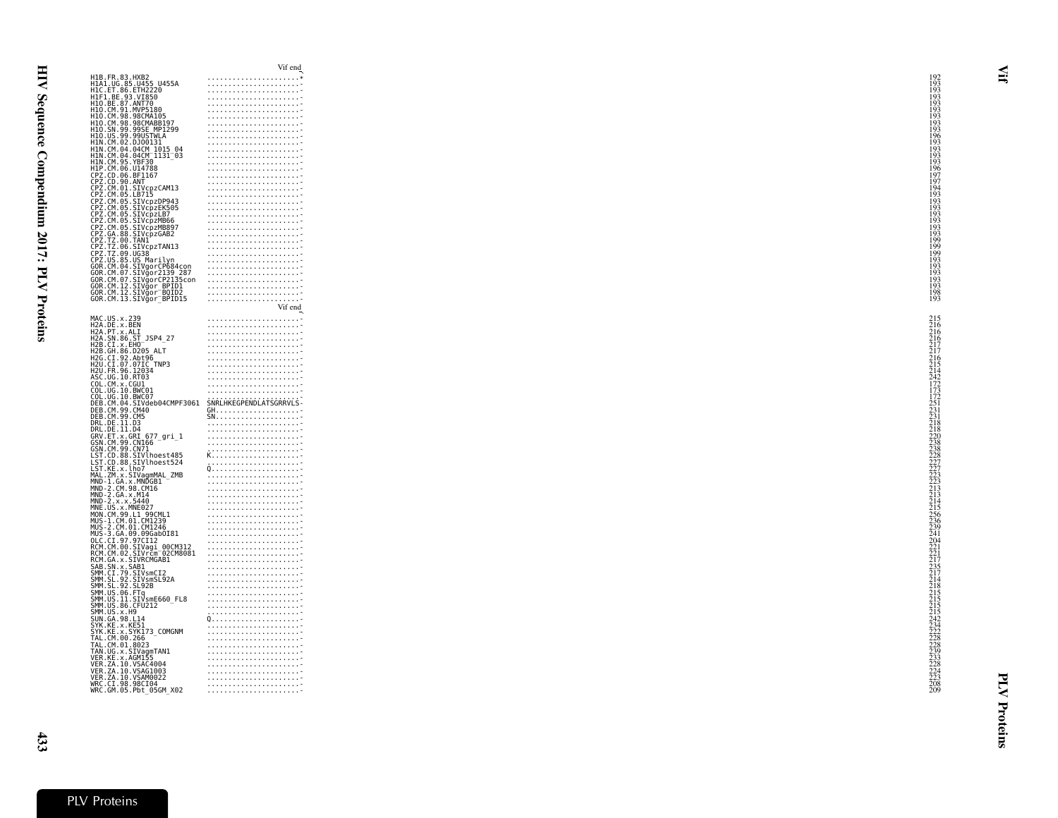Vif end

```
H1B.FR.83.HXB2                ......................*   192
H1A1.UG.85.U455_U455A         ......................-   193
H1C.ET.86.ETH2220             ......................-   193
H1F1.BE.93.VI850              ......................-   193
H1O.BE.87.ANT70               ......................-   193
H1O.CM.91.MVP5180             ......................-   193
H1O.CM.98.98CMA105            ......................-   193
H1O.CM.98.98CMABB197          ......................-   193
H1O.SN.99.99SE_MP1299         ......................-   193
H1O.US.99.99USTWLA            ......................-   196
H1N.CM.02.DJO0131             ......................-   193
H1N.CM.04.04CM_1015_04        ......................-   193
H1N.CM.04.04CM_1131_03        ......................-   193
H1N.CM.95.YBF30               ......................-   193
H1P.CM.06.U14788              ......................-   196
CPZ.CD.06.BF1167              ......................-   197
CPZ.CD.90.ANT                 ......................-   197
CPZ.CM.01.SIVcpzCAM13         ......................-   194
CPZ.CM.05.LB7715              ......................-   193
CPZ.CM.05.SIVcpzDP943         ......................-   193
CPZ.CM.05.SIVcpzEK505         ......................-   193
CPZ.CM.05.SIVcpzLB7           ......................-   193
CPZ.CM.05.SIVcpzMB66          ......................-   193
CPZ.CM.05.SIVcpzMB897         ......................-   193
CPZ.GA.88.SIVcpzGAB2          ......................-   193
CPZ.TZ.00.TAN1                ......................-   199
CPZ.TZ.06.SIVcpzTAN13         ......................-   199
CPZ.TZ.09.UG38                ......................-   199
CPZ.US.85.US_Marilyn          ......................-   193
GOR.CM.04.SIVgorCP684con      ......................-   193
GOR.CM.07.SIVgor2139_287      ......................-   193
GOR.CM.07.SIVgorCP2135con     ......................-   193
GOR.CM.12.SIVgor_BPID1        ......................-   193
GOR.CM.12.SIVgor_BQID2        ......................-   198
GOR.CM.13.SIVgor_BPID15       ......................-   193
```

Vif end

```
MAC.US.x.239                  ......................-   215
H2A.DE.x.BEN                  ......................-   216
H2A.PT.x.ALI                  ......................-   216
H2A.SN.86.ST_JSP4_27          ......................-   216
H2B.CI.x.EHO                  ......................-   217
H2B.GH.86.D205_ALT            ......................-   217
H2G.CI.92.Abt96               ......................-   216
H2U.CI.07.07IC_TNP3           ......................-   215
H2U.FR.96.12034               ......................-   214
ASC.UG.10.RT03                ......................-   242
COL.CM.x.CGU1                 ......................-   172
COL.UG.10.BWC01               ......................-   173
COL.UG.10.BWC07               ......................-   172
DEB.CM.04.SIVdeb04CMPF3061    SNRLHKEGPENDLATSGRRVLS-   251
DEB.CM.99.CM40                GH....................-   231
DEB.CM.99.CM5                 SN....................-   231
DRL.DE.11.D3                  ......................-   218
DRL.DE.11.D4                  ......................-   218
GRV.ET.x.GRI_677_gri_1        ......................-   220
GSN.CM.99.CN166               ......................-   238
GSN.CM.99.CN71                ......................-   238
LST.CD.88.SIVlhoest485        K.....................-   228
LST.CD.88.SIVlhoest524        ......................-   227
LST.KE.x.lho7                 Q.....................-   227
MAL.ZM.x.SIVagmMAL_ZMB        ......................-   223
MND-1.GA.x.MNDGB1             ......................-   223
MND-2.CM.98.CM16              ......................-   213
MND-2.GA.x.M14                ......................-   213
MND-2.x.x.5440                ......................-   214
MNE.US.x.MNE027               ......................-   215
MON.CM.99.L1_99CML1           ......................-   256
MUS-1.CM.01.CM1239            ......................-   236
MUS-2.CM.01.CM1246            ......................-   239
MUS-3.GA.09.09Gab0I81         ......................-   241
OLC.CI.97.97CI12              ......................-   204
RCM.CM.00.SIVagi_00CM312      ......................-   221
RCM.CM.02.SIVrcm_02CM8081     ......................-   221
RCM.GA.x.SIVRCMGAB1           ......................-   217
SAB.SN.x.SAB1                 ......................-   235
SMM.CI.79.SIVsmCI2            ......................-   217
SMM.SL.92.SIVsmSL92A          ......................-   214
SMM.SL.92.SL92B               ......................-   218
SMM.US.06.FTq                 ......................-   215
SMM.US.11.SIVsmE660_FL8       ......................-   215
SMM.US.86.CFU212              ......................-   215
SMM.US.x.H9                   ......................-   215
SUN.GA.98.L14                 Q.....................-   242
SYK.KE.x.KE51                 ......................-   234
SYK.KE.x.SYK173_COMGNM        ......................-   222
TAL.CM.00.266                 ......................-   228
TAL.CM.01.8023                ......................-   228
TAN.UG.x.SIVagmTAN1           ......................-   239
VER.KE.x.AGM155               ......................-   233
VER.ZA.10.VSAC4004            ......................-   228
VER.ZA.10.VSAG1003            ......................-   224
VER.ZA.10.VSAM0022            ......................-   223
WRC.CI.98.98CI04              ......................-   208
WRC.GM.05.Pbt_05GM_X02        ......................-   209
```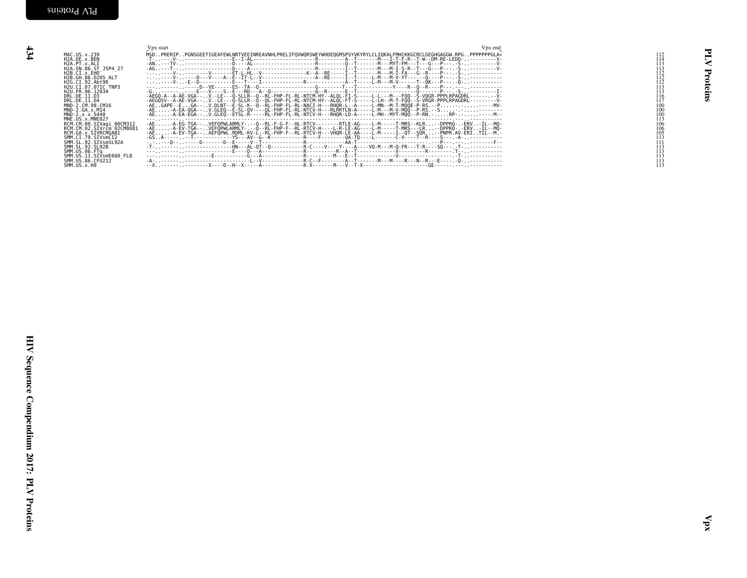```
                          Vpx start                                                                                                                                  Vpx end
MAC.US.x.239              MSD..PRERIP..PGNSGEETIGEAFEWLNRTVEEINREAVNHLPRELIFQVWQRSWEYWHDEQGMSPSYVKYRYLCLIQKALFMHCKKGCRCLGEGHGAGGW.RPG..PPPPPPPGLA*   112
H2A.DE.x.BEN              -T-..----V-..----------------E--I-AL--------------------R---------A--T-------M---I-T-F-R--T-W--DM-RE-LEDQ-..---------V-   114
H2A.PT.x.ALI              -AN..---TV-..----------------D----AL--------------------R---------Q--T-------M---MYT-FM---T---G---P---..-S-..---------V-   113
H2A.SN.86.ST_JSP4_27      -AG..---T--..----------------D----A---------------------R---------I--T-------M---M-I-S-R--T---G---P---..-S-..---------V-   113
H2B.CI.x.EHO              -.-..----V-..---------V-------ET-L-HL--V---------------K--A--RE-----I--T-------M---M-I-FA---G--R----P---..-S-..----------   112
H2B.GH.86.D205_ALT        -.-..----V-..----D---V----A--E--IT-L--V------------------A--RE-----I--T-----L-M---M-V-YT------Q----P---..-S-..----------   112
H2G.CI.92.Abt96           -.-..----V-..-E--D-----------E---T----I----------------R-----------A--T-----L-M---M-V------T--QK---P---..-Q-..----------   112
H2U.CI.07.07IC_TNP3       ---..-------..-----D--VE------ES--TA--Q-------------------G---------T---T-----------Y----R--Q--R----P---..--.-..----------   113
H2U.FR.96.12034           -G-..-------..----E---V----S--E---RD----A--Q-------------Q--R------E--T-------------------------Q-------P---..-S-..---------I-   113
DRL.DE.11.D3              -AEGQ-A--A-AE-VGA----V.-LE---Q-SLLR--Q--RL-FHP-FL-RL-NTCM-HY--ALQL-FI-S-----L-L---M---FQQ--S-VQGR-PPPLRPAGDRL---------V-   116
DRL.DE.11.D4              -AEGQSV--A-AE-VGA----V.-LE---Q-SLLR--Q--QL-FHP-FL-RL-NTCM-HY--ALQL-FT-S-----L-LH--M-T-FQQ--S-VRGR-PPPLRPAGDRL---------V-   117
MND-2.CM.98.CM16          -AE..GAPE--E...GA----V.DLNT--E-SL-K--Q--RL-FHP-FL-RL-NACI-H---RHQR-L--A-----L-MN--M-T-MQQE-P-RS.--P.....-.-.....-----MV-   100
MND-2.GA.x.M14            -AE......-A-EA-QGA----V.GLEQ--E-SL-QV----QL-FHP-FL-RL-NTCV-H---RLRRTLN-A-----L-M---M-V-MQQ--P-RS.--S.....-.-.....-------   100
MND-2.x.x.5440            -AE......-A-EA-EGA----V.GLEQ--ETSL-R-----RL-FHP-FL-RL-NTCV-H---RHQR-LD-A-----L-MH--MYT-MQQ--P-RN.-......RP-.-.....-----M--   100
MNE.US.x.MNE027           ---..-------..---------------------------------------------------------------------------------------------..--.-..----------   113
RCM.CM.00.SIVagi_00CM312  -AE......-A-EG-TGA----VEFQPWLARMLY-.---Q--RL-F-G-F--HL-RTCV---------RTLE-AG-----L-M-----T-MRS--KLR....-DPPRQ-..-ERV..-IL--MQ-   106
RCM.CM.02.SIVrcm_02CM8081 -AE......-A-EV-TGA----VEFQPWLARMLY-.---Q--RL-FHP-F--RL-RTCV-H-----L-R-LE-AG-----L-M-----T-MRS---LR....-DPPRQ-..-ERV..-IL--MQ-   106
RCM.GA.x.SIVRCMGAB1       -AE......-A-EV-TGA----AEFQPWL.RDML-KV-L--RL-FHP-F--RL-RTCV-H---VHQR-LE-AA-----L-M-----I--QT--SQR....-PNPR.AV-ERI..TIL--M.-   105
SMM.CI.79.SIVsmCI2        -GS..A-------..--T-------------YS---AV--G--K------------R----F---------QA-TQ-----L--------C-V----T--R----S---..-A-..----------   113
SMM.SL.92.SIVsmSL92A      -.-..---Q--..-----D-------D--E-----V--T-------------------R--------------AA-T-----------------------------.---P---..--.-..--------F--   111
SMM.SL.92.SL92B           -T-..-------..---------------HN---AL-QT--Q------------R-C----V----Y----A----VQ-M---M-Q-FR---T-R----SQ---..-T-..----------   113
SMM.US.06.FTq             ---..-------..---------------E----D---A------------------R----------R--A--T--------------V---------R--------.T--..----------   113
SMM.US.11.SIVsmE660_FL8   ---..-------..--------E-----------G---A------------------R----------M---E--T-------------V--------------------.-T-..----------   113
SMM.US.86.CFU212          -A-..-------..-----------------------L--V--------------R-C--F--------A--T-------M---M----R---N--R---E-----..-Q-..----------   113
SMM.US.x.H9               --X..-------..---------X----D--H--X-----A---------------R-X---------M---V--T-X------------------------GE------..---..----------   113
```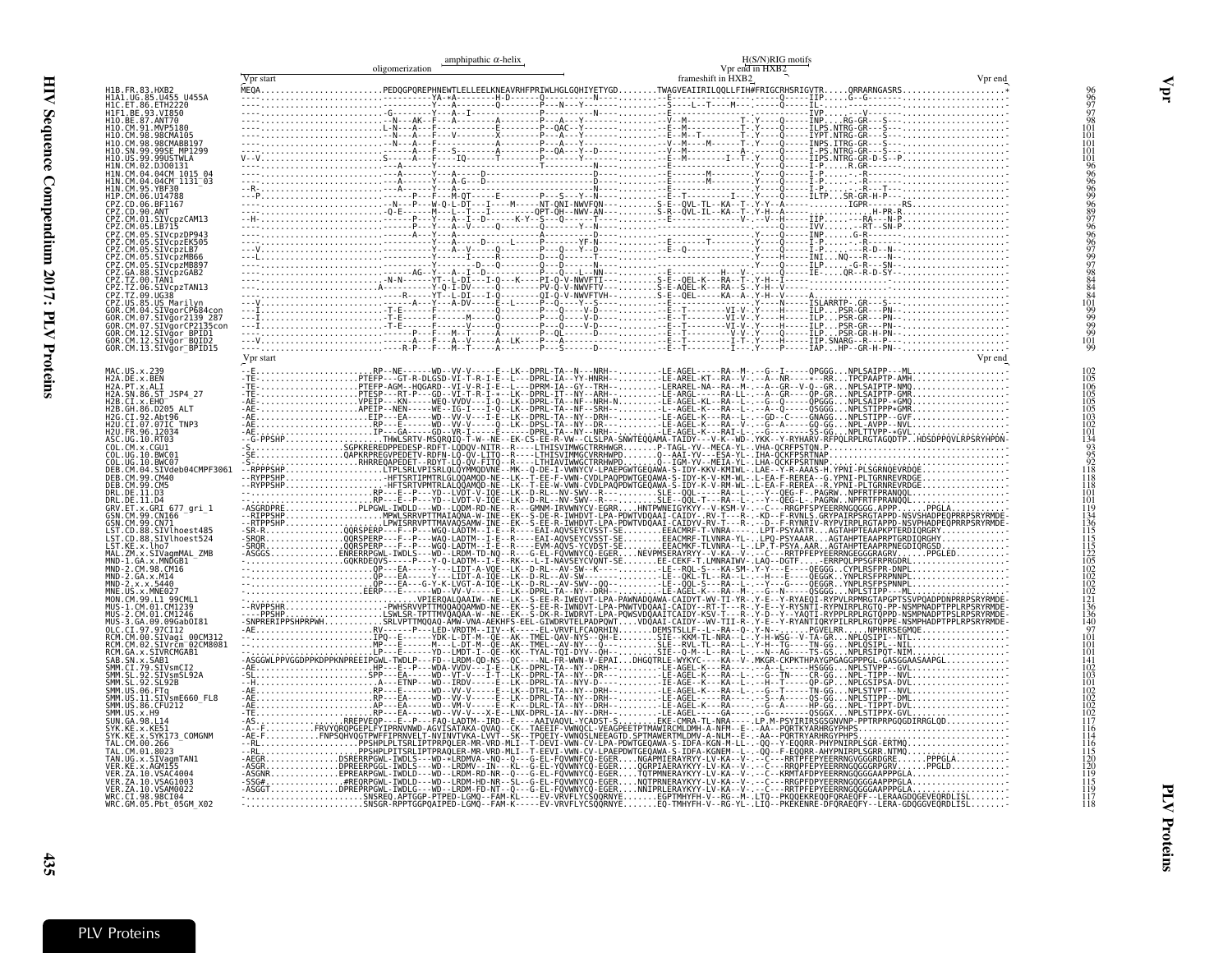Vpr start — oligomerization — amphipathic α-helix — H(S/N)RIG motifs — frameshift in HXB2 — Vpr end in HXB2 — Vpr end

```
H1B.FR.83.HXB2              MEQA........................PEDQGPQREPHNEWTLELLEELKNEAVRHFPRIWLHGLGQHIYETYGD........TWAGVEAIIRILQQLLFIH#FRIGCRHSRIGVTR.....QRRARNGASRS.....................*   96
H1A1.UG.85.U455_U455A       ----.......................----------YA-+A--------H-D------Q---------N----........E-------------------------Q-----IIP.....G--G-------.....................-   96
H1C.ET.86.ETH2220           ----.......................-------------Y---A------Q--------P---N---Y-------........S----L--T----M---.------Q-----IL-.....--------.......................-   97
H1F1.BE.93.VI850            ----........................-G-----------Y---A--I-------A--------------------........------------------------------IVP.....--V------.....................-   97
H1O.BE.87.ANT70             ----........................-N---AK--F---A---------A--------P---A---Y-------........V--M-----------T-.Y----Q-----INP.....RG-GR---S---...................-   98
H1O.CM.91.MVP5180           ----........................L-N---A--F----------E---------P--QAC--Y---------........E--M---------T--.Y----Q-----ILPS.NTRG-GR--S---..................-  101
H1O.CM.98.98CMA105          ----........................-N---A--F--V-------X-------P---A---Y-----------.........E--M--T-------T-.Y----Q-----IYPT.NTRG-GR--S---..................-  101
H1O.CM.98.98CMABB197        ----........................-N---A--F----------A--------P---A---Y-------........V--M----M-----T-.Y----Q-----INPS.ITRG-GR--S---..................-  101
H1O.SN.99.99SE_MP1299       ----.......................-------A---F---S------A-------P--QA---Y--D-------........V--M-----------A-.----Q-----I-PS.NTRG-GR--S---..................-  101
H1O.US.99.99USTWLA          V--V.......................S-----A---F----IQ------T------P-------Y-------........E--M-------I--T-.Y----Q-----IIPS.NTRG-GR-D-S--P..................-  101
H1N.CM.02.DJ00131           ----........................------------------------T-----------N---------........-------------------.----Q-----I-P.....R.GR-.....................-   96
H1N.CM.04.04CM_1015_04      ----.......................-----A-------Y---A------D---------------------........--------M--------.Y----Q-----I-P.....-.R------.....................-   96
H1N.CM.04.04CM_1131_03      ----.......................-----A-------Y---A-G---D---------------------........--------M--------.Y----Q-----I-P.....-.R------.....................-   96
H1N.CM.95.YBF30             --R-.......................-----A-------Y---A------D---------------------........--------M--------.Y----Q-----I-P.....-.R------.....................-   96
H1P.CM.06.U14788            ----P......................-----------P---F---M-QT------E--------P---S---Y--N-------........--T-------I----Y----Q-----ILTP...SR-GR-H-P---.................-   99
CPZ.CD.06.BF1167            ----.......................---N---P---W-Q-L-DT---I-----M------NT-QNI-NWVFQN---........S-E--QVL-TL--KA--T-.Y-Y--A-----------IGPR---------RS...............-   96
CPZ.CD.90.ANT               ----.......................-Q-E-------M----L--T---I---------QPT-QH--NWV-AN---........S-R--QVL-IL--KA--T-.Y-H--A-------------------H-PR-R................-   89
CPZ.CM.01.SIVcpzCAM13       --H-........................-------P---A---I--D------K-Y--S---Q------T------........E--------------V-.--V--H-----IIP.......-RA---N-P...................-   97
CPZ.CM.05.LB715             ----........................-------P---Y---A---V----Q---------Y--N---------........------------------.----Q-----IVV.......-RT---SN-P...................-   96
CPZ.CM.05.SIVcpzDP943       ----........................------A---Y---A------------------D-------------........------------------.Y----Q-----INP.......G-R-------..................-   96
CPZ.CM.05.SIVcpzEK505       ----........................-----------Y---A-----D------L----P--------YF-N------........------T----------.Y----Q-----I-P.....-.--------.....................-   96
CPZ.CM.05.SIVcpzLB7         --V-........................-------A---V------Q---------P---Q---Y--D-------........E--Q--------------.Y----Q-----I-P.....-.R--D--N--...................-   97
CPZ.CM.05.SIVcpzMB66        ----L......................--------Y---I------R--------D---Q------T---------........-----------------.Y----H-----INI...NQ---R---N--...................-   99
CPZ.CM.05.SIVcpzMB897       ----.......................-----------D----Q-------------P---Q-----------........------------------.Y----Q-----ILP.....-G-R---SN--...................-   97
CPZ.GA.88.SIVcpzGAB2        ----.......................-----AG--Y---A---I--D-------------P---Q---L--NN-------........-------H---V-.----Q------IE-.....QR--R-D-SY-...................-   98
CPZ.TZ.00.TAN1              ----.......................N-N------YT--L-DI---I-Q-----K-----PI-Q-V-NWVFTI---........S-E--QEL-K---RA--T-.Y-H--I--..................................-   84
CPZ.TZ.06.SIVcpzTAN13       ----.......................A---------Y-Q-I-DV---I-Q-----------PV-Q-V-NWVFTV---........S-E--AQEL-K---RA--S-.Y-H--A--...................................-   84
CPZ.TZ.09.UG38              ----.......................-------R-----YT--L-DI---I-Q-----------QI-Q-V-NWVFTVH---........S-E--QEL---KA--A-.Y-H--V--...................................-   84
CPZ.US.85.US_Marilyn        ----V......................-----A----Y---A-DV------E--L-------P---Q---Y--S-------........------------------.Y----N-----ISLARRTP-.GR---S---...................-  101
GOR.CM.04.SIVgorCP684con    ---I.......................-----T-E-------F--------------P---Q---V-D-------........E--T--------VI-V-.Y----H-----ILP...PSR-GR--PN-...................-   99
GOR.CM.07.SIVgor2139_287    ---I.......................-----T-E-------F-------M------Q------P---Q---V-D-------........E--T--------VI-V-.Y----H-----ILP...PSR-GR--PN-...................-   99
GOR.CM.07.SIVgorCP2135con   ---I.......................-----T-E-------F-------V------Q------P---Q---V-D-------........E--T--------VI-V-.Y----H-----ILP...PSR-GR--PN-...................-   99
GOR.CM.12.SIVgor_BPID1      ----.......................-----A-------F---M---A---------P---Q-----------........E--T---------I-T-.Y----H-----ILP...PSR-GR-H-PN-...................-   99
GOR.CM.12.SIVgor_BQID2      --V-.......................-----A---F---A--V-----A--LK-----P---A---------------........E--T---------I-T-.Y----H-----IIP.SNARG--R---P-...................-  101
GOR.CM.13.SIVgor_BPID15     ----.......................-----R-P---F---M---A--------------P---Q-----------........E--T-------I----Y----P-----IAP...HP--GR-H-PN-...................-   99
```

Vpr start — Vpr end

```
MAC.US.x.239                --E.......................RP--NE------WD--VV-V---I--E--LK--DPRL-TA--N---NRH--.........LE-AGEL-----RA--M-.--G--I-----QPGGG...NPLSAIPP---ML..................-  102
H2A.DE.x.BEN                -TE.....................PTEFP---GT-R-DLGSD-VI-T-R-I-E---LK--DPRL-IA--YY-HNH--.........LE-AGEL-KT--RA--V-.--A--NR---*--RR...TPCPAAPTP-AMH.................-  105
H2A.PT.x.ALI                -TE.....................PTEFP-AGM--HQGARD--VI-V-R-I-E---L----DPRM-IA--GY--TRH--.........LERAREL-NA--RA--M-.--A--GR--V-Q--GR...NPLSAIPTP-NMQ.................-  106
H2A.SN.86.ST_JSP4_27        -TE.....................PTESP---RT-P--GD--VI-T-R-I-+--LK--DPRL-IT--NY--ARH--.........LE-ARGL-----RA-LL-.--A--GR----QP-GR...NPLSAIPTP-GMR.................-  105
H2B.CI.x.EHO                -TE.....................VPEIP---KN------WEQ-VVDV---I-E--LK--DPRL-TA--NF--NRH-N.........L--AGEL-KL--RA--L-.--G-----QPGGG...NPLSAIPP-+GMQ.................-  105
H2B.GH.86.D205_ALT          -AE.....................APEIP--NEN------WE--IG-I---I-D--LK--DPRL-TA--NF--SRH--.........L--AGEL-K---RA--L-.--A--Q-----QSGGG...NPLSTIPPP+GMR.................-  105
H2G.CI.92.Abt96             -AE......................EIP---EA------WD--VV-V---I-E--LK--DPRL-TA--NY--DRH--.........LE-AGEL-K---RA--L-.--GD--C----GNAGG...NPLSTIPP--GVF.................-  103
H2U.CI.07.07IC_TNP3         -AE......................RR---E------WD--VV-V---I-E--LK--DPRL-TA--NY--DR--.........LE-AGEL-K---RA--V-.--G--A-----GQ-GG...NPL-APPP--NVL.................-  102
H2U.FR.96.12034             -AE......................IP---GA------GD--VR-I------E-----DPRL-TA--NY--NRH--.........LE-AGEL-K---RAI-L-.--G--------SS-GG...NPLTTVPP-+GVL.................-  101
ASC.UG.10.RT03              --G-PPSHP................THWLSRTV-MSQRQIQ-T-W--NE--EK-CS-EE-R-VW--CLSLPA-SNWTEQQAMA-TAIDY---V-K--WD-.YKK--Y-RYHARV-RFPQLRPLRGTAGQDTP..HDSDPPQVLRPSRYHPDN-  134
COL.CM.x.CGU1               -S.......................SGPKREREDPPEDESP-RDFT-LQDQV-NITR--R-----LTHISVIMWGCTRRHWGR........P-TAGL-YV--MECA-YL-.--A-QCRFPSTQN.P.............................  93
COL.UG.10.BWC01             -SE......................QAPKRPREGVPEDETV-RDFN-LQ-QV-LITQ--R-----LTHISVIMMGCVRRHWPD........Q--AAI-YV---ESA-YL-.IHA-QCKFPSRTNAP.............................  95
COL.UG.10.BWC07             -S-......................RHRREQAPEDET--RDYT-LQ-QV-FITQ--R-----LTHIAVIWWGCTRRHWPD........Q--IGM-YV--MEIA-YL-.LHA-QCKFPSRTNNP.............................  92
DEB.CM.04.SIVdeb04CMPF3061  --RPPPSHP................LTPLSRLVPISRLQLQYMMQDVNE--MK--Q-DE-I-VWNYCV-LPAEPGWTGEQAWA-S-IDY-KKV-KMIWL--LAE--Y-R-AAAS-H.YPNI-PLSGRNQEVRDQE................-  118
DEB.CM.99.CM40              --RYPPSHP................-HFTSRTIPMTRLGLQQAMQD-NE--LK--T-EE-F-VWN-CVDLPAQPDWTGEQAWA-S-IDY-K-V-KM-WL--L-EA-F-REREA--G.YPNI-PLTGRNREVRDGE................-  118
DEB.CM.99.CM5               --RYPPSHP................-HFTSRTVPMTRLALQQAMQD-NE--LK--T-EE-W-VWN-CVDLPAQPDWTGEQAWA-S-IDY-K-V-RM-WL--L-EA-F-REREA--G.YPNI-PLTGRNREVRDGE................-  118
DRL.DE.11.D3                -........................RP---E---YD--LVDT-V-IQE--LK--D-RL--NV-SWV--R---.........SLE--QQL-----RA--L-.--Y--QEG-F-.PAGRW...NPFRTFPRANQQL................-  101
DRL.DE.11.D4                -........................RP---E---YD--LVDT-V-IQE--LK--D-RL--NV-SWV--R---.........SLE--QQL-T---RA--L-.--Y--QEG-L-.PAGRW...NPFRTFPRANQQL................-  101
GRV.ET.x.GRI_677_gri_1      -ASGRDPRE.......PLPGWL-IWDLD---WD--LQDM-RD-NE--LK--D-RL--GMNM-IRVWNYCV-EGRR.....HNTPWNEIGYKYY--V-KSM--L-.--C-----RRGPFSPYEERRNGQGGG.APPP......PPGLA......-  119
GSN.CM.99.CN166             --RIPPSHP................-MPWLSRRVPTTMAIAQNA-W-INE--EK--S-DE-R-IWHDVT-LPA-PDWTVDQAAI-CAIDY--RV-T---R-.-KD--F-RVNLS-GRYPAIRPSRGTAPPD-NSVSHAPDEQPRRPSRYRMDE-  134
GSN.CM.99.CN71              --RTPPSHP................LPWISRRVPTTMAVAQSAMW-INE--EK--S-EE-R-IWHDVT-LPA-PDWTVDQAAI-CAIDYV-RV-T---R-.--D--F-RYNRIV-RYPVIRPLRGTAPPD-NSVPHADPEQPRRPSRYRMDE-  136
LST.CD.88.SIVlhoest485      -SR-R...............QQRSPERP---F--P---WGQ-LADTM--I-E--R-----EAI-AQVSEYCVSST-SE........EEACMRF-T-VNRA-----.LPT-PSYAATR...AGTAHPTEAAPKPTERDIQRGRY.........-  115
LST.CD.88.SIVlhoest524      -SRQR...............QQRSPERP---F--P---WAQ-LADTM--I-E--R-----EAI-AQVSEYCVSST-SE........EEACMRF-TLVNRA-YL-.LPQ-PSYAAAR...AGTAHPTEAAPRPTGRDIQRGHY.........-  115
LST.KE.x.lho7               -SRQR...............QQRSPERP---F--P---WGQ-LADTM--I-E--R-----EVM-AQVS-YCVDST-SE........EEACMKF-TLVNRA--L-.LP.T-PSYA.AAR...AGTAHPTEAAPRPNEGDIQRGSD.........-  115
MAL.ZM.x.SIVagmMAL_ZMB      -ASGGS...............ENRERRPGWL-IWDLS---WD--LRDM-TD-NQ--R---G-EL-FQVWNYCV-EGER....NEVPMSERAYKYY--V-KA--V-.--C-----RRTPFEPYEERRNGEGGAGRV.......PPGLED.........-  122
MND-1.GA.x.MNDGB1           -........................GQKRDEQVS---P---Y-Q-LADTM--I-E--RK---L-I-NAVSEYCVQNT-SE........EE-CEKF-T-LVNRAIWV--LAQ--DGTF.....ERRPQLPPSGFRPRGDRL.........-  105
MND-2.CM.98.CM16            -........................QP---EA-----Y---LIDT-A-VQE--LK--D-RL--AV-SW--K---.........LE--RQL-S---KA-SM-.Y-Y---E-----QEGGG..CYPLRSFPR-DNPL.................-  102
MND-2.GA.x.M14              -........................QP---EA-----Y---LIDT-A-IQE--LK--D-RL--AV-SW---------.........LE--QKL-TL--RA--L-.--H---E-----QEGGK..YNPLRSFPRPNNPL................-  102
MND-2.x.x.5440              -........................QP---EA---G-Y-K-LVGT-A-IQE--LK--D-RL--AV-SWV--QQ---.........LE--QQL-S---RA--L-.--Y---G-----QEGGR..YNPLRSFPSPNNPL................-  102
MNE.US.x.MNE027             -........................EERP---E------WD--VV-V-----E--LK--DPRL-TA--NY--DRH--.........LE-AGEL-K---RA--M-.--G--N-----QSGGG...NPLSTIPP---ML.................-  102
MON.CM.99.L1_99CML1         -........................-VPIERQALQAAIW--NE--LK--S-EE-R-IWEQVT-LPA-PAWNADQAWA-CAIDYT-WV-TI-YR-.Y-E--Y-RYAEQI-RYPVLRPMRGTAPGPTSSVPQADPDNPRRPSRYRMDE-  121
MUS-1.CM.01.CM1239          --RVPPSHR................PWHSRVVPTTMQQAQQAMWD-NE--EK--S-EE-R-IWNDVT-LPA-PNWTVDQAAI-CAIDY--RT-T---R-.Y-E--Y-RYSNTI-RYPNIRPLRGTQ-PP-NSMPNADPTPPLRPSRYRMDE-  136
MUS-2.CM.01.CM1246          ----PPSHP................LSWLSR-TPTTMVQAQAA-W--NE--EK--S-DK-R-IWDRVT-LPA-PQWSVDQAAITCAIDY-KSV-T---R-.Y-D--Y--YAQTI-RYPPLRPLRGTQPPD-NSMPNADPTPSLRPSRYRMDE-  136
MUS-3.GA.09.09Gab0I81       -SNPRERIPPSHPRPWH.........SRLVPTTMQQAQ-AMW-VNA-AEKHFS-EEL-GIWDRVTELPADPQWT.....VDQAAI-CAIDY--WV-TII-R-.Y-E--Y-RYANTIQRYPILRPLRGTQPPE-NSMPHADPTPPLRPSRYRMDE-  140
OLC.CI.97.97CI12            -AE.......................RV-----P---LED-VRDTM--IIV--K--.--EL-VRVFLFCAQRHIN.........DEMSTSLLF--L---RA--Q-.Y-N----.PGVELRR......NPHRRSEGMQE.................-   97
RCM.CM.00.SIVagi_00CM312    -........................IPQ--E------YDK-L-DT-M--QE--AK--TMEL-QAV-NYS--QH-E........SIE--KKM-TL-NRA--L-.Y-H-WSG--V-TA-GR...NPLQSIPI--NTL.................-  101
RCM.CM.02.SIVrcm_02CM8081   -........................MP---E------M---L-DT-M--QE--AK--TMEL--AV-NY--Q---.........SIE--RVL-TL--RA--L-.Y-H--TG----TN-GG...NPLQSIPL---NL.................-  101
RCM.GA.x.SIVRCMGAB1         -........................LP---E------YD--LVDT-I-QE--LK--TYAL-TQI-DYV--QH---.........SIE--Q-M--L--RA--L-.--N--AG-----TS-GS...NPLRSIPQT-NIM.................-  101
SAB.SN.x.SAB1               -ASGGWLPPVGGDPPKDPPKNPREEIPGWL-TWDLP---FD--LRDM-QD-NS--QC----NL-FR-WWN-V-EPAI...DHGQTRLE-WYKYC----KA--V-.MKGR-CKPKTHPAYGPGAGGPPPGL-GASGGAASAAPGL.........-  141
SMM.CI.79.SIVsmCI2          -AE.......................HP---E---P---WDA-VVDV---I-E--LK--DPRL-TA--NY--DRH--.........LE-AGEL-K---RA----.--A--L-----HSGGG...NPLSTVPP--GVL.................-  102
SMM.SL.92.SIVsmSL92A        -SL.......................SPP---EA------WD--VT-V---I-T--LK--DPRL-TA--NY--DR--.........LE-AGEL-K---RA--L-.--G--TN----CR-GG...NPL-TIPP--NVL.................-  103
SMM.SL.92.SL92B             --H.......................A----ETNP---WD--IRDV-----E--LK--DPRL-TA--NYV-D---.........IE-AGE--K---KA--L-.--H--T-----QP-GP...NPLGSIPSA-DVL.................-  101
SMM.US.06.FTq               -AE.......................RP---E------WD--VV-V-----E--LK--DTRL-TA--NY--DRH--.........LE-AGEL-K---RA--L-.--G--T-----TN-GG...NPLSTVPT--NVL.................-  102
SMM.US.11.SIVsmE660_FL8     -AE.......................RP---EA------WD--VV-V-----E--LK--DPRL-TA--NY--DRH--.........LE-AGEL-----RA----.--S--A-----QS-GG...NPLSTIPP--DML.................-  102
SMM.US.86.CFU212            -AE.......................AP---EA------WD--VM-V-----E--K---DLRL-TA--NY--DRH--.........LE-AGEL-K---RA----.--G--A-----HP-GG...NPL-TIPPT-DVL.................-  102
SMM.US.x.H9                 -TE.......................RP---EA------WD--VV-V---X-E--LNX-DPRL-IA--NY--DRH--.........LE-AGEL-----GA----.--G-----QSGGX...NPLSTIPPX-GVL.................-  102
SUN.GA.98.L14               -AS.......................RREPVEQP---E---P---FAQ-LADTM--IRD--E----AAIVAQVL-YCADST-S........EKE-CMRA-TL-NRA----.LP.M-PSYIRIRSGSGNVNP-PPTRPRPGQGDIRRGLQD...........-  117
SYK.KE.x.KE51               -A--F..........FRVYQRQPGEPLFYIPRNVNWD-AGVISATAKA-QVAQ--CK--TAEEIF-VWNQCL-VEAGPEETPTMAWIRCMLDMH-A-NFM--E-.-AA--PQRTKYARHRGYPHPS...........................-  116
SYK.KE.x.SYK173_COMGNM      -AE-F..........FNPSQHVQGTPWFFIPRNVELT-NVINVTVKA-LVVT--SK--TPQEIY-VWNQSLNEEAGTD.SPTMAWERTMLDMV-A-NLM--E-.-AA--PQRTKYARHRGYPHPS...........................-  114
TAL.CM.00.266               --RL......................PPSHPLPLTSRLIPTPRQPLER-MR-VRD-MLI--T-DEVI-VWN-CV-LPA-PDWTGEQAWA-S-IDFA-KGN-M-LL-.-QQ--Y-EQQRR-PHYPNIRPLSGR-ERTMQ.............-  116
TAL.CM.01.8023              --RL......................PPSHPLPITSRLIPTPRAQLER-MR-VRD-MLI--T-EEVI-VWN-CV-LPAEPDWTGEQAWA-S-IDFA-KGNEM--L-.-QQ--F-EQQRR-AHYPNIRPLSGR.NTMQ.............-  115
TAN.UG.x.SIVagmTAN1         -AEGR.............DSRERRPGWL-IWDLS---WD-+LRDMVA--NQ--Q---G-EL-FQVWNFCQ-EGER...NGAPMIERAYRYY-LV-KA--V-.--C-----RRTPFEPYEERRNGVGGGRDGRE......PPPGLA.......-  120
VER.KE.x.AGM155             -ASGR.............DPREERPGGL-IWDLS---WD--VT-V--I--T--LK--G-EL-YQVWNYCQ-EGER...QGRPIAERAYKYY-LV-KA--V-.--C-----RRQPFEPYEERRNGQGGGRPGRV......PPGLD........-  120
VER.ZA.10.VSAC4004          -ASGNR.............EPREARPGWL-IWDLD---WD--LRDM-RD-NR--Q---G-EL-FQVWNYCQ-EGER...TQTPMNERAYKYY-LV-KA--V-.--C--KRMTAFDPYEERRNGQGGGAAPPPGLA.................-  119
VER.ZA.10.VSAG1003          -SSG#.............#REQRPGWL-IWDLD---WD--LRDM-HD-NR--SL--G-EL-FQVWNYCQ-EGER...NQTPRNERAYKYY-LV-KA--V-.--C-----RRGPFDPYEERRNGQGGGAAPPPGLA.................-  115
VER.ZA.10.VSAM0022          -ASGGT.............DPREPRPGWL-IWDLG---WD--LRDM-FD-NT--Q---G-EL-FQVWNYCQ-EGER...NNIPRLERAYKYY-LV-KA--V-.--C-----RRTPFEPYEERRNGQGGGAAPPPGLA.................-  119
WRC.CI.98.98CI04            -........................SNSREQ.APTGGP-PTPED-LGMQ--FAM-KL----EV-VRVFLYCSQQRNYE.......EGPTMHYFH-V--RG--M-.LTQ--PKQQEKREQQFQRAEQFF--LERAAGDQGEVEQRDLISL.......-  117
WRC.GM.05.Pbt_05GM_X02      -........................SNSGR-RPPTGGPQAIPED-LGMQ--FAM-K----EV-VRVFLYCSQQRNYE.......EQ-TMHYFH-V--RG-YL-.LTQ--PKEKENRE-DFQRAEQFY--LERA-GDQGGVEQRDLISL.......-  118
```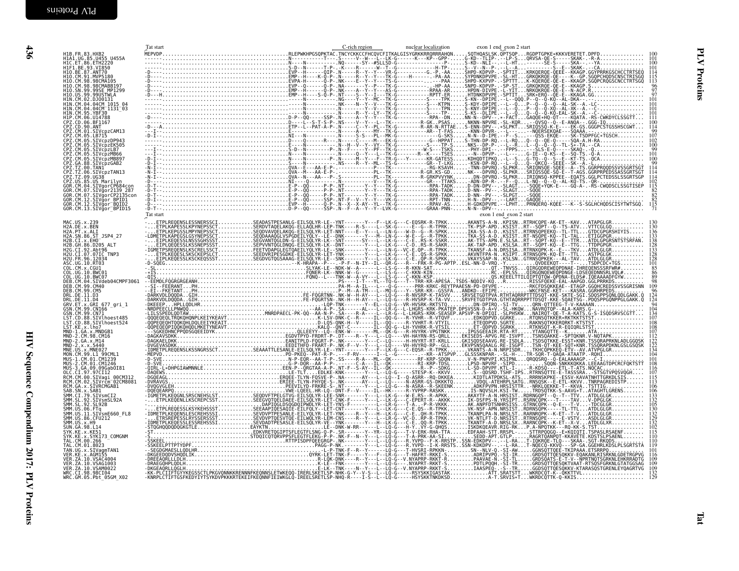# PLV Proteins

## Tat

```
                                  Tat start                                                      C-rich region          nuclear localization          exon 1 end exon 2 start
H1B.FR.83.HXB2                    MEPVDP.........................................RLEPWKHPGSQPKTAC.TNCYCKKCCFHCQVCFITKALGISYGRKKRRQRRRAHQN.....SQTHQASLSK.QPTSQP...RGDPTGPKE*KKKVERETET.DPFD..............   100
H1A1.UG.85.U455_U455A             ------...........................................N----------T---.S-----V--W---L--LK-G-------K---KP--GPP-.....G-KD--TLIP-.--LP-S...QRVSA-QE-S-----SKAK-.-R-A..............   101
H1C.ET.86.ETH2220                 ------...........................................N----N--------.NQ------SY--#SLLSD-G-------------------P-.....S-KD--NLI--.--L-HT...------SE-S-----SKA--.--YA..............   100
H1F1.BE.93.VI850                  ------...........................................S-D--N-------T-P-.-K-----R------W--T--G--------------H-TP-.....S--V--N--P-.--L--A...-----------S--E---SKAK-.--CA..............   101
H1O.BE.87.ANT70                   -D----...........................................EVP--H-----QIP-.N-----R--Y--Y---VR-G---------G.-P.-AA.....SHPD-KDPVP-.-SPTIT...KRKQERQE-QEEE--KKAGP.GGYPRRKGSCTCRTSEQ   114
H1O.CM.91.MVP5180                 -D----...........................................EMP--H-----K-Q-P-.N------R--Y--Y---TS-G-----H-------.-PA-AA.....SYPDNKDPVPE.-SL-HT...GRKQKRQE-QE----K--GP.SGQPCHQDSCNSCTRISGQ   115
H1O.CM.98.98CMA105                -D----...........................................EVPA-H----------P-.NK-----E--Y--Y---TS-G---------PAA.....SHPD-KAPVP-.-SPTTT...K-KQERQE-QE-E--KKAGP.SGQPCRQGSCNCCTRTSGQ   113
H1O.CM.98.98CMABB197              -D----...........................................EVP--Q-----Q-P-.NA------Y--P---TK-G---------HP-AA.....SNPD-KDPVP-.-SP-ST...GRKQKRQE-QE-E--KKAGP.S..................   96
H1O.SN.99.99SE_MP1299             -D----...........................................EMP--H-----Q-P-.NK-----A--Y--Y---AS-G---------RPAA-AR.....HPDN-DIVPE.-L-YIT...NRKQKRQE-QE-E--N-ACP.R..................   97
H1O.US.99.99USTWLA                -D---H...........................................EMP--H-----S-Q-P-.NT-----S--Y--I---TK-G---------RPTT-ER.....HTDNKDPVPE.-SPTIT...SRK+ERQ--QE-E--KKAGA.GG................   97
H1N.CM.02.DJ00131                 ------...........................................N----------.NG----Y--Y--MC--TK-G---------S---TPK.....S-KN--DPIPE.--L--QQQ.P--Q--Q-KQ--AL-DKA--.-..............   101
H1N.CM.04.04CM_1015_04            ------...........................................N----------.NK----N--Y--Y---TK-G---------S---KTPN.....S-KDY-DPIPE.--L--Q...P--Q--Q--Q--AL-SK--A.-LC-............   101
H1N.CM.04.04CM_1131_03            ------...........................................N----------.NK----Y--Y--Y---TK-G---------S---KTPN.....S-KNY-DPIPE.--L--Q...P--Q--Q--XQ--AL-SK--A.--C-...........   101
H1N.CM.95.YBF30                   ------...........................................N----------.N-----R--Y--LY--TK-G---------S---TPK.....S-KS--DLIPE.--L--Q...P--Q--Q-KQ-EAL-SK--A.--C-..........   101
H1P.CM.06.U14788                  -D----...........................................D-P--QQ-----SSP-.N-----A--Y--Y---TK-G---------RPA--DR.....NN-N--DPV--.+-FACT...GAQQE+HQ-QT---KQATA.-RS-CWKDYCLSSGTT.   111
CPZ.CD.06.BF1167                  ------...........................................D-----L--S-T-S-P-.NS----V--Y--L---TK-G---------R-GK...PSAS.....NKNN-NPVRE.-SL-KQR....--QVSQ--Q--E-ANQA---GGG-IQ..........   100
CPZ.CD.90.ANT                     -D---A...........................................ETP--L--PAT-A-P-.N-----C--Y--PL--TK-G---------R-AR-N-RTTAE.....S-ENN-DPV--.*SLPKT...SRIQSSQ-K-E----EK-GS.GGGPCSTGSSHSCGWT..   114
CPZ.CM.01.SIVcpzCAM13             --I--............................................N----------.N-----A----MY--TK-G---------AR--T-FAS.....-KNN-DPVR-.--L--Q...-NQERSEKQAE---SQAAA................   99
CPZ.CM.05.LB715                   -D-I-............................................NI--N-------.N-----S-S---PL--NK-G---------G-SKS.....N-N--D-IPE.--F--S...--QSS-EKQE----SK-TSDPFGC*TGSCH......   107
CPZ.CM.05.SIVcpzDP943             ------...........................................D----Q-----R---.N-----C----M---EK-G---------G--HPPAT.....S-THN-DP-RQ.--L-RQ...Q--Q--QE-Q-----SQA-A.H-RA.........   102
CPZ.CM.05.SIVcpzEK505             ------...........................................E---N-----------.N--H--V---Y---TK-G---------S----TP-S.....NKS--DP-P-.--L--R...L--Q--Q--Q--TL-S*-TA.--CA.........   100
CPZ.CM.05.SIVcpzLB7               --I--............................................S-D--N-------P-.N--F-----Y--PF--TK-G---------W-S----TSKS.....-PHY-DPI--.--FPPS...---SLS-E-Q----SKAQ.-Q...........   99
CPZ.CM.05.SIVcpzMB66              --I--............................................N----N-----------.N-----Q---Y--L--TK-G---------R--K----TSES.....--N--DPVP-.--L--S...G-IE--Q-KS--E--SQ-TS.-Q-A..........   101
CPZ.CM.05.SIVcpzMB897             -D-I-............................................N----N-------P-.N-----M--Y--F---TR-G--Y------KR-GATESS.....KDHQDTIPKQ.--L--S...G-TQ--Q--S--E--KT-TS.-QCA.........   100
CPZ.GA.88.SIVcpzGAB2              -D-I-............................................N----N-------.N-----R--Y--ML--TS-G---------GR--T-LKG.....-KSN-DP-RQ.--L--Q...Q--QKCQ--SEEE--SK--A.-L..........   99
CPZ.TZ.00.TAN1                    -N-I-............................................QVA--E---AA-E-P-.--------------P---TK---------RG-KSAVH.....-TNN-DPVRQ.-SLPKR...SRIQNSQE-SQEE--A--TS.GGRPRQQDSSSGSRTSGT   114
CPZ.TZ.06.SIVcpzTAN13             -N-I-............................................QVA--M---AA-E-P-.N-----------------TK---------R-GR.KS-GD.....NK---DPVRQ.-SLPKR...SRIQSSQE-SQ-E--T-AGS.GGRPRPEDSSASSGRTSGT   114
CPZ.TZ.09.UG38                    -N-I-............................................QVA--N---AA---P-.S-----------PL---TK---------R-GRKPVVYNK.....DN-DPVRQ.-SLPKR...IRIQNSQ-KPPEE--EQATS.GGLPCTEDSSLSSGRTSGP   114
CPZ.US.85.US_Marilyn              -N-I-............................................NI---Q-------.N------------V---TK-G---------GR--TTAKS.....-ADN-DP-P-.--F--Q...L-NQ--Q--Q--AL-KQ-TS.-QR.........   102
GOR.CM.04.SIVgorCP684con          -D-T-............................................E-P--QQ-----P-P-.NT-----Y---Y---TK-G---------RPA-TADK.....D-DN-DPV--.-SLAGT...--SQQE*YQK-E----GQ-A-.-RS-CWQDSCLSSGTISEP   115
GOR.CM.07.SIVgor2139_287          -D-T-............................................E-P--QQ-----P-P-.NT-----Y---Y---TK-G---------RPA-TADK.....D-NN--PV---.-SLAGT...--SQQE..............   82
GOR.CM.07.SIVgorCP2135con         -D-T-............................................E-P--QQ-----P-P-.NT-----Y---Y---TK-G---------RPA-TADK.....D-NN--PV---.-SLPGT...--SQQE..............   82
GOR.CM.12.SIVgor_BPID1            -D-I-............................................E-P--QQ-----SSP-.NT-F--V---Y---VK-G---------RPT-TNN-.....H-N--DPV---.--LART...-GAQQE..............   82
GOR.CM.12.SIVgor_BQID2            -D-T-............................................EVP--H-----Q-P-.N--X--X-AY--YL--TK-G---------RPAV-AS.....H-GDKDPVPE.--LPHT...PRNQERQ-KQEE--K--S-SGLHCHQDSCISYTWTSGQ.   115
GOR.CM.13.SIVgor_BPID15           -D-T-............................................D-P--QQ-----SSP-.N--F--A--Y--Y---VK-G---------GRAA-PNN-.....N-N--DPV-................   71
                                  Tat start                                                                                                      exon 1 end exon 2 start
MAC.US.x.239                      -....ETPLREQENSLESSNERSSCI.............SEADASTPESANLG-EILSQLYR-LE-.YNT------Y---F--LK-G---C-EQSRK-R-TPKK.......AKANTS-A-N..KPISN..RTRHCQPE-AK-ET--KAV....ATAPGLGR........   130
H2A.DE.x.BEN                      -....ETPLKAPEESLKPYNEPSSCT.............SERDVTAQELAKQG-ELLAQLHR-LEP-TNK-----R-S---SK-G----C---E-GS--R-TPKK.......TK-PSP-APD..KSIST..RT--SQPT---TS-ATV....VTTCGLGQ........   130
H2A.PT.x.ALI                      -....ETPLKEPGSSLMPYNEPSSCT.............SEQDVAVQELAKQG-EILSQLYR-LET-NNT----E--Y---L--LN-G---W-D--G--R-SPKK.......IKA-SS-A-D..KSIST..RTRNSQPEEKQ--TL-TTL....GTDCGPGRSHIYIS.....   136
H2A.SN.86.ST_JSP4_27              -LDMETPLKAPEESLGSYNEPSSCT.............SEQDAAAQGLVSPGDEILYQLY--LE--DNK------Y---M--LN-G---W-E--G--R-TPKK.......TKA-SS-A-D..KSIST..RT-NSQPE-KQ--TL-TAL....ETIGDPGR.........   133
H2B.CI.x.EHO                      -....ETPLKEQESSLKSSSGHSSST.............SEGVANTQGLDN-G-EILSQLYR-LK-SSN------SY---L--LK-G---C-E--RS-K-SSKR.......AK-TTS-APN.E.SLSA..RT--SQPT-KQ--E--TTR....ATDLGPGRSNTSTSRFAN.   138
H2B.GH.86.D205_ALT                -....EIPLQEQESSLKSSNEPSSST.............SEPVVNTQGLDNQG-EILSQLYR-LK-DNR------Y---L--LK-G---C-D..RS-R-SAKR.......AK-TAP-APD..KSLSA..RT--SQPT-KQ--E--TTG....TTDPGPGR........   128
H2G.CI.92.Abt96                   -IGMETPSREQENSLKSCRELSSCT.............FEETVDAPGLEGTQAEILYQLYR-LE-SNK------Y---L--LN-G--VC-E.QP--R-TPKK.......TKANSF-A-N.DRSISA..RTRNXQPK-K--E---TKV....ATDLGLGR.........   128
H2G.CI.07.07IC_TNP3               -IGMETPLREQENSLKSCKEPSLCT.............SEEDVRIPESGDKE-EILSQLYR-LE-YNK------Y---L--LK-G---C-R..QS-R-SPKK.......AKVNTFPA-N..KSIPT..RTRNSQPK-KQ-ET--TTL....ASTPGLGR.........   133
H2U.FR.96.12034                   -....EIPLKEQESSLKSCKEQSSST.............SEGDVGTQGSAAAG-EILSQLYR-LE-SNK------Y---L--LK-G---C-E..QP-R-SPKK.......VKAYSSAP-N..KSLSN..GTRNSQPEKK---AL-TAV....ATDLGLGR.........   128
ASC.UG.10.RT03                    -D-SQEG...........................................-K-HRAPA--P----P-F--N-IY--IL--QR-G---R---FRK-R-PG-APTP..ESL-NN-D-VRQ.-Y..........QVDEEKQT----T-----TSDPCDC+TGS.....   101
COL.CM.x.CGU1                     --SL..............................................SLYAK-LE--NDK-W--A-------Y---LS-G---R-KKN-SAT................QT.-TNVSS...QIRGQDREWEQPDNAE-IHREQENSSSRFWR#......   85
COL.UG.10.BWC01                   -*IS..............................................FQNER-LK--NNK-W--G--------Y---LS-G---C-KKN-KIN................RC.-EPLSS...QIRGQNQEWEQPDNGE-LDSEQEDNNSRLVQL#......   86
COL.UG.10.BWC07                   -QIS..............................................FQNQ--L---TNK-W--A-VY-----L---LS-G---C-KKN-KSP................QS.KEEELTTILQIPTQTQW-QPDNA-ELDS#.IQEAAAADFGYW......   89
DEB.CM.04.SIVdeb04CMPF3061        --EEMDLFQGRGRGEANH........................................PS-----I-T---YL--TQ-G---T-TRR-KR-APESA..TSDS-NQDIV-KQ...R.........RISSFQEKE-EAL-AAPGD.GGLPRRKDS.........   98
DEB.CM.99.CM40                    --SI--FEERANT...PH........................................PA-M--A-IL---L---Q-G-----PRR-KRKC-REYTPAAESN-PD-DFVPE.-.........-RKCFDSQKKEAE--ETAGP.GGQHCREDSSVSSGRISNN   109
DEB.CM.99.CM5                     --EI--FKETANT...PH........................................P--M--A-TM---L---MQ-G---Y--SRR-KR--GSSFA..ANDKD--EFIPE.-.........-WKCFNSE-KET---KASRA.GGRHRPEDS..........   96
DRL.DE.11.D3                      -DARKVDLDQDDA..GIH..............................FE-FQGRTNN--NK-W--H-AY---L---LQ-G---R-HVSRP-K-TASVV....SRVSETGDTPVA.RTHTAQRRPTTTDSQT-KKE-SKTE-SGI.SDQSPPSQNLGDLGAKK.Q   124
DRL.DE.11.D4                      -DARKVDLDQDDA..GIH..............................FE-FQGRTSN--NK-H--H-AY---L---LQ-G---R-HVSRP-K-TA-VV....SRVFETGDTPVA.GTHTAQRRPPTTDSQT-KKE-SQAETSG-.PDQSPPGQNPPGLGAKK.Q   124
GRV.ET.x.GRI_677_gri_1            -DKEEEP...HPLLQDLHR..............................LQP-TNK--------Y---EL--LQ-G---VR-HVSRK-RKTSTQ..........DN-DPIRQ.-SI-TV.....QRN-QTTEEG-T-V-KAAAAN.................   94
GSN.CM.99.CN166                   -NRDPEECLLPNWQQ.................................AA-A-P---SA------AL---L---LR-G---L-LHGRS-KRK-PKATEP.DPSVSSN-D-A+V.-SL-HKQW...NAVRQTQP--ALA-KARS-G.............   104
GSN.CM.99.CN71                    -LILSSPEDLQDTAW..........................MNRDPAECL-PK-QQ--AA-N-P--SA------R-A----L--LR-G---L-LHGRS-KRK-SEASEP.APSVP-N-DPIQI.-SLPHSKW...NAIRQT-QE-T-A-KATS.G-S-ISQDSRVSCGTT...   134
LST.CD.88.SIVlhoest485            -QQQEQEQLTRQKQHQNPLKEIYKEAVT.............................K-LSV-DNK-C-R-----IL--QQ-G---R-YVHR--R-VTQVF........EDKQDPVD.GGRKE.....RTQNSQTKKER*RKTKKTSTST.............   107
LST.CD.88.SIVlhoest524            -QQPEQEQHTQQKQHLDQLEEIYKEAIT.............................L-LQS-QNK-H--------IL--QQ-G---R-YVHRT-R-VTYIL........ETEQDPVD.SGRTE.....RAKNSQTKKERQRKT-KTSTST...........   108
LST.KE.x.lho7                     -QQPEQEQPIQQKQHQDLMKETYNEAVT.............................KALQ--QNT-C------IL--QQ-G---LH-YVHRK-R-VTSIL........ET-QDPVD.SGRKK.....RTKNSQT-K-R-EQIQRLSTST..........   108
MND-1.GA.x.MNDGB1                 ---SGKEDHNCPPQDSGQEEIDYK.................................QLLEEYY--LQ--ENK-W-------ML--QK-G---R-HVYRK-VPGTNKK.........IPGSGEEAIR.RTA-RT....YTANGQTTE--K.......ATA.................   107
MND-2.CM.98.CM16                  -DAGKAVSDKK..............................EGDVTPVD-FRDRT-P-.DT-----R--Y-----L--LQ-----VH-HAYRN-RS-QRLL.........EKISEDS-APVG.RE-ISVPT....TSNSQAKKE--SPTQKNR-V-NQTAPK........   112
MND-2.GA.x.M14                    -DAGKAELDKK..............................EANITPLD-FQGRT-P-.NK-------Y---C--LQ------H-HVYRT-RT-KRLL.........GKISQSDSEAAVG.RE-ISDLA....TSDSQTKKE-ESST*KNR.TSSQRAPRKNLADLGGQSK   122
MND-2.x.x.5440                    -DVGEVASDKK..............................EEDITHFD-FRART-P-.NK-F---V--Y-----L--LQ----VH-HVYRQ-RP--GLL........EKVPSNSQAAGL.RE-ISGPT....TSN-QT-KEE-SQT*KNR.TSSQRAPDKNLGSLGSQSK   122
MNE.US.x.MNE027                   -IDMETPLREQENSLKSSNGRSSCT..........SEAAATTLESANLE-EILSQLYR-LE-.YNT------Y---L--LK-G---C-EQSR--R-TPKK.......VKANTS-A-N.NRPISDR.....TKHCQPKKEQ-ETV--AV.ATVPGLGR.........   134
MON.CM.99.L1_99CML1               -MEPVD..................................................PD-PKEQ--PAT-R-P----F-RV------I--L--G--------K--ATSPVP..GLSSSKNPAR-.-SL-H-...TR-SQR-T-QAQA-ATAATP.-RQHI........   104
MUS-1.CM.01.CM1239                -D-SVE..................................................N-P-EQR--AA-T-P--SS------R-A---ML--QK---------RF-KRP-SDQN......V-N-PNPVPI.KSIPNL...QRQQSRQ--Q-EALAAAAGP.--C-I..........   101
MUS-2.CM.01.CM1246                -D-SVE..................................................G-P-DQR--AA-P-P---------C-A---IL--QK---------RI-KRP-TDSL......LPSD-NPVPF-.SIPD.......SQQN-SNKKKQKKA.LEEAAGTDPCRCFQKTSTT   108
MUS-3.GA.09.09GabOI81              -QIRL-L+DHPGIAWMNNLE.......................................EEN-P--QRGTAA-A-P-.NT-F--S-AY--IL--QK---------R--P--SDKG......L-SD-DPVPF.KTL-I-.....-R-KDSQ----ETL-T-ATS.NQCAC..........   116
OLC.CI.97.97CI12                  -DAQEWS.................................................LE-TLT.......EDLKE-KNK------Y---L--LQ-G----STESP-K--KKVV........S---QDSRD.TSHF-IPS..RTRNSQTTE-E-TASSSRA...STSGTVPQSVQGH....   107
RCM.CM.00.SIVagi_00CM312          -DQEAGL.................................................ERQEE-TLYN-FQSVE-P-.NA------AY---L--LQ--I--Q-ASRR--RQ-DKKEA......KIDTLHTPDKSL-ATS...RRRNSKPKE--ESSV-KAVATNHTTGRKDLSIS....   115
RCM.CM.02.SIVrcm_02CM8081         -DVRAVGS................................................ERIEE-TLYN-FHYQE-S-.NK------AY---L--LQ-G-----N-ASRR-GS-DKKKTQ.......VDQL-ATEHRPLSATG.RNSQSK--E-ETL-KKVV..TNRPAGREDISTP......   113
RCM.GA.x.SIVRCMGAB1               -DVQGVGLEH..............................................PEEVILYD-FRKRE-S-.NT------Y---L--LQ-G-----N-ASRA--R-SKEENK......ADKFPVPN.HRSISTTR...-NRKLQEKKE-T--KKVA..TSTTIG............   106
SAB.SN.x.SAB1                     -DQEQEALPQ..............................................VWE-LQEEL.HR-LQ--DNT-F--V---IL--HK-G---R-YVPRP-RASKK.........IS-NQVSLH.KSI--TW...TRDSQTKK-S-AAVG*T..ATAGHTLGRENS......   106
SMM.CI.79.SIVsmCI2                -IGMETPLKEQGNLSRSCNEHSLST..............SEQDVFTPELGTVG-EILSQLYR-LEE-SNR------Y---L--LK-G---W-E.RS--R-APKK.......AKAYTF-A-N.HRSIST..RDRNGQPT--Q.-T--TTV....ATDLGLGK.........   133
SMM.SL.92.SIVsmSL92A              -....ETPLKEQENLLKSCREPCSST..............SEEGVQTQELDAEE-EILSQLYR-LET-CNK-F-----Y---L--LK-G---C-EPERT-R-AKKK.......IK-DSFPS-N.YRSIPT..RSRNCQPK----T----TAV....V-DPGLGK.........   132
SMM.SL.92.SL92B                   -D-SVE..................................................DAPIQGLDSQGDQIPWDLYR-LET-YNS-F-----Y---L--LR-G---T-A...P-R-VKKK.......AK.ANPFDTSNHRSISS...GTRNCQPK---Q-E---T-V....-TDCGLGR.........   105
SMM.US.06.FTq                     -....ETPLREQESSLKSKYEHSSST..............SEEAAPIQESAQIE-EILFQLY--LET-CNT------Y---L--LQ-G---C-E.QS--R-TPKK.......VK-NSF-APN.NRSIST..RDRNSQPK----TL-TTL....ATDLGLGR........   130
SMM.US.11.SIVsmE660_FL8           -IDMETPLKEQENSLESCREHSSST..............SEVDVPTPESANLE-EILYQLYR-LET-YNK----R--Y---H--LK-G---C-E..QH-R-TPKK.......TKANLPA-N.NRSIST..RARNRQPK--K-ET--T-V....ATDLGLGR.........   132
SMM.US.86.CFU212                  -....ETRSREPESSLRYSSERSSST..............SEVDVPTQESVTQE-EILWQLYR-LEM-CNS------R--Y---L--LK-G---VC-D..RP-R-TPKK.......VK-NTLFT-D.NRSIST..RTRNSQPK-----E-VSTV...ASDLGLGR.........   129
SMM.US.x.H9                       -IDMETPLKEQESSLESSREHSSST..............SEVDADTPESASLE-EILSQLYR-VE--YNK------Y---H--LK-G---C-E..QQ-R-TPKK.......TKANTF-A-D.NRSLSX..RARNCQPK--K-ET--X-V....ATDLGLXR.........   132
SUN.GA.98.L14                     -STQGHQQDQDQGKGTLE.......................................EAYKTN.................LE--DNK-W-RR-------L--LQ-G---H-Y..VY-G-QHQS.......TSKDKQEAVR.RIG-RK....P.A-NPQTKK---RQ-KK-S.TST..........   102
SYK.KE.x.KE51                     -ST.....................................EDKVRETQGIPTSFLEGTFLSNG-Q-P-.SR------Y--YR--LQ-G---T-V-ERK-RHA-TTA.......EDFAAH-STT.RRSPL-...STTRPQQGQ--E*KQIQTI.TSPASLRSAENF.....   115
SYK.KE.x.SYK173_COMGNM            -S......................................STDQICQTQRVPPSFLEGTFLEKG-P-P-.NK-F--N--Y--I--LQ-G---T-A-PRK-AA-SI..........SEDD-APT.GTLP......RAGRTQANPQT-KKAVETE.KDSTSLPSAENL......   110
TAL.CM.00.266                     -SSKEE.............................................RTTPISDPFQEEGRGP-.NK-------Y---L--LQ-G---R.YVPD--F-K-RRSTP..SSN-EDKDPV---.-L-RA...T-IQKRQE-TLQ---SKAA-.SGT-RKQDS........   110
TAL.CM.01.8023                    -SSKEELPTTPTYDPF.........................................PAGG-P-.NK------Y---L--LQ-G---R.YVPD--I-K-RRSTS..SSN-KDKDPV----.-L-RA...T-NQECQ-KKVQ---SP-GA.GGEHRLKDSLPLSGRTSTA   119
TAN.UG.x.SIVagmTAN1               --SEGDGMAESLLQDLHR.........................................L-P-TNK-F--R--Y-----LQ-G---T-HVSRI-RPKKN-......SN--NLV-Q.-SI-AW......GGNSQTTQEE-TKIPAAA.ETSRRPQ...........   101
VER.KE.x.AGM155                   -DKGEEDQDVSHQDLIK.........................................QYRK-LET-TNK-F-----Y---F--LR-G---T-HAFRT-RKKI-S.........ADRIPVPQ.-SI-IR......GRDSQTTQESQKKV-EQAKANLRISRKNLGDETRGPVG   116
VER.ZA.10.VSAC4004                -DREEAQRLLLDLH...........................................R-LQK-DNK-----R---Y---L--LQ-G---V.NYAPR-RKKT-R.........PAAVAE-N.-SI-TL......GRDSQTQATS-E-T-V--NPRTNQTSGRKNLEHKRRADTG   109
VER.ZA.10.VSAG1003                -DRAEGQHPLQDLH...........................................K-LE--TNK-----Y---L--LQ-G---.NYAPRT-RKKT-S.........PDTLPQQH.-SI-TR......GRDSQTTQESQKTVAAT-RTSQSFGRKNLGTATGGSAG   109
VER.ZA.10.VSAM0022                -DKGEAQRLLQGLH...........................................E-LK--TNK-----N--Y---L--LQ-G---V.NYAPRP-RKKT-S.........IAASPEQ-.-S--TR......GGDSQTTQESQKKV-KTARASQSTGRENLEYQAGRTVG   109
WRC.CI.98.98CI04                  -KK-PLCIIFTGYYKEGSSCTLPKGVQNNKKRENNNFKEQNNSLETWKEQQ-IRERLSKETLSP-NHK-G-Y--V-S---L--LQ-G-----RSYSKKIGASTAK.......ATT.SRATST......WKRDCQT-K--QKKTTVL.....................   132
WRC.GM.05.Pbt_05GM_X02            -KNRPLCTIFTGSFKEDYIYTSYKDVPKKKRTEKEIFKEQNNFIEIWKGLQ-IREELSRETLSP-NHQ-R----I-S---L--LQ-G-----HSYSKKTNKDKSD.........A-T.SRVIS*T...WKRDCQTTK-Q-KKIS........................   129
```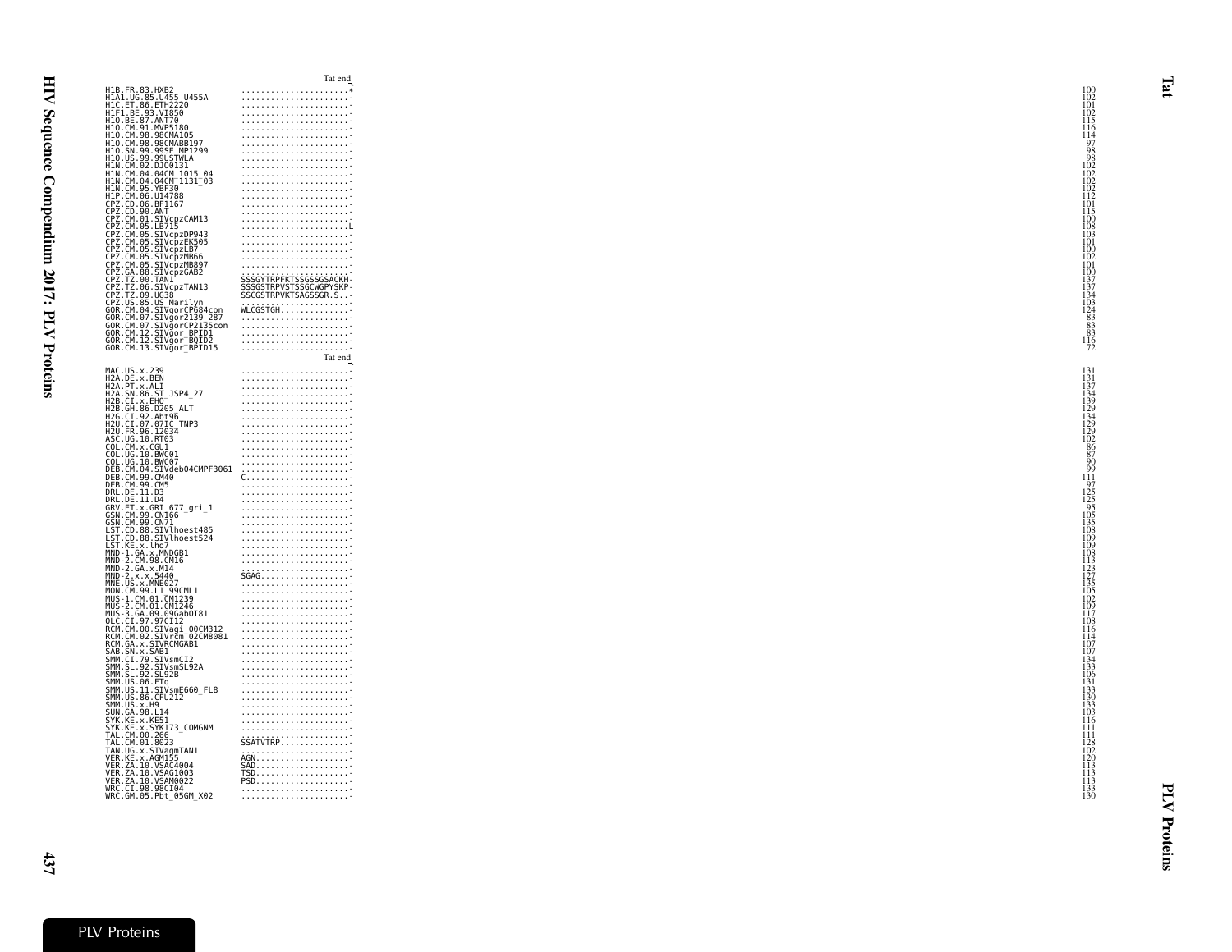```
                                   Tat end
H1B.FR.83.HXB2              ......................*   100
H1A1.UG.85.U455_U455A       ......................-   102
H1C.ET.86.ETH2220           ......................-   101
H1F1.BE.93.VI850            ......................-   102
H1O.BE.87.ANT70             ......................-   115
H1O.CM.91.MVP5180           ......................-   116
H1O.CM.98.98CMA105          ......................-   114
H1O.CM.98.98CMABB197        ......................-    97
H1O.SN.99.99SE_MP1299       ......................-    98
H1O.US.99.99USTWLA          ......................-    98
H1N.CM.02.DJO0131           ......................-   102
H1N.CM.04.04CM_1015_04      ......................-   102
H1N.CM.04.04CM_1131_03      ......................-   102
H1N.CM.95.YBF30             ......................-   102
H1P.CM.06.U14788            ......................-   112
CPZ.CD.06.BF1167            ......................-   101
CPZ.CD.90.ANT               ......................-   115
CPZ.CM.01.SIVcpzCAM13       ......................-   100
CPZ.CM.05.LB715             ......................L   108
CPZ.CM.05.SIVcpzDP943       ......................-   103
CPZ.CM.05.SIVcpzEK505       ......................-   101
CPZ.CM.05.SIVcpzLB7         ......................-   100
CPZ.CM.05.SIVcpzMB66        ......................-   102
CPZ.CM.05.SIVcpzMB897       ......................-   101
CPZ.GA.88.SIVcpzGAB2        ......................-   100
CPZ.TZ.00.TAN1              SSSGYTRPFKTSSGSSGSACKH-   137
CPZ.TZ.06.SIVcpzTAN13       SSSGSTRPVSTSSGCWGPYSKP-   137
CPZ.TZ.09.UG38              SSCGSTRPVKTSAGSSGR.S..-   134
CPZ.US.85.US_Marilyn        ......................-   103
GOR.CM.04.SIVgorCP684con    WLCGSTGH..............-   124
GOR.CM.07.SIVgor2139_287    ......................-    83
GOR.CM.07.SIVgorCP2135con   ......................-    83
GOR.CM.12.SIVgor_BPID1      ......................-    83
GOR.CM.12.SIVgor_BQID2      ......................-   116
GOR.CM.13.SIVgor_BPID15     ......................-    72
                                   Tat end
MAC.US.x.239                ......................-   131
H2A.DE.x.BEN                ......................-   131
H2A.PT.x.ALI                ......................-   137
H2A.SN.86.ST_JSP4_27        ......................-   134
H2B.CI.x.EHO                ......................-   139
H2B.GH.86.D205_ALT          ......................-   129
H2G.CI.92.Abt96             ......................-   134
H2U.CI.07.07IC_TNP3         ......................-   129
H2U.FR.96.12034             ......................-   129
ASC.UG.10.RT03              ......................-   102
COL.CM.x.CGU1               ......................-    86
COL.UG.10.BWC01             ......................-    87
COL.UG.10.BWC07             ......................-    90
DEB.CM.04.SIVdeb04CMPF3061  ......................-    99
DEB.CM.99.CM40              C.....................-   111
DEB.CM.99.CM5               ......................-    97
DRL.DE.11.D3                ......................-   125
DRL.DE.11.D4                ......................-   125
GRV.ET.x.GRI_677_gri_1      ......................-    95
GSN.CM.99.CN166             ......................-   105
GSN.CM.99.CN71              ......................-   135
LST.CD.88.SIVlhoest485      ......................-   108
LST.CD.88.SIVlhoest524      ......................-   109
LST.KE.x.lho7               ......................-   109
MND-1.GA.x.MNDGB1           ......................-   108
MND-2.CM.98.CM16            ......................-   113
MND-2.GA.x.M14              ......................-   123
MND-2.x.x.5440              SGAG..................-   127
MNE.US.x.MNE027             ......................-   135
MON.CM.99.L1_99CML1         ......................-   105
MUS-1.CM.01.CM1239          ......................-   102
MUS-2.CM.01.CM1246          ......................-   109
MUS-3.GA.09.09GabOI81       ......................-   117
OLC.CI.97.97CI12            ......................-   108
RCM.CM.00.SIVagi_00CM312    ......................-   116
RCM.CM.02.SIVrcm_02CM8081   ......................-   114
RCM.GA.x.SIVRCMGAB1         ......................-   107
SAB.SN.x.SAB1               ......................-   107
SMM.CI.79.SIVsmCI2          ......................-   134
SMM.SL.92.SIVsmSL92A        ......................-   133
SMM.SL.92.SL92B             ......................-   106
SMM.US.06.FTq               ......................-   131
SMM.US.11.SIVsmE660_FL8     ......................-   133
SMM.US.86.CFU212            ......................-   130
SMM.US.x.H9                 ......................-   133
SUN.GA.98.L14               ......................-   103
SYK.KE.x.KE51               ......................-   116
SYK.KE.x.SYK173_COMGNM      ......................-   111
TAL.CM.00.266               ......................-   111
TAL.CM.01.8023              SSATVTRP..............-   128
TAN.UG.x.SIVagmTAN1         ......................-   102
VER.KE.x.AGM155             AGN...................-   120
VER.ZA.10.VSAC4004          SAD...................-   113
VER.ZA.10.VSAG1003          TSD...................-   113
VER.ZA.10.VSAM0022          PSD...................-   113
WRC.CI.98.98CI04            ......................-   133
WRC.GM.05.Pbt_05GM_X02      ......................-   130
```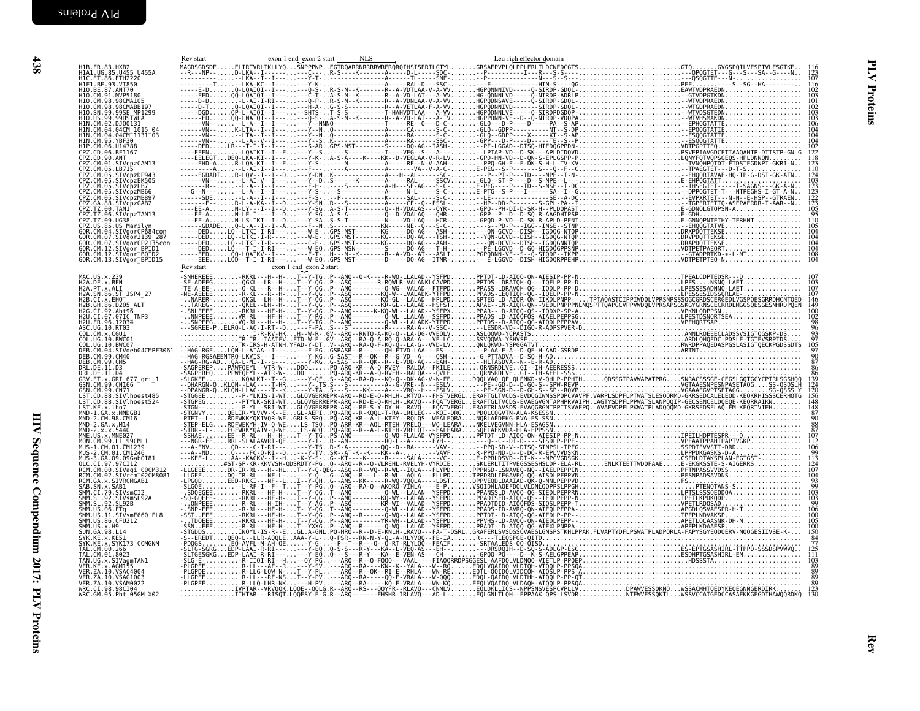# PLV Proteins — Rev

```
                                Rev start      exon 1 end_exon 2 start      NLS                          Leu-rich effector domain
H1B.FR.83.HXB2               MAGRSGDSDE.....ELIRTVRLIKLLYQ...SNPPPNP..EGTRQARRNRRRRWRERQRQIHSISERILGTYL.......GRSAEPVPLQLPPLERLTLDCNEDCGTS..........................GTQ.......GVGSPQILVESPTVLESGTKE..  116
H1A1.UG.85.U455_U455A                                                                                                                                                                 123
H1C.ET.86.ETH2220                                                                                                                                                                     107
H1F1.BE.93.VI850                                                                                                                                                                      116
H1O.BE.87.ANT70                                                                                                                                                                       102
H1O.CM.91.MVP5180                                                                                                                                                                     103
H1O.CM.98.98CMA105                                                                                                                                                                    101
H1O.CM.98.98CMABB197                                                                                                                                                                  102
H1O.SN.99.99SE_MP1299                                                                                                                                                                 103
H1O.US.99.99USTWLA                                                                                                                                                                    103
H1N.CM.02.DJO0131                                                                                                                                                                     106
H1N.CM.04.04CM_1015_04                                                                                                                                                                104
H1N.CM.04.04CM_1131_03                                                                                                                                                                104
H1N.CM.95.YBF30                                                                                                                                                                       104
H1P.CM.06.U14788                                                                                                                                                                      102
CPZ.CD.06.BF1167                                                                                                                                                                      122
CPZ.CD.90.ANT                                                                                                                                                                         118
CPZ.CM.01.SIVcpzCAM13                                                                                                                                                                 123
CPZ.CM.05.LB715                                                                                                                                                                       110
CPZ.CM.05.SIVcpzDP943                                                                                                                                                                 124
CPZ.CM.05.SIVcpzEK505                                                                                                                                                                 103
CPZ.CM.05.SIVcpzLB7                                                                                                                                                                   123
CPZ.CM.05.SIVcpzMB66                                                                                                                                                                  123
CPZ.CM.05.SIVcpzMB897                                                                                                                                                                 122
CPZ.GA.88.SIVcpzGAB2                                                                                                                                                                  123
CPZ.TZ.00.TAN1                                                                                                                                                                        105
CPZ.TZ.06.SIVcpzTAN13                                                                                                                                                                  95
CPZ.TZ.09.UG38                                                                                                                                                                        110
CPZ.US.85.US_Marilyn                                                                                                                                                                  105
GOR.CM.04.SIVgorCP684con                                                                                                                                                              104
GOR.CM.07.SIVgor2139_287                                                                                                                                                              104
GOR.CM.07.SIVgorCP2135con                                                                                                                                                             104
GOR.CM.12.SIVgor_BPID1                                                                                                                                                                104
GOR.CM.12.SIVgor_BQID2                                                                                                                                                                108
GOR.CM.13.SIVgor_BPID15                                                                                                                                                               104

                                Rev start      exon 1 end_exon 2 start
MAC.US.x.239                 -SNHEREEE.......-RKRL---H--H-...T--Y-TG..P--ANQ--Q-K----R-WQ-LLALAD--YSFPD.......PPTDT-LD-AIQQ-QN-AIESIP-PP-N..........................TPEALCDPTEDSR---D.............  107
H2A.DE.x.BEN                                                                                                                                                                          103
H2A.PT.x.ALI                                                                                                                                                                          107
H2A.SN.86.ST_JSP4_27                                                                                                                                                                  107
H2B.CI.x.EHO                                                                                                                                                                          146
H2B.GH.86.D205_ALT                                                                                                                                                                    149
H2G.CI.92.Abt96                                                                                                                                                                       100
H2U.CI.07.07IC_TNP3                                                                                                                                                                   102
H2U.FR.96.12034                                                                                                                                                                        98
ASC.UG.10.RT03                                                                                                                                                                         96
COL.CM.x.CGU1                                                                                                                                                                          93
COL.UG.10.BWC01                                                                                                                                                                        97
COL.UG.10.BWC07                                                                                                                                                                       105
DEB.CM.04.SIVdeb04CMPF3061                                                                                                                                                             97
DEB.CM.99.CM40                                                                                                                                                                         90
DEB.CM.99.CM5                                                                                                                                                                          87
DRL.DE.11.D3                                                                                                                                                                           86
DRL.DE.11.D4                                                                                                                                                                           86
GRV.ET.x.GRI_677_gri_1                                                                                                                                                                139
GSN.CM.99.CN166                                                                                                                                                                       124
GSN.CM.99.CN71                                                                                                                                                                        120
LST.CD.88.SIVlhoest485                                                                                                                                                                156
LST.CD.88.SIVlhoest524                                                                                                                                                                148
LST.KE.x.lho7                                                                                                                                                                         148
MND-1.GA.x.MNDGB1                                                                                                                                                                      87
MND-2.CM.98.CM16                                                                                                                                                                       90
MND-2.GA.x.M14                                                                                                                                                                         88
MND-2.x.x.5440                                                                                                                                                                         87
MNE.US.x.MNE027                                                                                                                                                                       107
MON.CM.99.L1_99CML1                                                                                                                                                                   112
MUS-1.CM.01.CM1239                                                                                                                                                                    106
MUS-2.CM.01.CM1246                                                                                                                                                                     99
MUS-3.GA.09.09GabOI81                                                                                                                                                                 113
OLC.CI.97.97CI12                                                                                                                                                                      124
RCM.CM.00.SIVagi_00CM312                                                                                                                                                              107
RCM.CM.02.SIVrcm_02CM8081                                                                                                                                                             104
RCM.GA.x.SIVRCMGAB1                                                                                                                                                                    93
SAB.SN.x.SAB1                                                                                                                                                                          99
SMM.CI.79.SIVsmCI2                                                                                                                                                                    103
SMM.SL.92.SIVsmSL92A                                                                                                                                                                  103
SMM.SL.92.SL92B                                                                                                                                                                        99
SMM.US.06.FTq                                                                                                                                                                         106
SMM.US.11.SIVsmE660_FL8                                                                                                                                                               100
SMM.US.86.CFU212                                                                                                                                                                      105
SMM.US.x.H9                                                                                                                                                                           100
SUN.GA.98.L14                                                                                                                                                                         150
SYK.KE.x.KE51                                                                                                                                                                          84
SYK.KE.x.SYK173_COMGNM                                                                                                                                                                 77
TAL.CM.00.266                                                                                                                                                                         125
TAL.CM.01.8023                                                                                                                                                                        111
TAN.UG.x.SIVagmTAN1                                                                                                                                                                   103
VER.KE.x.AGM155                                                                                                                                                                        89
VER.ZA.10.VSAC4004                                                                                                                                                                     89
VER.ZA.10.VSAG1003                                                                                                                                                                     89
VER.ZA.10.VSAM0022                                                                                                                                                                     89
WRC.CI.98.98CI04                                                                                                                                                                      123
WRC.GM.05.Pbt_05GM_X02                                                                                                                                                                130
```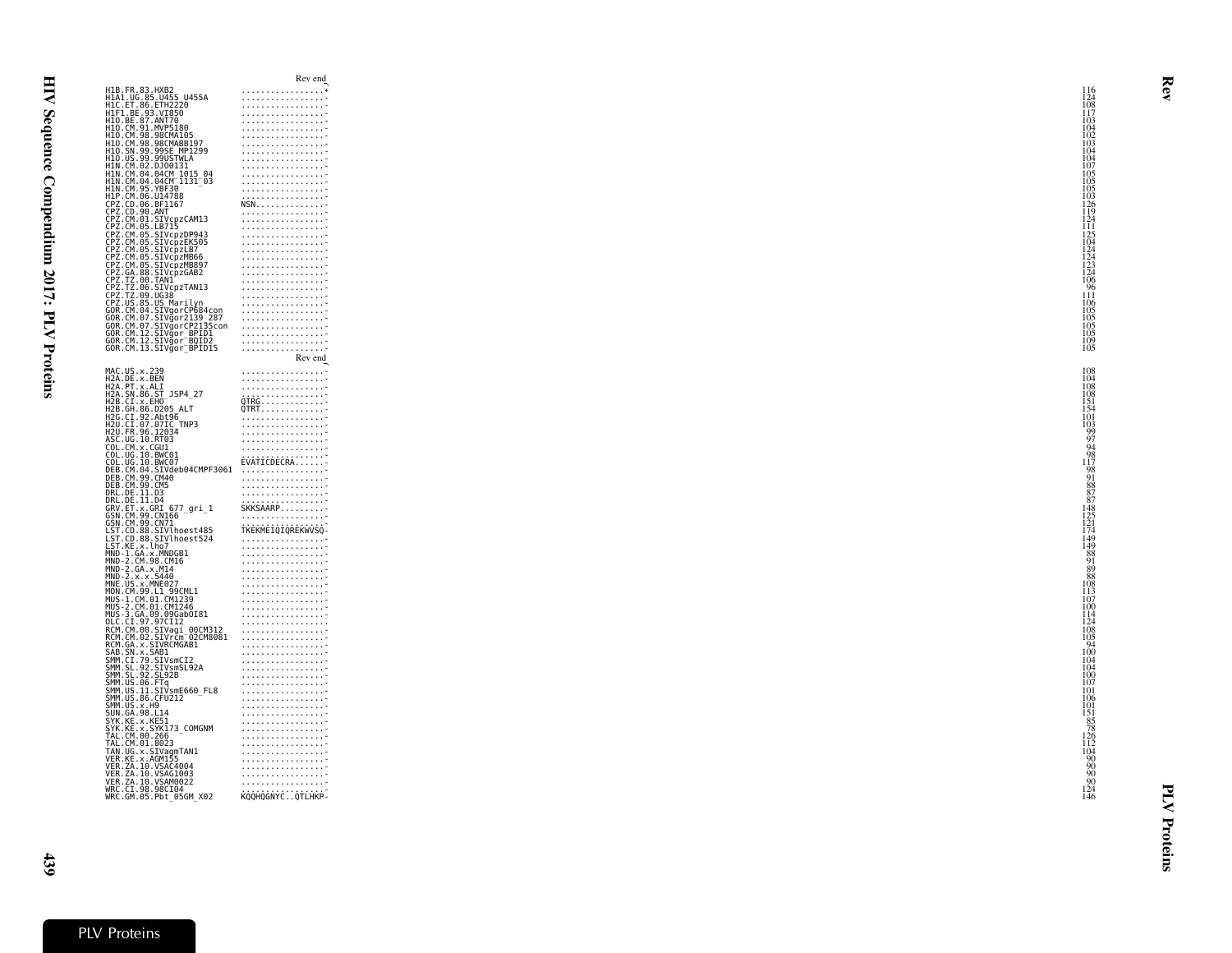| | Rev end | |
|---|---|---|
| H1B.FR.83.HXB2 | .................* | 116 |
| H1A1.UG.85.U455_U455A | .................- | 124 |
| H1C.ET.86.ETH2220 | .................- | 108 |
| H1F1.BE.93.VI850 | .................- | 117 |
| H1O.BE.87.ANT70 | .................- | 103 |
| H1O.CM.91.MVP5180 | .................- | 104 |
| H1O.CM.98.98CMA105 | .................- | 102 |
| H1O.CM.98.98CMABB197 | .................- | 103 |
| H1O.SN.99.99SE_MP1299 | .................- | 104 |
| H1O.US.99.99USTWLA | .................- | 104 |
| H1N.CM.02.DJO0131 | .................- | 107 |
| H1N.CM.04.04CM_1015_04 | .................- | 105 |
| H1N.CM.04.04CM_1131_03 | .................- | 105 |
| H1N.CM.95.YBF30 | .................- | 105 |
| H1P.CM.06.U14788 | .................- | 103 |
| CPZ.CD.06.BF1167 | NSN..............- | 126 |
| CPZ.CD.90.ANT | .................- | 119 |
| CPZ.CM.01.SIVcpzCAM13 | .................- | 124 |
| CPZ.CM.05.LB715 | .................- | 111 |
| CPZ.CM.05.SIVcpzDP943 | .................- | 125 |
| CPZ.CM.05.SIVcpzEK505 | .................- | 104 |
| CPZ.CM.05.SIVcpzLB7 | .................- | 124 |
| CPZ.CM.05.SIVcpzMB66 | .................- | 124 |
| CPZ.CM.05.SIVcpzMB897 | .................- | 123 |
| CPZ.GA.88.SIVcpzGAB2 | .................- | 124 |
| CPZ.TZ.00.TAN1 | .................- | 106 |
| CPZ.TZ.06.SIVcpzTAN13 | .................- | 96 |
| CPZ.TZ.09.UG38 | .................- | 111 |
| CPZ.US.85.US_Marilyn | .................- | 106 |
| GOR.CM.04.SIVgorCP684con | .................- | 105 |
| GOR.CM.07.SIVgor2139_287 | .................- | 105 |
| GOR.CM.07.SIVgorCP2135con | .................- | 105 |
| GOR.CM.12.SIVgor_BPID1 | .................- | 105 |
| GOR.CM.12.SIVgor_BQID2 | .................- | 109 |
| GOR.CM.13.SIVgor_BPID15 | .................- | 105 |

| | Rev end | |
|---|---|---|
| MAC.US.x.239 | .................- | 108 |
| H2A.DE.x.BEN | .................- | 104 |
| H2A.PT.x.ALI | .................- | 108 |
| H2A.SN.86.ST_JSP4_27 | .................- | 108 |
| H2B.CI.x.EHO | QTRG.............- | 151 |
| H2B.GH.86.D205_ALT | QTRT.............- | 154 |
| H2G.CI.92.Abt96 | .................- | 101 |
| H2U.CI.07.07IC_TNP3 | .................- | 103 |
| H2U.FR.96.12034 | .................- | 99 |
| ASC.UG.10.RT03 | .................- | 97 |
| COL.CM.x.CGU1 | .................- | 94 |
| COL.UG.10.BWC01 | .................- | 98 |
| COL.UG.10.BWC07 | EVATICDECRA......- | 117 |
| DEB.CM.04.SIVdeb04CMPF3061 | .................- | 98 |
| DEB.CM.99.CM40 | .................- | 91 |
| DEB.CM.99.CM5 | .................- | 88 |
| DRL.DE.11.D3 | .................- | 87 |
| DRL.DE.11.D4 | .................- | 87 |
| GRV.ET.x.GRI_677_gri_1 | SKKSAARP.........- | 148 |
| GSN.CM.99.CN166 | .................- | 125 |
| GSN.CM.99.CN71 | .................- | 121 |
| LST.CD.88.SIVlhoest485 | TKEKMEIQIQREKWVSQ- | 174 |
| LST.CD.88.SIVlhoest524 | .................- | 149 |
| LST.KE.x.lho7 | .................- | 149 |
| MND-1.GA.x.MNDGB1 | .................- | 88 |
| MND-2.CM.98.CM16 | .................- | 91 |
| MND-2.GA.x.M14 | .................- | 89 |
| MND-2.x.x.5440 | .................- | 88 |
| MNE.US.x.MNE027 | .................- | 108 |
| MON.CM.99.L1_99CML1 | .................- | 113 |
| MUS-1.CM.01.CM1239 | .................- | 107 |
| MUS-2.CM.01.CM1246 | .................- | 100 |
| MUS-3.GA.09.09GabOI81 | .................- | 114 |
| OLC.CI.97.97CI12 | .................- | 124 |
| RCM.CM.00.SIVagi_00CM312 | .................- | 108 |
| RCM.CM.02.SIVrcm_02CM8081 | .................- | 105 |
| RCM.GA.x.SIVRCMGAB1 | .................- | 94 |
| SAB.SN.x.SAB1 | .................- | 100 |
| SMM.CI.79.SIVsmCI2 | .................- | 104 |
| SMM.SL.92.SIVsmSL92A | .................- | 104 |
| SMM.SL.92.SL92B | .................- | 100 |
| SMM.US.06.FTq | .................- | 107 |
| SMM.US.11.SIVsmE660_FL8 | .................- | 101 |
| SMM.US.86.CFU212 | .................- | 106 |
| SMM.US.x.H9 | .................- | 101 |
| SUN.GA.98.L14 | .................- | 151 |
| SYK.KE.x.KE51 | .................- | 85 |
| SYK.KE.x.SYK173_COMGNM | .................- | 78 |
| TAL.CM.00.266 | .................- | 126 |
| TAL.CM.01.8023 | .................- | 112 |
| TAN.UG.x.SIVagmTAN1 | .................- | 104 |
| VER.KE.x.AGM155 | .................- | 90 |
| VER.ZA.10.VSAC4004 | .................- | 90 |
| VER.ZA.10.VSAG1003 | .................- | 90 |
| VER.ZA.10.VSAM0022 | .................- | 90 |
| WRC.CI.98.98CI04 | .................- | 124 |
| WRC.GM.05.Pbt_05GM_X02 | KQQHQGNYC..QTLHKP- | 146 |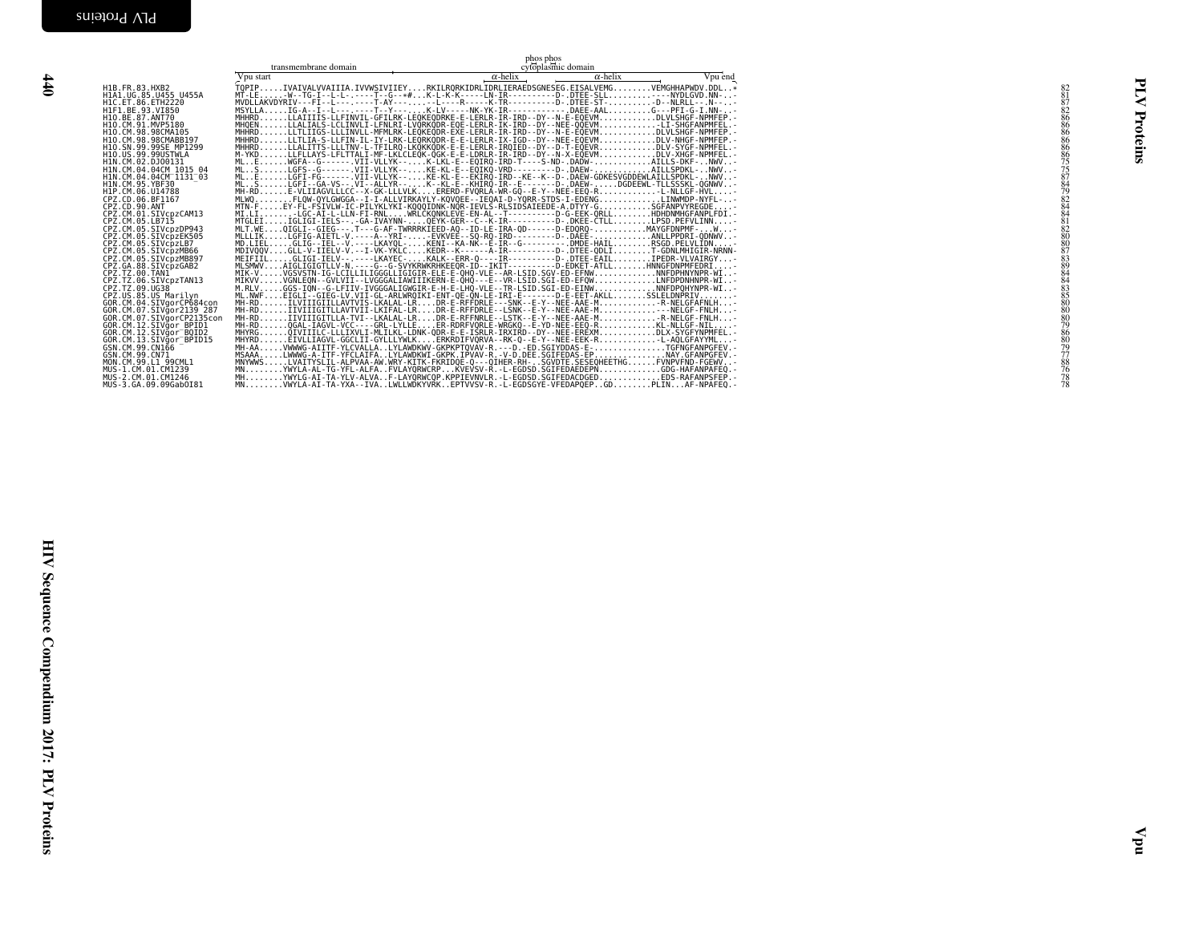```
                              transmembrane domain                          phos phos
                                                                            cytoplasmic domain
                          Vpu start                                     α-helix              α-helix        Vpu end
H1B.FR.83.HXB2            TQPIP.....IVAIVALVVAIIIA.IVVWSIVIIEY....RKILRQRKIDRLIDRLIERAEDSGNESEG.EISALVEMG........VEMGHHAPWDV.DDL..*   82
H1A1.UG.85.U455_U455A     MT-LE......-W--TG-I--L-L-.----T--G--*#...K-L-K-K-----LN-IR----------D-.DTEE-SLL..............----NYDLGVD.NN-..-   81
H1C.ET.86.ETH2220         MVDLLAKVDYRIV---FI--L---.----T-AY---.....-L----R-----K-TR----------D-.DTEE-ST-..........-D--NLRLL-.N-.-   87
H1F1.BE.93.VI850          MSYLLA.....IG-A--I--L-.----T--Y-.....K-LV-----NK-YK-IR------------.DAEE-AAL.........G---PFI-G-I.NN-..-   82
H1O.BE.87.ANT70           MHHRD......LLAIIIIS-LLFINVIL-GFILRK-LEQKEQDRKE-E-LERLR-IR-IRD--DY--N-E-EQEVM..............DLVLSHGF-NPMFEP.-   86
H1O.CM.91.MVP5180         MHQEN......LLALIALS-LCLINVLI-LFNLRI-LVQRKQDR-EQE-LERLR-IK-IRD--DY--NEE-QQEVM..............-LI-SHGFANPMFEL.-   86
H1O.CM.98.98CMA105        MHHRD......LLTLIIGS-LLLINVLL-MFMLRK-LEQKEQDR-EXE-LERLR-IR-IRD--DY--N-E-EQEVM..............DLVLSHGF-NPMFEP.-   86
H1O.CM.98.98CMABB197      MHHRD......LLTLIA-S-LLFIN-IL-IY-LRK-LEQRKQDR-E-E-LERLR-IX-IGD--DY--NEE-QQEVM..............DLV-NHGF-NPMFEP.-   86
H1O.SN.99.99SE_MP1299     MHHRD......LLALITTS-LLLTNV-L-TFILRQ-LKQKKQDK-E-E-LERLR-IRQIED--DY--D-T-EQEVR..............DLV-SYGF-NPMFEL.-   86
H1O.US.99.99USTWLA        M-YKD......LLFLLAYS-LFLTTALI-MF-LKLCLEQK-QGK-E-E-LDRLR-IR-IRD--DY--N-X-EQEVM..............DLV-XHGF-NPMFEL.-   86
H1N.CM.02.DJO0131         ML..E......WGFA--G-------.VII-VLLYK--....K-LKL-E--EQIRQ-IRD-T----S-ND-.DADW-.............AILLS-DKF-..NWV..-   75
H1N.CM.04.04CM_1015_04    ML..S......LGFS--G-------.VII-VLLYK--....KE-KL-E--EQIKQ-VRD---------D-.DAEW-.............AILLSPDKL-..NWV..-   75
H1N.CM.04.04CM_1131_03    ML..E......LGFI-FG-------.VII-VLLYK--....KE-KL-E--EKIRQ-IRD--KE--K--D-.DAEW-GDKESVGDDEWLAILLSPDKL-..NWV..-   87
H1N.CM.95.YBF30           ML..S......LGFI--GA-VS--.VI--ALLYR--....K--KL-E--KHIRQ-IR--E------D-.DAEW-.....DGDEEWL-TLLSSSKL-QGNWV..-   84
H1P.CM.06.U14788          MH-RD......E-VLIIAGVLLLCC--X-GK-LLLVLK....ERERD-FVQRLA-WR-GQ--E-Y--NEE-EEQ-R.............-L-NLLGF-HVL....-   79
CPZ.CD.06.BF1167          MLWQ.......FLQW-QYLGWGGA--I-I-ALLVIRKAYLY-KQVQEE--IEQAI-D-YQRR-STDS-I-EDENG.............LINWMDP-NYFL-..-   82
CPZ.CD.90.ANT             MTN-F......EY-FL-FSIVLW-IC-PILYKLYKI-KQQQIDNK-NQR-IEVLS-RLSIDSAIEEDE-A.DTYY-G...........SGFANPVYREGDE....-   84
CPZ.CM.01.SIVcpzCAM13     MI.LI.......-LGC-AI-L-LLN-FI-RNL.....WRLCKQNKLEVE-EN-AL--T---------D-G-EEK-QRLL.........HDHDNMHGFANPLFDI.-   84
CPZ.CM.05.LB715           MTGLEI.....IGLIGI-IELS---.-GA-IVAYNN-.....QEYK-GER--C--K-IR---------D-.DKEE-CTLL.........LPSD.PEFVLINN....-   81
CPZ.CM.05.SIVcpzDP943     MLT.WE.....QIGLI--GIEG---.T---G-AF-TWRRRKIEED-AQ--ID-LE-IRA-QD------D-EDQRQ-...........MAYGFDNPMF-....W...-   82
CPZ.CM.05.SIVcpzEK505     MLLLIK.....LGFIG-AIETL-V.----A--YRI-.....EVKVEE--SQ-RQ-IRD---------D-.DAEE-.............ANLLPPDRI-QDNWV..-   80
CPZ.CM.05.SIVcpzLB7       MD.LIEL.....GLIG--IEL--V.----LKAYQL-.....KENI--KA-NK--E-IR--G---------.DMDE-HAIL.........RSGD.PELVLIDN....-   80
CPZ.CM.05.SIVcpzMB66      MDIVQQV.....GLL-V-IIELV-V.--I-VK-YKLC.....KEDR--K------A-IR---------D-.DTEE-QDLI.........T-GDNLMHIGIR-NRNN-   87
CPZ.CM.05.SIVcpzMB897     MEIFIIL.....GLIGI-IELV--.----LKAYEC-.....KALK--ERR-Q----IR---------D-.DTEE-EAIL.........IPEDR-VLVAIRGY....-   83
CPZ.GA.88.SIVcpzGAB2      MLSMWV.....AIGLIGIGTLLV-N.----G--G-SVYKRWKRHKEEQR-ID--IKIT---------D-EDKET-ATLL.........HNNGFDNPMFEDRI....-   89
CPZ.TZ.00.TAN1            MIK-V......VGSVSTN-IG-LCILLILIGGGLLIGIGIR-ELE-E-QHQ-VLE--AR-LSID.SGV-ED-EFNW.............NNFDPHNYNPR-WI..-   84
CPZ.TZ.06.SIVcpzTAN13     MIKVV......VGNLEQN--GVLVII--LVGGGALIAWIIIKERN-E-QHQ---E--VR-LSID.SGI-ED-EFQW.............LNFDPDNHNPR-WI..-   84
CPZ.TZ.09.UG38            M.RLV......GGS-IQN--G-LFIIV-IVGGGALIGWGIR-E-H-E-LHQ-VLE--TR-LSID.SGI-ED-EINW.............NNFDPQHYNPR-WI..-   83
CPZ.US.85.US_Marilyn      ML.NWF.....EIGLI--GIEG-LV.VII-GL-ARLWRQIKI-ENT-QE-QN-LE-IRI-E------D-E-EET-AKLL.........SSLELDNPRIV.......-   85
GOR.CM.04.SIVgorCP684con  MH-RD......ILVIIIGIILLAVTVIS-LKALAL-LR....DR-E-RFFDRLE---SNK--E-Y--NEE-AAE-M.............-R-NELGFAFNLH....-   80
GOR.CM.07.SIVgor2139_287  MH-RD......IIVIIIGITLLAVTVII-LKIFAL-LR....DR-E-RFFDRLE--LSNK--E-Y--NEE-AAE-M.............---NELGF-FNLH....-   80
GOR.CM.07.SIVgorCP2135con MH-RD......IIVIIIGITLLA-TVI--LKALAL-LR....DR-E-RFFNRLE--LSTK--E-Y--NEE-AAE-M.............-R-NELGF-FNLH....-   80
GOR.CM.12.SIVgor_BPID1    MH-RD......QGAL-IAGVL-VCC----GRL-LYLLE....ER-RDRFVQRLE-WRGKQ--E-YD-NEE-EEQ-R.............KL-NLLGF-NIL....-   79
GOR.CM.12.SIVgor_BQID2    MHYRG......QIVIIILC-LLLIXVLI-MLILKL-LDNK-QDR-E-E-ISRLR-IRXIRD--DY--NEE-EREXM.............DLX-SYGFYNPMFEL.-   86
GOR.CM.13.SIVgor_BPID15   MHYRD......EIVLLIAGVL-GGCLII-GYLLLYWLK....ERKRDIFVQRVA--RK-Q--E-Y--NEE-EEK-R.............-L-AQLGFAYYML....-   80
GSN.CM.99.CN166           MH-AA......VWWWG-AIITF-YLCVALLA..LYLAWDKWV-GKPKPTQVAV-R.---D.-ED.SGIYDDAS-E-................TGFNGFANPGFEV.-   79
GSN.CM.99.CN71            MSAAA......LWWWG-A-ITF-YFCLAIFA..LYLAWDKWI-GKPK.IPVAV-R.-V-D.DEE.SGIFEDAS-EP................NAY.GFANPGFEV.-   77
MON.CM.99.L1_99CML1       MNYWWS.....LVAITYSLIL-ALPVAA-AW.WRY-KITK-FKRIDQE-Q---QIHER-RH-..SGVDTE.SESEQHEETHG.......FVNPVFND-FGEWV..-   88
MUS-1.CM.01.CM1239        MN.........YWYLA-AL-TG-YFL-ALFA..FVLAYQRWCRP....KVEVSV-R.-L-EGDSD.SGIFEDAEDEPN.............GDG-HAFANPAFEQ.-   76
MUS-2.CM.01.CM1246        MH.........YWYLG-AI-TA-YLV-ALVA..F-LAYQRWCQP.KPPIEVNVLR.-L-EGDSD.SGIFEDACDGED..............EDS-RAFANPSFEP.-   78
MUS-3.GA.09.09GabOI81     MN.........VWYLA-AI-TA-YXA--IVA..LWLLWDKYVRK..EPTVVSV-R.-L-EGDSGYE-VFEDAPQEP..GD.........PLIN...AF-NPAFEQ.-   78
```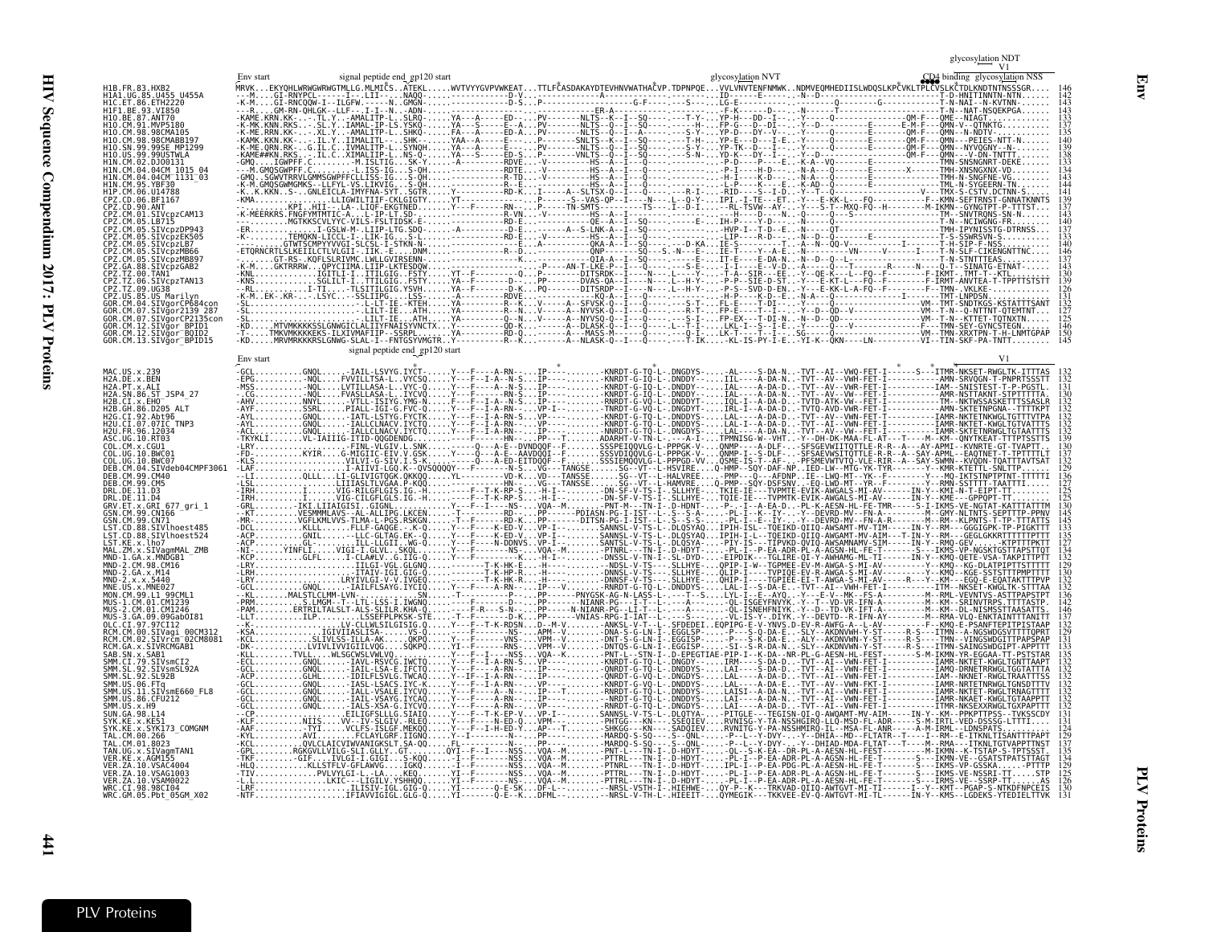HIV Sequence Compendium 2017: PLV Proteins

Env

glycosylation NDT

V1

```
Env start          signal peptide end gp120 start          glycosylation NVT          CD4 binding  glycosylation NSS

H1B.FR.83.HXB2                  146
H1A1.UG.85.U455_U455A           142
H1C.ET.86.ETH2220               143
H1F1.BE.93.VI850                143
H1O.BE.87.ANT70                 133
H1O.CM.91.MVP5180               137
H1O.CM.98.98CMA105              135
H1O.CM.98.98CMABB197            140
H1O.SN.99.99SE_MP1299           139
H1O.US.99.99USTWLA              138
H1N.CM.02.DJO0131               133
H1N.CM.04.04CM_1015_04          134
H1N.CM.04.04CM_1131_03          143
H1N.CM.95.YBF30                 144
H1P.CM.06.U14788                146
CPZ.CD.06.BF1167                139
CPZ.CD.90.ANT                   137
CPZ.CM.01.SIVcpzCAM13           143
CPZ.CM.05.LB715                 140
CPZ.CM.05.SIVcpzDP943           137
CPZ.CM.05.SIVcpzEK505           133
CPZ.CM.05.SIVcpzLB7             140
CPZ.CM.05.SIVcpzMB66            146
CPZ.CM.05.SIVcpzMB897           137
CPZ.GA.88.SIVcpzGAB2            143
CPZ.TZ.00.TAN1                  130
CPZ.TZ.06.SIVcpzTAN13           139
CPZ.TZ.09.UG38                  126
CPZ.US.85.US_Marilyn            131
GOR.CM.04.SIVgorCP684con        132
GOR.CM.07.SIVgor2139_287        127
GOR.CM.07.SIVgorCP2135con       125
GOR.CM.12.SIVgor_BPID1          146
GOR.CM.12.SIVgor_BQID2          150
GOR.CM.13.SIVgor_BPID15         145

Env start          signal peptide end gp120 start                                   V1

MAC.US.x.239                    132
H2A.DE.x.BEN                    132
H2A.PT.x.ALI                    132
H2A.SN.86.ST_JSP4_27            130
H2B.CI.x.EHO                    132
H2B.GH.86.D205_ALT              132
H2G.CI.92.Abt96                 132
H2U.CI.07.07IC_TNP3             132
H2U.FR.96.12034                 132
ASC.UG.10.RT03                  139
COL.CM.x.CGU1                   130
COL.UG.10.BWC01                 132
COL.UG.10.BWC07                 132
DEB.CM.04.SIVdeb04CMPF3061      129
DEB.CM.99.CM40                  136
DEB.CM.99.CM5                   127
DRL.DE.11.D3                    125
DRL.DE.11.D4                    130
GRV.ET.x.GRI_677_gri_1          134
GSN.CM.99.CN166                 145
GSN.CM.99.CN71                  145
LST.CD.88.SIVlhoest485          132
LST.CD.88.SIVlhoest524          135
LST.KE.x.lho7                   127
MAL.ZM.x.SIVagmMAL_ZMB          134
MND-1.GA.x.MNDGB1               132
MND-2.CM.98.CM16                129
MND-2.GA.x.M14                  130
MND-2.x.x.5440                  132
MNE.US.x.MNE027                 132
MON.CM.99.L1_99CML1             136
MUS-1.CM.01.CM1239              142
MUS-2.CM.01.CM1246              146
MUS-3.GA.09.09GabOI81           137
OLC.CI.97.97CI12                132
RCM.CM.00.SIVagi_00CM312        129
RCM.CM.02.SIVrcm_02CM8081       131
RCM.GA.x.SIVRCMGAB1             132
SAB.SN.x.SAB1                   135
SMM.CI.79.SIVsmCI2              132
SMM.SL.92.SIVsmSL92A            132
SMM.SL.92.SL92B                 132
SMM.US.06.FTq                   132
SMM.US.11.SIVsmE660_FL8         132
SMM.US.86.CFU212                132
SMM.US.x.H9                     132
SUN.GA.98.L14                   131
SYK.KE.x.KE51                   131
SYK.KE.x.SYK173_COMGNM          124
TAL.CM.00.266                   129
TAL.CM.01.8023                  137
TAN.UG.x.SIVagmTAN1             135
VER.KE.x.AGM155                 134
VER.ZA.10.VSAC4004              129
VER.ZA.10.VSAG1003              125
VER.ZA.10.VSAM0022              126
WRC.CI.98.98CI04                131
WRC.GM.05.Pbt_05GM_X02          131
```

PLV Proteins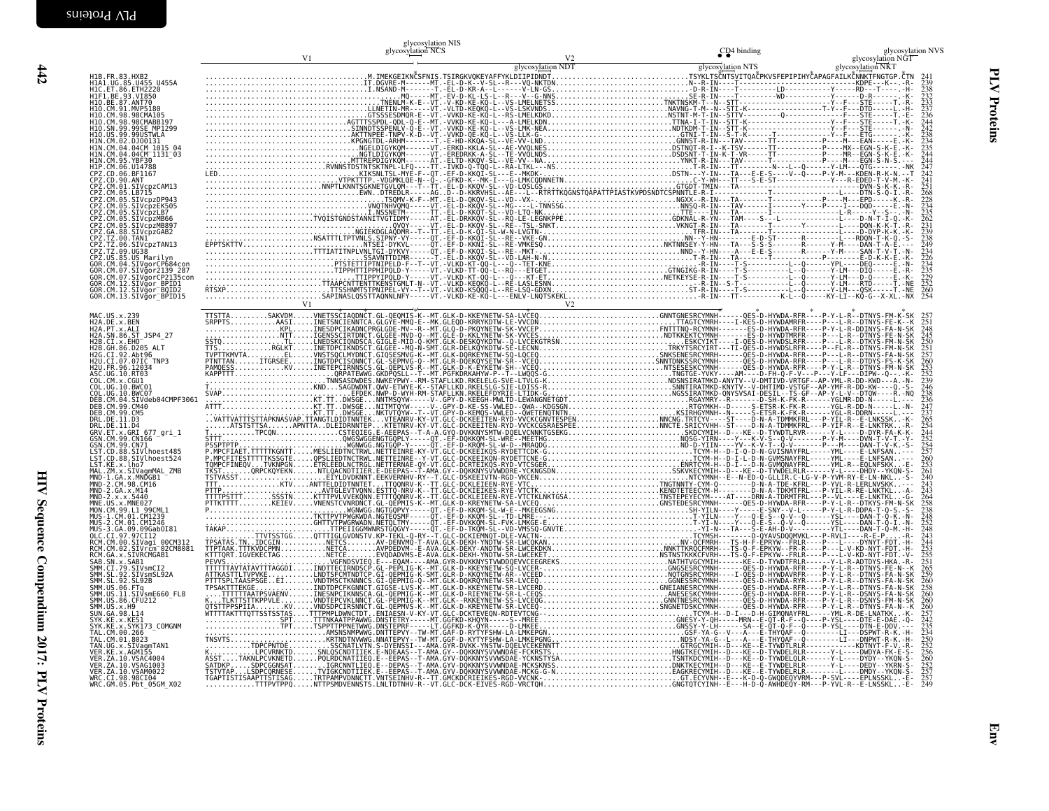glycosylation NIS
glycosylation NCS
glycosylation NDT
CD4 binding
glycosylation NTS
glycosylation NKT
glycosylation NGT
glycosylation NVS

V1 V2

```
H1B.FR.83.HXB2                    241
H1A1.UG.85.U455_U455A             239
H1C.ET.86.ETH2220                 238
H1F1.BE.93.VI850                  232
H1O.BE.87.ANT70                   233
H1O.CM.91.MVP5180                 237
H1O.CM.98.98CMA105                236
H1O.CM.98.98CMABB197              238
H1O.SN.99.99SE_MP1299             242
H1O.US.99.99USTWLA                238
H1N.CM.02.DJO0131                 234
H1N.CM.04.04CM_1015_04            235
H1N.CM.04.04CM_1131_03            244
H1N.CM.95.YBF30                   244
H1P.CM.06.U14788                  247
CPZ.CD.06.BF1167                  241
CPZ.CD.90.ANT                     242
CPZ.CM.01.SIVcpzCAM13             251
CPZ.CM.05.LB715                   268
CPZ.CM.05.SIVcpzDP943             228
CPZ.CM.05.SIVcpzEK505             234
CPZ.CM.05.SIVcpzLB7               235
CPZ.CM.05.SIVcpzMB66              262
CPZ.CM.05.SIVcpzMB897             231
CPZ.GA.88.SIVcpzGAB2              239
CPZ.TZ.00.TAN1                    238
CPZ.TZ.06.SIVcpzTAN13             249
CPZ.TZ.09.UG38                    234
CPZ.US.85.US_Marilyn              226
GOR.CM.04.SIVgorCP684con          234
GOR.CM.07.SIVgor2139_287          235
GOR.CM.07.SIVgorCP2135con         229
GOR.CM.12.SIVgor_BPID1            252
GOR.CM.12.SIVgor_BQID2            260
GOR.CM.13.SIVgor_BPID15           254
```

V1 V2

```
MAC.US.x.239                      257
H2A.DE.x.BEN                      251
H2A.PT.x.ALI                      248
H2A.SN.86.ST_JSP4_27              245
H2B.CI.x.EHO                      250
H2B.GH.86.D205_ALT                251
H2G.CI.92.Abt96                   257
H2U.CI.07.07IC_TNP3               260
H2U.FR.96.12034                   254
ASC.UG.10.RT03                    252
COL.CM.x.CGU1                     239
COL.UG.10.BWC01                   246
COL.UG.10.BWC07                   249
DEB.CM.04.SIVdeb04CMPF3061        236
DEB.CM.99.CM40                    247
DEB.CM.99.CM5                     237
DRL.DE.11.D3                      263
DRL.DE.11.D4                      254
GRV.ET.x.GRI_677_gri_1            244
GSN.CM.99.CN166                   252
GSN.CM.99.CN71                    254
LST.CD.88.SIVlhoest485            257
LST.CD.88.SIVlhoest524            260
LST.KE.x.lho7                     253
MAL.ZM.x.SIVagmMAL_ZMB            261
MND-1.GA.x.MNDGB1                 240
MND-2.CM.98.CM16                  243
MND-2.GA.x.M14                    243
MND-2.x.x.5440                    264
MNE.US.x.MNE027                   258
MON.CM.99.L1_99CML1               238
MUS-1.CM.01.CM1239                238
MUS-2.CM.01.CM1246                252
MUS-3.GA.09.09GabOI81             248
OLC.CI.97.97CI12                  263
RCM.CM.00.SIVagi_00CM312          244
RCM.CM.02.SIVrcm_02CM8081         253
RCM.GA.x.SIVRCMGAB1               256
SAB.SN.x.SAB1                     251
SMM.CI.79.SIVsmCI2                265
SMM.SL.92.SIVsmSL92A              259
SMM.SL.92.SL92B                   260
SMM.US.06.FTq                     258
SMM.US.11.SIVsmE660_FL8           260
SMM.US.86.CFU212                  260
SMM.US.x.H9                       260
SUN.GA.98.L14                     257
SYK.KE.x.KE51                     242
SYK.KE.x.SYK173_COMGNM            235
TAL.CM.00.266                     234
TAL.CM.01.8023                    250
TAN.UG.x.SIVagmTAN1               252
VER.KE.x.AGM155                   256
VER.ZA.10.VSAC4004                260
VER.ZA.10.VSAG1003                252
VER.ZA.10.VSAM0022                257
WRC.CI.98.98CI04                  257
WRC.GM.05.Pbt_05GM_X02            249
```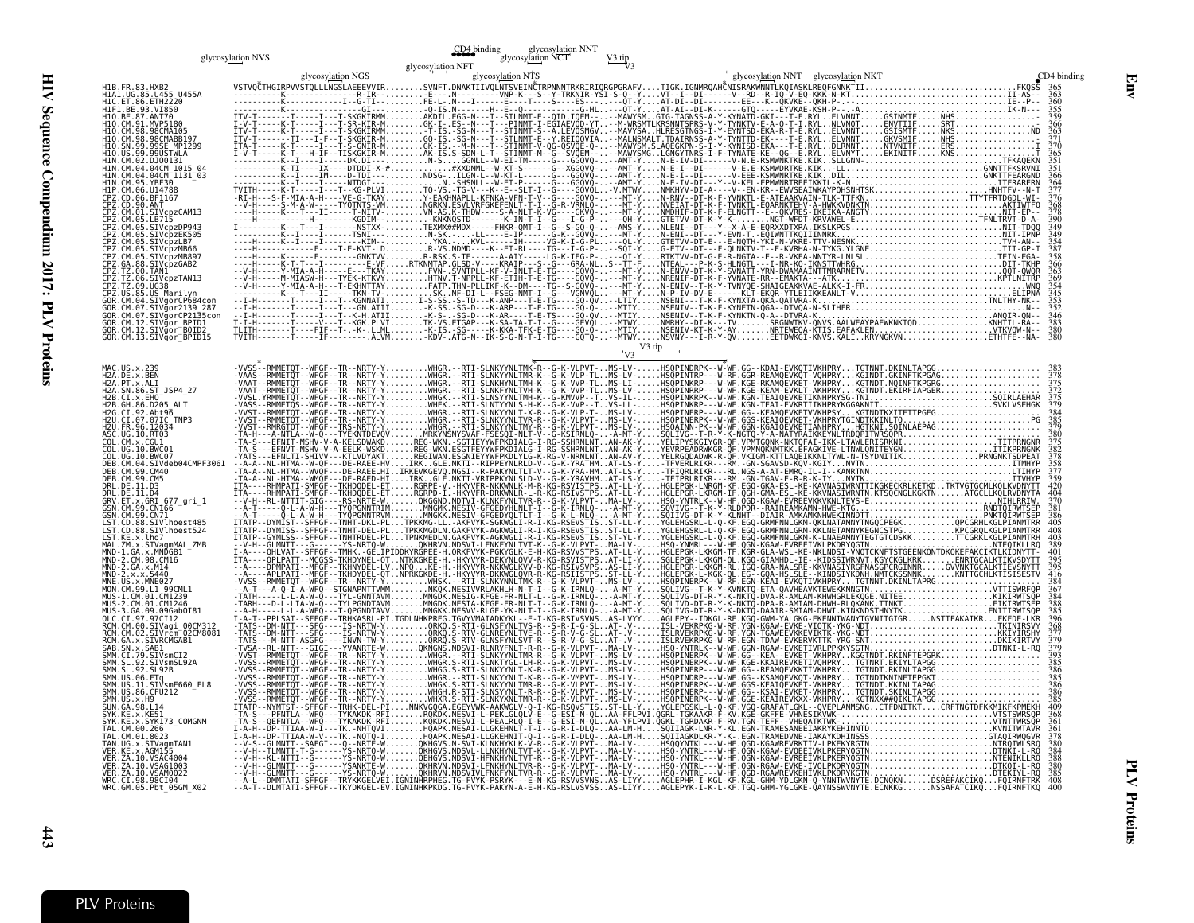glycosylation NVS · glycosylation NGS · glycosylation NFT · CD4 binding · glycosylation NTS · glycosylation NCT · glycosylation NNT · V3 tip · V3 · glycosylation NNT · glycosylation NKT · CD4 binding

```
H1B.FR.83.HXB2                 365
H1A1.UG.85.U455_U455A          363
H1C.ET.86.ETH2220              360
H1F1.BE.93.VI850               355
H1O.BE.87.ANT70                359
H1O.CM.91.MVP5180              366
H1O.CM.98.98CMA105             363
H1O.CM.98.98CMABB197           371
H1O.SN.99.99SE_MP1299          370
H1O.US.99.99USTWLA             365
H1N.CM.02.DJO0131              351
H1N.CM.04.04CM_1015_04         351
H1N.CM.04.04CM_1131_03         366
H1N.CM.95.YBF30                364
H1P.CM.06.U14788               377
CPZ.CD.06.BF1167               376
CPZ.CD.90.ANT                  368
CPZ.CM.01.SIVcpzCAM13          378
CPZ.CM.05.LB715                390
CPZ.CM.05.SIVcpzDP943          349
CPZ.CM.05.SIVcpzEK505          349
CPZ.CM.05.SIVcpzLB7            354
CPZ.CM.05.SIVcpzMB66           387
CPZ.CM.05.SIVcpzMB897          358
CPZ.GA.88.SIVcpzGAB2           366
CPZ.TZ.00.TAN1                 363
CPZ.TZ.06.SIVcpzTAN13          369
CPZ.TZ.09.UG38                 354
CPZ.US.85.US_Marilyn           355
GOR.CM.04.SIVgorCP684con       353
GOR.CM.07.SIVgor2139_287       352
GOR.CM.07.SIVgorCP2135con      346
GOR.CM.12.SIVgor_BPID1         383
GOR.CM.12.SIVgor_BQID2         380
GOR.CM.13.SIVgor_BPID15        380

MAC.US.x.239                   383
H2A.DE.x.BEN                   378
H2A.PT.x.ALI                   375
H2A.SN.86.ST_JSP4_27           372
H2B.CI.x.EHO                   375
H2B.GH.86.D205_ALT             379
H2C.CI.92.Abt96                384
H2G.CI.07.07IC_TNP3            385
H2U.FR.96.12034                379
ASC.UG.10.RT03                 380
COL.CM.x.CGU1                  375
COL.UG.10.BWC01                382
COL.UG.10.BWC07                378
DEB.CM.04.SIVdeb04CMPF3061     358
DEB.CM.99.CM40                 377
DEB.CM.99.CM5                  359
DRL.DE.11.D3                   420
DRL.DE.11.D4                   404
GRV.ET.x.GRI_677_gri_1         370
GSN.CM.99.CN166                381
GSN.CM.99.CN71                 386
LST.CD.88.SIVlhoest485         405
LST.CD.88.SIVlhoest524         408
LST.KE.x.lho7                  403
MAL.ZM.x.SIVagmMAL_ZMB         389
MND-1.GA.x.MNDGB1              401
MND-2.CM.98.CM16               395
MND-2.GA.x.M14                 395
MND-2.x.x.5440                 416
MNE.US.x.MNE027                384
MON.CM.99.L1_99CML1            367
MUS-1.CM.01.CM1239             384
MUS-2.CM.01.CM1246             384
MUS-3.GA.09.09GabOI81          385
OLC.CI.97.97CI12               396
RCM.CM.00.SIVagi_00CM312       368
RCM.CM.02.SIVrcm_02CM8081      377
RCM.GA.x.SIVRCMGAB1            379
SAB.SN.x.SAB1                  379
SMM.CI.79.SIVsmCI2             393
SMM.SL.92.SIVsmSL92A           385
SMM.SL.92.SL92B                386
SMM.US.06.FTq                  386
SMM.US.11.SIVsmE660_FL8        386
SMM.US.86.CFU212               386
SMM.US.x.H9                    385
SUN.GA.98.L14                  409
SYK.KE.x.KE51                  368
SYK.KE.x.SYK173_COMGNM         366
TAL.CM.00.266                  361
TAL.CM.01.8023                 378
TAN.UG.x.SIVagmTAN1            380
VER.KE.x.AGM155                380
VER.ZA.10.VSAC4004             388
VER.ZA.10.VSAG1003             380
VER.ZA.10.VSAM0022             385
WRC.CI.98.98CI04               408
WRC.GM.05.Pbt_05GM_X02         400
```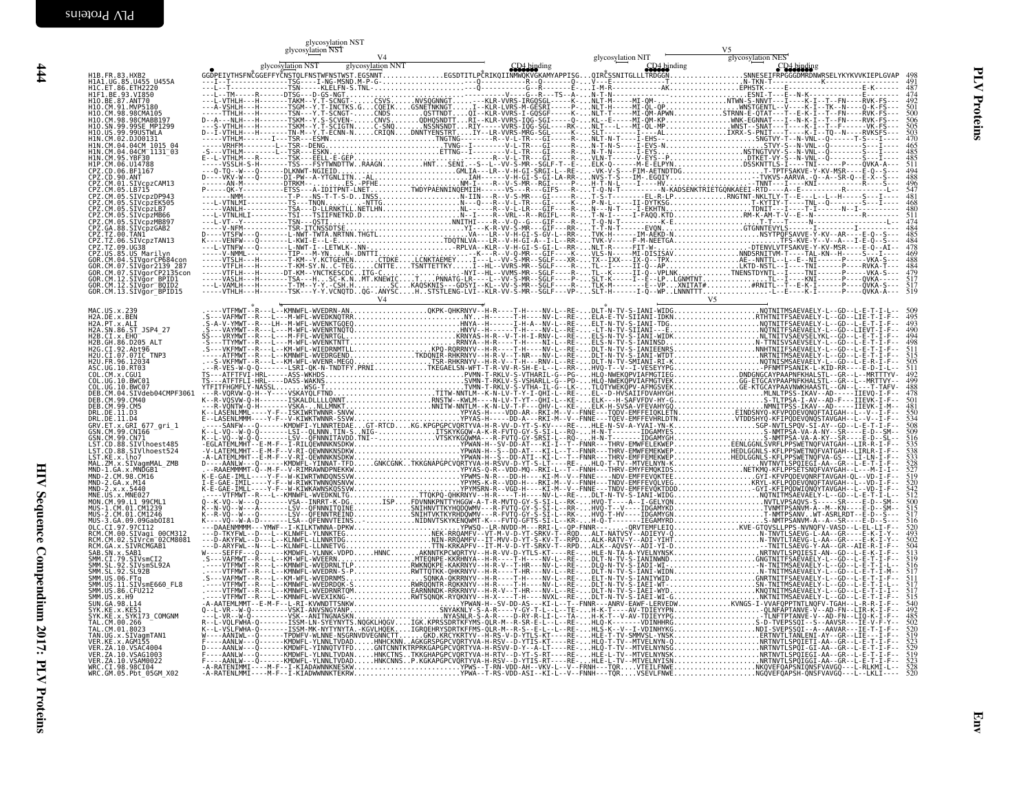```
                              glycosylation NST
                         glycosylation NST                   V4                                                               V5
              glycosylation NST        glycosylation NNT                  CD4 binding         glycosylation NIT      CD4 binding   glycosylation NES   CD4 binding

H1B.FR.83.HXB2               GGDPEIVTHSFNCGGEFFYCNSTQLFNSTWFNSTWST.EGSNNT...............EGSDTITLPCRIKQIINMWQKVGKAMYAPPISG...QIRCSSNITGLLLTRDGGN..................SNNESEIFRPGGGDMRDNWRSELYKYKVVKIEPLGVAP  498
H1A1.UG.85.U455_U455A        491
H1C.ET.86.ETH2220            487
H1F1.BE.93.VI850             474
H1O.BE.87.ANT70              492
H1O.CM.91.MVP5180            501
H1O.CM.98.98CMA105           500
H1O.CM.98.98CMABB197         506
H1O.SN.99.99SE_MP1299        505
H1O.US.99.99USTWLA           503
H1N.CM.02.DJO0131            470
H1N.CM.04.04CM_1015_04       465
H1N.CM.04.04CM_1131_03       485
H1N.CM.95.YBF30              485
H1P.CM.06.U14788             511
CPZ.CD.06.BF1167             494
CPZ.CD.90.ANT                488
CPZ.CM.01.SIVcpzCAM13        496
CPZ.CM.05.LB715              547
CPZ.CM.05.SIVcpzDP943        481
CPZ.CM.05.SIVcpzEK505        468
CPZ.CM.05.SIVcpzLB7          480
CPZ.CM.05.SIVcpzMB66         511
CPZ.CM.05.SIVcpzMB897        474
CPZ.GA.88.SIVcpzGAB2         484
CPZ.TZ.00.TAN1               485
CPZ.TZ.06.SIVcpzTAN13        484
CPZ.TZ.09.UG38               478
CPZ.US.85.US_Marilyn         469
GOR.CM.04.SIVgorCP684con     488
GOR.CM.07.SIVgor2139_287     484
GOR.CM.07.SIVgorCP2135con    479
GOR.CM.12.SIVgor_BPID1       517
GOR.CM.12.SIVgor_BQID2       517
GOR.CM.13.SIVgor_BPID15      519

                                                  V4                                                 V5
MAC.US.x.239                 509
H2A.DE.x.BEN                 495
H2A.PT.x.ALI                 493
H2A.SN.86.ST_JSP4_27         490
H2B.CI.x.EHO                 494
H2B.GH.86.D205_ALT           498
H2G.CI.92.Abt96              511
H2U.CI.07.07IC_TNP3          515
H2U.FR.96.12034              505
ASC.UG.10.RT03               511
COL.CM.x.CGU1                501
COL.UG.10.BWC01              499
COL.UG.10.BWC07              488
DEB.CM.04.SIVdeb04CMPF3061   478
DEB.CM.99.CM40               501
DEB.CM.99.CM5                481
DRL.DE.11.D3                 550
DRL.DE.11.D4                 534
GRV.ET.x.GRI_677_gri_1       508
GSN.CM.99.CN166              535
GSN.CM.99.CN71               516
LST.CD.88.SIVlhoest485       535
LST.CD.88.SIVlhoest524       538
LST.KE.x.lho7                533
MAL.ZM.x.SIVagmMAL_ZMB       526
MND-1.GA.x.MNDGB1            527
MND-2.CM.98.CM16             519
MND-2.GA.x.M14               520
MND-2.x.x.5440               542
MNE.US.x.MNE027              512
MON.CM.99.L1_99CML1          500
MUS-1.CM.01.CM1239           515
MUS-2.CM.01.CM1246           517
MUS-3.GA.09.09Gab0I81        516
OLC.CI.97.97CI12             516
RCM.CM.00.SIVagi_00CM312     493
RCM.CM.02.SIVrcm_02CM8081    502
RCM.GA.x.SIVRCMGAB1          504
SAB.SN.x.SAB1                513
SMM.CI.79.SIVsmCI2           519
SMM.SL.92.SIVsmSL92A         516
SMM.SL.92.SL92B              517
SMM.US.86.FTq                516
SMM.US.11.SIVsmE660_FL8      517
SMM.US.86.CFU212             517
SMM.US.x.H9                  515
SUN.GA.98.L14                540
SYK.KE.x.KE51                492
SYK.KE.x.SYK173_COMGNM       485
TAL.CM.00.266                502
TAL.CM.01.8023               520
TAN.UG.x.SIVagmTAN1          519
VER.KE.x.AGM155              523
VER.ZA.10.VSAC4004           529
VER.ZA.10.VSAG1003           519
VER.ZA.10.VSAM0022           523
WRC.CI.98.98CI04             528
WRC.GM.05.Pbt_05GM_X02       520
```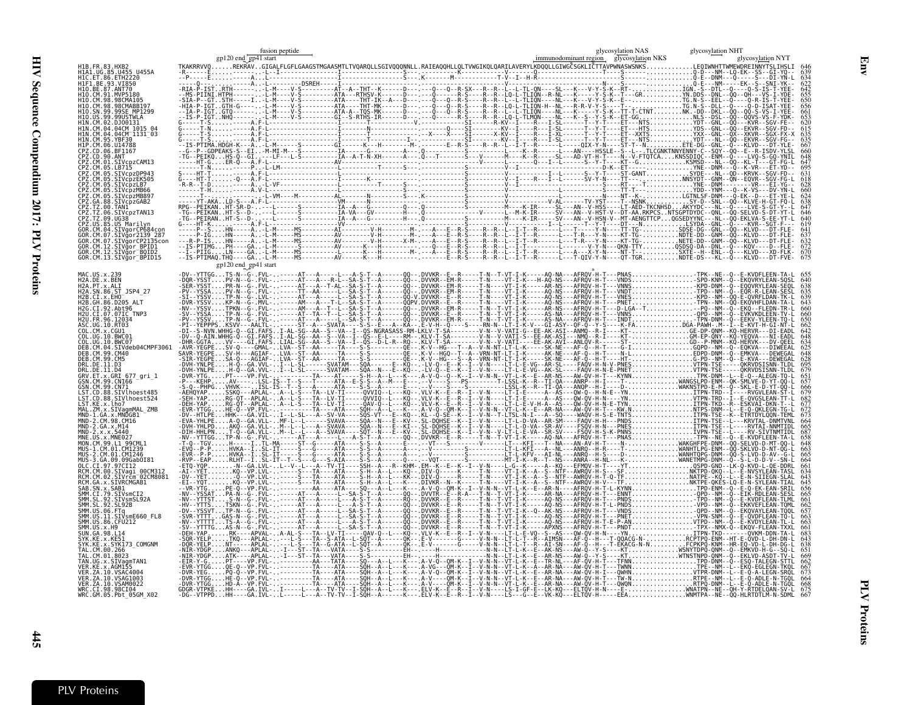```
                fusion peptide                                                                        glycosylation NAS          glycosylation NHT
        gp120 end  gp41 start                                                    immunodominant region   glycosylation NKS        glycosylation NYT

H1B.FR.83.HXB2                  646
H1A1.UG.85.U455_U455A           639
H1C.ET.86.ETH2220               634
H1F1.BE.93.VI850                622
H1O.BE.87.ANT70                 642
H1O.CM.91.MVP5180               655
H1O.CM.98.98CMA105              650
H1O.CM.98.98CMABB197            656
H1O.SN.99.99SE_MP1299           661
H1O.US.99.99USTWLA              653
H1N.CM.02.DJO0131               620
H1N.CM.04.04CM_1015_04          615
H1N.CM.04.04CM_1131_03          635
H1N.CM.95.YBF30                 635
H1P.CM.06.U14788                667
CPZ.CD.06.BF1167                660
CPZ.CD.90.ANT                   648
CPZ.CM.01.SIVcpzCAM13           647
CPZ.CM.05.LB715                 695
CPZ.CM.05.SIVcpzDP943           631
CPZ.CM.05.SIVcpzEK505           618
CPZ.CM.05.SIVcpzLB7             628
CPZ.CM.05.SIVcpzMB66            660
CPZ.CM.05.SIVcpzMB897           624
CPZ.GA.88.SIVcpzGAB2            638
CPZ.TZ.00.TAN1                  647
CPZ.TZ.06.SIVcpzTAN13           646
CPZ.TZ.09.UG38                  640
CPZ.US.85.US_Marilyn            619
GOR.CM.04.SIVgorCP684con        641
GOR.CM.07.SIVgor2139_287        637
GOR.CM.07.SIVgorCP2135con       632
GOR.CM.12.SIVgor_BPID1          672
GOR.CM.12.SIVgor_BPID2          670
GOR.CM.13.SIVgor_BPID15         675

        gp120 end  gp41 start

MAC.US.x.239                    655
H2A.DE.x.BEN                    640
H2A.PT.x.ALI                    638
H2A.SN.86.ST_JSP4_27            635
H2B.CI.x.EHO                    639
H2B.GH.86.D205_ALT              643
H2G.CI.92.Abt96                 660
H2U.CI.07.07IC_TNP3             650
H2U.FR.96.12034                 650
ASC.UG.10.RT03                  662
COL.CM.x.CGU1                   642
COL.UG.10.BWC01                 648
COL.UG.10.BWC07                 634
DEB.CM.04.SIVdeb04CMPF3061      625
DEB.CM.99.CM40                  628
DEB.CM.99.CM5                   628
DRL.DE.11.D3                    695
DRL.DE.11.D4                    679
GRV.ET.x.GRI_677_gri_1          651
GSN.CM.99.CN166                 657
GSN.CM.99.CN71                  666
LST.CD.88.SIVlhoest485          679
LST.CD.88.SIVlhoest524          682
LST.KE.x.lho7                   677
MAL.ZM.x.SIVagmMAL_ZMB          672
MND-1.GA.x.MNDGB1               670
MND-2.CM.98.CM16                664
MND-2.GA.x.M14                  680
MND-2.x.x.5440                  687
MNE.US.x.MNE027                 658
MON.CM.99.L1_99CML1             648
MUS-1.CM.01.CM1239              663
MUS-2.CM.01.CM1246              662
MUS-3.GA.09.09GabOI81           664
OLC.CI.97.97CI12                660
RCM.CM.00.SIVagi_00CM312        634
RCM.CM.02.SIVrcm_02CM8081       643
RCM.GA.x.SIVRCMGAB1             645
SAB.SN.x.SAB1                   656
SMM.CI.79.SIVsmCI2              665
SMM.SL.92.SIVsmSL92A            661
SMM.SL.92.SL92B                 662
SMM.US.06.FTq                   657
SMM.US.11.SIVsmE660_FL8         663
SMM.US.86.CFU212                663
SMM.US.x.H9                     661
SUN.GA.98.L14                   650
SYK.KE.x.KE51                   643
SYK.KE.x.SYK173_COMGNM          638
TAL.CM.00.266                   651
TAL.CM.01.8023                  669
TAN.UG.x.SIVagmTAN1             662
VER.KE.x.AGM155                 667
VER.ZA.10.VSAC4004              673
VER.ZA.10.VSAG1003              664
VER.ZA.10.VSAM0022              668
WRC.CI.98.98CI04                675
WRC.GM.05.Pbt_05GM_X02          667
```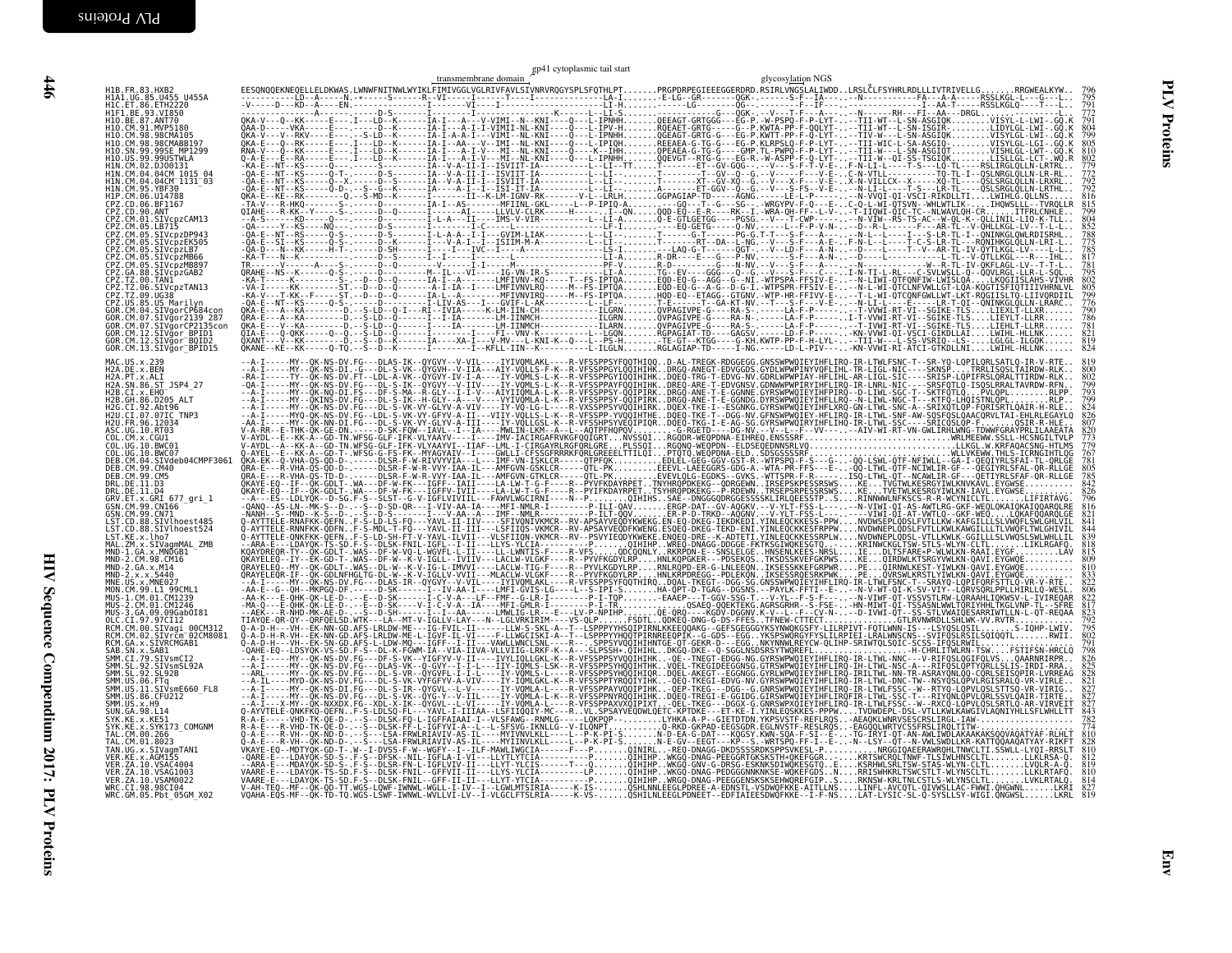# PLV Proteins

## Env

gp41 cytoplasmic tail start

transmembrane domain — glycosylation NGS

```
H1B.FR.83.HXB2               EESQNQQEKNEQELLELDKWAS.LWNWFNITNWLWYIKLFIMIVGGLVGLRIVFAVLSIVNRVRQGYSPLSFQTHLPT.......PRGPDRPEGIEEEGGERDRD.RSIRLVNGSLALIWDD.LRSLCLFSYHRLRDLLLIVTRIVELLG.......RRGWEALKYW   796
```

| Sequence | Position |
| --- | --- |
| H1B.FR.83.HXB2 | 796 |
| H1A1.UG.85.U455_U455A | 795 |
| H1C.ET.86.ETH2220 | 791 |
| H1F1.BE.93.VI850 | 772 |
| H1O.BE.87.ANT70 | 791 |
| H1O.CM.91.MVP5180 | 804 |
| H1O.CM.98.98CMA105 | 799 |
| H1O.CM.98.98CMABB197 | 805 |
| H1O.SN.99.99SE_MP1299 | 810 |
| H1O.US.99.99USTWLA | 802 |
| H1N.CM.02.DJO0131 | 779 |
| H1N.CM.04.04CM_1015_04 | 772 |
| H1N.CM.04.04CM_1131_03 | 792 |
| H1N.CM.95.YBF30 | 792 |
| H1P.CM.06.U14788 | 816 |
| CPZ.CD.06.BF1167 | 815 |
| CPZ.CD.90.ANT | 796 |
| CPZ.CM.01.SIVcpzCAM13 | 804 |
| CPZ.CM.05.LB715 | 852 |
| CPZ.CM.05.SIVcpzDP943 | 788 |
| CPZ.CM.05.SIVcpzEK505 | 775 |
| CPZ.CM.05.SIVcpzLB7 | 785 |
| CPZ.CM.05.SIVcpzMB66 | 817 |
| CPZ.CM.05.SIVcpzMB897 | 781 |
| CPZ.GA.88.SIVcpzGAB2 | 795 |
| CPZ.TZ.00.TAN1 | 802 |
| CPZ.TZ.06.SIVcpzTAN13 | 805 |
| CPZ.TZ.09.UG38 | 799 |
| CPZ.US.85.US_Marilyn | 776 |
| GOR.CM.04.SIVgorCP684con | 790 |
| GOR.CM.07.SIVgor2139_287 | 786 |
| GOR.CM.07.SIVgorCP2135con | 781 |
| GOR.CM.12.SIVgor_BPID1 | 831 |
| GOR.CM.12.SIVgor_BQID2 | 819 |
| GOR.CM.13.SIVgor_BPID15 | 824 |
| MAC.US.x.239 | 819 |
| H2A.DE.x.BEN | 800 |
| H2A.PT.x.ALI | 802 |
| H2A.SN.86.ST_JSP4_27 | 793 |
| H2B.CI.x.EHO | 793 |
| H2B.GH.86.D205_ALT | 799 |
| H2G.CI.92.Abt96 | 824 |
| H2U.CI.07.07IC_TNP3 | 826 |
| H2U.FR.96.12034 | 807 |
| ASC.UG.10.RT03 | 820 |
| COL.CM.x.CGU1 | 773 |
| COL.UG.10.BWC01 | 779 |
| COL.UG.10.BWC07 | 767 |
| DEB.CM.04.SIVdeb04CMPF3061 | 781 |
| DEB.CM.99.CM40 | 805 |
| DEB.CM.99.CM5 | 785 |
| DRL.DE.11.D3 | 842 |
| DRL.DE.11.D4 | 826 |
| GRV.ET.x.GRI_677_gri_1 | 796 |
| GSN.CM.99.CN166 | 816 |
| GSN.CM.99.CN71 | 821 |
| LST.CD.88.SIVlhoest485 | 841 |
| LST.CD.88.SIVlhoest524 | 844 |
| LST.KE.x.lho7 | 839 |
| MAL.ZM.x.SIVagmMAL_ZMB | 818 |
| MND-1.GA.x.MNDGB1 | 815 |
| MND-2.CM.98.CM16 | 809 |
| MND-2.GA.x.M14 | 810 |
| MND-2.x.x.5440 | 833 |
| MNE.US.x.MNE027 | 822 |
| MON.CM.99.L1_99CML1 | 806 |
| MUS-1.CM.01.CM1239 | 827 |
| MUS-2.CM.01.CM1246 | 817 |
| MUS-3.GA.09.09GabOI81 | 823 |
| OLC.CI.97.97CI12 | 792 |
| RCM.CM.00.SIVagi_00CM312 | 795 |
| RCM.CM.02.SIVrcm_02CM8081 | 802 |
| RCM.GA.x.SIVRCMGAB1 | 791 |
| SAB.SN.x.SAB1 | 798 |
| SMM.CI.79.SIVsmCI2 | 826 |
| SMM.SL.92.SIVsmSL92A | 825 |
| SMM.SL.92.SL92B | 828 |
| SMM.US.06.FTq | 821 |
| SMM.US.11.SIVsmE660_FL8 | 827 |
| SMM.US.86.CFU212 | 827 |
| SMM.US.x.H9 | 827 |
| SUN.GA.98.L14 | 843 |
| SYK.KE.x.KE51 | 782 |
| SYK.KE.x.SYK173_COMGNM | 774 |
| TAL.CM.00.266 | 810 |
| TAL.CM.01.8023 | 812 |
| TAN.UG.x.SIVagmTAN1 | 810 |
| VER.KE.x.AGM155 | 812 |
| VER.ZA.10.VSAC4004 | 815 |
| VER.ZA.10.VSAG1003 | 810 |
| VER.ZA.10.VSAM0022 | 814 |
| WRC.CI.98.98CI04 | 827 |
| WRC.GM.05.Pbt_05GM_X02 | 819 |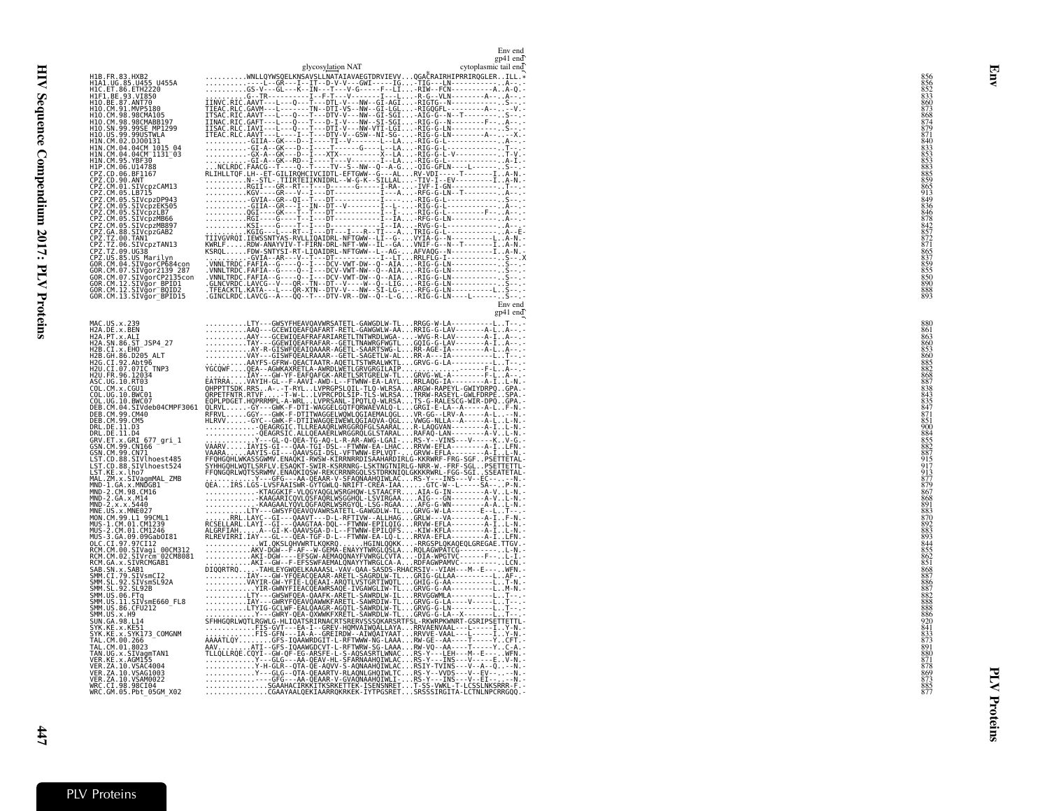```
                                                                              Env end
                                                                              gp41 end
                                         glycosylation NAT            cytoplasmic tail end
H1B.FR.83.HXB2              .........WNLLQYWSQELKNSAVSLLNATAIAVAEGTDRVIEVV...QGACRAIRHIPRRIRQGLER..ILL.*   856
H1A1.UG.85.U455_U455A       .........----L--GR---I--IT--D-V-V---GWI-----IG...-TIG---LN-----------..A--.-   856
H1C.ET.86.ETH2220           .........GS-V---GL---K--IN---T---V-G-----F--LI...-RIW--FCN-----------A..A-Q.-   852
H1F1.BE.93.VI850            .........G--TR-------I---F-T---V-------I--L...-R-G--VLN---------A--..A--.-   833
H1O.BE.87.ANT70             IINVC.RIC.AAVT---L---Q---T---DTL-V---NW--GI-AGI...-RIGTG--N------------..S--.-   860
H1O.CM.91.MVP5180           TIEAC.RLC.GAVM---L-------TN--DTI-VS--NW--GI-LGL...-RIGQGFL-----------A--..--V.-   873
H1O.CM.98.98CMA105          ITSAC.RIC.AAVT---L---Q---T---DTV-V---NW--GI-SGI...-AIG-G--N--T--------..S--.-   868
H1O.CM.98.98CMABB197        IINAC.RIC.GAFT---L---Q---T---D-I-V---NW--SI-SGI...-RIG-G--N---------F--..A--.-   874
H1O.SN.99.99SE_MP1299       IISAC.RLC.IAVI---L---Q---T---DTI-V---NW-VTI-LGI...-RIG-G-LN-----------..S--.-   879
H1O.US.99.99USTWLA          ITEAC.RLC.AAVT---L---I---T---DTV-V--GSW--NI-SG-...-RIG-G-LN-----------..A--.X   871
H1N.CM.02.DJO0131           .........-GIIA--GK---D--I----TI--V-------L--LA...-RIG-G-L-------------..A--.-   840
H1N.CM.04.04CM_1015_04      .........-GI-A--GK---D--I----T-------G----L--LA...-RIG-G-L------------..T--.-   833
H1N.CM.04.04CM_1131_03      .........-GX-A--GK---D--I----XTX----------X--LA...-RIG-G-L-V-----------..T-V.-   853
H1N.CM.95.YBF30             .........-GI-A--GK---RD--I----T---V-------I--LA...-RIG-G-L------------..A-I.-   853
H1P.CM.06.U14788            .........NCLRDC.FAACG--T----Q--T----TV--S--NW--Q--A-G...-QIG-GFLN----L------..S--.-   883
CPZ.CD.06.BF1167            RLIHLLTQF.LH--ET-GILIRQHCIVCIDTL-EFTGWW--G---AL...RV-VDI-----T-------I..A-N.-   885
CPZ.CD.90.ANT               .........N--STL-.TIIRTEIIKNIDRL--W-G-K--SILLAL...-TIV-I--EV---------I..A-N.-   859
CPZ.CM.01.SIVcpzCAM13       .........RGII---GR--RT---T---D------G-----I-RA...-IVF-I-GN------------..T--.-   865
CPZ.CM.05.LB715             .........KGV----GR---V--I---DT-----------I---A...-RFG-G-LN--T---------..A--.-   913
CPZ.CM.05.SIVcpzDP943       .........-GVIA--GR--QI--T---DT-----------I------...-RIG-G-L------------..S--.-   849
CPZ.CM.05.SIVcpzEK505       .........-GIIA--GR---I--IN--DT--V--------I--L-...-RIG-G-L------------..A--.-   836
CPZ.CM.05.SIVcpzLB7         .........QGI----GK---T--I---DT-----------I--I-...-RIG-G-L--------F---..A--.-   846
CPZ.CM.05.SIVcpzMB66        .........RGI----G----T--I---DT-----------I--IA...-RFG-G-LN-----------..S--.-   878
CPZ.CM.05.SIVcpzMB897       .........KSI----G----T--I---D------------I--IA...-RVG-G-L------------..A--.-   842
CPZ.GA.88.SIVcpzGAB2        .........KGIG---L---RT--I---DT---I---R--TI---A...TRIG-G-L-------------..A--E-   857
CPZ.TZ.00.TAN1              TIIVGVRQI.IEWSSNTYAS-RVLLIQAIDRL-NFTGWW--LI--G-...VYIA-G--N---------L..A-N.-   872
CPZ.TZ.06.SIVcpzTAN13       KWRLF.....RDW-ANAYVIV-T-FIRN-DRL-NFT-WW--IL--GA...VNIF-G--N--T-------I..A-N.-   871
CPZ.TZ.09.UG38              KSRQL.....FDW-SNTYSI-RT-LIQAIDRL-NFTGWW--L--AG-...AFVAQG--N---------I..A-N.-   865
CPZ.US.85.US_Marilyn        .........-GVIA--AR---V--T---DT-----------I--LT...RRLFLG-I-------------..S--.X   837
GOR.CM.04.SIVgorCP684con    .VNNLTRDC.FAFIA--G----Q--I---DCV-VWT-DW--Q-AIA...-RIG-G-LN------------..S--.-   859
GOR.CM.07.SIVgor2139_287    .VNNLTRDC.FAFIA--G----Q--I---DCV-VWT-NW--Q-AIA...-RIG-G-LN------------..S--.-   855
GOR.CM.07.SIVgorCP2135con   .VNNLTRDC.FAFIA--G----Q--I---DCV-VWT-DW--Q-AIA...-RIG-G-LN------------..S--.-   850
GOR.CM.12.SIVgor_BPID1      .GLNCVRDC.LAVCG--V---QR--TN--DT-V----W--Q--LIG...-RIG-G-LN------------..S--.-   890
GOR.CM.12.SIVgor_BQID2      .TFEACKTL.KATA---L---QR-XTN-DTV-V---NW--SI-LG-...-RFG-G-LN----------L..S--.-   888
GOR.CM.13.SIVgor_BPID15     .GINCLRDC.LAVCG--A---QQ--T---DTV-VR--DW--Q--L-G...-RIG-G-LN----L-------..S--.-   893
                                                                              Env end
                                                                              gp41 end

MAC.US.x.239                .........LTY---GWSYFHEAVQAVWRSATETL-GAWGDLW-TL...RRGG-W-LA---------L..T--.-   880
H2A.DE.x.BEN                .........AAQ---GCEWIQEAFQAFARTRETL-GAWGWLW-AA...RRIG-G-LAV-------A-L..A--.-   861
H2A.PT.x.ALI                .........AAY---GCEWIQEAFRAFARIARETLTNTWRDLWGA-...-WVG-R-LAV-------A-I..A--.-   863
H2A.SN.86.ST_JSP4_27        .........TAY---GGEWIQEAFRAFAR--GETLTNAWRGFWGTL...GQIG-G-LAV-------A-I..A--.-   860
H2B.CI.x.EHO                .........AY-R-GISWFQEAIQAAARR-AGETL-SAARTSWG-L...RR-AGE-IA--------A-L..A--.-   853
H2B.GH.86.D205_ALT          .........VAY---GISWFQEALRAAAR-AGETL-SAGETLW-AL...RR-A---IA---------L..T--.-   860
H2G.CI.92.Abt96             .........AAYFS-GFRW-QEACTAATR-AQETLTSTWRALWKTL...GRVG-G-LA---------L..T--.-   885
H2U.CI.07.07IC_TNP3         YGCQWF....QEA--AGWKAXRETLA-AWRDLWETLGRVGRGILAIP...................F-L..A--.-   862
H2U.FR.96.12034             .........IAY---GW-YF-EAFQAFGK-ARETLSRTGRELW-TL...GRVG-WL-A---------F-L..A--.-   868
ASC.UG.10.RT03              EATRRA....VAYIH-GL--F-AAVI-AWD-L--FTWNW-EA-LAYL...RRLAQG-IA--------A-I..L-N.-   887
COL.CM.x.CGU1               QHPPTTSDK.RRS..A-.-T-RYL..LVPRGPSLQIL-TLQ-WLRSA...ARGW-RAPEYL-GWIYDRPQ..GPA.-   838
COL.UG.10.BWC01             QRPETFNTR.RTVF....-T-W-L..LVPRCPDLSIP-TLS-WLRSA...TRRW-RASEYL-GWLFDRPE..SPA.-   843
COL.UG.10.BWC07             EQPLPDGET.HQPRRMPL-A-WRL..LVPRSANL-IPQTLQ-WLRSA...TS-G-RALESCG-WIR-DPQ..GPA.-   835
DEB.CM.04.SIVdeb04CMPF3061  QLRVL.....-GY---GWK-F-DTI-WAGGELQTFQRWAEVALQ-L...GRGI-E-LA--A-----A-L..F-N.-   847
DEB.CM.99.CM40              RFRVL.....GGY---GWK-F-DTITWAGGELWQWLQGIAEMALQGL...VR-GG--LRV-A-----A-L..--N.-   871
DEB.CM.99.CM5               HLRVV.....-GYC--GWK-F-DTIIWAGQEIWEWLQGIAQVA-QGL...VWGG-NLLA--A-----A-L..--N.-   851
DRL.DE.11.D3                ..........QEAGRGIC.TLLREAAQRLWRGGRQFGLSAARAL...R-LAQGVAN---------A-I..L-N.-   900
DRL.DE.11.D4                ..........QEAGRSIC.ALLQEAAERLWRGGRQLGLSTARAL...RAFAQ-LAN---------A-V..L-N.-   884
GRV.ET.x.GRI_677_gri_1      .........Y---GL-Q-QEA-TG-AQ-L-R-AR-AWG-LGAI...RS-Y--VINS---V-----K..V-G.-   855
GSN.CM.99.CN166             VAARV.....IAYIS-GI---QAA-TGI-DSL--FTWNW-EA-LHAC...RRVW-EFLA--------A-I..LFN.-   882
GSN.CM.99.CN71              VAARA.....AAYIS-GI---QAAVSGI-DSL-VFTWNW-EPLVQT-...GRVW-EFLA--------A-I..L-N.-   887
LST.CD.88.SIVlhoest485      FFQHGQHLWKASSGWMV.ENAQKI-RWSW-KIRRNRRDISAAHARDIRLG-KKRWRF-FRG-SGF..PSETTETAL-   915
LST.CD.88.SIVlhoest524      SYHHGQHLWQTLSRFLV.ESAQKT-SWIR-KSRRNRG-LSKTNGTNIRLG-NRR-W.-FRF-SGL..PSETTETTL-   917
LST.KE.x.lho7               FFQNGQRLWQTSSRWMV.ENAQKIQSW-REKCRRNRGQLSSTDRKNIQLGKKKRWRL-FGG-SGI..SSEATETAL-   913
MAL.ZM.x.SIVagmMAL_ZMB      .........Y---GFG---AA-QEAAR-V-SFAQNAAHQIWLAC...RS-Y---INS---V--EC-..--N.-   877
MND-1.GA.x.MNDGB1           QEA...IRS.LGS-LVSFAAISWR-GYTGWLQ-NRIFT-CREA-IAA...GTC-W--L-----SA-..P-N.-   879
MND-2.CM.98.CM16            ..........-KTAGGKIF-VLQGYAQGLWSRGHQW-LSTAACFR....AIA-G-IN---------A-V..L-N.-   867
MND-2.GA.x.M14              ..........-KAAGARICQVLQSFAQRLWSGGHQL-LSVIRGAA....AIG---GN---------A-V..L-N.-   868
MND-2.x.x.5440              ..........-KAAGAALYQVLQGFAQRLWSRGYQL-LSG-RGAA....AFG-G-WN---------A-A..L-N.-   891
MNE.US.x.MNE027             .........LTY---GWSYFQEAVQAVWRSATETL-GAWGDLW-TL...GRVG-W-LA--------E-..L..T--.-   883
MON.CM.99.L1_99CML1         .......RRL.LAYC--GI---QAAVT---D-L-RFTIVW--ALLHAG...GRLW---VA--------A-I..F-N.-   870
MUS-1.CM.01.CM1239          RCSELLARL.LAYI--GI---QAAGTAA-DQL--FTWNW-EPILQIG...RRVW-EFLA--------A-I..L-N.-   892
MUS-2.CM.01.CM1246          ALGRFIAH.....A--GI-K-QAAVSGA-D-L--FTWNW-EPILQFS...-KIW-KFLA--------A-I..L-N.-   883
MUS-3.GA.09.09GabOI81       RLREVIRRI.IAY---GL---QEA-TGF-D-L--FTWNW-EA-LQ-L...RRVA-EFLA---------A-I..LFN.-   893
OLC.CI.97.97CI12            ..........WI.QKSLQHVWRTLKQKRQ......HGINLQQKK...-RRGSPLQKAQEQLGREGAE.TTGV.-   844
RCM.CM.00.SIVagi_00CM312    .........AKV-DGW--F-AF--W-GEMA-ENAYYTWRGLQSLA...RQLAGWPATCG---------..L-N.-   855
RCM.CM.02.SIVrcm_02CM8081   .........AKI-DGW---EFSGW-AEMAQQNAYFVWRGLCVTA...-DIA-WPGTVC------F--..L-I.-   862
RCM.GA.x.SIVRCMGAB1         .........AKI--GW--F-EFSSWFAEMALQNAYYTWRGLCA-A...RDFAGWPAMVC----------..LCN.-   851
SAB.SN.x.SAB1               DIQQRTRQ.....-TAHLEYGWQELKAAAASL-VAV-QAA-SASDS-RHACRSIV--VIAH---M--E---..WFN.-   868
SMM.CI.79.SIVsmCI2          .........IAY---GW-YFQEACQEAAR-ARETL-SAGRDLW-TL...GRIG-GLLAA---------L..AF-.-   887
SMM.SL.92.SIVsmSL92A        .........VAYIR-GW-YFIE-LQEAAI-ARQTLVSTGRTIWQTL...GHIG-G-AA---------L..T-N.-   886
SMM.SL.92.SL92B             .........YIR-GWNYFIEACQEAWRSAQE-IVGAWGLIW-TL...GRVG-G-AA-----------L..M-N.-   887
SMM.US.06.FTq               .........LTY---GWSWFQEA-QAAFK-ARETL-SAWRDLW-IL...RRVGGWMLA---------L..T--.-   882
SMM.US.11.SIVsmE660_FL8     .........IAY---GWRYFQEAVQAWWKFARETL-SAWRDIW-TL...GRVG-G-LA----V-----L..T--.-   888
SMM.US.86.CFU212            .........LTYIG-GCLWF-EALQAAGR-AGQTL-SAWRDLW-TL...GRVG-G-LN----------L..T--.-   888
SMM.US.x.H9                 .........Y---GWRY-QEA-QXWWKFXRETL-SAWRDLW-TL...GRVG-G-LA--X-------L..T--.-   886
SUN.GA.98.L14               SFHHGQRLWQTLRGWLG-HLIQATSRIRNACRTSRERVSSSQKARSRTFSL-RKWRPKWNRT-GSRIPSETTETTL-   920
SYK.KE.x.KE51               ..........FIS-GVT---EA-I--GREV-HQMVAIWQALLAYA...RRVAENVAAL---L-----I..Y-N.-   841
SYK.KE.x.SYK173_COMGNM      ..........FIS-GFN---IA-A--GREIRDW--AIWQAIYAAT...RRVVE-VAAL---L-----I..Y-N.-   833
TAL.CM.00.266               AAAATLQY........GFS-IQAAWRDGIT-L-RFTWNW-NG-LAAA...RW-GE--AA----T-----Y..CFT.-   873
TAL.CM.01.8023              AAV.......ATI--GFS-IQAAWGDCVT-L-RFTWRW-SG-LAAA...RW-VQ--AA----T-----Y..C-A.-   891
TAN.UG.x.SIVagmTAN1         TLLQLLRQE.CQYI--GW-QF-EG-ARSFE-L-S-AQSASRTLWNAC...RS-Y---LEH---M--E---..WFN.-   880
VER.KE.x.AGM155             ..........Y---GLG---AA-QEAV-HL-SFARNAAHQIWLAC...RS-Y---INS---V-----E..V-N.-   871
VER.ZA.10.VSAC4004          ..........Y-H-GLR--QTA-QE-AQVV-S-AQNAAHQIWLAC...RSIY-TVINS---V--A--Q..--N.-   878
VER.ZA.10.VSAG1003          ..........Y---GLG--QTA-QEAARTV-RLAQNLGHQIWLTC...RS-Y--VVDS---V--EV-..--N.-   869
VER.ZA.10.VSAM0022          ..............----GFG---AA-QEAAR-V-GVAQNAAHQIWLI-...RS-Y---INS---V--EI-..--N.-   873
WRC.CI.98.98CI04            ..............SGAAHACIRKKITKSRKETTEK-ISENSNRET...T-SS-VWKL-T-LCSSLNKSRRR-F.-   885
WRC.GM.05.Pbt_05GM_X02      ..............CGAAYAALQEKIAARRQKRKEK-IYTPGSRET...SRSSSIRGITA-LCTNLNPCRRGQQ.-   877
```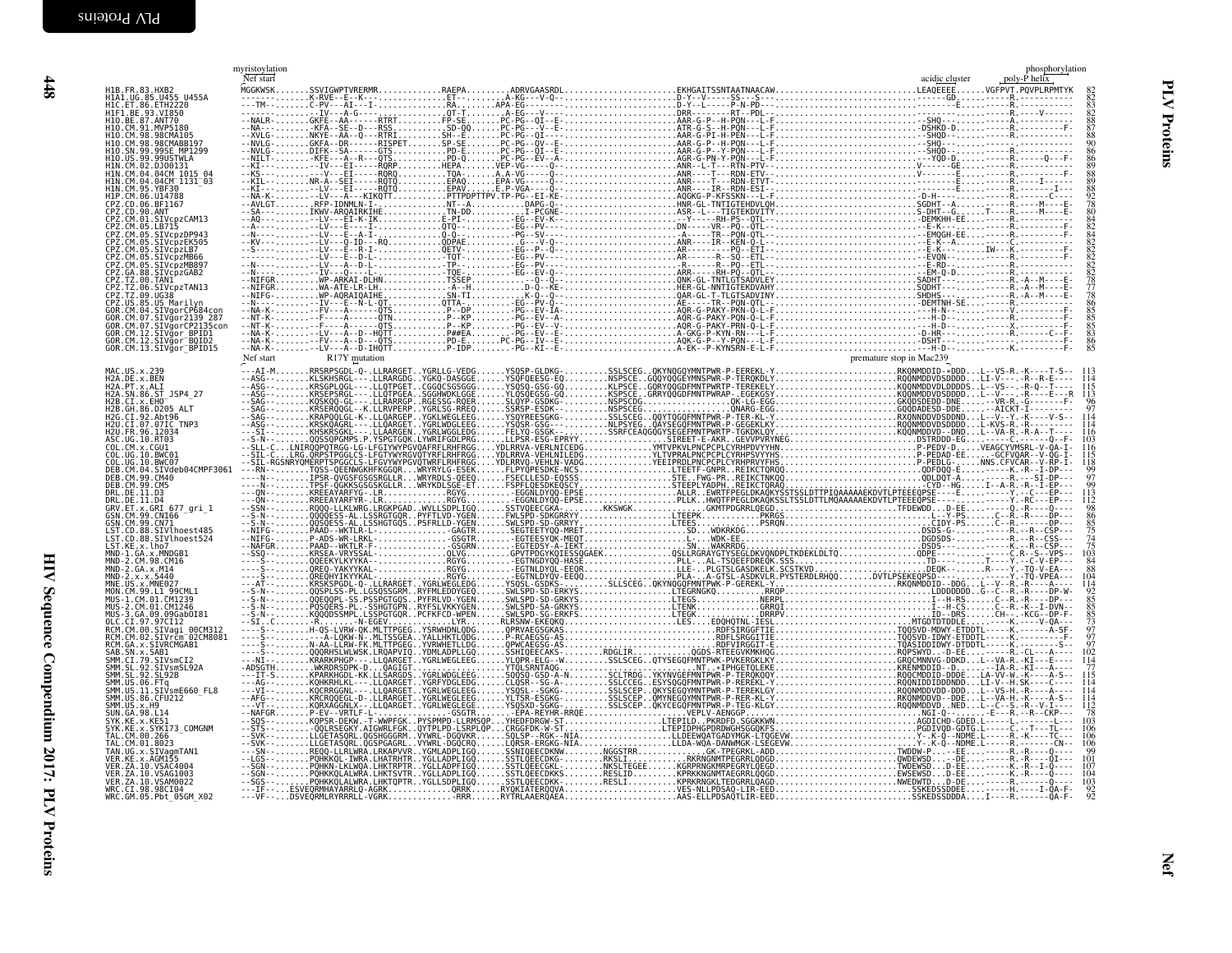```
                              myristoylation                                                                                                                          phosphorylation
                              Nef start                                                                                                     acidic cluster   poly-P helix
H1B.FR.83.HXB2                MGGKWSK.......SSVIGWPTVRERMR.............RAEPA.........ADRVGAASRDL.............................EKHGAITSSNTAATNAACAW............................LEAQEEEE......VGFPVT.PQVPLRPMTYK   82
H1A1.UG.85.U455_U455A         -------.......K-RVE--E--K--..............ET--..........A-KG---V-Q-.............................D-Y--V-----SS---S----............................------GD......-----R.----------   82
H1C.ET.86.ETH2220             ---TM--.......C-PV---AI---I-.............RA............APA-EG-----.............................D-Y--L-----P-N-PD---............................---------E......-----R.----------   83
H1F1.BE.93.VI850              -------.......---IV---A-G---.............QT-T..........A-EG---V---.............................DRR--------RT--PDL--............................---------E......-----R.---V------   82
H1O.BE.87.ANT70               --NALR-.......GKFE--AA------RTRT.........FP-SE.........PC-PG--QI--E-...........................AAR-G-P--H-PQN---L-F............................--SHQ------.....-----A.----------   88
H1O.CM.91.MVP5180             --NA---.......-KFA--SE--D---RSS..........SD-QQ.........PC-PG----V--E-..........................ATR-G-S--H-PQN---L-F............................-DSHKD-D...-----R.---------F-    87
H1O.CM.98.98CMA105            --XVLG-.......NKYE--AA--Q---RTRI.........SH--E.........PC-PG--QI---.............................AAR-G-PI-H-PEN---L-F............................--SHQD-----.....-----R.----------   88
H1O.CM.98.98CMABB197          --NVLG-.......GKFA--DR------RISPET.......SP-SE.........PC-PG--QV--E-...........................AAR-G-P--H-PQN---L-F............................--SHQ------.....-----R.----------   90
H1O.SN.99.99SE_MP1299         --NVLG-.......DIFK--SA------GTS..........PD-E..........PC-PG--QI--E-...........................AAR-G-P--Y-PQN---L-F............................--SHQD-----.....-----R.----------   86
H1O.US.99.99USTWLA            --NILT-.......--KFE--A--R---QTS..........PD-Q..........PC-PG--EV--A-...........................AAR-G-PN-Y-PQN---L-F............................--YQD-D-----.....-----R.-----Q--F-  86
H1N.CM.02.DJ00131             --KI---.......---IV---EI-----RQRP........HEPA..........VEP-VG-----Q-............................ANR--L-T---RTN-PTV-............................V-------GE......-----R.----------   89
H1N.CM.04.04CM_1015_04        --KS---.......---V---EI------RQRQ........TQA...........A.A-VG-----Q-............................ANR-----T---RQN-ETV-............................V-------E.......-----R.---------F-  88
H1N.CM.04.04CM_1131_03        --KI---.......NR-A--SEI------RQTQ........EPAQ..........EPA-VG-----Q-............................ANR-----I---RDN-ETVT............................-------E.......-----R.---I------   89
H1N.CM.95.YBF30               --KI---.......---LV---EI-----RQTQ........EPAV..........E.P-VGA----Q-............................ANR-----IR--RDN-ESI-............................-------E.......-----R.-------I--   88
H1P.CM.06.U14788              --NA-K-.......---LV---A---KIKQTT.........PTTPDPTTPV.TP-PG--EI-KE-...............................AQGKG-P-KFSSKN---L-F............................-D-H-----E.......-----R.---C-----   92
CPZ.CD.06.BF1167              --AVLGT-......RFP-IDNMLN-I-..............NT--A-........DAPG-Q-..................................HNR-GL-TNTIGTEHDVLQH............................SGDHT--A........-----R.--M----E-   78
CPZ.CD.90.ANT                 --SA---.......IKWV-ARQAIRKIHE............TN-DD.........I-PCGNE-.................................ASR--L---TIGTEKDVITY............................S-DHT--G........T----R.-----M-----E-  80
CPZ.CM.01.SIVcpzCAM13         --AQ---.......---LV---EI-K-IK............E-PI-.........EG--EV-K-................................-Y-----RH-PS--QTL-............................-DEMKHH-EE.......-----R.----------   84
CPZ.CM.05.LB715               --A----.......---LV---E----I-............QTQ-..........EG--PV-..................................DN-----VR--PQ--QTL-............................--E-K------.......-----R.---------F-  82
CPZ.CM.05.SIVcpzDP943         --N----.......---LV---E-A-I-.............Q-Q-..........PG--SV-..................................-A-----TR--PQN-QTL-............................--EMQGH-EE.......-----R.---------F-  84
CPZ.CM.05.SIVcpzEK505         --KV---.......---LV---Q-ID--RQ...........QDPAE.........G---V-Q-.................................ANR----IR--KEN-Q-L-............................--E-K--A.........-----R.----------   82
CPZ.CM.05.SIVcpzLB7           --S----.......---LV---E-R-I-.............QETV-.........EG--PV-..................................AR-----R---PQ--ETI-............................--E-K-----.....IW---K.----------F-   82
CPZ.CM.05.SIVcpzMB66          -------.......---LV---E-D-L-.............TQT-..........EG--PV-..................................AR-----R--SQ--ETL-............................--EVQN------.....-----R.---------F-  82
CPZ.CM.05.SIVcpzMB897         --N----.......---LV---A--D-L-............TP-...........EG--PV-..................................AR-----R--PQ--ETL-............................--E-RD------.....-----R.----------   82
CPZ.GA.88.SIVcpzGAB2          --N----.......---IV---Q----L-............TQE-..........EG--EV-Q-................................-R-----RH-PQ--QTL-............................--EM-Q-D----.....-----R.----------   82
CPZ.TZ.00.TAN1                --NIFGR-......WP-ARKAI-DLHN..............TSSEP..........-Q--Q-..................................QNK-GL-TNTLGTSADVLEY............................SADHT------.....-----R.-A--M----E-  82
CPZ.TZ.06.SIVcpzTAN13         --NIFGR-......WA-ATE-LR-LH...............-A--H.........D-Q--KE-.................................HER-GL-QNTIGTEKDVAHY............................SQDHT------.....-----R.-A--M----E-  77
CPZ.TZ.09.UG38                --NIFG--......WP-AQRAIQAIHE..............SN-TI.........K-Q--Q-..................................QAR-GL-T-TLGTSADVINY............................SHDHS------.....-----R.-A--M----E-  78
CPZ.US.85.US_Marilyn          --N----.......---IV---E--N-L-QT..........QTTA-.........EG--PV-Q-................................-AE----TR--PQN-QTL-............................-DEMTNH-SE.......-----R.----------   86
GOR.CM.04.SIVgorCP684con      --NA-K-.......--FV---A------QTS..........P--DP.........PG--EV-IA-...............................AQR-G-PAKY-PKN-Q-L-............................----H-N--......-----R.---------F-   85
GOR.CM.07.SIVgor2139_287      --NT-K-.......--F----A------QTN..........P--KP.........PG--EV--A-...............................AQR-G-PAKY-PQN-Q-L-F...........................----H-D--......-----R.----------   85
GOR.CM.07.SIVgorCP2135con     --NT-K-.......--F----A------QTS..........P--KP.........PG--EV--V-...............................AQR-G-PAKY-PRN-Q-L-F...........................----H-D--......-----X.---------F-   85
GOR.CM.12.SIVgor_BPID1        --NA-K-.......---LV---A--D--HQTT.........PP#EA.........PG--EV--V-...............................A-GKG-P-KYN-RE---L-F...........................-D-HR-----......-----R.-----C--F-   83
GOR.CM.12.SIVgor_BQID2        --NA-K-.......--FV---A--D---QTS..........PD-E..........PC-PG--IV--E-............................AQK-G-P--Y-PQN---L-F...........................--DSHT------.....-----R.---------E-   86
GOR.CM.13.SIVgor_BPID15       --NA-K-.......---LV---A--D-IHQTT.........P-IDP.........PG--KI--E-...............................A-EK--P-KYNSRN-E-L-F...........................----H-D-------.....-----R.----------   85
                              Nef start          R17Y mutation                                                                                premature stop in Mac239
MAC.US.x.239                  ---AI-M.......RRSRPSGDL-Q-.LLRARGET..YGRLLG-VEDG......SSLSCEG..QKYNQGQYMNSPWR-P-EEREKL-Y........................RKQNMDDID-*DDD..L--VS-R.-K----T-S--  113
H2A.DE.x.BEN                  --ASK-........KLSHSRGL---.LLRARGDG..YGKQ-DASGGE.......YSQFQEESG-EQ......NSPSCE..GQQYQQGEYMNSPWR-P-TERQKDLY.......................KQQNMDDVDSDDDD..LI-V----.-R--R-E----  114
H2A.PT.x.ALI                  --ASG-........KRSGPLQGL----.LLQTPGET..CGGQCSGSGGG......YSQSQ-GSG-GQ.......KLPSCE..GQRYQQGDFMNTPWRTP-TEREKELY......................KQQNMDDVDLDDDDS..L--VS--.-R-Q--T----  115
H2A.SN.86.ST_JSP4_27          --ASG-........KRSEPRSGL----.LLQTPGEA..SGGHWDKLGGE.....YLQSQEGSG-GQ........KSPSCE..GRRYQQGEFMNTPWRAP--EGEKGSY......................KQQNMDDVDSDDD...L---V---.-R---E---R  113
H2B.CI.x.EHO                  --SAG-........KQSKQQ-GL----.LLRARGQP..RGESSG-RGER.....SLQYP-GSGKG.........NSPSCDG...............QK-LG-EGG..........................GKQDSDEDD-DNE.....-VR-R.-G--------F-  96
H2B.GH.86.D205_ALT            --SAG-........KRSERQQGL--K.LLRVPERP..YGRLSG-RREQ......SSRSP-ESDK-.........NSPSCEG..................QNARG-EGG.......................GQQDADESD-DDE.....-AICKT-I---------  97
H2G.CI.92.Abt96               --SAG-........KRAPQQLGL-K-.LLQARGEP..YGKLWEGLEEG......YSQYREESGKG.........SSLSCEG..QQYTQQGDFMNTPWR-P-TER-KL-Y......................RXQNMDDVDSDDND..L--V--Y.-K----V-S--  114
H2U.CI.07.07IC_TNP3           --ASG-........KRSKQAGRL----.LLQARGET..YGRLWEGLEEG......YSQSR-GSG-.........NLPSYEG..QAYSEQGDFMNTPWR-P-GEREKLKY......................RQQNMDDVDSDDDD..L-KVS-R.-K-------  116
H2U.FR.96.12034               --SI--........KHSKRSGKL----.LLAARGEN..YGRLWGGLEDG......FELYQ-GSGK-........SSRFCEAQGQGYSEGEFMNTPWRTP-TGKDKLQY......................KQQNMDDVD--DND..L--VA-R.-R-A--T----  116
ASC.UG.10.RT03                --S-N--........QQSSQPGMPS-P.YSPGTGQK.LYWRIFGDLPRG......LLPSR-ESG-EPRYY....................SIREET-E-AKR..GEVVPVRYNEG.......................DSTRDDD-EG......-----C.-------Q--F-  103
COL.CM.x.CGU1                 --SLL-C-..LNIRQQPQTRGG-LG-LFGIYWYPGVQAFRFLRHFRGG....YDLRRVA-VERLNICEDG..............YMTVPKVLPNCPCPLCYRHPVVYYHN.........................P-PEDV-D.......VEAGCYVMSRL-V-QA-I-  116
COL.UG.10.BWC01               --SIL-C-..LRG.QRPSTPGGLCS-LFGIYWYRGVQTYRFLRHFRGG....YDLRRVA-VEHLNILEDG..............YLTVPRALPNCPCPLCYRHPSVYYHS.........................P-PEDAD-EE......-GCFVQAR--V-QG-I-  115
COL.UG.10.BWC07               --SIL-RGSNRYQMERPTSPGGCLS-LFGVYWYPGVQTWRFLRHFRGG....YDLRRVQ-VEHLN-VADG..............YEEIPRDLPNCPCPLCYRHPRVYFHS.........................P-PEDLG-......NNS.CFVCAR--V-RP-I-  118
DEB.CM.04.SIVdeb04CMPF3061    ---RN---......TQSS-QEENWGKHFKGGQR..WRYRYLG-ESEK....FLPYQPESDKE-NCS...............NSPSCDG.......LTEETF-GNPR..REIKCTQRQQ.......................QDFDQ-E......-----K.-R--I-DP---  99
DEB.CM.99.CM40                ----N--.......IPSR-QVGSFGSGSRGLLR.WRYRDLS-QEEQ.....FSECLLESD-EQSSS..............STE..FWG-PR..REIKCTNKQQ.......................QDLDQT-A......-----R.---SI-DP---  97
DEB.CM.99.CM5                 ----N--.......TPSF-QGKKSGSGSKGLLR.WRYKDLSGE-ET.....FSPFLQESDKEQSCY..............STEEPLYADPN..REIKCTQRAQ.......................--CYD--HG....I--A-R.-R--I-EP---  99
DRL.DE.11.D3                  ---QN--.......RREEAYARFYG--LR.........RGYG.........-EGGNLDYQQ-EPSE..................ALLR..EWRTFPEGLDKAQKYSSTSSLDTTPIQAAAAAAEKDVTLPTEEEQPSE.........-----E.-------Y.--C----EP---  113
DRL.DE.11.D4                  ---QN--.......RREEAYARFYR-.LR.........RGYG.........-EGGNLDYQQ-EPSE..................PLLK..HWQTFPEGLDKAQKSSLTSSLDTTLMQAAAAAAEKDVTLPTEEEQPSE.........-----Y.-RC---EP---  112
GRV.ET.x.GRI_677_gri_1        --SSN--.......RQQQ-LLKLWRG.LRGKPGAD.WVLLSDPLIGG.....SSTVQEECGKA-...............KKSWGK...................GKMTPDGRRLQEGD..................TFDEWDD...D-EE......-----Q.-R----Q---  98
GSN.CM.99.CN166               --S-N--.......QQQQEGS-AL.LSSRGTGQR..PYFTLVD-YGEN......FWLSPD-SDKGRRYY..............LTEEPK...........-L--Y-PS...........PKRGS..........C---R.-R------DP---  86
GSN.CM.99.CN71                --S-N--.......QQSQESS-AL.LSSHGTGQS..PSFRLLD-YGEN......SWLSPD-SD-GRRYY..............LTEES.............PSRQN..............CIDY-PS......C---R.-------DP---  85
LST.CD.88.SIVlhoest485        --NIFG--......PAAD--WKTLR-L............-GAGTR..........SEGTEETYQQ-MRET..............SD....WDKRKDG......................DSDS-G--......-----R.-R---CSP---  75
LST.CD.88.SIVlhoest524        --NIFG--......P-ADS-WR-LRKL...........-GSGTR...........GGTEESYQK-MEQT..............LL....WDK-EE.....................DGDSDS-......-----R.-R----CSS---  74
LST.KE.x.lho7                 --NAFGR-......PAAD--WKTLR-F............-GSGRN..........-EGTEDSY-A-IEKT..............SN....WAKRRDG.....................DSDS----......-----K.-R---CSP---  75
MND-1.GA.x.MNDGB1             --SSQ--.......KRSEA-VRYSSAL.......QLVG.......-GPVTPDGYKQIESSQGAEK..........QSLLRGRAYGTYSEGLDKYQNDPLTKDEKLDLTQ..........................QDPE----.......C.R--S--VPS--  103
MND-2.CM.98.CM16              ---S---.......QQEEKYLKYYKA...........RGYG.......-EGTNGDYQQ-HASE..................PLL--A-TSQEEFDREQK.SSS.........................TD---------.......T----Y.--C-V-EP---  84
MND-2.GA.x.M14                ---S---.......QREQ-YAKYYKAL..........RGYG.......-EGTNLDYQ-EEQR..................LLE-..PLGTSLGASDKELK.SCSTKVD.....................DEQK--------......R----Y.-TQ-V-EA---  88
MND-2.x.x.5440                ---S---.......QREQHYIKYYKAL..........RGYG.......-EGTNLDYQV-EEQQ..................PLA-..A-GTSL-ASDKVLR.PYSTERDLRHQQ.....DVTLPSEKEQPSD.......--------Y.-TQ-VPEA---  104
MNE.US.x.MNE027               --AT---.......KRSKSPGDL-Q-.LLRARGET..YGRLWEGLEDG......YSQSL-GSDKS.......SLLSCEG..QKYNQGQFMNTPWR-P-GEREKL-Y......................RKQNMDDID--DDG...L--V--R.-R----A---  114
MON.CM.99.L1_99CML1           --S-N--.......QQSPLSS-PL.LGSQSSGRM..RYFMLEDDYGEQ......SWLSPD-SD-ERKYS..............LTEGRNGKQ.........RRQP..............LDDDDDDD..G--C--R.-R----DP-W-  92
MUS-1.CM.01.CM1239            --S-N--.......QQEQQPL-SS.PSSPGTGQS..PYFRLVD-YGEN......SWLSPD-SD-GRKYS..............LTEGS...............NERPL............I--H-RS.....C--R.-R----DP---  85
MUS-2.CM.01.CM1246            --S-N--.......PQSQERS-PL.-SSHGTGPN..RYFSLVKKYGEN......SWLSPD-SA-GRKYS..............LTENK...............GRRQI............I--H-CS.....C--R.-K--I-DVN--  85
MUS-3.GA.09.09GabOI81         --S-N--.......KQQQDSSMPL.LSSPGTGQR..PCFKFCD-WPEN......SWLSPD-SG-ERKFS..............LTEGK...............DRRPV............ID--DRS.....CH--.-KCG--DP-F-  85
OLC.CI.97.97CI12              --SI..C-......-R..........-N-EGEV............LYR.......RLRSNW-EKEQKQ...................LES......EDQHOTNL-IESL..............MTGDTDTDDLE.......-----K.----V-QA---  73
RCM.CM.00.SIVagi_00CM312      ----S--.......H-QS-LVRW-QK.MLTTPGEG..YSRWHDNLQDG......QPRVAEGSGKAS....................RDFSIRGGTIE..............................TQQSVD-MDWY-ETDDTL......-----K.---A-SF-  97
RCM.CM.02.SIVrcm_02CM8081     ----S--.......---A-LQKW-N-.MLTSSGEA..YALLHKTLQDG......P-RCAEGSG-AS....................RDFLSRGGITIE.............................TQQSVD-IDWY-ETDDTL......-----------F-  97
RCM.GA.x.SIVRCMGAB1           ----S--.......N-AA-LLRW-FK.MLTTPGEG..YVRWHETLLDG......QPWCAEGSG-AS....................RDFVIRGGIT-E.............................TQASIDDIDWY-DTDDTL......-----------S-  97
SAB.SN.x.SAB1                 ----S--.......HGHSSLKLWLWSK.LRQAPVIQ..YDMLAQPLLGQ......SSHIQEECAKS....RDGLIR.................QGDS-RTEEGVKWKMKG......................RQPSWYD..-D-EE.......-----R.-CL---A---  102
SMM.CI.79.SIVsmCI2            --NI---.......KRARKPHGP----.LLQARGET..YGRLWEGLEEG......YLQPR-ELG--W.......SSLSCEG..QTYSEGQFMNTPWK-PVKERGKLKY......................GRQCMNNVG-DDKD...L--VA-R.-KI---E----  114
SMM.SL.92.SIVsmSL92A          -ADSGTH-......WKRDRSDPK-D-.QAGIGT....................YTQLSRNTAQG..............NT..*IPHGETQLEKE.........................KRENMDDID--D.......-IA-R.-KI---A----  77
SMM.SL.92.SL92B               --IT-S-.......KPARKHGDL-KK.LLSARGDS..YGRLWDGLEEG......SQQSQ-GSD-A-N.......SCLTRDG..YKYNVGEFMNTPWR-P-TERQKQQY......................RQQCMDDID-DDDE...LA-VV-W.-K----A-S--  115
SMM.US.06.FTq                 --AG---.......KQHKRHLKL----.LLQARGET..YGRFYDGLEDG......CLQSR--SG-A-.......SSLCCEG..ESYSQGQFMNTPWR-P-REREKL-Y......................RQQNIDDIDDDNDD..LI-V--H.SK----C----  114
SMM.US.11.SIVsmE660_FL8       --VI---.......KQCRRGGNL----.LLQARGET..YGRLWEGLEEG......YSQSL--SGKG........SSLSCEP..QKYSEGQYMNTPWR-P-TEREKLGY......................RQQNMDDVDD-DDD...L--VS-H.-R----A----  114
SMM.US.86.CFU212              --AFG--.......KRCRQQEGL-D--.LLQARGET..YGRLWEGLEEG......YLTSR-ESGKG........SSLSCEP..QMYNEGQYMNTPWR-P-RER-KL-Y......................RKQNMDDVD--DDE...L--VA-H.-K----A-S--  114
SMM.US.x.H9                   --VT---.......KQRXAGGNLX---.LLQARGET..YGRLWEGLEGE......YSQSXD-SGKG........SSLSCEP..QKYCEGQFMNTPWR-P-TEG-KLGY......................RQQNMDDVD..NED...L--C--S.-R--V-I----  112
SUN.GA.98.L14                 --NAFGR-......P-EV--VRTLF-L.............-GSGTR.........-EPA-REYHR-RRQE..............VEPLV-AENGGP.........................NGI-Q--------......-E---R.-R---CKP---  78
SYK.KE.x.KE51                 --SQS--.......KQPSR-DEKW.-T-WWPFGK..PYSPMPD-LLRMSQP..YHEDFDRGW-ST...............LTEPILD..PKRDFD.SGGKKWN....................AGDICHD-GDED.L------L---  103
SYK.KE.x.SYK173_COMGNM        --STS--.......-QQLRSEGKY.AIGWRLFGK..QYTPLPD-LSRPLQP..CRGGFDK-W-ST...............LTEPIDPHGPDRDWGHSGGQKFS.................PGDIVQD-GDTG.L-----C.--T---TL---  106
TAL.CM.00.266                 --SVK--.......LLGETASQRL.QGSHGGGRM.VYWRL-DGQVKR.......SQLSP--RGK--NIA...........LLDEEWQATGADYMGK-LTQGEVW.........................Y-.K-Q--NDME.L-----R.-K----TC---  106
TAL.CM.01.8023                --SVK--.......LLGETASQRL.QGSPGAGRL.VYWRL-DGQCRQ.......LQRSR-ERGKG-NIA...........LLDA-WQA-DANWMGK-LSEGEVW.........................Y-.K-Q--NDME.L-----R.---------CN-  106
TAN.UG.x.SIVagmTAN1           --SN---.......REQQ-LLRLWRA.LRKAPVVR..YGMLADPLIGQ......SSNIQEECDKNW........NGGSTRR...................GK-TPEGRKL-ADD..............TWDDW-P....-EE......-----R.-R----Q---  99
VER.KE.x.AGM155               --LGS--.......PQHKKQL-IWRA.LHATRHTR..YGLLADPLIGQ......SSTLQEECDKG-......RKSLI...........RKRNGNMTPEGRRLQGDG.......................QWDEWSD....-DE......-----R.-R----QI---  101
VER.ZA.10.VSAC4004            --SGN--.......PQHKN-LKLWQA.LHKTRPTR..YGLLADPFIGQ......SSTLQEECGKE-......NKSLTEGEE.....KGRPRNGKMRPEGRYLQEGD.......................TWDEWSD...D-EE......-----K.-R--I-Q---  107
VER.ZA.10.VSAG1003            --SGN--.......PQHKKQLALWRA.LHKTSVTR..YGLLADPLIGQ......SSTLQEECDKKS......RESLID..........KPRKKNGNMTAEGRRLQQGD.......................EWSEWSD...D-EE......-----K.-R----Q---  104
VER.ZA.10.VSAM0022            --SGS--.......PQHKKQLALWRA.LHKTQPTR..YGLLSDPIGQ.......SSTLQEECDKK-......RESLI............KPRKRNGKLTEDGRRLQAGD.......................NWEDWTD...D-DE......-----R.-R----Q---  103
WRC.CI.98.98CI04              ---IF--.......ESVEQRMHAYARRLQ-AGRK...................QRRK.....RYQKIATERQQVA..............VES-NLLPDSAQ-LIR-EED.......................SSKEDSSDDEE......-----H.-----I-QA-F-  92
WRC.GM.05.Pbt_05GM_X02        ---VF--.......DSVEQRMLRYRRRLL-VGRK...................-RRR.....RYTRLAAERQAEA.............AAS-ELLPDSAQTLIR-EED.......................SSKEDSSDDDA...I----R.------QA-F-  92
```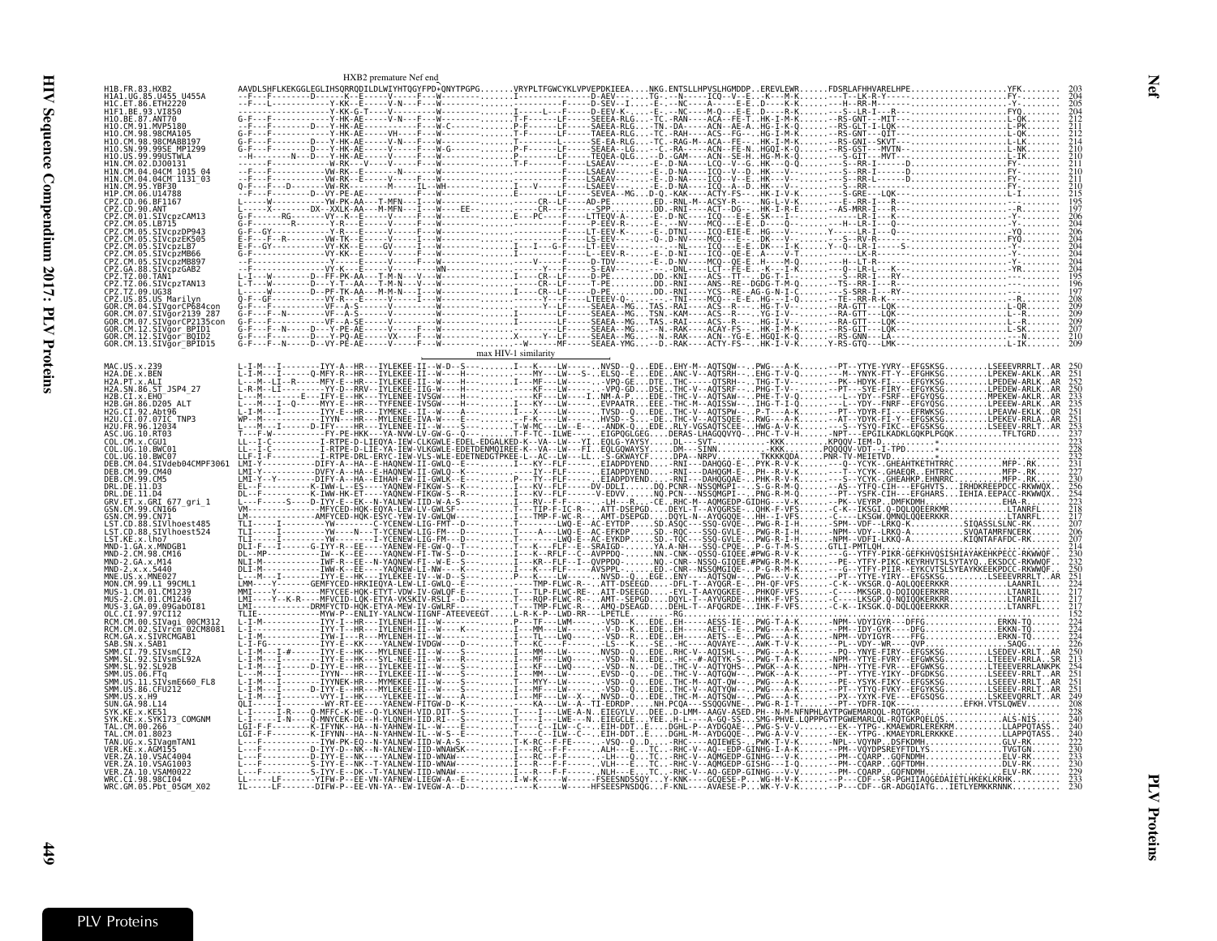```
                                              HXB2 premature Nef end
H1B.FR.83.HXB2                 AAVDLSHFLKEKGGLEGLIHSQRRQDILDLWIYHTQGYFPD*QNYTPGPG.......VRYPLTFGWCYKLVPVEPDKIEEA....NKG.ENTSLLHPVSLHGMDDP..EREVLEWR......FDSRLAFHHVARELHPE...................YFK........  203
H1A1.UG.85.U455A_U455A         --F---F--------D-------K--E-----V-----F---W---------------I----------------D-AEV--...TG-...N-----ICQ--V--E...K---M-K.........T--LK-R-Y-......................FY-........  204
H1C.ET.86.ETH2220              --F---L---------------Y-KK--E-----V-N---F---W--------------------------------D-SEV--I...E-...NC----A-----E-E..D----K-K.........-H--RR-M-.......................  205
H1F1.BE.93.VI850               ----------------------Y-KK-G-T----V-----I---W------------I-----L------F----D-EEV-K-...E-...-NC----M-Q---E-E..D----R-K.........-S--LR-I---R-...................FYQ........  204
H1O.BE.87.ANT70                G-F---F---------------Y-HK-AE-----V-N---F---W------------T-F-------LF------SEEEA-RLG....TC..-RAN----ACA--FE-T..HK-I-M-K.........-RS-GNT---MIT-..................L-QK.......  212
H1O.CM.91.MVP5180              --F---F---------D---Y-HK-AE-------F---W-C-----------P-F--------LF------SAEEA-RLG....-TN..DA-----ACN--AE-A..HG-I-K-Q.........-RS-GLT-I-LQK-..................L-PK.......  211
H1O.CM.98.98CMA105             G-F---F---------------Y-HK-AE-----VH----F---W------------T-F-------LF------TAEEA-RLG....TC..-RAH----ACS--FG-...HG-I-M-K.........-RS-GNT---QIT-..................L-QK.......  212
H1O.CM.98.98CMABB197           G-F---F---------D---Y-HK-AE-----V-----F---W------------T-----------L-------SE-EA-RLG....TC..-RAG-M--ACA--FE-...HK-I-M-K.........-RS-GNI--SKVT-..................L-LK.......  214
H1O.SN.99.99SE_MP1299          G-F---F---------D---Y-HK-AE-----V-----F---W-G----------P-F---------LF------SEAEA--LG....--C..-RA-----ACN--FE-N..HGQI-K-Q.........-RS-GST---MVTN-.................L-NK.......  210
H1O.US.99.99USTWLA             --H-----------N---D---Y-HK-AE-----V-----F---W---------------T-----------LF------TEQEA-QLG....-D..-GAM----ACN--SE-H..HG-M-K-Q.........-S-GIT---MVT-..................L-IK.......  210
H1N.CM.02.DJO0131              -----F---------------W-RK---V-----V-----F---W-------------T-F-------LF------LSAEAV-----...E-.D-NA-----LCQ--V--G..HK----Q-Q.........-S--RR-I------D.................FY-........  211
H1N.CM.04.04CM_1015_04         --F---F---------------VW-RK--E----------N-------W---------------------------LSAEAV-----...E-.D-NA-----ICQ--V--D..HK----V-.........-S--RR-I------D.................FY-........  210
H1N.CM.04.04CM_1131_03         --F---F---------------VW-RK--E-----V-----F---W-------------------------------LSAEAV-----...E-.D-NA-----ICQ--V--D..HK----V-.........-S--RR-I------D.................FY-........  211
H1N.CM.95.YBF30                Q-F---F---D-----------VW-RK-------M-----IL--WH----------I----V-------F------LSAEEV--....E-.D-NA-----ICQ--A--D..HK----V-.........-S--RR-I------D.................FY-........  210
H1P.CM.06.U14788               --F---F---------D---YV-PE-AE-----V-----F---W-----------E-------I-------F------SEVEA--MG....D-Q..KAK-----ACTY-FS-...HK-I-V-K.........-S-GRE---LQK-..................L-I........  215
CPZ.CD.06.BF1167               L-----W--------------YW-PK-AA---T-MFN---F---W-------------------CR--LF------AD-PE.......ED..RNL-M--ACSY-R-...NG-L-V-K.........-E--RR-I---R-..................-..........  195
CPZ.CD.90.ANT                  L-----X---------DX--XXLK-AA---M-MFN---I---W------EE-----------CR---F------SPP.......DD..-RNI----ACT--DG-...HK-I-R-E.........AS-MRR-I---R-..................--R........  197
CPZ.CM.01.SIVcpzCAM13          G-F------RG-------VY--K--E-----V-----F---W-----------E---PC------LF-------LTTEQV-A-....E-.D-NC-----ICQ---E-E..SK---I-.........----LR-I---K-..................-Y-........  206
CPZ.CM.05.LB715                G-F--------R------Y-R---E-----V-----F---W-----------------------F------P-EEV-R--....E-..-NV-----MCQ---E-E..D----Q-.........-H--LR-I---Q-..................-Y-........  204
CPZ.CM.05.SIVcpzDP943          G-F--GY----------Y-R---E-----V-----F---W-----------------------LF------LT-EEV-K--....E-.DTNI-----ICQ-EIE-E..HG---V-.........Y-----LR-I---Q-..................-YQ........  206
CPZ.CM.05.SIVcpzEK505          E-F---F--R---------VW-TK--E-----V-----I---W------------------------LF------LS-EEV--....Q-.D-NV-----MCQ---E-...DK---V-.........-S--RV-R-...................FYQ........  204
CPZ.CM.05.SIVcpzLB7            E-F--GY-----------VY-KK--E----GV-----I---W-----------I----I--G-F----LT-EEV--....E-..-NL-----ICQ---E-E..DK---I-K.........Y--Q--LR-I---S-..................-Y-........  204
CPZ.CM.05.SIVcpzMB66           G-F------------------VY-KK--E-----V-----F---W-----------------------LF------EEV-R--....E-.D-NI-----ICQ--QE-E..A----V-T.........-LK-R-..........................-Y-........  204
CPZ.CM.05.SIVcpzMB897          --F---------------------VY-KK--E-----V-----F---W-------------V-------F------D-TDV--....-E-.D-NV-----MCQ--QE-E..H----M-Q.........-H--LT-R-.......................-Y-........  204
CPZ.GA.88.SIVcpzGAB2           G-F--------------------VY-K--E-----V-----I---WN------------Y----F------S-EAV-----...E-..DNL------LCT--FE-E..K---I-K.........-Q--LR-I---K-..................-YR........  204
CPZ.TZ.00.TAN1                 L-I---W---------D--FF-PK-AA---T-M-N---V---W-----------I-----CR--LF------D-PE.......DD..-KNI----ACS--TT-...DG-T-I-.........-S--RR-I---RY-..................--.........  195
CPZ.TZ.06.SIVcpzTAN13          L-I---W---------D-Y-T-AA---T-M-N---V---W-----------T-PE-------CR--LF------D-PE.......DD..-RNI----ANS--RE-.DGDG-T-M-Q.........-TS--RR-I---R-..................--.........  196
CPZ.TZ.09.UG38                 L-----W---------D--PF-TK-AA---M-M-N---I---W-----------I-----CR--LF------D-PE.......DD..-RNI----YCS--RE-.AG-G-N-I-C.........-S-SRR-I---RY-.................--.........  197
CPZ.US.85.US_Marilyn           Q-F--GF-----------VY-R---E-----V-----I---W-----------------------Y---F------LTEEEV-Q-....--TNI-----MCQ---E-E..HG--I-Q.........-TE--RR-R-K-.....................  208
GOR.CM.04.SIVgorCP684con       G-F-----------------VF--A-S-----V-----F---W-----------------------Y--LF------SEAEA--MG....TAS..RAI-----ACS--R-...HG-I-V-.........-RA-GTT---LQK-..................L-QR.......  209
GOR.CM.07.SIVgor2139_287       G-F---F--N----------VF--A-S-----V-----F---W-----------------------LF------SEAEA--MG....TSN..KAM-----ACS--R-...YG-I-V-.........-RA-GTT---LQK-..................L--R.......  209
GOR.CM.07.SIVgorCP2135con      G-F---F-------------VF--A-SE-----V-----F---W-----------------------LF------SEAEA--MG....TAS..RAI-----ACS--R-...HG-I-V-.........-RA-GTT---LQK-..................L--R.......  209
GOR.CM.12.SIVgor_BPID1         G-F---F--N---------D--Y-PE-AE-----V-----F---W-----------------------LF------SEAEA--MG....-N..RAK-----ACAY-FS-...HG-I-M-K.........-RS-GIT---LQK-..................L-SK.......  207
GOR.CM.12.SIVgor_BQID2         G-F---F--------D--Y-PQ-AE-----VX----F---W------------X-----Y--LF------SEAEA--MG....-N..RAK-----ACN--YG-E..HGQI-K-Q.........-RS-GNN---LA-...................---N.......  210
GOR.CM.13.SIVgor_BPID15        G-F---F--N------D--VY-PE-AE-----V-----F---W-----------W-----MF------SEEEA-YMG....-D.-RAK-----ACTY-FS-...HK-I-V-K.........Y-RS-GTQ---LMK-..................L-IK.......  209
                                                                                            max HIV-1 similarity
MAC.US.x.239                   L-I-M---I--------IYY-A--HR---IYLEKEE-II--W-D--S---.......I----K-----LW-------NVSD--Q...EDE..EHY-M--AQTSQW-...PWG---A-K.........-PT--YTYE-YVRY--EFGSKSG.........LSEEEVRRRLT..AR  250
H2A.DE.x.BEN                   L-I-M---I-------Q-MFY-R--HR---ILYEKEE-II--W-----H--------------MY-----LW-----S...ELSQ--E...EDE..ANC-V--AQTSRH-...EHG-T-V-Q.........-M--YNYK-FT-Y--EFGHKSG.........LPEKEW-ARLK..AR  251
H2A.PT.x.ALI                   L---M--LI--R------MFY-E--HR---ILYEKEE-II--W-----H--------------MF-----LW----------VPQ-GE...DTE..THC-----QTSRH-...THG-T-V-........-PK--HDYK-FI---EFGYKSG.........LPEDEW-ARLK..AR  252
H2A.SN.86.ST_JSP4_27           L-R-M--LI--------YY-D--RRV--IYLEKEE-IIG-W---H-----------I-----KF-----LW----------VPQ-GD...DSE..THC-V--AQTSRF-...PHG-T-V-........-PT---SYE-FIRY--EFGYKSG.........LPEDEW-ARLK..AR  250
H2B.CI.x.EHO                   L---M--------E---IFY--E--HR---TVLEKEE-IVSGW-----H--------------KF-----LW-----I...NM-A-P...EDE..THC-V--AQTSRW-...THG-T-V-Q.........-P-----YDY---FSRF-EFGYQSG.........MPEDEW-ARLK..AR  233
H2B.GH.86.D205_ALT             L---M---I--Q------MYY-E--HR---TYFENEE-IVSGW-----H--------------KY-----LW----------EVPAATR...EDE..THC-M--AQISSW-...IHG-T-I-Q.........-L--YDY--FNRF-EFGYQSG.........LPEEEW-ARLK..AR  235
H2G.CI.92.Abt96                L-I-M---I--------IYY-E--HR---IYMEKE--II--W-----A--------------I----K-----LW----------TVSD--Q...EDE..THC-V--AQTSPW-...P-T---A-K.........-PT--YDYR-FI----EFRWKSG.........LPEAVW-EKLK..QR  251
H2U.CI.07.07IC_TNP3            WP--R-----------IYYN---HR---IYLEEKE-IVA-W-----S----------------MFD-----LW----------NVSD--S...EDE..THC-V--AQTSRH-...RWG---A-K.........-AT--YDYK-FI-Y--EFGSKSG.........LPEKEV-RRLA..AR  251
H2U.FR.96.12034                L---M---I-------D-IFY----HR---IYLENEE-II--W-----S--------------T-W-MC---LW--E---...ANDK-Q...EDE..RLY-VGSAQTSCEE-...HWG-A-V-K.........-S--YSYQ-FIKC--EFGSKSG.........LSEEEV-RRLT..AR  253
ASC.UG.10.RT03                 T---F-W-----------FY-PE-HKK---YA-NVW-LV-GW-G--Q---.......T-F-TC--ILWE-----EIGPQGLGEG....DERAS-LHAGQQVYQ-...PHC-T-V-H.........-NPT---EPGILKADKLGQKPLPGQK............TFLTGRD....  237
COL.CG.x.CGU1                  LL--I-C---------I-RTPE-D-LIEQYA-IEW-CLKGWLE-EDEL-EDGALKED-K--VA--LW---YI..EQLG-YAYSY....DL----SVT-...........-KKK.........KPQQV-IEM-D.....................-*................  223
COL.UG.10.BWC01                LL--I-C---------I-RTPE-D-LIE-YA-IEW-VLKGWLE-EDETDENMQIREE-K--VA--LW---FI..EQLGQWAYSY....DM----SINN.........-KKK.........PQQQV-VDT--I-TPD........*................  228
COL.UG.10.BWC07                LLF-I-F---------I-RTPE-DRL-ERYC-IEW-VLS-WLE-EDETNEDGTPKEE-L--AC--LW---LL..-S-GKWAYCF....DPA--NRPV............TKKKKQDA.........PNR-TV-MEIETVD...........*................  232
DEB.CM.04.SIVdeb04CMPF3061     LMI-Y-----------DIFY-A--HA--E-HAQNEW-II-GWLQ--E--..-.......I----K-----LW--FLF------EIADPDYEND.....RNI---DAHQGQ-E-...PYK-R-V-K.........---Q--YCYK--GHEAHTKETHTRRC............MFP-.RK......  231
DEB.CM.99.CM40                 LMI-Y-----------DVFY-A--HA--E-HAQNEW-II-GWLQ--K--..........IY--FLF------EIADPDYEND.....RNI---DAHQGM-E-...PH--R-V-K.........-T--YCYK--GHAEQR..EHTRRC............MFP-.RK......  227
DEB.CM.99.CM5                  LMI-Y--Y--------DIFY-A--HA--EIHAH-EW-II-GWLK--E--..........P---TY--FLF------EIADPDYEND.....RNI---DAHQGQAE-...PHK-R-V-K.........-S--YCYK--GHEAHKP.EHNRRC............MFP-.RK......  230
DRL.DE.11.D3                   EL--F----------K-IWW-L--ES----YAQNEW-FIKGW-S--K--..........I-----KV---FLF------DV-DDLV......DQ.PCNR--NSSQMGFY-...S-G-R-M-Q.........-AS--YTFQ-CIH---EFGHVTS...IRHDKREEPDCC-RKWWQX..  256
DRL.DE.11.D4                   DL--F----------K-IWW-HK-ET----YAQNEW-FIKGW-S--R--..........I-----KV---FLF------V-EDVV.......NQ.PCN--NSSQMGPI-...PNG-R-M-Q.........-PT--YSFK-CIH---EFGHARS...IEHIA.EEPACC-RKWWQX..  254
GRV.ET.x.GRI_677_gri_1         L---F----S----D-IFY-E--EK--N-YALNEW-IID-W-A-S-----.......I-----RV--F-F-------LH---R...CE..RHC-M--AQMGEDP-GIDHG---V-K.........-PK--VEYRP..DMFKDMH...........................EHA-R.........  223
GSN.CM.99.CN166                VM----------------MFYCED-HQK-EGYA-LEW-LV-GWLSF----.......I--TIP-F-IC-R----ATT-DSEPGD.....DEYL-T--AYQGRSE-...DHK-F-VFS.........-C-K--IKSGI-Q-DQLQQEERKMR...........LTANRFL.......  218
GSN.CM.99.CN71                 LM-----------------AMFYCED-HQK-ESYC-YEW-IV-GWLQW----.......I--TMP-F-WC-R---.AMT-DSEPGD.....DQYL-N--AYQGQQE-...HH--I-VFS.........-C---LKSGW.QMNQLQQEERKKR...........LTANRFL.......  217
LST.CD.88.SIVlhoest485         TLI-----I--------------YW-------C-YCENEW-LIG-FMT--D--..........T-----------LWQ-E--AC-EYTDP.....SD.ASQC---SSQ-GVQE-...PWG-R-I-H.........-SPM--VDF--LRKQ-K..............SIQASSLSLNC-RK.......  207
LST.CD.88.SIVlhoest524         TLI-----I---------N---YW-----I-YCENEW-LIGFFM--D--..........A-----------LWQ-E--AC-EFKDP.....SD.-RQC---SSQ-GVQE-...PWG-R-I-H.........-NPM--VDY--LRKQ-A..............SVQATAMRFNCERK.......  206
LST.KE.x.lho7                  TLI-----I--------------YW-------I-YCENEW-LIG-FM--D--..........T-----------LWQ-E--AC-EYKDP.....SD.-TQC---SSQ-GVLE-...PWG-R-I-H.........-NPM--VDFI-LKKQ-A..............KIQNTAFAFDC-RK.......  207
MND-1.GA.x.MNDGB1              DLI-F--I--------G-IYY-R--EE---YAENEW-FE-GW-Q--T--..........I--K--FLF--E--SRAIGD-......YA.A-NH---SSQ-CPQE-...P-G-T-M-S.........GTLI-PMTLQH..........................-*................  214
MND-2.CM.98.CM16               DL--MP-----------IW--K--EE----YAQNEW-FI-TW-S--Q--..........I-----K--RFLF--C--AVPPDQ-.....NN.-CNK--QSSQ-GIQEE.#PWG-R-V-K.........--S---YTFY-PIKR-GEFKHVQSISHIAYAKEHKPECC-RKWWQF..  230
MND-2.GA.x.M14                 NLI-M-----------IWF-R--EE---N-YAQNEW-FI--W-E--S--..........I-----KR--FLF--I--QVPPDQ-.....NQ.-CNR--NSSQ-GIQEE.#PWG-R-M-K.........--PE--YTFY-PIKC-KEYRHVTSLSYTAYQ..EKSDCC-RKWWQF..  232
MND-2.x.x.5440                 DLI-M-----------IWW-K--EE----YAQNEW-LI-NW----K--..........I-----K------FLF-----AVSPPL-.....ED.-CNR--NSSQMGIQE-..P-G-R-M-K.........-G--YTFY-PIIR--EYKCVTSLSYEAYKKEEKPDCC-RKWWQF..  250
MNE.US.x.MNE027                L---M---I--------IYY-E--HK---IYLEKEE-IV--W-D--S--..........-----K-----LW---------NVSD--Q...EGE..EHY----AQTSQW-...PWG---V-K.........-PT--YTYE-YIRY--EFGSKSG.........LSEEEVRRRLT..AR  250
MON.CM.99.L1_99CML1            LMM----Y--------GEMFYCED-HRKIEQYA-LEW-LI-GWLQ--E--..........T--TMP-FLWC-R---ATT-DSEEGD.....-DFL-T--AYQGR-E-...PH-QF-VFS.........-C-K--VKSGR.Q-AQLQQEERKKR...........LAANRIL.......  224
MUS-1.CM.01.CM1239             MMI----Y--------MFYCEE-HQK-ETYT-VDW-IV-GWLQF-E--..........T--TLP-FLWC-RE---AIT-DSEEGD.....-EYL-T-AAYQGKEE-...PHKQF-VFS.........-C---MKSGR.Q-DQIQQEERKKR...........LTANRIL.......  217
MUS-2.CM.01.CM1246             LMI----Y--K-R---MFVCID-LQK-ETYA-VKSKIV-RSLI--D--..........T--RQP-FLWC-R----AMT--SEPGD.....DQYL-T--AYVGRDE-...HHK-F-VFS.........-C---LKSGP.Q-NQIQQEERKKR...........LTANRIL.......  217
MUS-3.GA.09.09GabOI81          LMI-------------DRMFYCTD-HQK-ETYA-MEW-IV-GWLRF---------.......T--TMP-FLWC-R---AMQ-DSEAGD.....DEHL-T--AFQGRDE-...IHK-F-VFS.........-C-K--IKSGK.Q-DQLQQEERKKR...........LTANRFL.......  217
OLC.CI.97.97CI12               TLIE------------MYW-P--ENLIY-YALNCW-IIGNF-ATEEVEEGT....L-R-K-P--LWD-RR----LPETLE...........-RG...........................................................  152
RCM.CM.00.SIVagi_00CM312       L-I-M-----------IYY-I--HR---IYLENEH-II--W---S--..........P-----TF---LWM------VSD--K...EDE..EH-----AESS-IE-...PWG-T-A-K.........-NPM--VDYIGYR---DFFG............ERKN-TQ.......  224
RCM.CM.02.SIVrcm_02CM8081      L-I-------------IYY-T--HR---IYLENEH-II--W----K--..........I-----MM---LW-------V-D--K...EDE..EH-----AETC--E-...PWG---A-K.........--PM--IDY-GYK----DFG............EKKN-TQ.......  224
RCM.GA.x.SIVRCMGAB1            L-I-M-----------IYW-I--R---MYLENEH-II--W---S--..........I-----TL---LWQ-------VSD--R...EDE..EH-----AETC--E-...PWG---A-K.........-NPM--VDYIGYR----FFG............ERKN-TQ.......  224
SAB.SN.x.SAB1                  L--FG-----------IYY-E--KK---VYLENEW-IVDGW-----D--..........T-----KC-----LW------LS--K...SE..LK-----AQVAYE-...PWK-T-V-K.........-PL--VDY--WR---QVP...............SAQG.......  226
SMM.CI.79.SIVsmCI2             L-I-M---I-#------IYY-E--HK---MYLENEE-II--W-----S--..........I-----MM---LW------NVSD--Q...EDE..RHC-V--AQISHL--...PWG---A-K.........--PQ--YNYE-FIRY--EFGSKSG.........LSEDEV-KRLT..AR  250
SMM.SL.92.SIVsmSL92A           L-I-M---I--------IYY-E--HK---SYL-NEE-II--W-----R--..........I-----MF---LWQ-------VSD--N...EDE..-HC-#-AQTYK-S-...PWG-T-A-K.........-NPM--YTYE-FVRY--EFGWKSG.........LTEEEV-RRLA..SR  213
SMM.SL.92.SL92B                L-I-M---I--------IYY-E--HR---IYLEKEE-II--W-----S--..........I-----KF---LWQ-------VSD--N...DE..THC-V--AQTYQHS-...PWGK--A-K.........-NPH--YTYE-FVR---EFGWKSG.........LTEEEVERRLANKPK  254
SMM.US.06.FTq                  L---M---I--------IYYN---HR---IYLEKEE-II--W-----S--..........I-----MM---LW-------EVSD--Q...-DE..THC-V--AQTGQW-...PWGK--A-K.........--PT--YTYE-YIKY--DFGDKSG.........LSEEEV-RRLT..AR  251
SMM.US.11.SIVsmE660_FL8        L-I-M---I--------IYYNEK-HR---MYMEKEE-II--W-----S--..........I-----MYY--LW-------VSD--Q...EDE..THC-M--AQT-QW--...PWG---A-K.........--PE--YSYK-FIKY--EFGSKSG.........LSEEEV-RRLT..AR  251
SMM.US.86.CFU212               L-I-M---I-------D-IYY-E--HR---MYLEKEE-II--W-----S--..........I-----MF---LW------VSD--Q...EDE..THC-V--AQTYQW--...PWG---A-K.........--PT--YTYQ-FVKY--EFGYKSG.........LSEEEV-RRLT..AR  251
SMM.US.x.H9                    L-I-M---I--------VYY-I--HK---YLEKEE-II--W-----A--..........I-----MF---LW--X----NVSD--Q...EDE..THC-M--AQTSQW--...PWG---A-K.........--PX--YXYK-FVE---EFGSQSG.........LSKEEVQRRLT..AR  249
SUN.GA.98.L14                  QLI-------------WY-RT-EE----YAENEW-FITGW-D--K--..........KA----LW--A--TI-EDRDP.....NH.PCQA---SSQQGVNE-...PWG-R-I-T.........-PT--YDFR-IQK--...................EFKH.VTSLQWEV.......  208
SYK.KE.x.KE51                  L-I-----I-R-----Q-MFFC-K-HE--Q-YLKNEH-VID.DIT--S--.......T-----I---LWE-A-N..EIEGYLV....DEE..D-LMM--AAGV-ASED.PH-N-M-NFNPHLAYTPGWEMARQQL-RQTGKR................  228
SYK.KE.x.SYK173_COMGNM         L-I-----I-N-----Q-MNYCEK-DE--H-YLQNEH-IID.RI---S--.......T-----I---LWE--N..EIEGCLE....YEE..H-L----A-GQ-SS...SMG-PHVE.LQPPPGYTPGWEMARLQL-RQTGKPQELQS..........ALS-NIS.......  240
TAL.CM.00.266                  LGI-F-F---------K-IFYNK--HA--N-YAHNEW-IL--W-----E--.......T-----C--ILW--C----EIH-DDT..E....DGHL-P--AYDGQAE-...PWG-S-V-V.........-EK--YTPG-.KMAEWDRLEREKRM........LLAPPQTASS..  240
TAL.CM.01.8023                 LGI-F-F---------K-IFYNN--HA--N-YAHNEW-IL--W-S--E--.......T-----C--ILW--C----EIH-DDT..E....DGHL-M--AYDGQQE-...PWG-A-V-V.........-EK--YTPG-.KMAEYDRLERKKKE........LLAPPQTASS..  240
TAN.UG.x.SIVagmTAN1            L---F-----------IYW-PK-EQ--N-YALNEW-IID-W-A-S--..........T-K-RC--F-FE------VSQ--Q..D.....-RHC----AQIEWES-...PWK-T-V-K.........-NPL--VQYNP..DSFKDMH...........................GLV-RK.......  222
VER.KE.x.AGM155                L---F-----------D-IYY-D--NK--N-YALNEW-IID-WNAWSK-----.......I-----RC--F-F------ALH---E...TC..RHC-V--AQ--EDP-GINHG-I-A-K.........-PM--VQYDPSREYFTDLYS.........................TVGTGN......  230
VER.ZA.10.VSAC4004             L---F-----------D-IYY-E--NK--N-YALNEW-IID-WNAW-----.......I-----RC--F-F-------LH---Q...TC..RHC-V--AQMGEDP-GINHG---V-K.........-PM--CQARP..GQFNDMH...........................ELV-RK......  233
VER.ZA.10.VSAG1003             L---F-----------S-IYY-E--NK--T-YALNEW-IID-WNAW-----.......I-----R---F-F-------VLH---E...TC..RHC-V--AQMGEDP-GISHG---I-Q.........-PM--CQARP..GQFTDMH...........................DLV-RK......  230
VER.ZA.10.VSAM0022             L---F-----------S-IYY-E--DK--T-YALNEW-IID-WNAW-----.......I-----R---F-F-------NLH---E...TC..RHC-V--AQ-GEDP-GINHG---V-K.........-PM--CQARP..GQFNDMH...........................ELV-RK......  229
WRC.CI.98.98CI04               L------LF-------YIFW-P--EE-VN-YAFNEW-LIEGW-A--E--..........I-W-K------W------FSEESNDSSQY....Y-KNK----GCQESE-P...WG-H-V-K.........--P---CDF--SR-PGHIIAQGEDAIETLHKEKLKRHK.........  232
WRC.GM.05.Pbt_05GM_X02         IL-----LF-------DIFW-P--EE-VN-YA--EW-IVEGW-A-D--..........-K-----W------HFSEESPNSDQG....F-KNL----AVAESE-P...WK-Y-V-K.........--P---CDF--GR-ADGQIATG...IETLYEMKKRNNK.........  230
```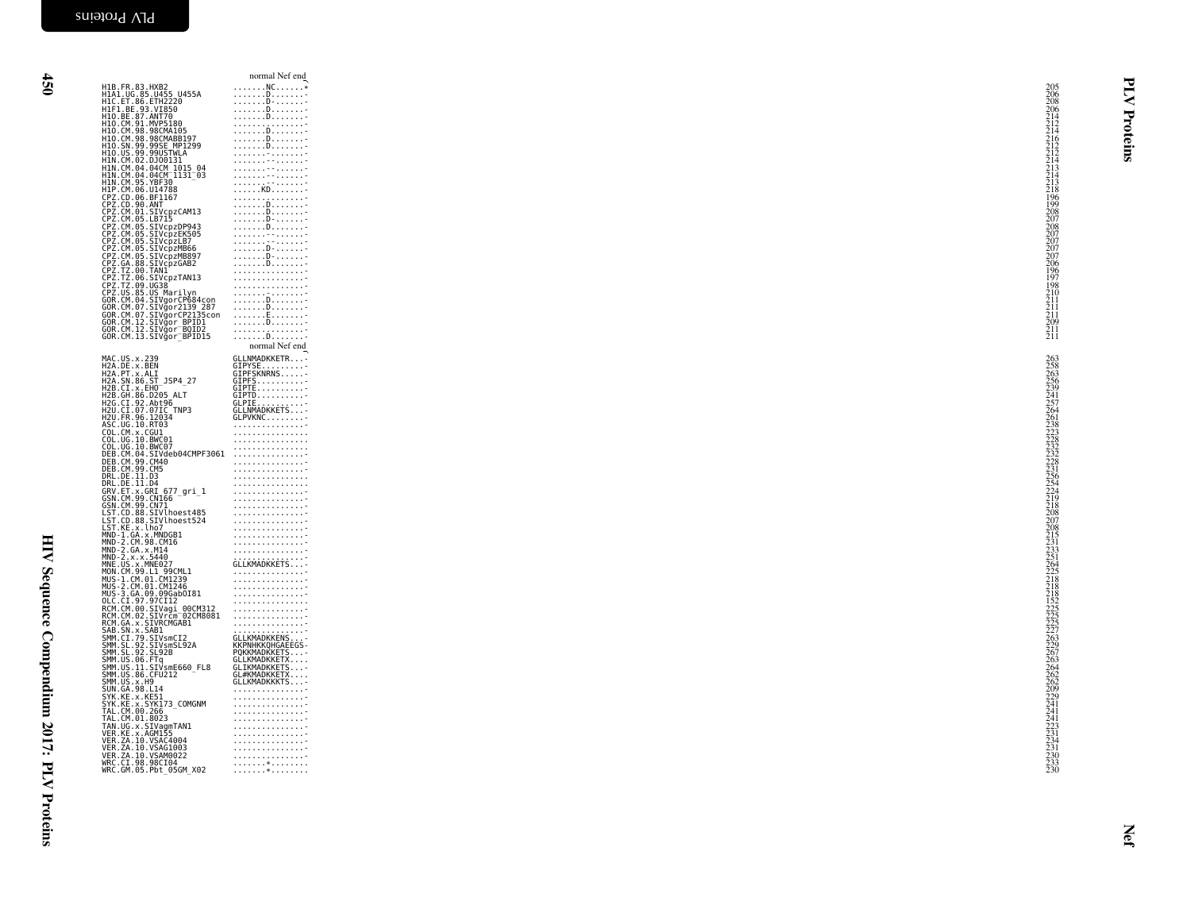normal Nef end

```
H1B.FR.83.HXB2                ......NC......*    205
H1A1.UG.85.U455_U455A         .......D.......-   206
H1C.ET.86.ETH2220             .......D-......-   208
H1F1.BE.93.VI850              .......D.......-   206
H1O.BE.87.ANT70               .......D.......-   214
H1O.CM.91.MVP5180             ...............-   212
H1O.CM.98.98CMA105            .......D.......-   214
H1O.CM.98.98CMABB197          .......D.......-   216
H1O.SN.99.99SE_MP1299         .......D.......-   212
H1O.US.99.99USTWLA            .......-.......-   212
H1N.CM.02.DJO0131             .......--......-   214
H1N.CM.04.04CM_1015_04        .......--......-   213
H1N.CM.04.04CM_1131_03        .......--......-   214
H1N.CM.95.YBF30               .......-.......-   213
H1P.CM.06.U14788              ......KD.......-   218
CPZ.CD.06.BF1167              ...............-   196
CPZ.CD.90.ANT                 .......D.......-   199
CPZ.CM.01.SIVcpzCAM13         .......D.......-   208
CPZ.CM.05.LB715               .......D-......-   207
CPZ.CM.05.SIVcpzDP943         .......D.......-   208
CPZ.CM.05.SIVcpzEK505         .......--......-   207
CPZ.CM.05.SIVcpzLB7           .......--......-   207
CPZ.CM.05.SIVcpzMB66          .......D-......-   207
CPZ.CM.05.SIVcpzMB897         .......D-......-   207
CPZ.GA.88.SIVcpzGAB2          .......D.......-   206
CPZ.TZ.00.TAN1                ...............-   196
CPZ.TZ.06.SIVcpzTAN13         ...............-   197
CPZ.TZ.09.UG38                ...............-   198
CPZ.US.85.US_Marilyn          .......-.......-   210
GOR.CM.04.SIVgorCP684con      .......D.......-   211
GOR.CM.07.SIVgor2139_287      .......D.......-   211
GOR.CM.07.SIVgorCP2135con     .......E.......-   211
GOR.CM.12.SIVgor_BPID1        .......D.......-   209
GOR.CM.12.SIVgor_BQID2        ...............-   211
GOR.CM.13.SIVgor_BPID15       .......D.......-   211
```

normal Nef end

```
MAC.US.x.239                  GLLNMADKKETR...-   263
H2A.DE.x.BEN                  GIPYSE.........-   258
H2A.PT.x.ALI                  GIPFSKNRNS.....-   263
H2A.SN.86.ST_JSP4_27          GIPFS..........-   256
H2B.CI.x.EHO                  GIPTE..........-   239
H2B.GH.86.D205_ALT            GIPTD..........-   241
H2G.CI.92.Abt96               GLPIE..........-   257
H2U.CI.07.07IC_TNP3           GLLNMADKKETS...-   264
H2U.FR.96.12034               GLPVKNC........-   261
ASC.UG.10.RT03                ...............-   238
COL.CM.x.CGU1                 ...............-   223
COL.UG.10.BWC01               ...............-   228
COL.UG.10.BWC07               ...............-   232
DEB.CM.04.SIVdeb04CMPF3061    ...............-   232
DEB.CM.99.CM40                ...............-   228
DEB.CM.99.CM5                 ...............-   231
DRL.DE.11.D3                  ...............-   256
DRL.DE.11.D4                  ...............-   254
GRV.ET.x.GRI_677_gri_1        ...............-   224
GSN.CM.99.CN166               ...............-   219
GSN.CM.99.CN71                ...............-   218
LST.CD.88.SIVlhoest485        ...............-   208
LST.CD.88.SIVlhoest524        ...............-   207
LST.KE.x.lho7                 ...............-   208
MND-1.GA.x.MNDGB1             ...............-   215
MND-2.CM.98.CM16              ...............-   231
MND-2.GA.x.M14                ...............-   233
MND-2.x.x.5440                ...............-   251
MNE.US.x.MNE027               GLLKMADKKETS...-   264
MON.CM.99.L1_99CML1           ...............-   225
MUS-1.CM.01.CM1239            ...............-   218
MUS-2.CM.01.CM1246            ...............-   218
MUS-3.GA.09.09GabOI81         ...............-   218
OLC.CI.97.97CI12              ...............-   152
RCM.CM.00.SIVagi_00CM312      ...............-   225
RCM.CM.02.SIVrcm_02CM8081     ...............-   225
RCM.GA.x.SIVRCMGAB1           ...............-   225
SAB.SN.x.SAB1                 ...............-   227
SMM.CI.79.SIVsmCI2            GLLKMADKKENS...-   263
SMM.SL.92.SIVsmSL92A          KKPNHKKQHGAEEGS-   229
SMM.SL.92.SL92B               PQKKMADKKETS...-   267
SMM.US.06.FTq                 GLLKMADKKETX....   263
SMM.US.11.SIVsmE660_FL8       GLIKMADKKETS...-   264
SMM.US.86.CFU212              GL#KMADKKETX....   262
SMM.US.x.H9                   GLLKMADKKKTS...-   262
SUN.GA.98.L14                 ...............-   209
SYK.KE.x.KE51                 ...............-   229
SYK.KE.x.SYK173_COMGNM        ...............-   241
TAL.CM.00.266                 ...............-   241
TAL.CM.01.8023                ...............-   241
TAN.UG.x.SIVagmTAN1           ...............-   223
VER.KE.x.AGM155               ...............-   231
VER.ZA.10.VSAC4004            ...............-   234
VER.ZA.10.VSAG1003            ...............-   231
VER.ZA.10.VSAM0022            ...............-   230
WRC.CI.98.98CI04              .......*........   233
WRC.GM.05.Pbt_05GM_X02        .......*........   230
```